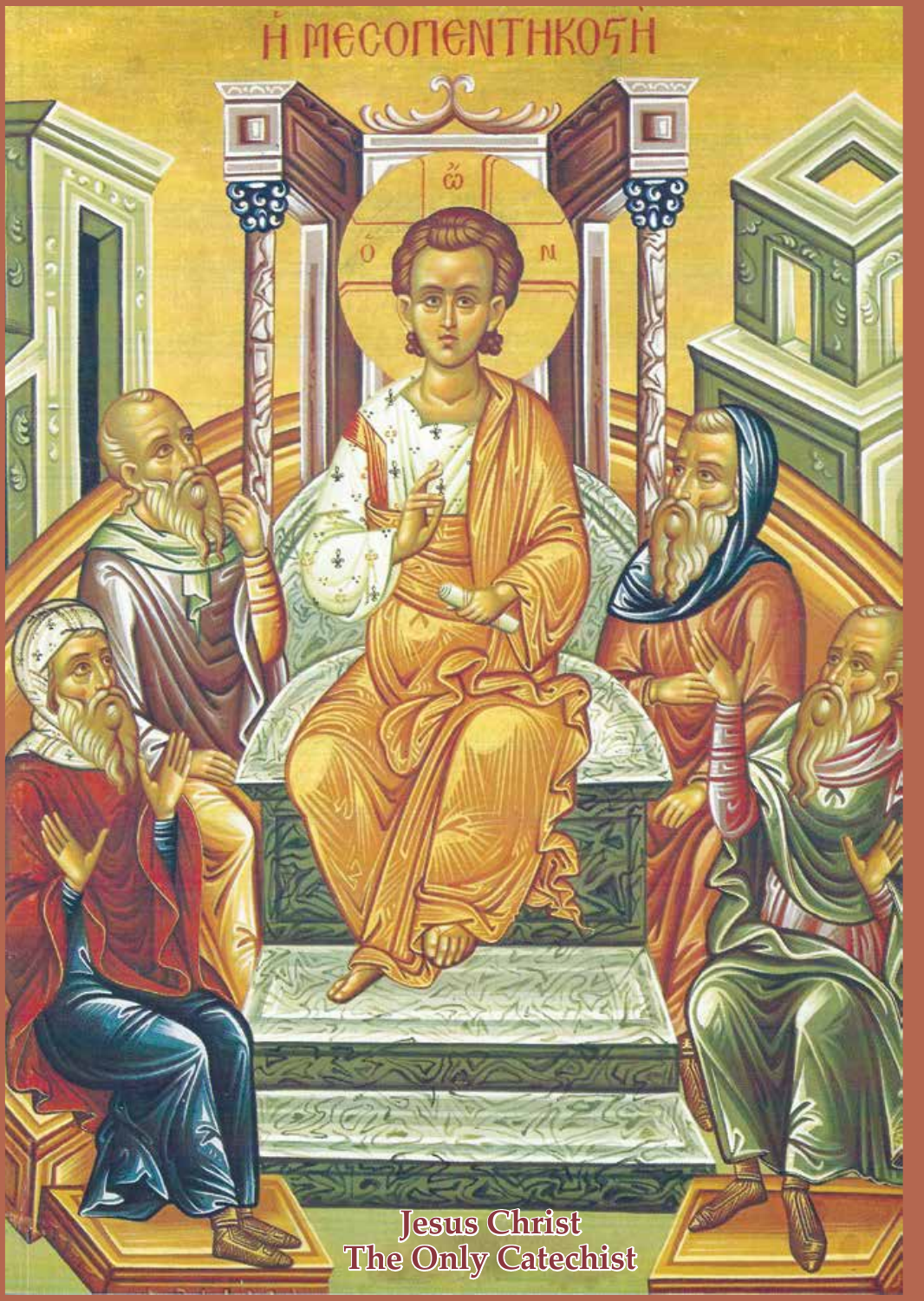Ἡ ΜΕΣΟΠΕΝΤΗΚΟΣΤΗ

# Jesus Christ The Only Catechist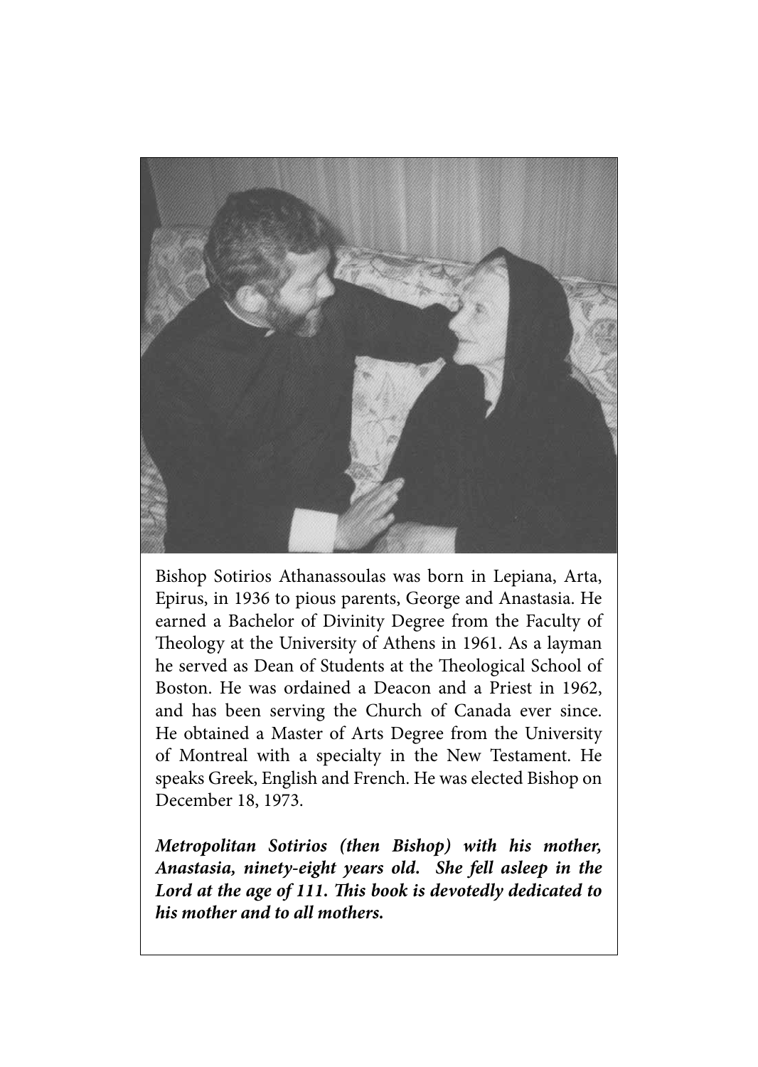Bishop Sotirios Athanassoulas was born in Lepiana, Arta, Epirus, in 1936 to pious parents, George and Anastasia. He earned a Bachelor of Divinity Degree from the Faculty of Theology at the University of Athens in 1961. As a layman he served as Dean of Students at the Theological School of Boston. He was ordained a Deacon and a Priest in 1962, and has been serving the Church of Canada ever since. He obtained a Master of Arts Degree from the University of Montreal with a specialty in the New Testament. He speaks Greek, English and French. He was elected Bishop on December 18, 1973.

***Metropolitan Sotirios (then Bishop) with his mother, Anastasia, ninety-eight years old. She fell asleep in the Lord at the age of 111. This book is devotedly dedicated to his mother and to all mothers.***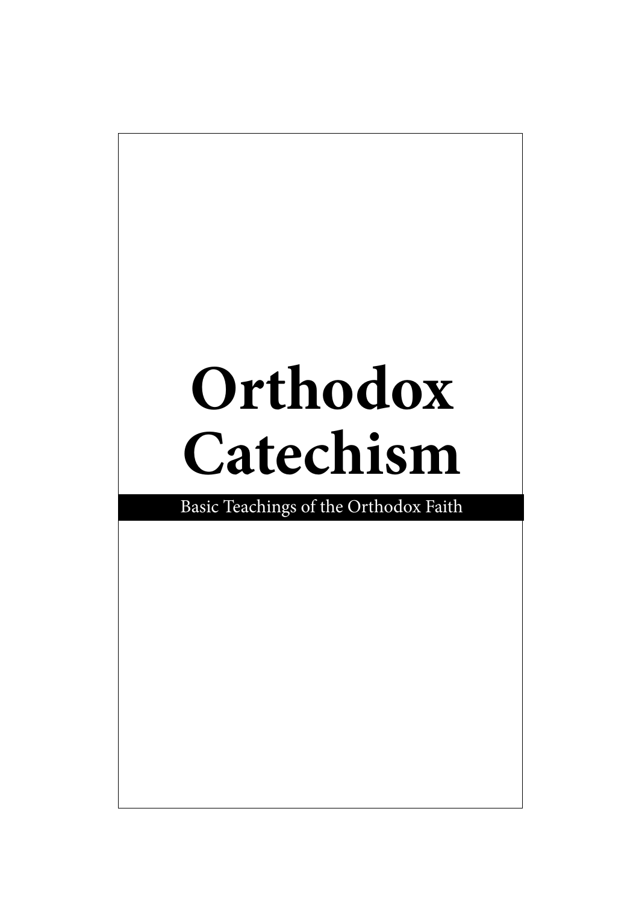# Orthodox Catechism

Basic Teachings of the Orthodox Faith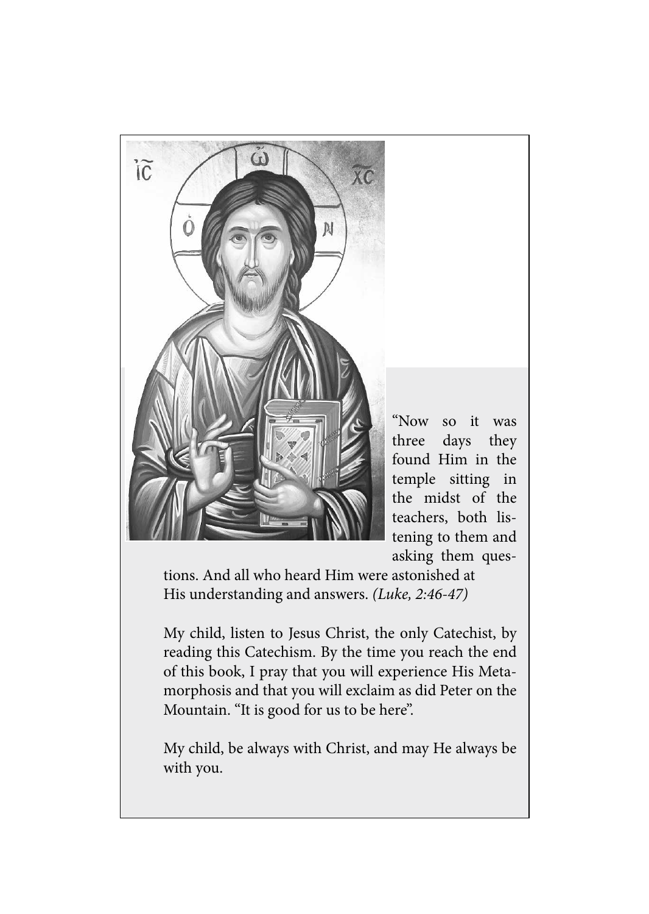"Now so it was three days they found Him in the temple sitting in the midst of the teachers, both listening to them and asking them questions. And all who heard Him were astonished at His understanding and answers. *(Luke, 2:46-47)*

My child, listen to Jesus Christ, the only Catechist, by reading this Catechism. By the time you reach the end of this book, I pray that you will experience His Metamorphosis and that you will exclaim as did Peter on the Mountain. "It is good for us to be here".

My child, be always with Christ, and may He always be with you.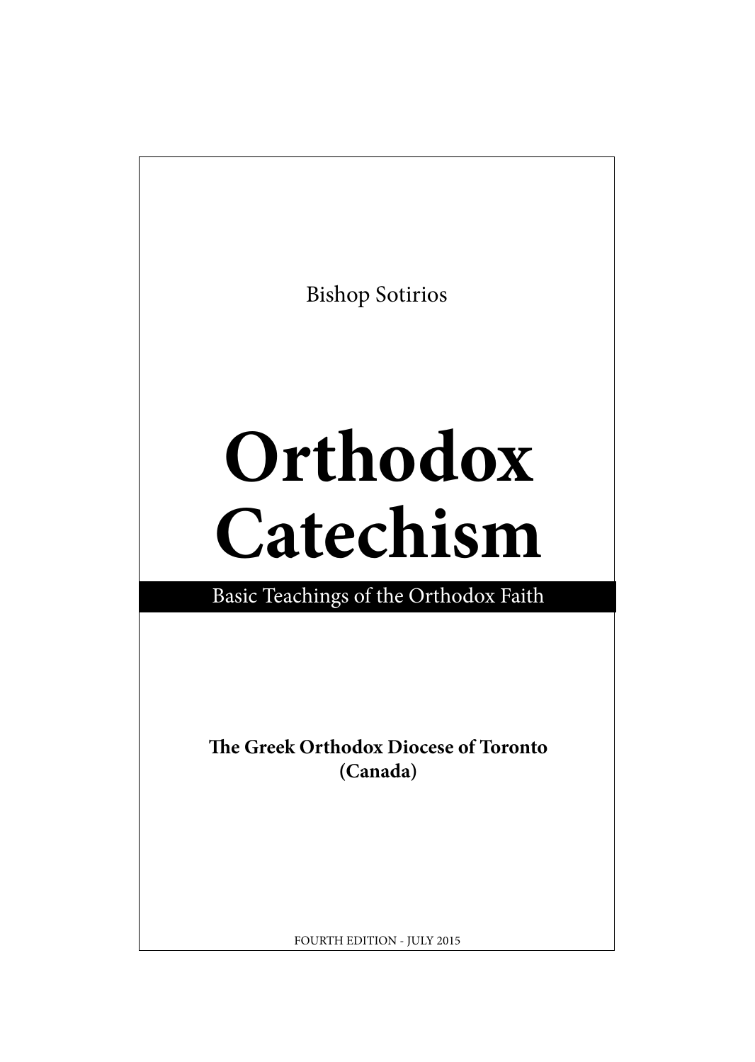Bishop Sotirios

# Orthodox Catechism

Basic Teachings of the Orthodox Faith

**The Greek Orthodox Diocese of Toronto (Canada)**

FOURTH EDITION - JULY 2015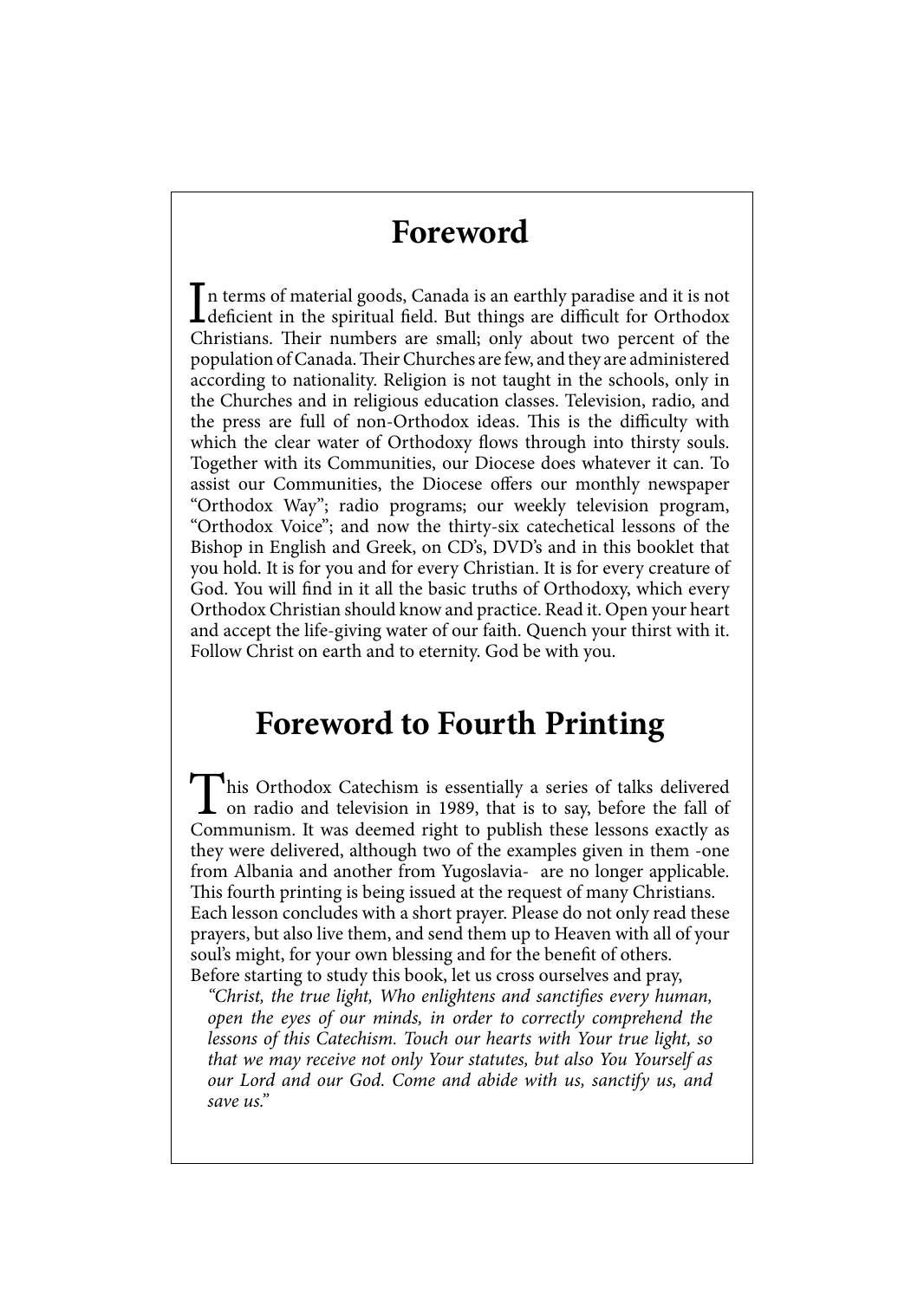# Foreword

In terms of material goods, Canada is an earthly paradise and it is not deficient in the spiritual field. But things are difficult for Orthodox Christians. Their numbers are small; only about two percent of the population of Canada. Their Churches are few, and they are administered according to nationality. Religion is not taught in the schools, only in the Churches and in religious education classes. Television, radio, and the press are full of non-Orthodox ideas. This is the difficulty with which the clear water of Orthodoxy flows through into thirsty souls. Together with its Communities, our Diocese does whatever it can. To assist our Communities, the Diocese offers our monthly newspaper "Orthodox Way"; radio programs; our weekly television program, "Orthodox Voice"; and now the thirty-six catechetical lessons of the Bishop in English and Greek, on CD's, DVD's and in this booklet that you hold. It is for you and for every Christian. It is for every creature of God. You will find in it all the basic truths of Orthodoxy, which every Orthodox Christian should know and practice. Read it. Open your heart and accept the life-giving water of our faith. Quench your thirst with it. Follow Christ on earth and to eternity. God be with you.

# Foreword to Fourth Printing

This Orthodox Catechism is essentially a series of talks delivered on radio and television in 1989, that is to say, before the fall of Communism. It was deemed right to publish these lessons exactly as they were delivered, although two of the examples given in them -one from Albania and another from Yugoslavia- are no longer applicable. This fourth printing is being issued at the request of many Christians.

Each lesson concludes with a short prayer. Please do not only read these prayers, but also live them, and send them up to Heaven with all of your soul's might, for your own blessing and for the benefit of others.

Before starting to study this book, let us cross ourselves and pray,

> *"Christ, the true light, Who enlightens and sanctifies every human, open the eyes of our minds, in order to correctly comprehend the lessons of this Catechism. Touch our hearts with Your true light, so that we may receive not only Your statutes, but also You Yourself as our Lord and our God. Come and abide with us, sanctify us, and save us."*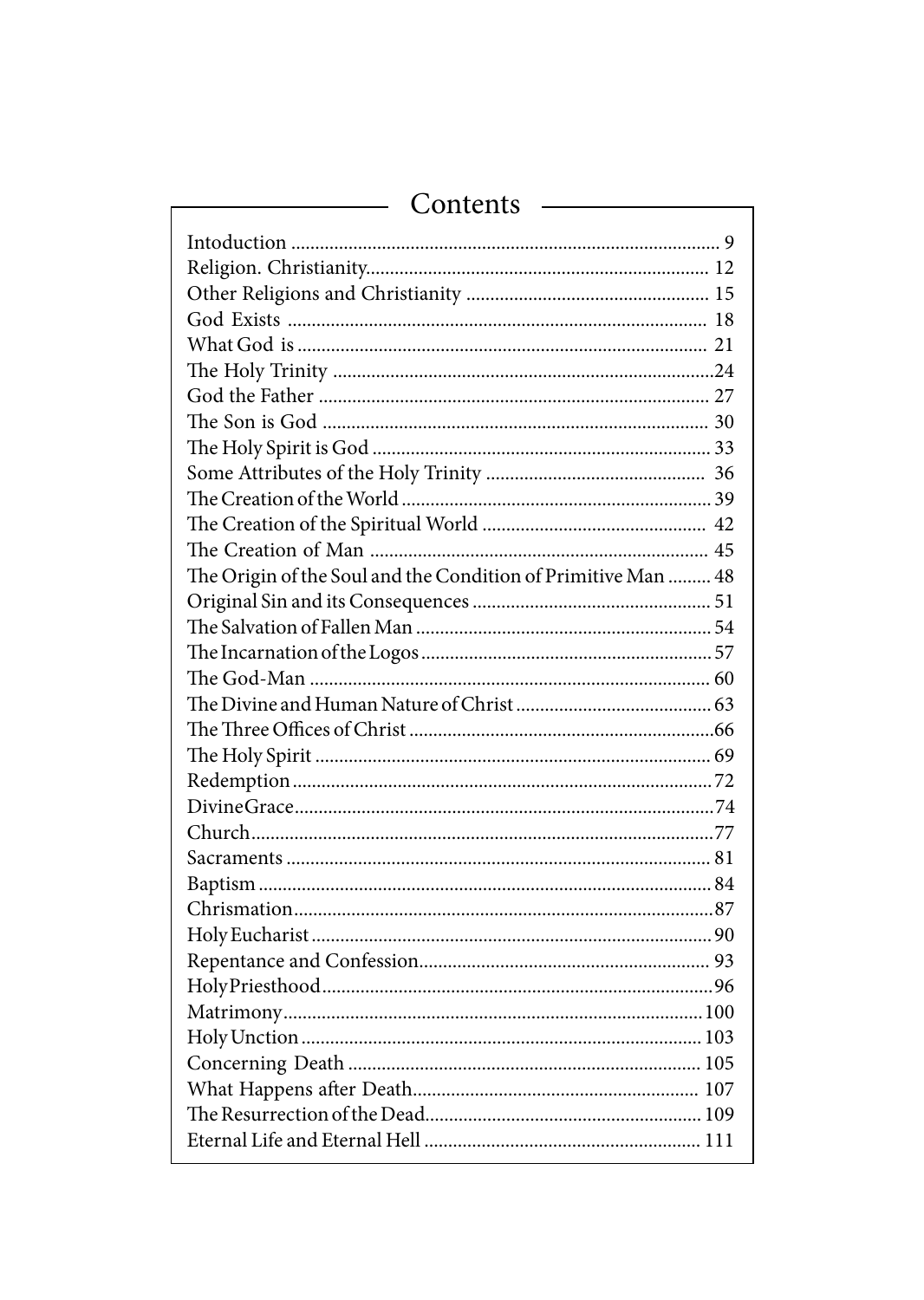# Contents

| | |
|---|---|
| Intoduction | 9 |
| Religion. Christianity | 12 |
| Other Religions and Christianity | 15 |
| God Exists | 18 |
| What God is | 21 |
| The Holy Trinity | 24 |
| God the Father | 27 |
| The Son is God | 30 |
| The Holy Spirit is God | 33 |
| Some Attributes of the Holy Trinity | 36 |
| The Creation of the World | 39 |
| The Creation of the Spiritual World | 42 |
| The Creation of Man | 45 |
| The Origin of the Soul and the Condition of Primitive Man | 48 |
| Original Sin and its Consequences | 51 |
| The Salvation of Fallen Man | 54 |
| The Incarnation of the Logos | 57 |
| The God-Man | 60 |
| The Divine and Human Nature of Christ | 63 |
| The Three Offices of Christ | 66 |
| The Holy Spirit | 69 |
| Redemption | 72 |
| DivineGrace | 74 |
| Church | 77 |
| Sacraments | 81 |
| Baptism | 84 |
| Chrismation | 87 |
| Holy Eucharist | 90 |
| Repentance and Confession | 93 |
| HolyPriesthood | 96 |
| Matrimony | 100 |
| Holy Unction | 103 |
| Concerning Death | 105 |
| What Happens after Death | 107 |
| The Resurrection of the Dead | 109 |
| Eternal Life and Eternal Hell | 111 |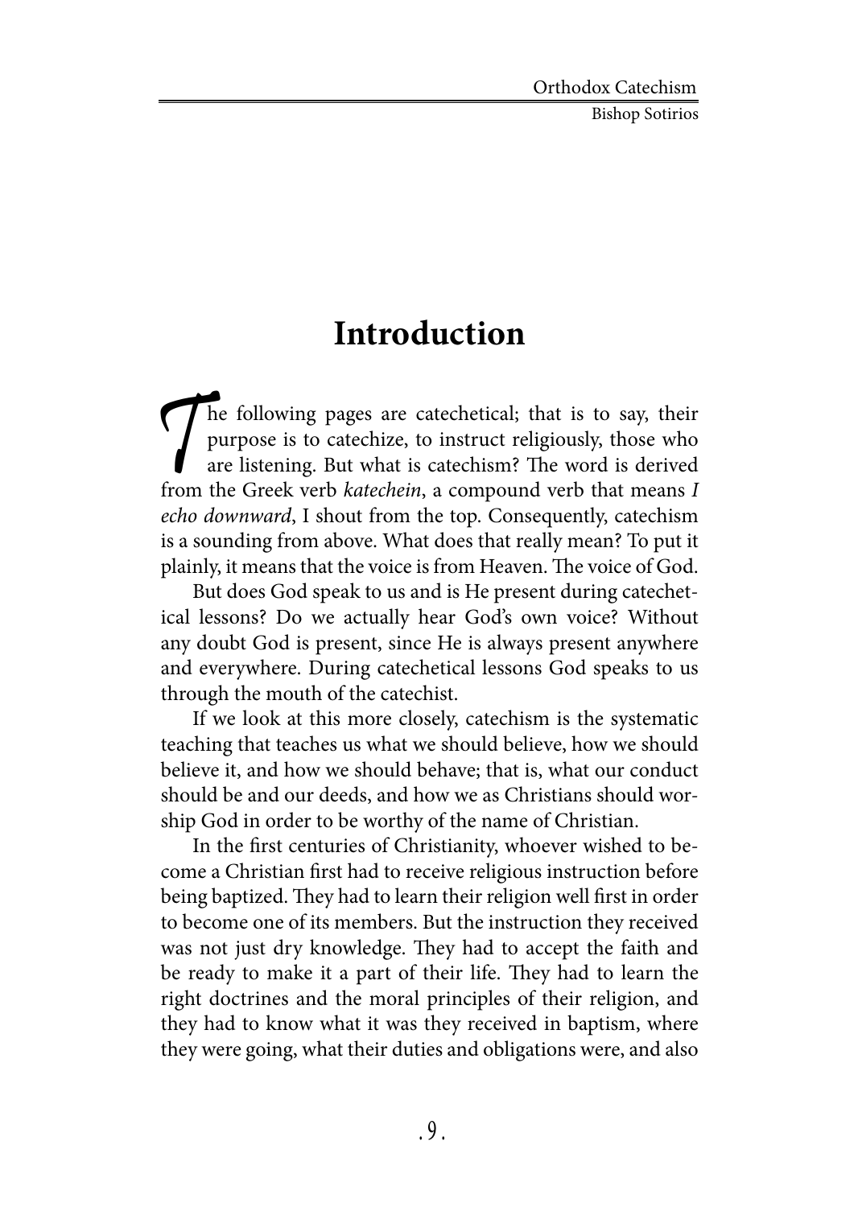# Introduction

The following pages are catechetical; that is to say, their purpose is to catechize, to instruct religiously, those who are listening. But what is catechism? The word is derived from the Greek verb *katechein*, a compound verb that means *I echo downward*, I shout from the top. Consequently, catechism is a sounding from above. What does that really mean? To put it plainly, it means that the voice is from Heaven. The voice of God.

But does God speak to us and is He present during catechetical lessons? Do we actually hear God's own voice? Without any doubt God is present, since He is always present anywhere and everywhere. During catechetical lessons God speaks to us through the mouth of the catechist.

If we look at this more closely, catechism is the systematic teaching that teaches us what we should believe, how we should believe it, and how we should behave; that is, what our conduct should be and our deeds, and how we as Christians should worship God in order to be worthy of the name of Christian.

In the first centuries of Christianity, whoever wished to become a Christian first had to receive religious instruction before being baptized. They had to learn their religion well first in order to become one of its members. But the instruction they received was not just dry knowledge. They had to accept the faith and be ready to make it a part of their life. They had to learn the right doctrines and the moral principles of their religion, and they had to know what it was they received in baptism, where they were going, what their duties and obligations were, and also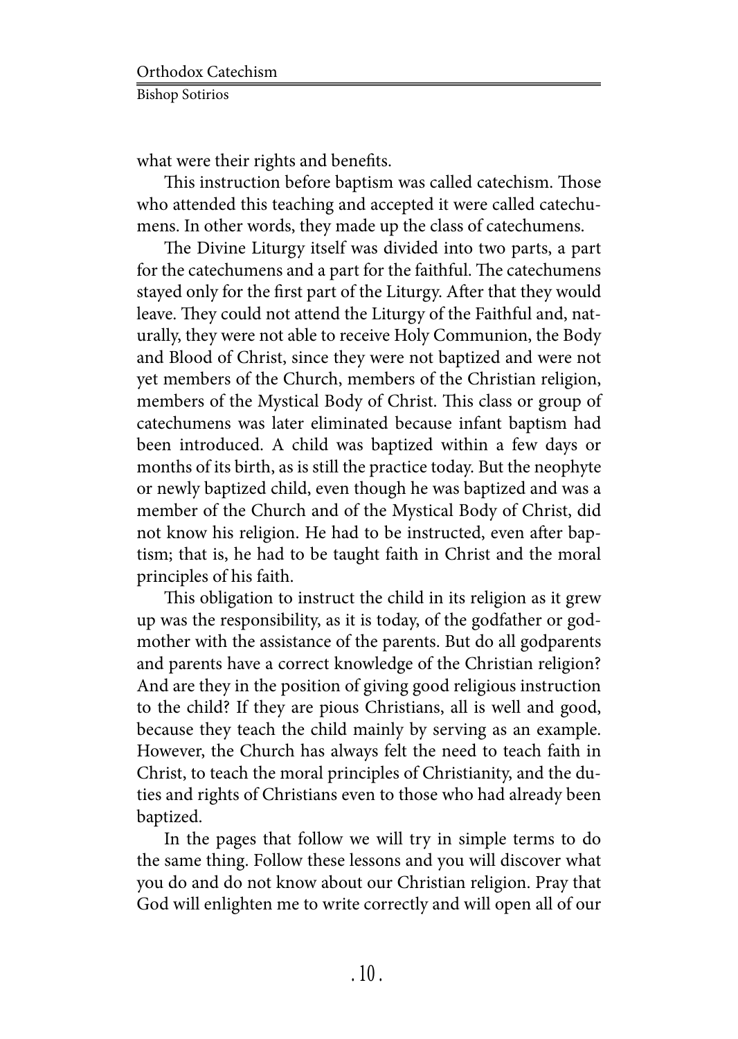what were their rights and benefits.

This instruction before baptism was called catechism. Those who attended this teaching and accepted it were called catechumens. In other words, they made up the class of catechumens.

The Divine Liturgy itself was divided into two parts, a part for the catechumens and a part for the faithful. The catechumens stayed only for the first part of the Liturgy. After that they would leave. They could not attend the Liturgy of the Faithful and, naturally, they were not able to receive Holy Communion, the Body and Blood of Christ, since they were not baptized and were not yet members of the Church, members of the Christian religion, members of the Mystical Body of Christ. This class or group of catechumens was later eliminated because infant baptism had been introduced. A child was baptized within a few days or months of its birth, as is still the practice today. But the neophyte or newly baptized child, even though he was baptized and was a member of the Church and of the Mystical Body of Christ, did not know his religion. He had to be instructed, even after baptism; that is, he had to be taught faith in Christ and the moral principles of his faith.

This obligation to instruct the child in its religion as it grew up was the responsibility, as it is today, of the godfather or godmother with the assistance of the parents. But do all godparents and parents have a correct knowledge of the Christian religion? And are they in the position of giving good religious instruction to the child? If they are pious Christians, all is well and good, because they teach the child mainly by serving as an example. However, the Church has always felt the need to teach faith in Christ, to teach the moral principles of Christianity, and the duties and rights of Christians even to those who had already been baptized.

In the pages that follow we will try in simple terms to do the same thing. Follow these lessons and you will discover what you do and do not know about our Christian religion. Pray that God will enlighten me to write correctly and will open all of our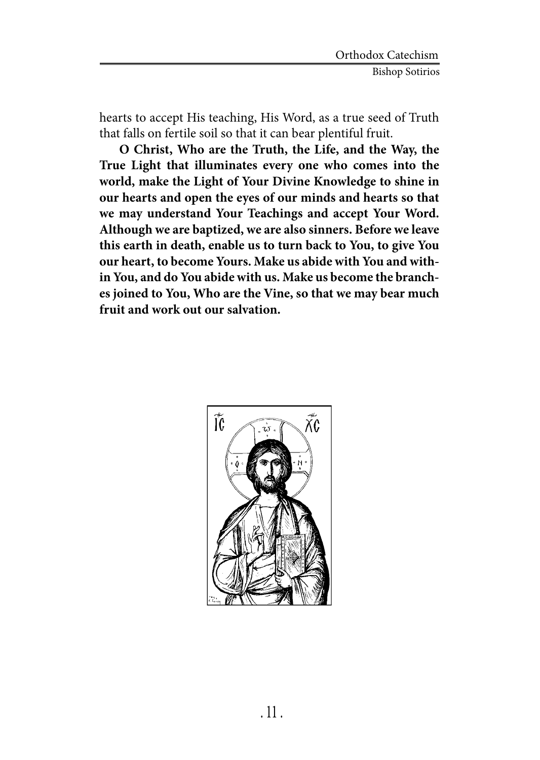hearts to accept His teaching, His Word, as a true seed of Truth that falls on fertile soil so that it can bear plentiful fruit.

**O Christ, Who are the Truth, the Life, and the Way, the True Light that illuminates every one who comes into the world, make the Light of Your Divine Knowledge to shine in our hearts and open the eyes of our minds and hearts so that we may understand Your Teachings and accept Your Word. Although we are baptized, we are also sinners. Before we leave this earth in death, enable us to turn back to You, to give You our heart, to become Yours. Make us abide with You and within You, and do You abide with us. Make us become the branches joined to You, Who are the Vine, so that we may bear much fruit and work out our salvation.**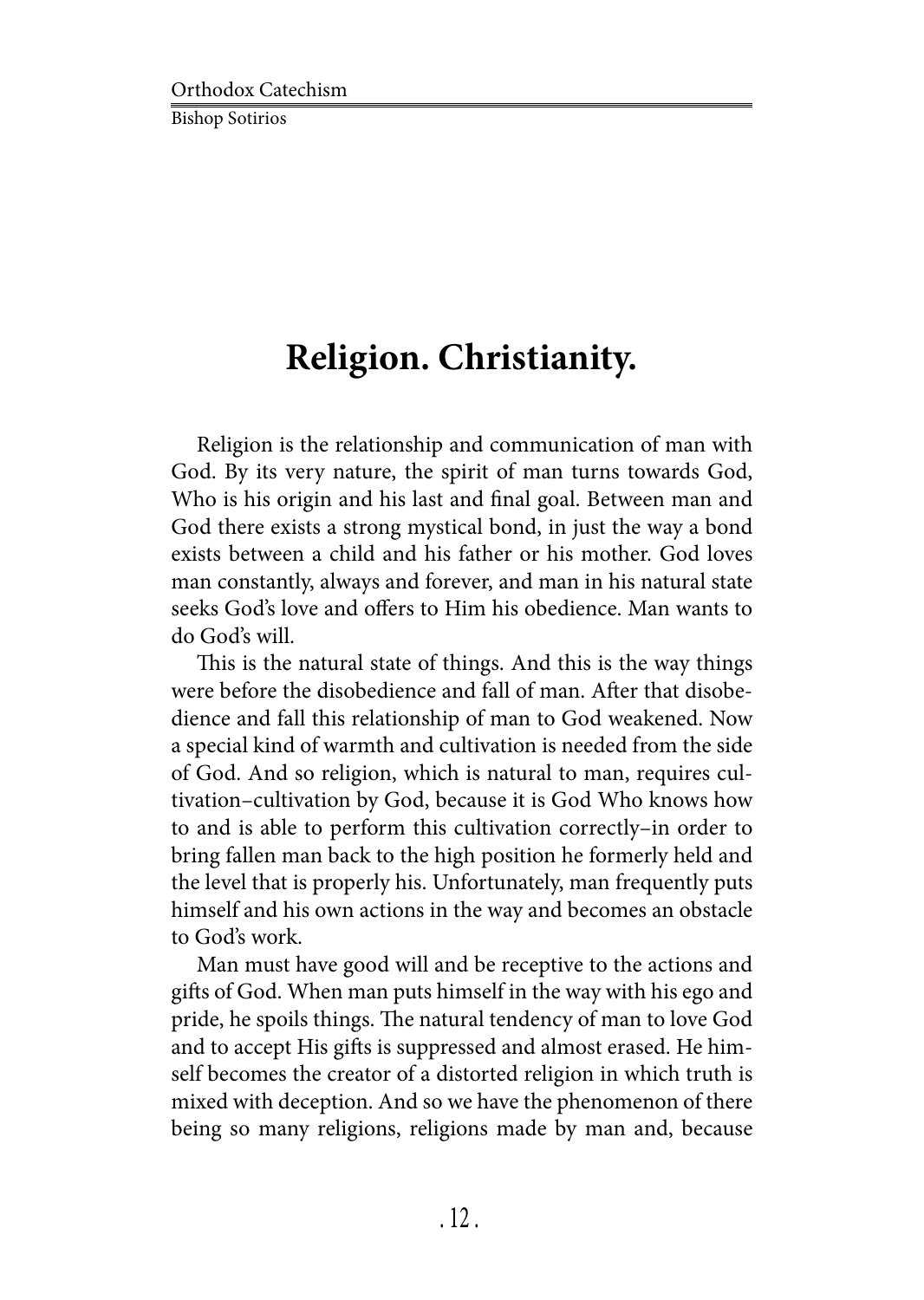# Religion. Christianity.

Religion is the relationship and communication of man with God. By its very nature, the spirit of man turns towards God, Who is his origin and his last and final goal. Between man and God there exists a strong mystical bond, in just the way a bond exists between a child and his father or his mother. God loves man constantly, always and forever, and man in his natural state seeks God's love and offers to Him his obedience. Man wants to do God's will.

This is the natural state of things. And this is the way things were before the disobedience and fall of man. After that disobedience and fall this relationship of man to God weakened. Now a special kind of warmth and cultivation is needed from the side of God. And so religion, which is natural to man, requires cultivation–cultivation by God, because it is God Who knows how to and is able to perform this cultivation correctly–in order to bring fallen man back to the high position he formerly held and the level that is properly his. Unfortunately, man frequently puts himself and his own actions in the way and becomes an obstacle to God's work.

Man must have good will and be receptive to the actions and gifts of God. When man puts himself in the way with his ego and pride, he spoils things. The natural tendency of man to love God and to accept His gifts is suppressed and almost erased. He himself becomes the creator of a distorted religion in which truth is mixed with deception. And so we have the phenomenon of there being so many religions, religions made by man and, because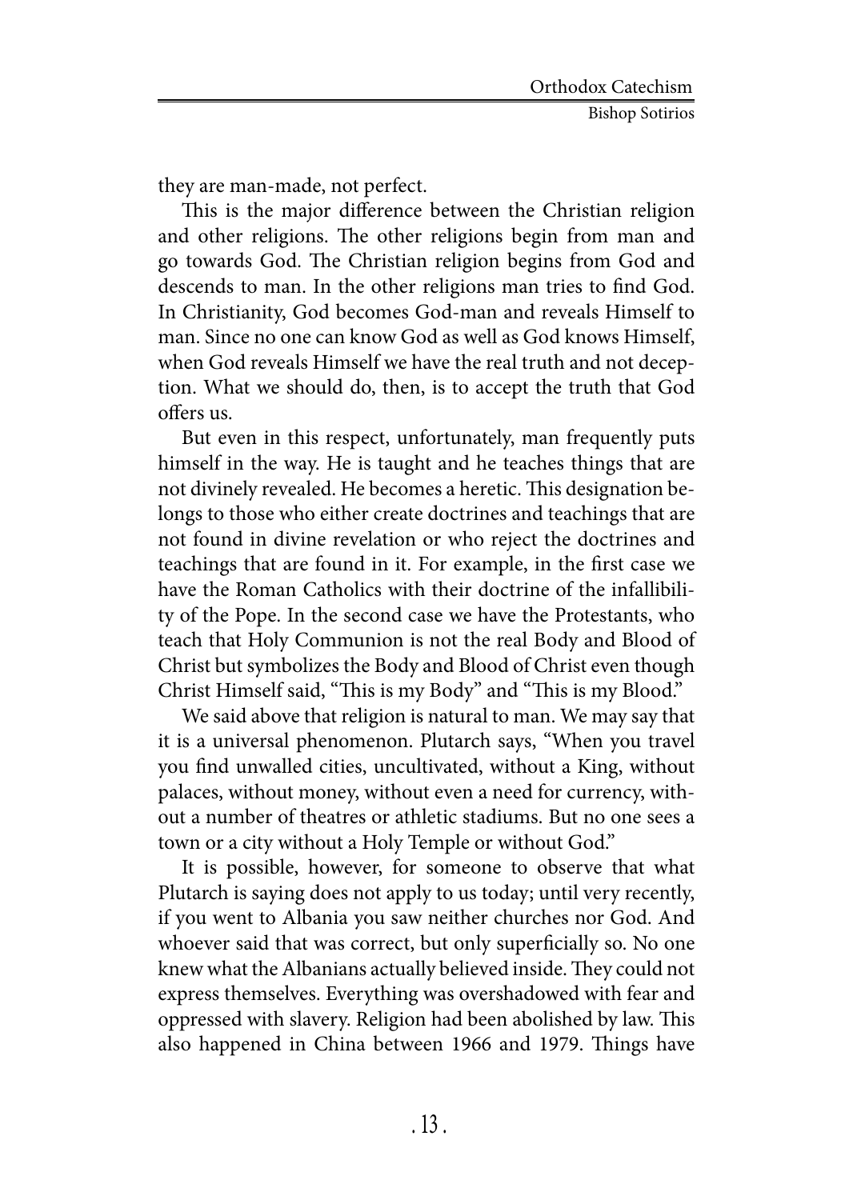they are man-made, not perfect.

This is the major difference between the Christian religion and other religions. The other religions begin from man and go towards God. The Christian religion begins from God and descends to man. In the other religions man tries to find God. In Christianity, God becomes God-man and reveals Himself to man. Since no one can know God as well as God knows Himself, when God reveals Himself we have the real truth and not deception. What we should do, then, is to accept the truth that God offers us.

But even in this respect, unfortunately, man frequently puts himself in the way. He is taught and he teaches things that are not divinely revealed. He becomes a heretic. This designation belongs to those who either create doctrines and teachings that are not found in divine revelation or who reject the doctrines and teachings that are found in it. For example, in the first case we have the Roman Catholics with their doctrine of the infallibility of the Pope. In the second case we have the Protestants, who teach that Holy Communion is not the real Body and Blood of Christ but symbolizes the Body and Blood of Christ even though Christ Himself said, "This is my Body" and "This is my Blood."

We said above that religion is natural to man. We may say that it is a universal phenomenon. Plutarch says, "When you travel you find unwalled cities, uncultivated, without a King, without palaces, without money, without even a need for currency, without a number of theatres or athletic stadiums. But no one sees a town or a city without a Holy Temple or without God."

It is possible, however, for someone to observe that what Plutarch is saying does not apply to us today; until very recently, if you went to Albania you saw neither churches nor God. And whoever said that was correct, but only superficially so. No one knew what the Albanians actually believed inside. They could not express themselves. Everything was overshadowed with fear and oppressed with slavery. Religion had been abolished by law. This also happened in China between 1966 and 1979. Things have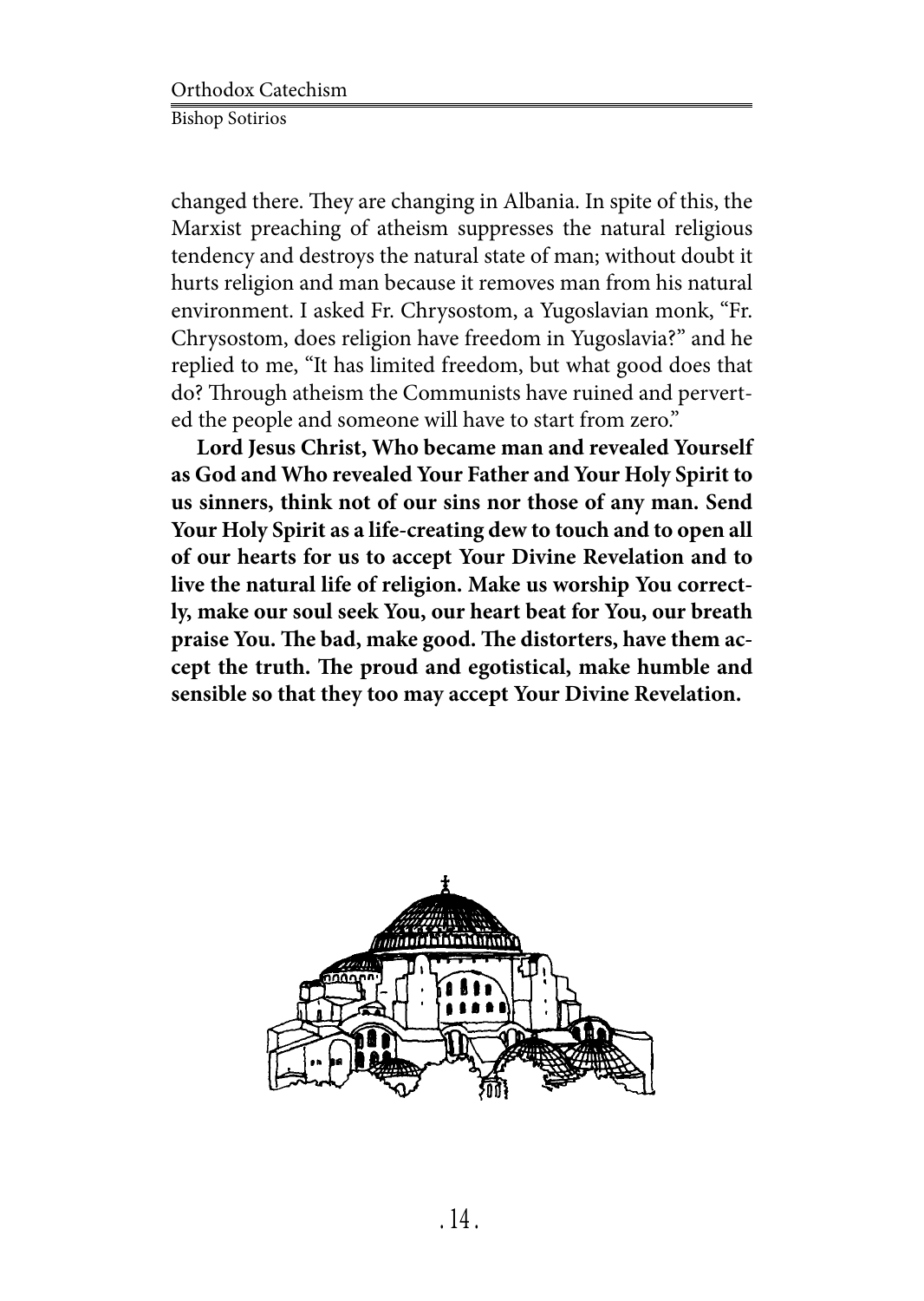changed there. They are changing in Albania. In spite of this, the Marxist preaching of atheism suppresses the natural religious tendency and destroys the natural state of man; without doubt it hurts religion and man because it removes man from his natural environment. I asked Fr. Chrysostom, a Yugoslavian monk, "Fr. Chrysostom, does religion have freedom in Yugoslavia?" and he replied to me, "It has limited freedom, but what good does that do? Through atheism the Communists have ruined and perverted the people and someone will have to start from zero."

**Lord Jesus Christ, Who became man and revealed Yourself as God and Who revealed Your Father and Your Holy Spirit to us sinners, think not of our sins nor those of any man. Send Your Holy Spirit as a life-creating dew to touch and to open all of our hearts for us to accept Your Divine Revelation and to live the natural life of religion. Make us worship You correctly, make our soul seek You, our heart beat for You, our breath praise You. The bad, make good. The distorters, have them accept the truth. The proud and egotistical, make humble and sensible so that they too may accept Your Divine Revelation.**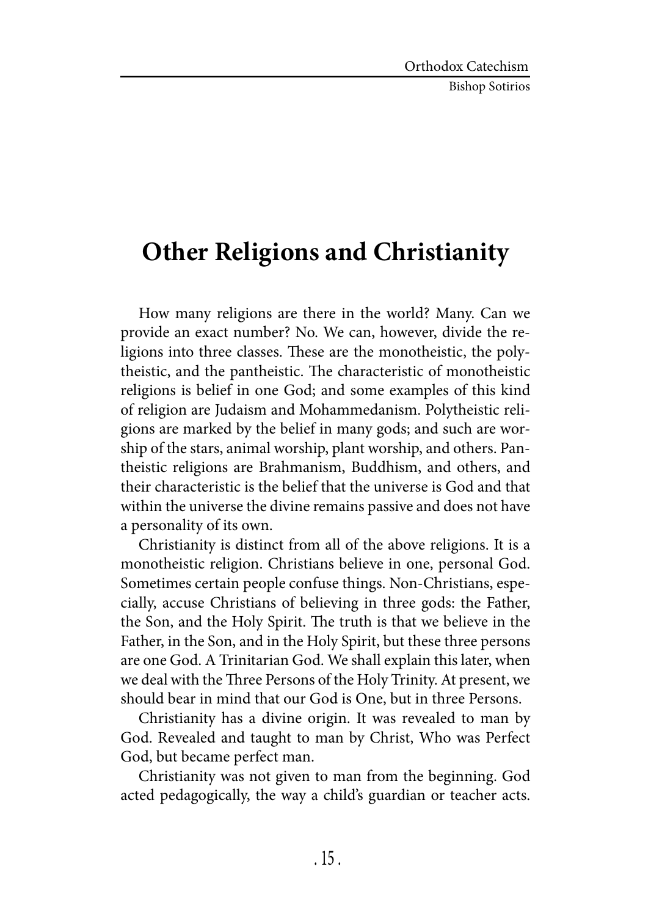# Other Religions and Christianity

How many religions are there in the world? Many. Can we provide an exact number? No. We can, however, divide the religions into three classes. These are the monotheistic, the polytheistic, and the pantheistic. The characteristic of monotheistic religions is belief in one God; and some examples of this kind of religion are Judaism and Mohammedanism. Polytheistic religions are marked by the belief in many gods; and such are worship of the stars, animal worship, plant worship, and others. Pantheistic religions are Brahmanism, Buddhism, and others, and their characteristic is the belief that the universe is God and that within the universe the divine remains passive and does not have a personality of its own.

Christianity is distinct from all of the above religions. It is a monotheistic religion. Christians believe in one, personal God. Sometimes certain people confuse things. Non-Christians, especially, accuse Christians of believing in three gods: the Father, the Son, and the Holy Spirit. The truth is that we believe in the Father, in the Son, and in the Holy Spirit, but these three persons are one God. A Trinitarian God. We shall explain this later, when we deal with the Three Persons of the Holy Trinity. At present, we should bear in mind that our God is One, but in three Persons.

Christianity has a divine origin. It was revealed to man by God. Revealed and taught to man by Christ, Who was Perfect God, but became perfect man.

Christianity was not given to man from the beginning. God acted pedagogically, the way a child's guardian or teacher acts.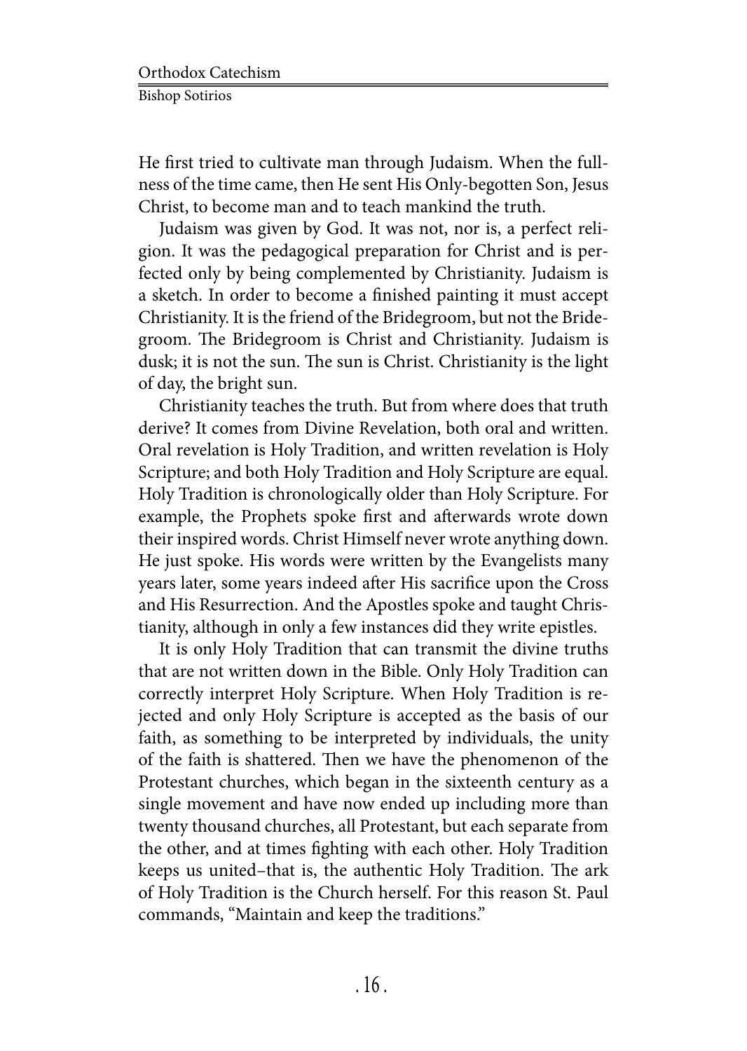He first tried to cultivate man through Judaism. When the fullness of the time came, then He sent His Only-begotten Son, Jesus Christ, to become man and to teach mankind the truth.

Judaism was given by God. It was not, nor is, a perfect religion. It was the pedagogical preparation for Christ and is perfected only by being complemented by Christianity. Judaism is a sketch. In order to become a finished painting it must accept Christianity. It is the friend of the Bridegroom, but not the Bridegroom. The Bridegroom is Christ and Christianity. Judaism is dusk; it is not the sun. The sun is Christ. Christianity is the light of day, the bright sun.

Christianity teaches the truth. But from where does that truth derive? It comes from Divine Revelation, both oral and written. Oral revelation is Holy Tradition, and written revelation is Holy Scripture; and both Holy Tradition and Holy Scripture are equal. Holy Tradition is chronologically older than Holy Scripture. For example, the Prophets spoke first and afterwards wrote down their inspired words. Christ Himself never wrote anything down. He just spoke. His words were written by the Evangelists many years later, some years indeed after His sacrifice upon the Cross and His Resurrection. And the Apostles spoke and taught Christianity, although in only a few instances did they write epistles.

It is only Holy Tradition that can transmit the divine truths that are not written down in the Bible. Only Holy Tradition can correctly interpret Holy Scripture. When Holy Tradition is rejected and only Holy Scripture is accepted as the basis of our faith, as something to be interpreted by individuals, the unity of the faith is shattered. Then we have the phenomenon of the Protestant churches, which began in the sixteenth century as a single movement and have now ended up including more than twenty thousand churches, all Protestant, but each separate from the other, and at times fighting with each other. Holy Tradition keeps us united–that is, the authentic Holy Tradition. The ark of Holy Tradition is the Church herself. For this reason St. Paul commands, "Maintain and keep the traditions."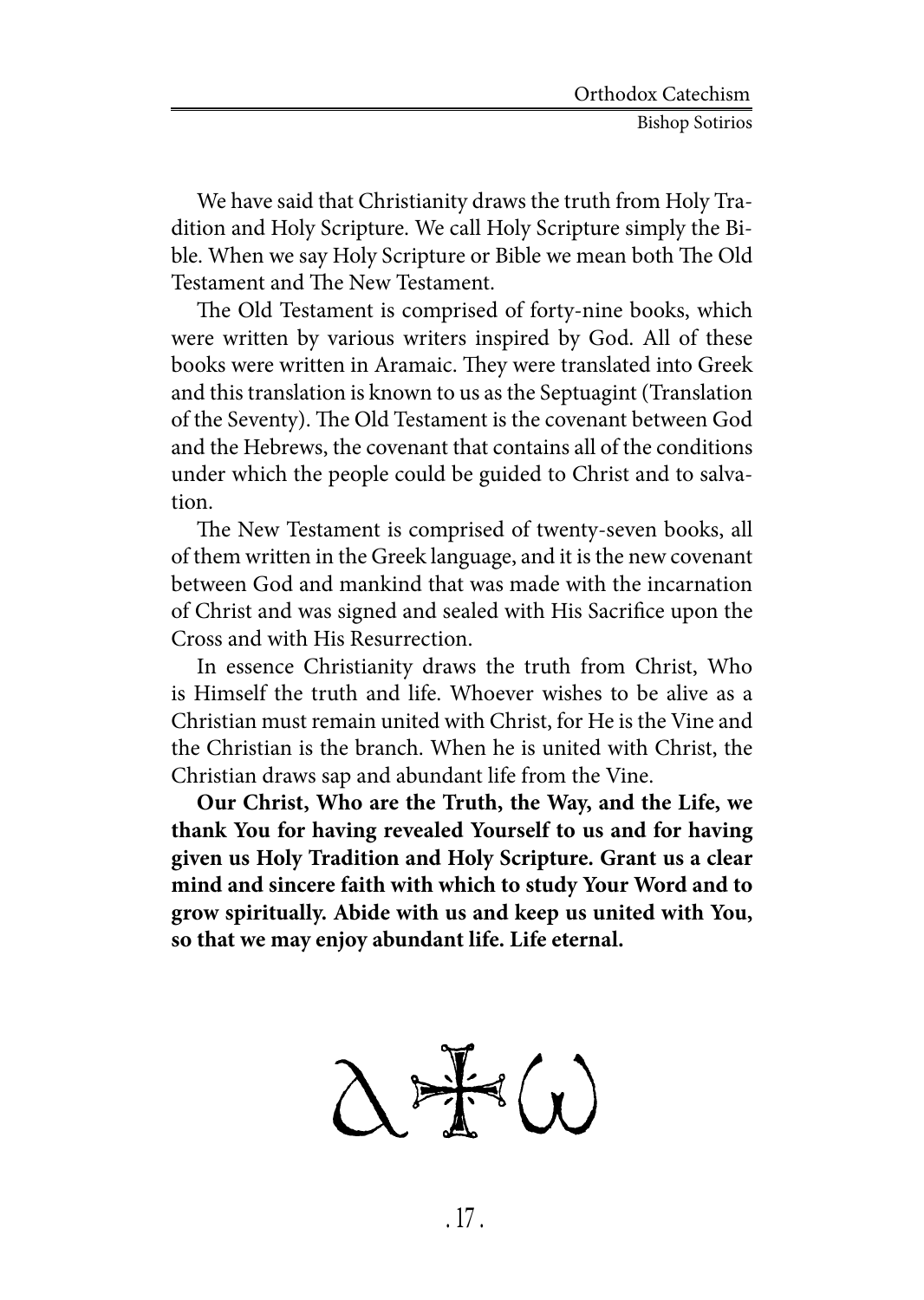We have said that Christianity draws the truth from Holy Tradition and Holy Scripture. We call Holy Scripture simply the Bible. When we say Holy Scripture or Bible we mean both The Old Testament and The New Testament.

The Old Testament is comprised of forty-nine books, which were written by various writers inspired by God. All of these books were written in Aramaic. They were translated into Greek and this translation is known to us as the Septuagint (Translation of the Seventy). The Old Testament is the covenant between God and the Hebrews, the covenant that contains all of the conditions under which the people could be guided to Christ and to salvation.

The New Testament is comprised of twenty-seven books, all of them written in the Greek language, and it is the new covenant between God and mankind that was made with the incarnation of Christ and was signed and sealed with His Sacrifice upon the Cross and with His Resurrection.

In essence Christianity draws the truth from Christ, Who is Himself the truth and life. Whoever wishes to be alive as a Christian must remain united with Christ, for He is the Vine and the Christian is the branch. When he is united with Christ, the Christian draws sap and abundant life from the Vine.

**Our Christ, Who are the Truth, the Way, and the Life, we thank You for having revealed Yourself to us and for having given us Holy Tradition and Holy Scripture. Grant us a clear mind and sincere faith with which to study Your Word and to grow spiritually. Abide with us and keep us united with You, so that we may enjoy abundant life. Life eternal.**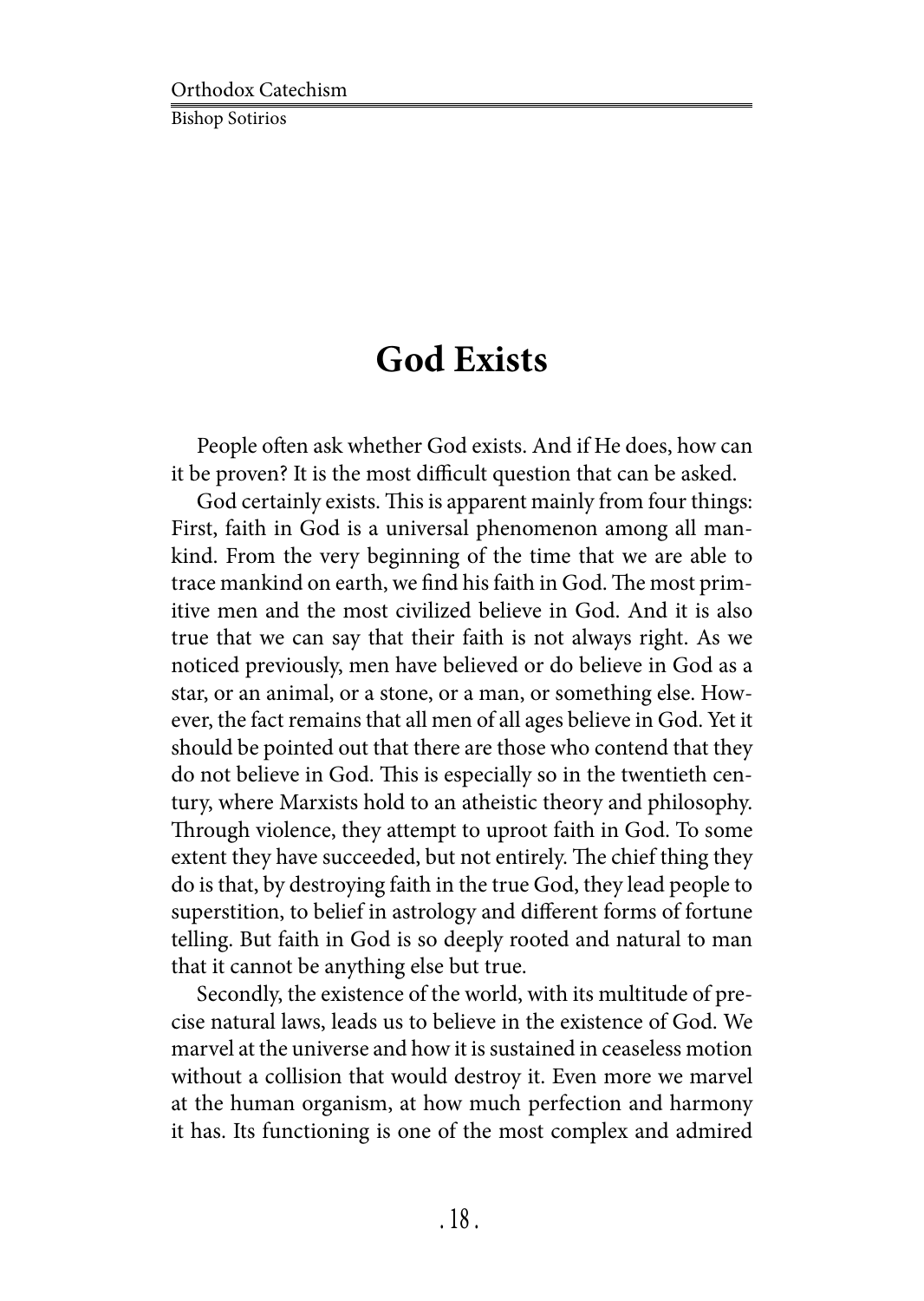# God Exists

People often ask whether God exists. And if He does, how can it be proven? It is the most difficult question that can be asked.

God certainly exists. This is apparent mainly from four things: First, faith in God is a universal phenomenon among all mankind. From the very beginning of the time that we are able to trace mankind on earth, we find his faith in God. The most primitive men and the most civilized believe in God. And it is also true that we can say that their faith is not always right. As we noticed previously, men have believed or do believe in God as a star, or an animal, or a stone, or a man, or something else. However, the fact remains that all men of all ages believe in God. Yet it should be pointed out that there are those who contend that they do not believe in God. This is especially so in the twentieth century, where Marxists hold to an atheistic theory and philosophy. Through violence, they attempt to uproot faith in God. To some extent they have succeeded, but not entirely. The chief thing they do is that, by destroying faith in the true God, they lead people to superstition, to belief in astrology and different forms of fortune telling. But faith in God is so deeply rooted and natural to man that it cannot be anything else but true.

Secondly, the existence of the world, with its multitude of precise natural laws, leads us to believe in the existence of God. We marvel at the universe and how it is sustained in ceaseless motion without a collision that would destroy it. Even more we marvel at the human organism, at how much perfection and harmony it has. Its functioning is one of the most complex and admired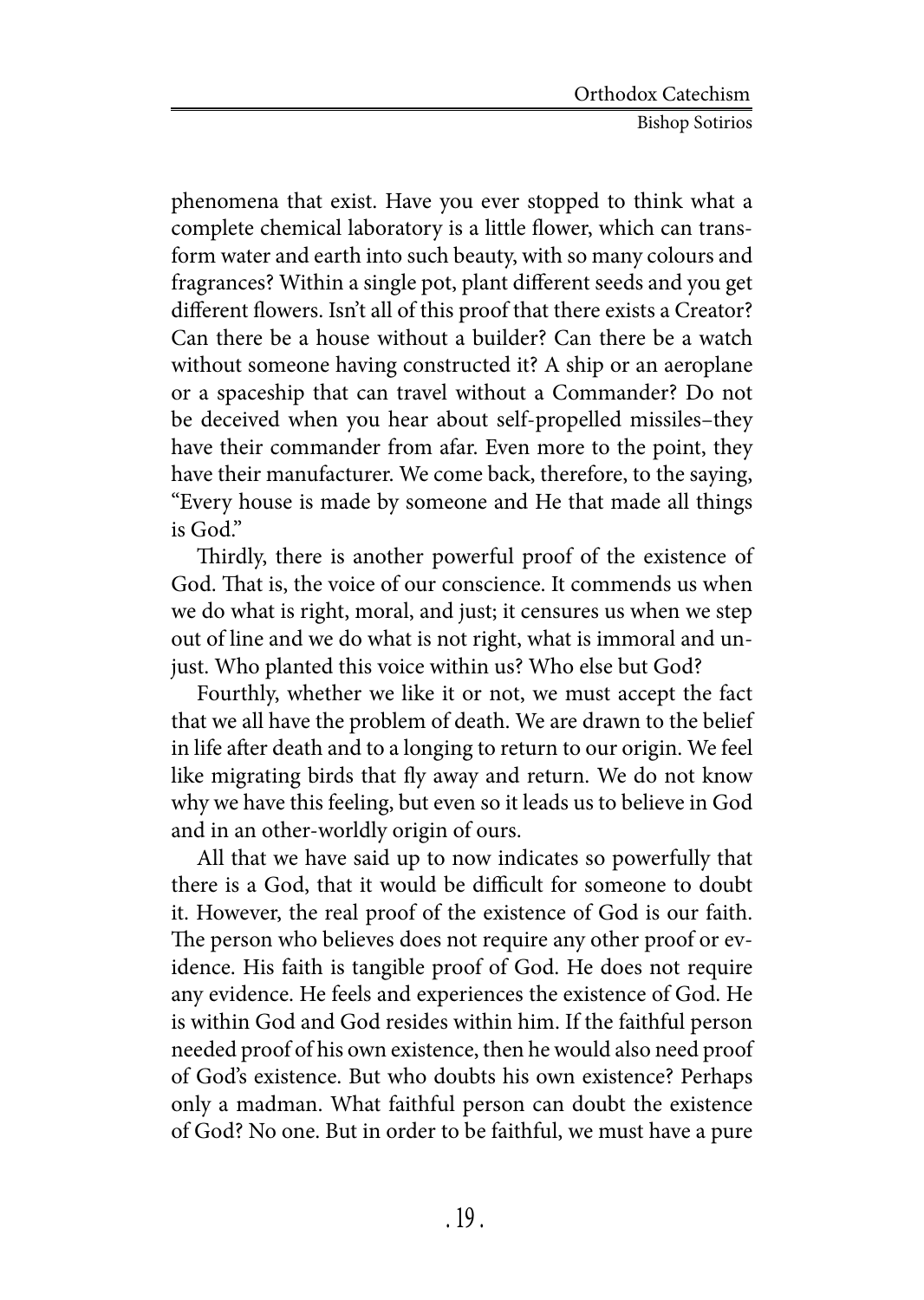phenomena that exist. Have you ever stopped to think what a complete chemical laboratory is a little flower, which can transform water and earth into such beauty, with so many colours and fragrances? Within a single pot, plant different seeds and you get different flowers. Isn't all of this proof that there exists a Creator? Can there be a house without a builder? Can there be a watch without someone having constructed it? A ship or an aeroplane or a spaceship that can travel without a Commander? Do not be deceived when you hear about self-propelled missiles–they have their commander from afar. Even more to the point, they have their manufacturer. We come back, therefore, to the saying, "Every house is made by someone and He that made all things is God."

Thirdly, there is another powerful proof of the existence of God. That is, the voice of our conscience. It commends us when we do what is right, moral, and just; it censures us when we step out of line and we do what is not right, what is immoral and unjust. Who planted this voice within us? Who else but God?

Fourthly, whether we like it or not, we must accept the fact that we all have the problem of death. We are drawn to the belief in life after death and to a longing to return to our origin. We feel like migrating birds that fly away and return. We do not know why we have this feeling, but even so it leads us to believe in God and in an other-worldly origin of ours.

All that we have said up to now indicates so powerfully that there is a God, that it would be difficult for someone to doubt it. However, the real proof of the existence of God is our faith. The person who believes does not require any other proof or evidence. His faith is tangible proof of God. He does not require any evidence. He feels and experiences the existence of God. He is within God and God resides within him. If the faithful person needed proof of his own existence, then he would also need proof of God's existence. But who doubts his own existence? Perhaps only a madman. What faithful person can doubt the existence of God? No one. But in order to be faithful, we must have a pure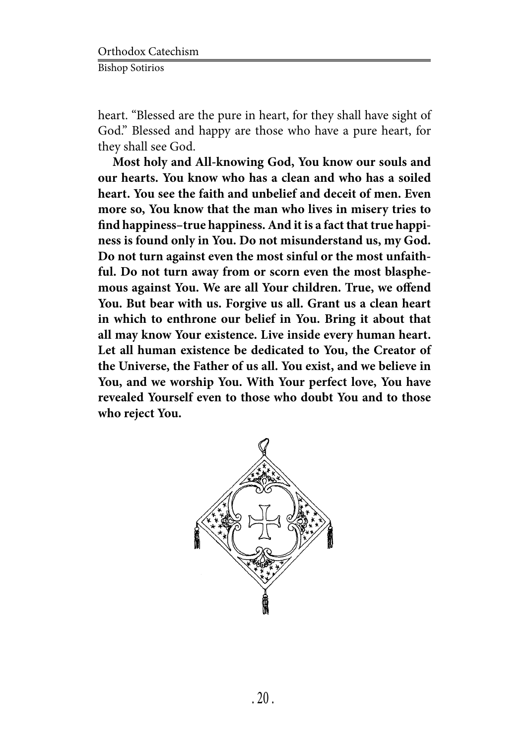heart. "Blessed are the pure in heart, for they shall have sight of God." Blessed and happy are those who have a pure heart, for they shall see God.

**Most holy and All-knowing God, You know our souls and our hearts. You know who has a clean and who has a soiled heart. You see the faith and unbelief and deceit of men. Even more so, You know that the man who lives in misery tries to find happiness–true happiness. And it is a fact that true happiness is found only in You. Do not misunderstand us, my God. Do not turn against even the most sinful or the most unfaithful. Do not turn away from or scorn even the most blasphemous against You. We are all Your children. True, we offend You. But bear with us. Forgive us all. Grant us a clean heart in which to enthrone our belief in You. Bring it about that all may know Your existence. Live inside every human heart. Let all human existence be dedicated to You, the Creator of the Universe, the Father of us all. You exist, and we believe in You, and we worship You. With Your perfect love, You have revealed Yourself even to those who doubt You and to those who reject You.**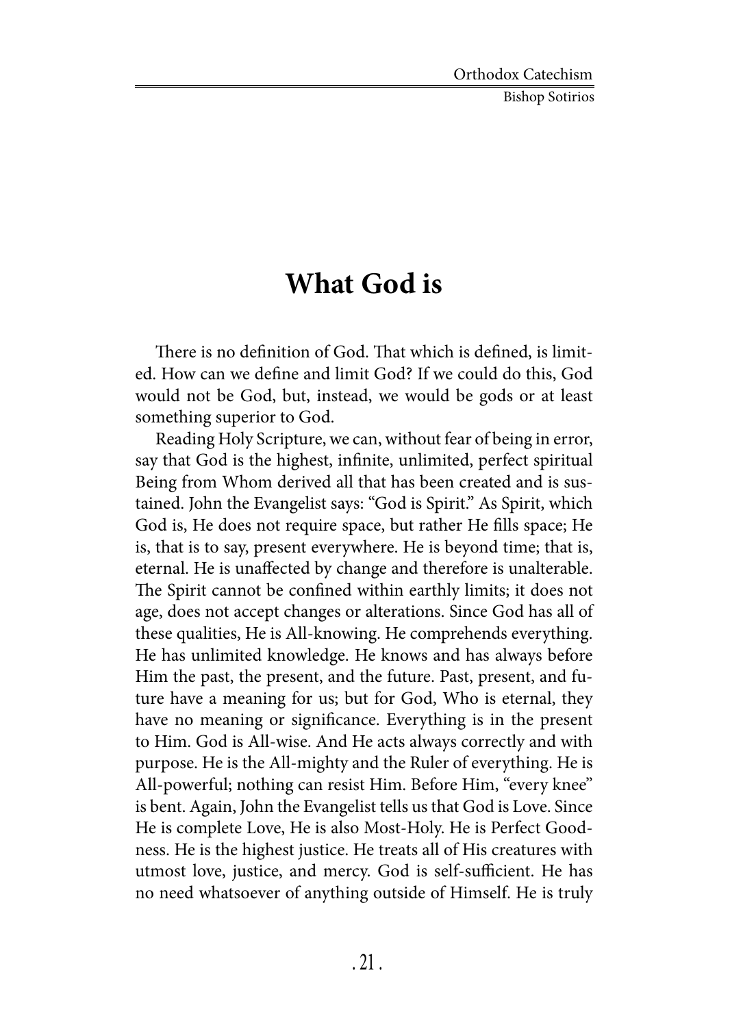# What God is

There is no definition of God. That which is defined, is limited. How can we define and limit God? If we could do this, God would not be God, but, instead, we would be gods or at least something superior to God.

Reading Holy Scripture, we can, without fear of being in error, say that God is the highest, infinite, unlimited, perfect spiritual Being from Whom derived all that has been created and is sustained. John the Evangelist says: "God is Spirit." As Spirit, which God is, He does not require space, but rather He fills space; He is, that is to say, present everywhere. He is beyond time; that is, eternal. He is unaffected by change and therefore is unalterable. The Spirit cannot be confined within earthly limits; it does not age, does not accept changes or alterations. Since God has all of these qualities, He is All-knowing. He comprehends everything. He has unlimited knowledge. He knows and has always before Him the past, the present, and the future. Past, present, and future have a meaning for us; but for God, Who is eternal, they have no meaning or significance. Everything is in the present to Him. God is All-wise. And He acts always correctly and with purpose. He is the All-mighty and the Ruler of everything. He is All-powerful; nothing can resist Him. Before Him, "every knee" is bent. Again, John the Evangelist tells us that God is Love. Since He is complete Love, He is also Most-Holy. He is Perfect Goodness. He is the highest justice. He treats all of His creatures with utmost love, justice, and mercy. God is self-sufficient. He has no need whatsoever of anything outside of Himself. He is truly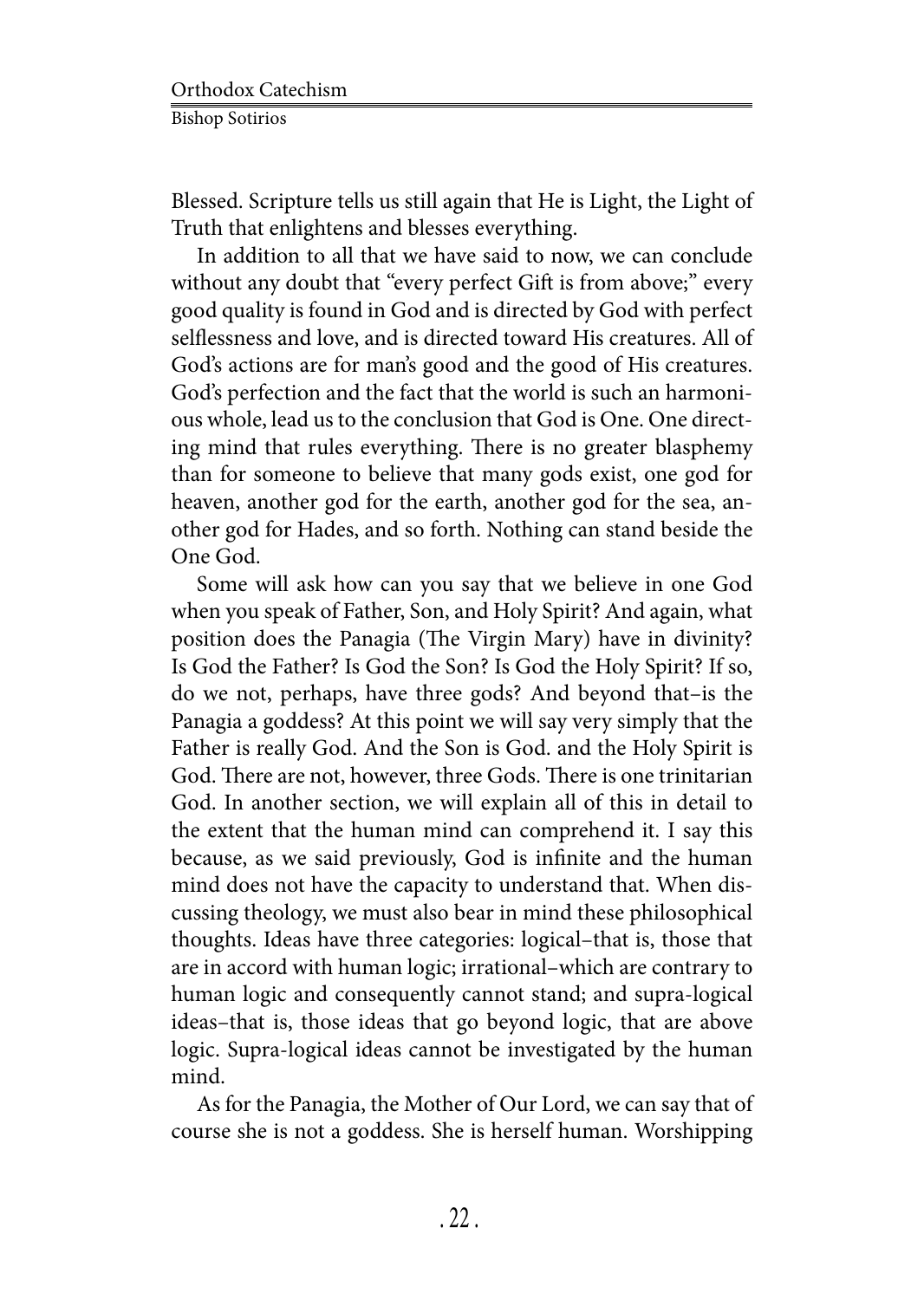Blessed. Scripture tells us still again that He is Light, the Light of Truth that enlightens and blesses everything.

In addition to all that we have said to now, we can conclude without any doubt that "every perfect Gift is from above;" every good quality is found in God and is directed by God with perfect selflessness and love, and is directed toward His creatures. All of God's actions are for man's good and the good of His creatures. God's perfection and the fact that the world is such an harmonious whole, lead us to the conclusion that God is One. One directing mind that rules everything. There is no greater blasphemy than for someone to believe that many gods exist, one god for heaven, another god for the earth, another god for the sea, another god for Hades, and so forth. Nothing can stand beside the One God.

Some will ask how can you say that we believe in one God when you speak of Father, Son, and Holy Spirit? And again, what position does the Panagia (The Virgin Mary) have in divinity? Is God the Father? Is God the Son? Is God the Holy Spirit? If so, do we not, perhaps, have three gods? And beyond that–is the Panagia a goddess? At this point we will say very simply that the Father is really God. And the Son is God. and the Holy Spirit is God. There are not, however, three Gods. There is one trinitarian God. In another section, we will explain all of this in detail to the extent that the human mind can comprehend it. I say this because, as we said previously, God is infinite and the human mind does not have the capacity to understand that. When discussing theology, we must also bear in mind these philosophical thoughts. Ideas have three categories: logical–that is, those that are in accord with human logic; irrational–which are contrary to human logic and consequently cannot stand; and supra-logical ideas–that is, those ideas that go beyond logic, that are above logic. Supra-logical ideas cannot be investigated by the human mind.

As for the Panagia, the Mother of Our Lord, we can say that of course she is not a goddess. She is herself human. Worshipping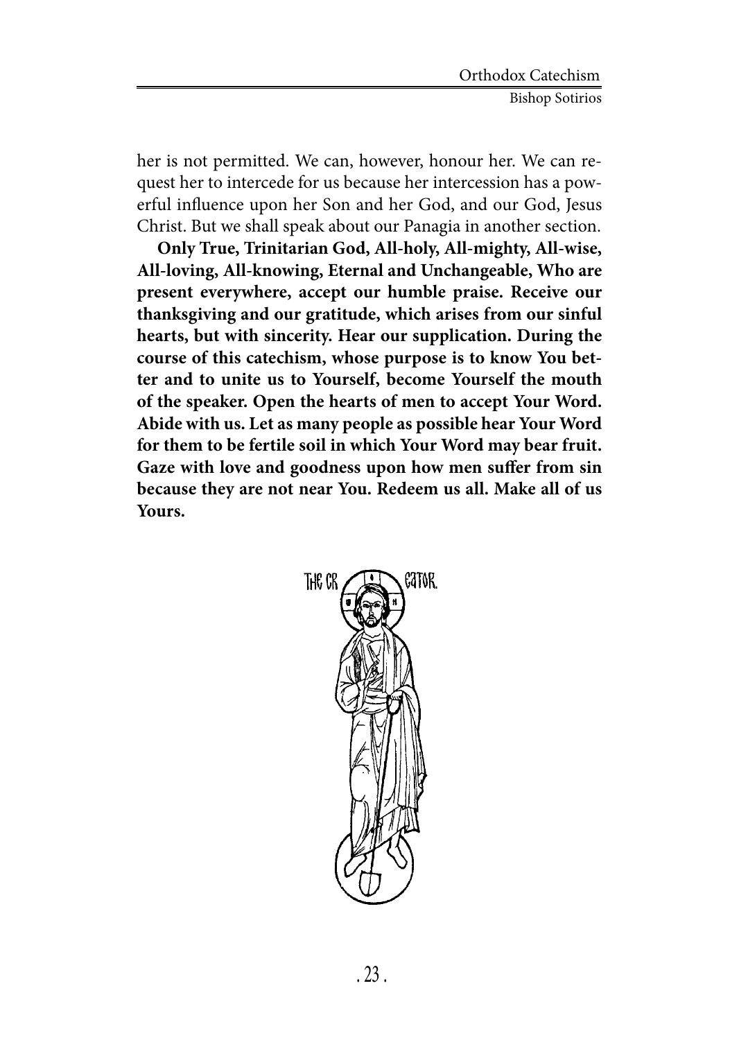her is not permitted. We can, however, honour her. We can request her to intercede for us because her intercession has a powerful influence upon her Son and her God, and our God, Jesus Christ. But we shall speak about our Panagia in another section.

**Only True, Trinitarian God, All-holy, All-mighty, All-wise, All-loving, All-knowing, Eternal and Unchangeable, Who are present everywhere, accept our humble praise. Receive our thanksgiving and our gratitude, which arises from our sinful hearts, but with sincerity. Hear our supplication. During the course of this catechism, whose purpose is to know You better and to unite us to Yourself, become Yourself the mouth of the speaker. Open the hearts of men to accept Your Word. Abide with us. Let as many people as possible hear Your Word for them to be fertile soil in which Your Word may bear fruit. Gaze with love and goodness upon how men suffer from sin because they are not near You. Redeem us all. Make all of us Yours.**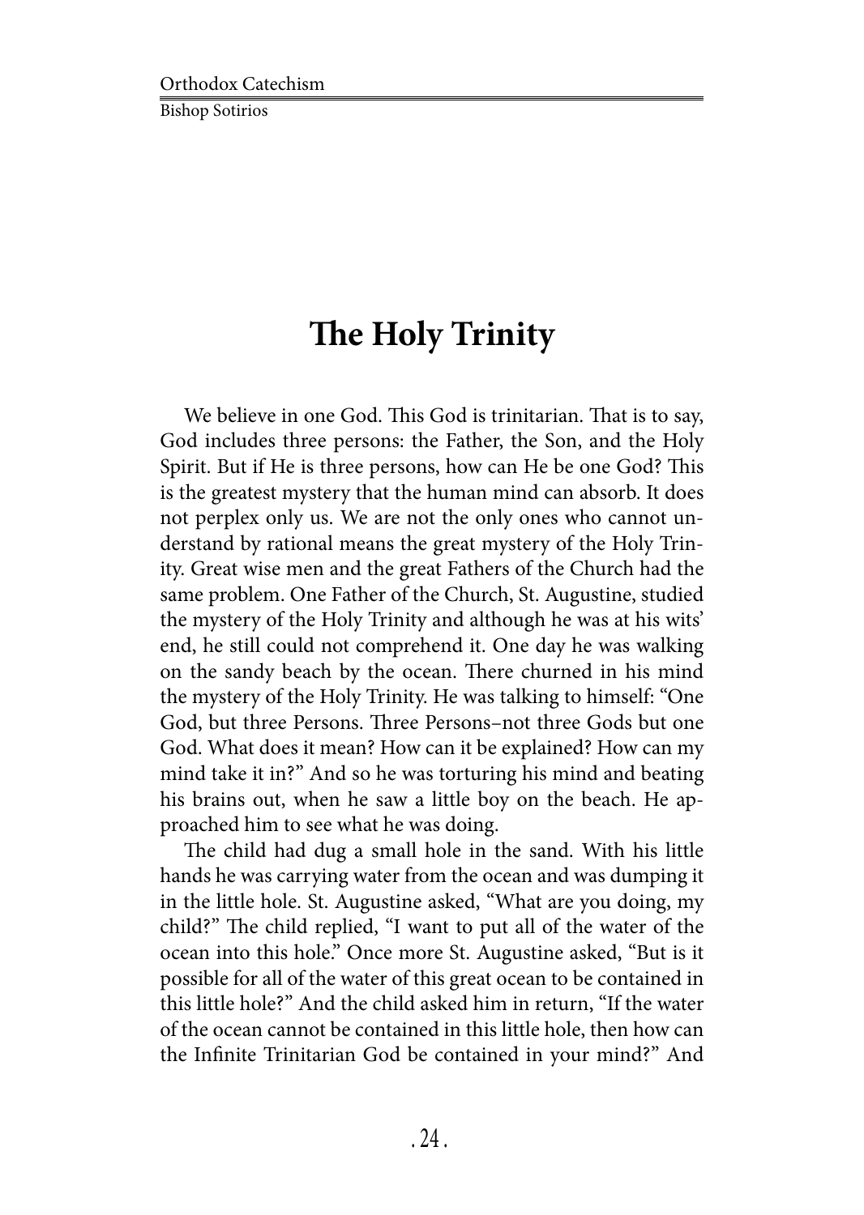# The Holy Trinity

We believe in one God. This God is trinitarian. That is to say, God includes three persons: the Father, the Son, and the Holy Spirit. But if He is three persons, how can He be one God? This is the greatest mystery that the human mind can absorb. It does not perplex only us. We are not the only ones who cannot understand by rational means the great mystery of the Holy Trinity. Great wise men and the great Fathers of the Church had the same problem. One Father of the Church, St. Augustine, studied the mystery of the Holy Trinity and although he was at his wits' end, he still could not comprehend it. One day he was walking on the sandy beach by the ocean. There churned in his mind the mystery of the Holy Trinity. He was talking to himself: "One God, but three Persons. Three Persons–not three Gods but one God. What does it mean? How can it be explained? How can my mind take it in?" And so he was torturing his mind and beating his brains out, when he saw a little boy on the beach. He approached him to see what he was doing.

The child had dug a small hole in the sand. With his little hands he was carrying water from the ocean and was dumping it in the little hole. St. Augustine asked, "What are you doing, my child?" The child replied, "I want to put all of the water of the ocean into this hole." Once more St. Augustine asked, "But is it possible for all of the water of this great ocean to be contained in this little hole?" And the child asked him in return, "If the water of the ocean cannot be contained in this little hole, then how can the Infinite Trinitarian God be contained in your mind?" And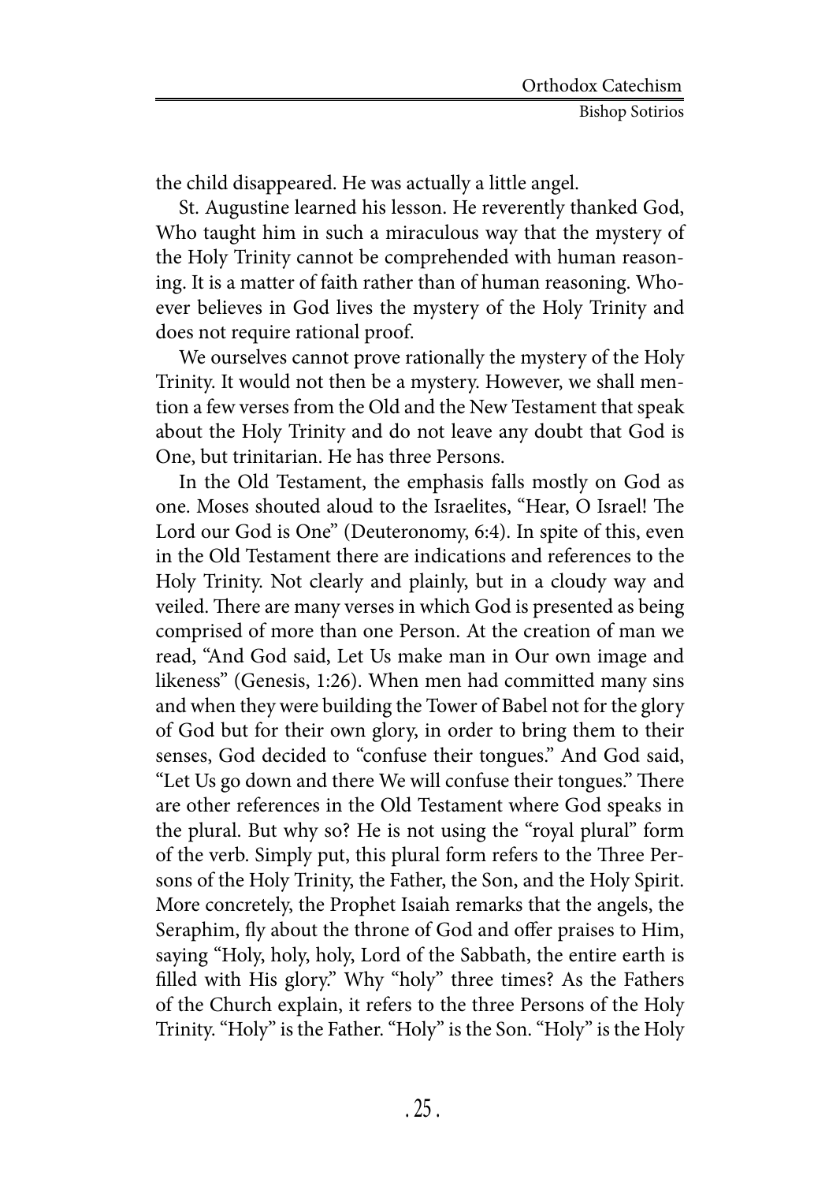the child disappeared. He was actually a little angel.

St. Augustine learned his lesson. He reverently thanked God, Who taught him in such a miraculous way that the mystery of the Holy Trinity cannot be comprehended with human reasoning. It is a matter of faith rather than of human reasoning. Whoever believes in God lives the mystery of the Holy Trinity and does not require rational proof.

We ourselves cannot prove rationally the mystery of the Holy Trinity. It would not then be a mystery. However, we shall mention a few verses from the Old and the New Testament that speak about the Holy Trinity and do not leave any doubt that God is One, but trinitarian. He has three Persons.

In the Old Testament, the emphasis falls mostly on God as one. Moses shouted aloud to the Israelites, "Hear, O Israel! The Lord our God is One" (Deuteronomy, 6:4). In spite of this, even in the Old Testament there are indications and references to the Holy Trinity. Not clearly and plainly, but in a cloudy way and veiled. There are many verses in which God is presented as being comprised of more than one Person. At the creation of man we read, "And God said, Let Us make man in Our own image and likeness" (Genesis, 1:26). When men had committed many sins and when they were building the Tower of Babel not for the glory of God but for their own glory, in order to bring them to their senses, God decided to "confuse their tongues." And God said, "Let Us go down and there We will confuse their tongues." There are other references in the Old Testament where God speaks in the plural. But why so? He is not using the "royal plural" form of the verb. Simply put, this plural form refers to the Three Persons of the Holy Trinity, the Father, the Son, and the Holy Spirit. More concretely, the Prophet Isaiah remarks that the angels, the Seraphim, fly about the throne of God and offer praises to Him, saying "Holy, holy, holy, Lord of the Sabbath, the entire earth is filled with His glory." Why "holy" three times? As the Fathers of the Church explain, it refers to the three Persons of the Holy Trinity. "Holy" is the Father. "Holy" is the Son. "Holy" is the Holy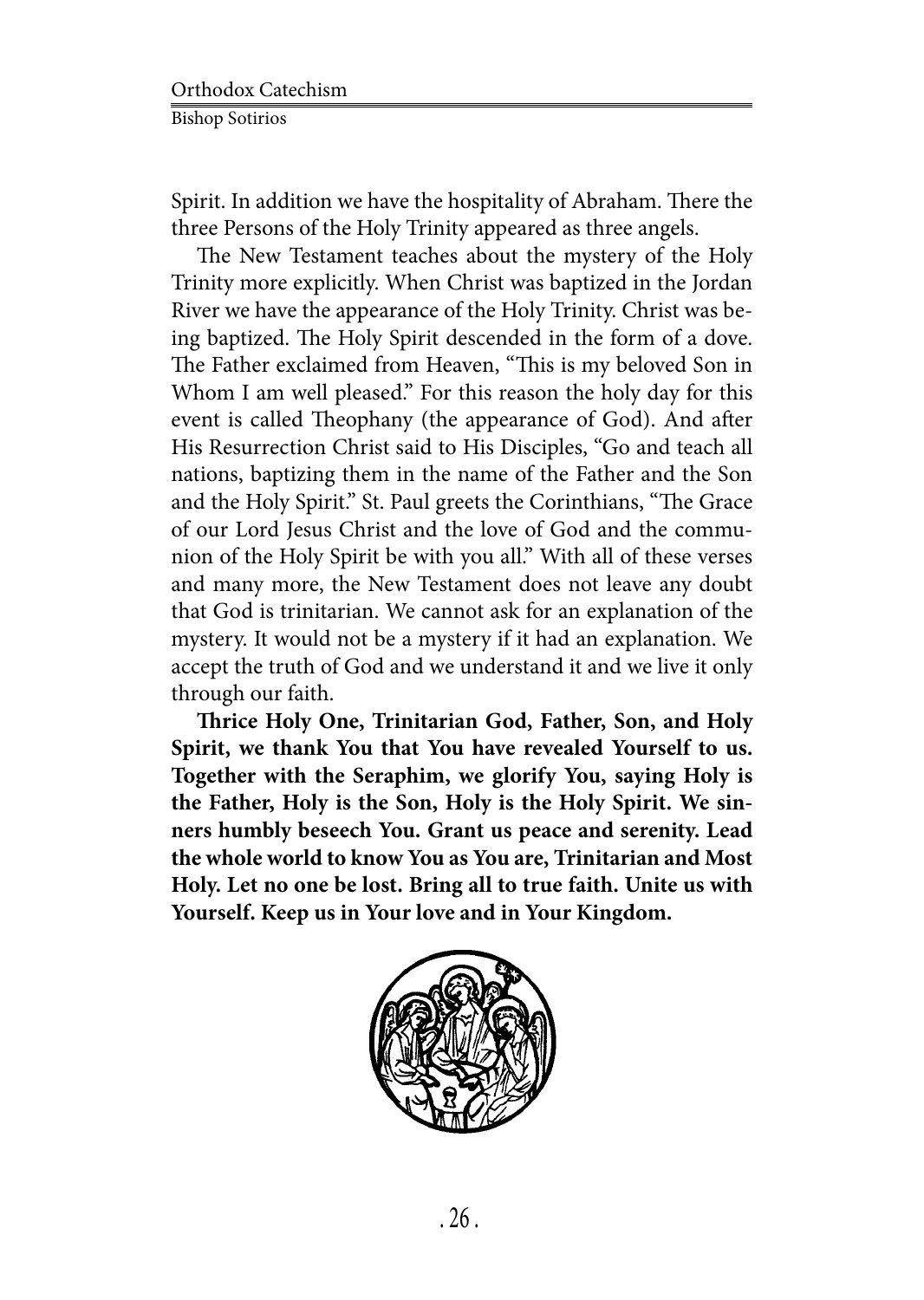Spirit. In addition we have the hospitality of Abraham. There the three Persons of the Holy Trinity appeared as three angels.

The New Testament teaches about the mystery of the Holy Trinity more explicitly. When Christ was baptized in the Jordan River we have the appearance of the Holy Trinity. Christ was being baptized. The Holy Spirit descended in the form of a dove. The Father exclaimed from Heaven, "This is my beloved Son in Whom I am well pleased." For this reason the holy day for this event is called Theophany (the appearance of God). And after His Resurrection Christ said to His Disciples, "Go and teach all nations, baptizing them in the name of the Father and the Son and the Holy Spirit." St. Paul greets the Corinthians, "The Grace of our Lord Jesus Christ and the love of God and the communion of the Holy Spirit be with you all." With all of these verses and many more, the New Testament does not leave any doubt that God is trinitarian. We cannot ask for an explanation of the mystery. It would not be a mystery if it had an explanation. We accept the truth of God and we understand it and we live it only through our faith.

**Thrice Holy One, Trinitarian God, Father, Son, and Holy Spirit, we thank You that You have revealed Yourself to us. Together with the Seraphim, we glorify You, saying Holy is the Father, Holy is the Son, Holy is the Holy Spirit. We sinners humbly beseech You. Grant us peace and serenity. Lead the whole world to know You as You are, Trinitarian and Most Holy. Let no one be lost. Bring all to true faith. Unite us with Yourself. Keep us in Your love and in Your Kingdom.**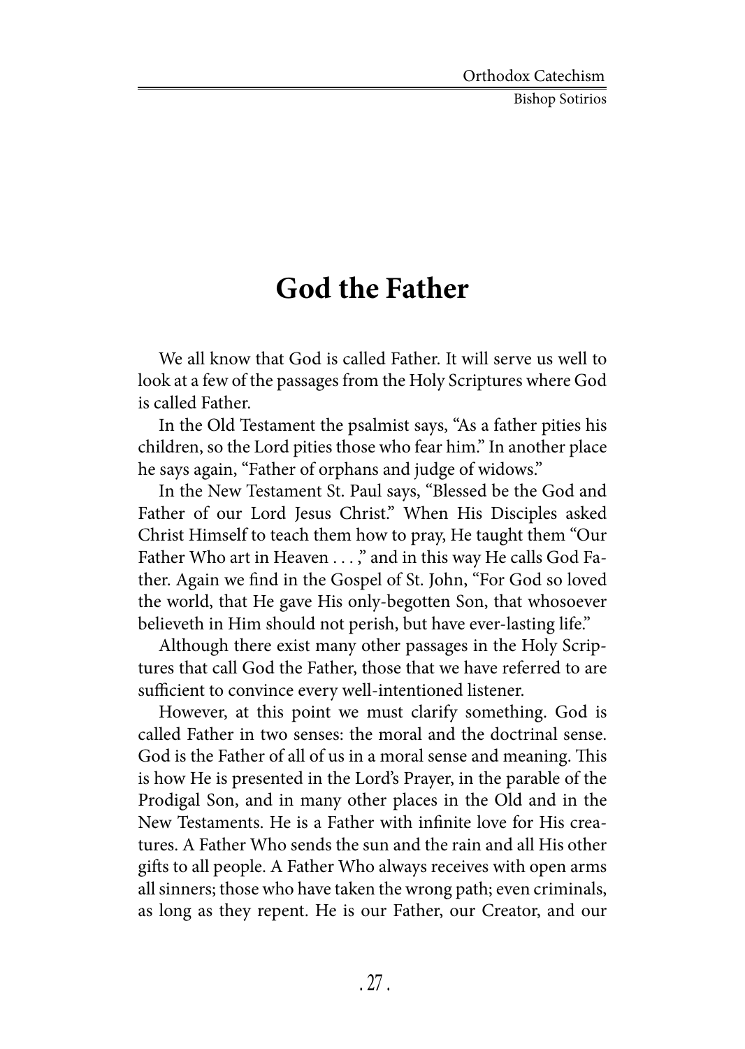# God the Father

We all know that God is called Father. It will serve us well to look at a few of the passages from the Holy Scriptures where God is called Father.

In the Old Testament the psalmist says, "As a father pities his children, so the Lord pities those who fear him." In another place he says again, "Father of orphans and judge of widows."

In the New Testament St. Paul says, "Blessed be the God and Father of our Lord Jesus Christ." When His Disciples asked Christ Himself to teach them how to pray, He taught them "Our Father Who art in Heaven . . . ," and in this way He calls God Father. Again we find in the Gospel of St. John, "For God so loved the world, that He gave His only-begotten Son, that whosoever believeth in Him should not perish, but have ever-lasting life."

Although there exist many other passages in the Holy Scriptures that call God the Father, those that we have referred to are sufficient to convince every well-intentioned listener.

However, at this point we must clarify something. God is called Father in two senses: the moral and the doctrinal sense. God is the Father of all of us in a moral sense and meaning. This is how He is presented in the Lord's Prayer, in the parable of the Prodigal Son, and in many other places in the Old and in the New Testaments. He is a Father with infinite love for His creatures. A Father Who sends the sun and the rain and all His other gifts to all people. A Father Who always receives with open arms all sinners; those who have taken the wrong path; even criminals, as long as they repent. He is our Father, our Creator, and our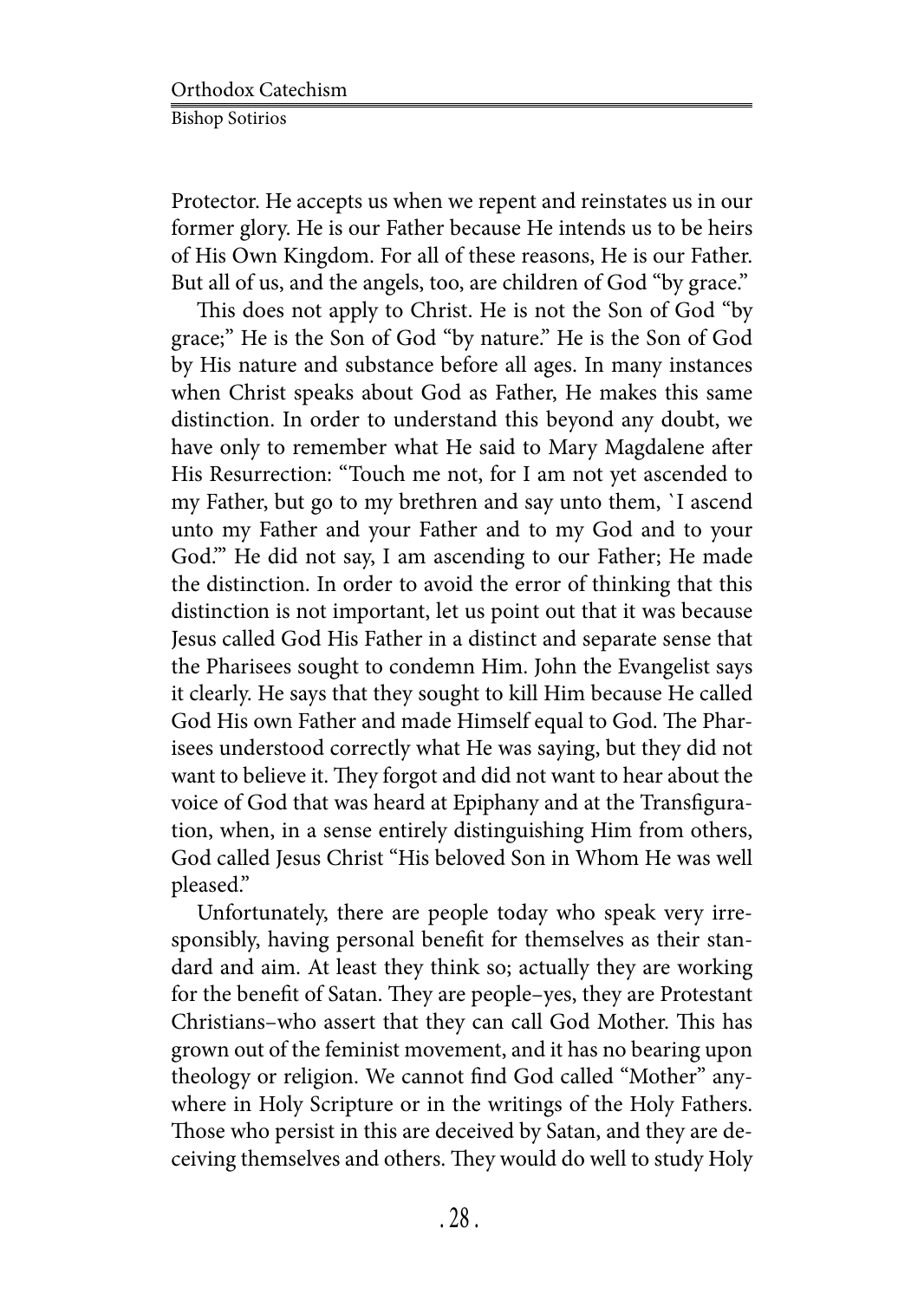Protector. He accepts us when we repent and reinstates us in our former glory. He is our Father because He intends us to be heirs of His Own Kingdom. For all of these reasons, He is our Father. But all of us, and the angels, too, are children of God "by grace."

This does not apply to Christ. He is not the Son of God "by grace;" He is the Son of God "by nature." He is the Son of God by His nature and substance before all ages. In many instances when Christ speaks about God as Father, He makes this same distinction. In order to understand this beyond any doubt, we have only to remember what He said to Mary Magdalene after His Resurrection: "Touch me not, for I am not yet ascended to my Father, but go to my brethren and say unto them, `I ascend unto my Father and your Father and to my God and to your God.'" He did not say, I am ascending to our Father; He made the distinction. In order to avoid the error of thinking that this distinction is not important, let us point out that it was because Jesus called God His Father in a distinct and separate sense that the Pharisees sought to condemn Him. John the Evangelist says it clearly. He says that they sought to kill Him because He called God His own Father and made Himself equal to God. The Pharisees understood correctly what He was saying, but they did not want to believe it. They forgot and did not want to hear about the voice of God that was heard at Epiphany and at the Transfiguration, when, in a sense entirely distinguishing Him from others, God called Jesus Christ "His beloved Son in Whom He was well pleased."

Unfortunately, there are people today who speak very irresponsibly, having personal benefit for themselves as their standard and aim. At least they think so; actually they are working for the benefit of Satan. They are people–yes, they are Protestant Christians–who assert that they can call God Mother. This has grown out of the feminist movement, and it has no bearing upon theology or religion. We cannot find God called "Mother" anywhere in Holy Scripture or in the writings of the Holy Fathers. Those who persist in this are deceived by Satan, and they are deceiving themselves and others. They would do well to study Holy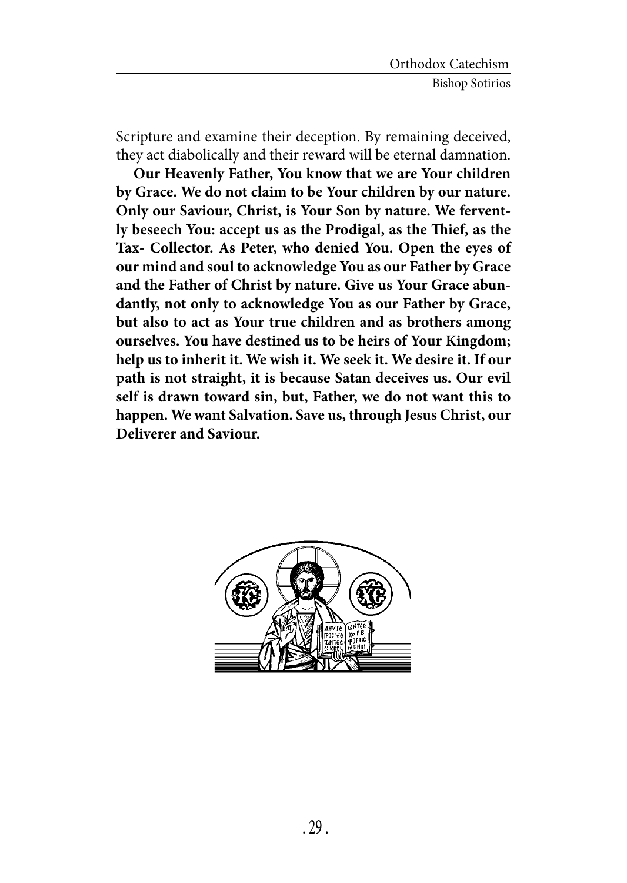Scripture and examine their deception. By remaining deceived, they act diabolically and their reward will be eternal damnation.

**Our Heavenly Father, You know that we are Your children by Grace. We do not claim to be Your children by our nature. Only our Saviour, Christ, is Your Son by nature. We fervently beseech You: accept us as the Prodigal, as the Thief, as the Tax- Collector. As Peter, who denied You. Open the eyes of our mind and soul to acknowledge You as our Father by Grace and the Father of Christ by nature. Give us Your Grace abundantly, not only to acknowledge You as our Father by Grace, but also to act as Your true children and as brothers among ourselves. You have destined us to be heirs of Your Kingdom; help us to inherit it. We wish it. We seek it. We desire it. If our path is not straight, it is because Satan deceives us. Our evil self is drawn toward sin, but, Father, we do not want this to happen. We want Salvation. Save us, through Jesus Christ, our Deliverer and Saviour.**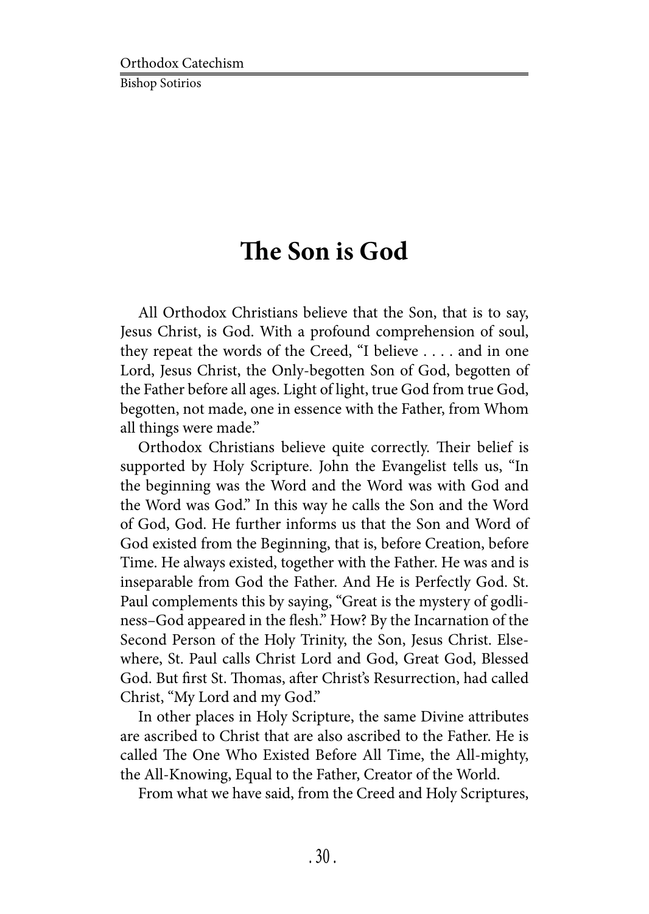# The Son is God

All Orthodox Christians believe that the Son, that is to say, Jesus Christ, is God. With a profound comprehension of soul, they repeat the words of the Creed, "I believe . . . . and in one Lord, Jesus Christ, the Only-begotten Son of God, begotten of the Father before all ages. Light of light, true God from true God, begotten, not made, one in essence with the Father, from Whom all things were made."

Orthodox Christians believe quite correctly. Their belief is supported by Holy Scripture. John the Evangelist tells us, "In the beginning was the Word and the Word was with God and the Word was God." In this way he calls the Son and the Word of God, God. He further informs us that the Son and Word of God existed from the Beginning, that is, before Creation, before Time. He always existed, together with the Father. He was and is inseparable from God the Father. And He is Perfectly God. St. Paul complements this by saying, "Great is the mystery of godliness–God appeared in the flesh." How? By the Incarnation of the Second Person of the Holy Trinity, the Son, Jesus Christ. Elsewhere, St. Paul calls Christ Lord and God, Great God, Blessed God. But first St. Thomas, after Christ's Resurrection, had called Christ, "My Lord and my God."

In other places in Holy Scripture, the same Divine attributes are ascribed to Christ that are also ascribed to the Father. He is called The One Who Existed Before All Time, the All-mighty, the All-Knowing, Equal to the Father, Creator of the World.

From what we have said, from the Creed and Holy Scriptures,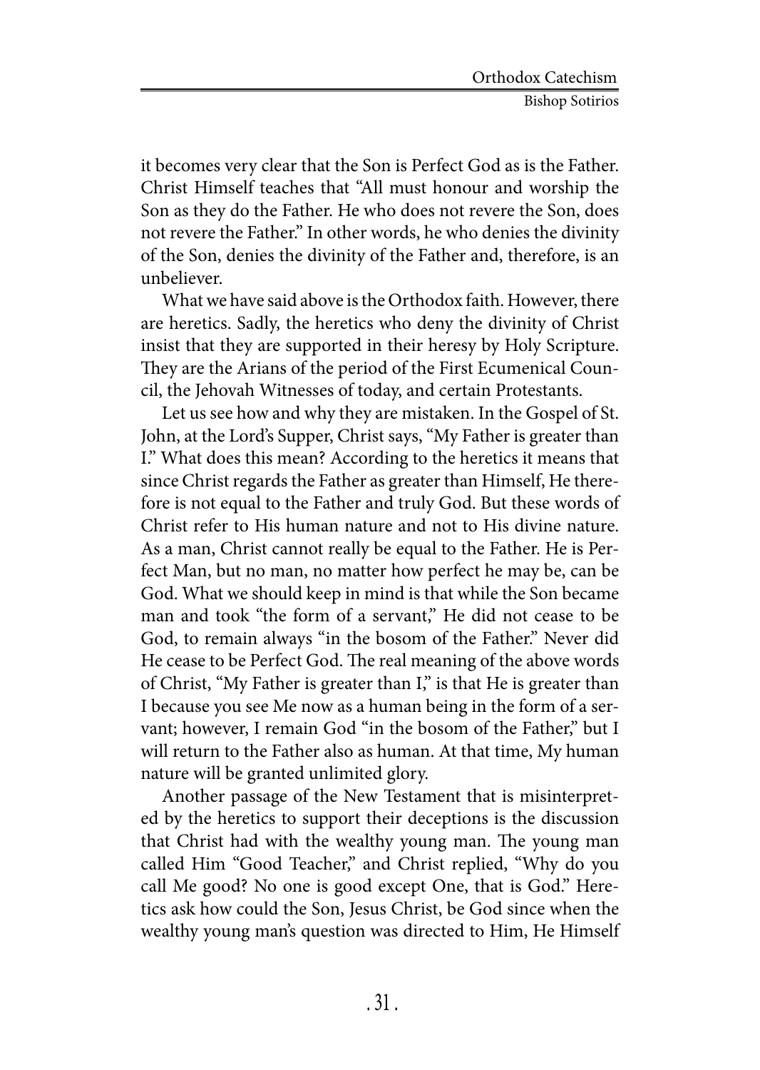it becomes very clear that the Son is Perfect God as is the Father. Christ Himself teaches that "All must honour and worship the Son as they do the Father. He who does not revere the Son, does not revere the Father." In other words, he who denies the divinity of the Son, denies the divinity of the Father and, therefore, is an unbeliever.

What we have said above is the Orthodox faith. However, there are heretics. Sadly, the heretics who deny the divinity of Christ insist that they are supported in their heresy by Holy Scripture. They are the Arians of the period of the First Ecumenical Council, the Jehovah Witnesses of today, and certain Protestants.

Let us see how and why they are mistaken. In the Gospel of St. John, at the Lord's Supper, Christ says, "My Father is greater than I." What does this mean? According to the heretics it means that since Christ regards the Father as greater than Himself, He therefore is not equal to the Father and truly God. But these words of Christ refer to His human nature and not to His divine nature. As a man, Christ cannot really be equal to the Father. He is Perfect Man, but no man, no matter how perfect he may be, can be God. What we should keep in mind is that while the Son became man and took "the form of a servant," He did not cease to be God, to remain always "in the bosom of the Father." Never did He cease to be Perfect God. The real meaning of the above words of Christ, "My Father is greater than I," is that He is greater than I because you see Me now as a human being in the form of a servant; however, I remain God "in the bosom of the Father," but I will return to the Father also as human. At that time, My human nature will be granted unlimited glory.

Another passage of the New Testament that is misinterpreted by the heretics to support their deceptions is the discussion that Christ had with the wealthy young man. The young man called Him "Good Teacher," and Christ replied, "Why do you call Me good? No one is good except One, that is God." Heretics ask how could the Son, Jesus Christ, be God since when the wealthy young man's question was directed to Him, He Himself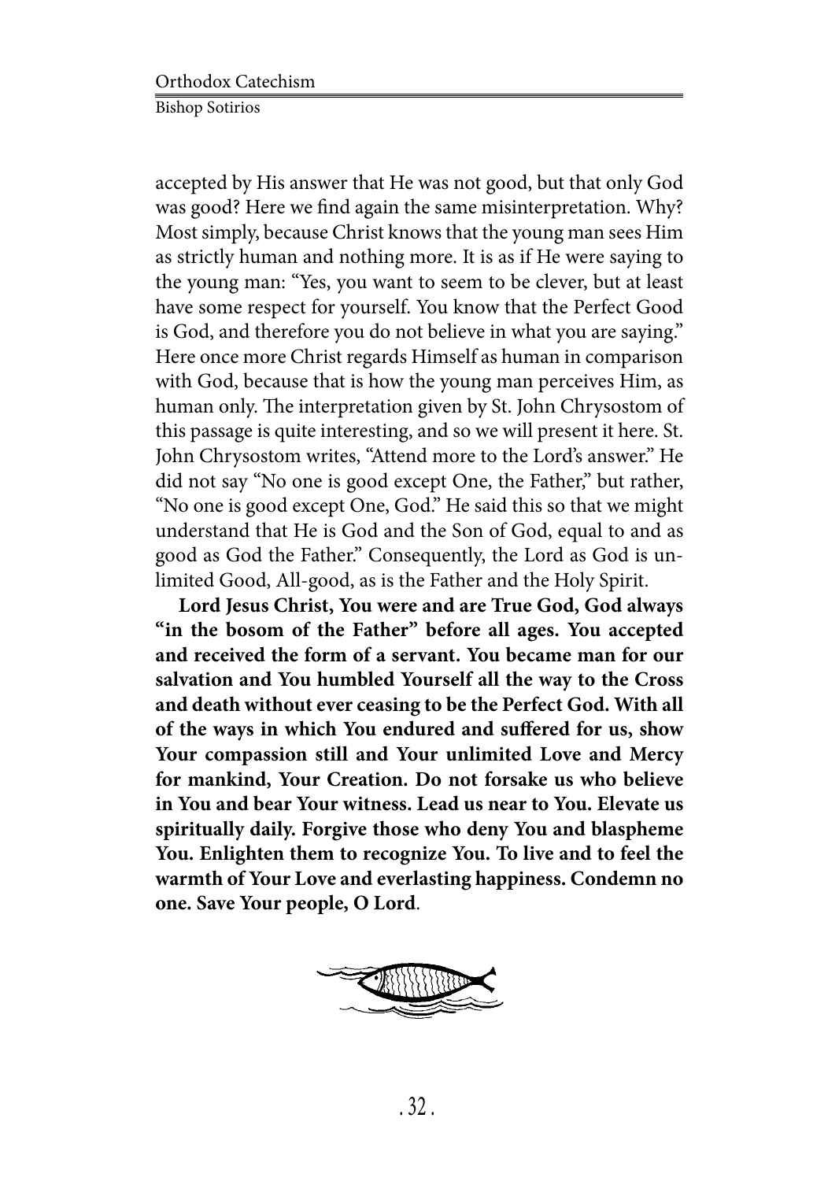accepted by His answer that He was not good, but that only God was good? Here we find again the same misinterpretation. Why? Most simply, because Christ knows that the young man sees Him as strictly human and nothing more. It is as if He were saying to the young man: "Yes, you want to seem to be clever, but at least have some respect for yourself. You know that the Perfect Good is God, and therefore you do not believe in what you are saying." Here once more Christ regards Himself as human in comparison with God, because that is how the young man perceives Him, as human only. The interpretation given by St. John Chrysostom of this passage is quite interesting, and so we will present it here. St. John Chrysostom writes, "Attend more to the Lord's answer." He did not say "No one is good except One, the Father," but rather, "No one is good except One, God." He said this so that we might understand that He is God and the Son of God, equal to and as good as God the Father." Consequently, the Lord as God is unlimited Good, All-good, as is the Father and the Holy Spirit.

**Lord Jesus Christ, You were and are True God, God always "in the bosom of the Father" before all ages. You accepted and received the form of a servant. You became man for our salvation and You humbled Yourself all the way to the Cross and death without ever ceasing to be the Perfect God. With all of the ways in which You endured and suffered for us, show Your compassion still and Your unlimited Love and Mercy for mankind, Your Creation. Do not forsake us who believe in You and bear Your witness. Lead us near to You. Elevate us spiritually daily. Forgive those who deny You and blaspheme You. Enlighten them to recognize You. To live and to feel the warmth of Your Love and everlasting happiness. Condemn no one. Save Your people, O Lord**.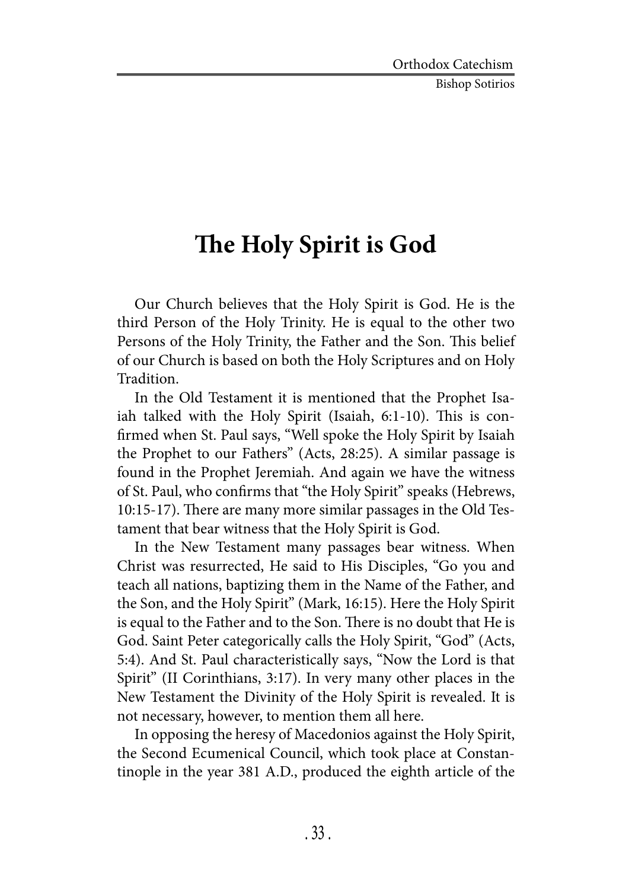# The Holy Spirit is God

Our Church believes that the Holy Spirit is God. He is the third Person of the Holy Trinity. He is equal to the other two Persons of the Holy Trinity, the Father and the Son. This belief of our Church is based on both the Holy Scriptures and on Holy Tradition.

In the Old Testament it is mentioned that the Prophet Isaiah talked with the Holy Spirit (Isaiah, 6:1-10). This is confirmed when St. Paul says, "Well spoke the Holy Spirit by Isaiah the Prophet to our Fathers" (Acts, 28:25). A similar passage is found in the Prophet Jeremiah. And again we have the witness of St. Paul, who confirms that "the Holy Spirit" speaks (Hebrews, 10:15-17). There are many more similar passages in the Old Testament that bear witness that the Holy Spirit is God.

In the New Testament many passages bear witness. When Christ was resurrected, He said to His Disciples, "Go you and teach all nations, baptizing them in the Name of the Father, and the Son, and the Holy Spirit" (Mark, 16:15). Here the Holy Spirit is equal to the Father and to the Son. There is no doubt that He is God. Saint Peter categorically calls the Holy Spirit, "God" (Acts, 5:4). And St. Paul characteristically says, "Now the Lord is that Spirit" (II Corinthians, 3:17). In very many other places in the New Testament the Divinity of the Holy Spirit is revealed. It is not necessary, however, to mention them all here.

In opposing the heresy of Macedonios against the Holy Spirit, the Second Ecumenical Council, which took place at Constantinople in the year 381 A.D., produced the eighth article of the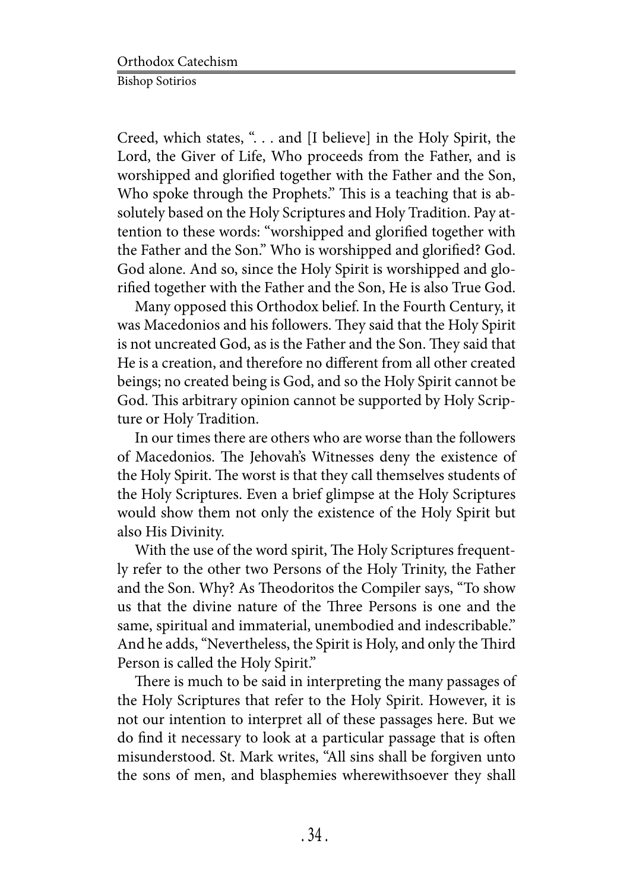Creed, which states, ". . . and [I believe] in the Holy Spirit, the Lord, the Giver of Life, Who proceeds from the Father, and is worshipped and glorified together with the Father and the Son, Who spoke through the Prophets." This is a teaching that is absolutely based on the Holy Scriptures and Holy Tradition. Pay attention to these words: "worshipped and glorified together with the Father and the Son." Who is worshipped and glorified? God. God alone. And so, since the Holy Spirit is worshipped and glorified together with the Father and the Son, He is also True God.

Many opposed this Orthodox belief. In the Fourth Century, it was Macedonios and his followers. They said that the Holy Spirit is not uncreated God, as is the Father and the Son. They said that He is a creation, and therefore no different from all other created beings; no created being is God, and so the Holy Spirit cannot be God. This arbitrary opinion cannot be supported by Holy Scripture or Holy Tradition.

In our times there are others who are worse than the followers of Macedonios. The Jehovah's Witnesses deny the existence of the Holy Spirit. The worst is that they call themselves students of the Holy Scriptures. Even a brief glimpse at the Holy Scriptures would show them not only the existence of the Holy Spirit but also His Divinity.

With the use of the word spirit, The Holy Scriptures frequently refer to the other two Persons of the Holy Trinity, the Father and the Son. Why? As Theodoritos the Compiler says, "To show us that the divine nature of the Three Persons is one and the same, spiritual and immaterial, unembodied and indescribable." And he adds, "Nevertheless, the Spirit is Holy, and only the Third Person is called the Holy Spirit."

There is much to be said in interpreting the many passages of the Holy Scriptures that refer to the Holy Spirit. However, it is not our intention to interpret all of these passages here. But we do find it necessary to look at a particular passage that is often misunderstood. St. Mark writes, "All sins shall be forgiven unto the sons of men, and blasphemies wherewithsoever they shall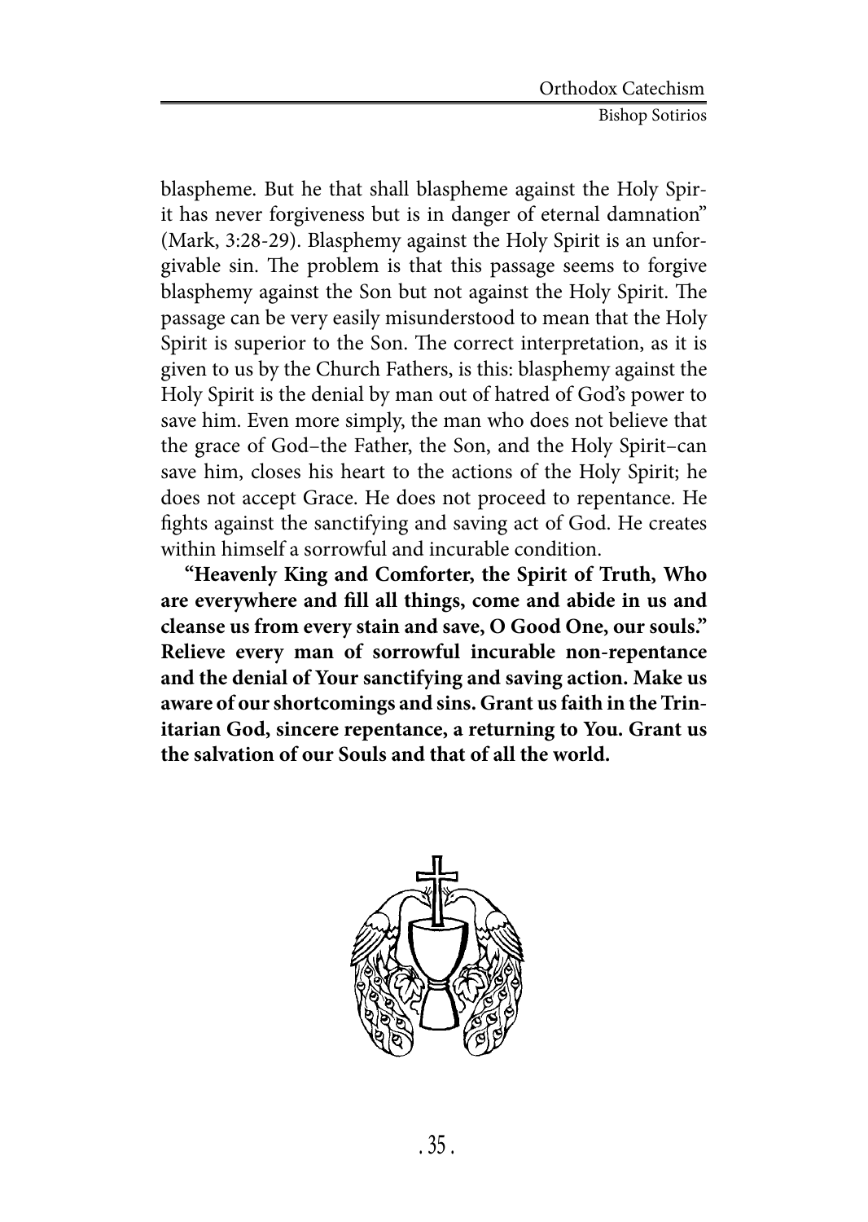blaspheme. But he that shall blaspheme against the Holy Spirit has never forgiveness but is in danger of eternal damnation" (Mark, 3:28-29). Blasphemy against the Holy Spirit is an unforgivable sin. The problem is that this passage seems to forgive blasphemy against the Son but not against the Holy Spirit. The passage can be very easily misunderstood to mean that the Holy Spirit is superior to the Son. The correct interpretation, as it is given to us by the Church Fathers, is this: blasphemy against the Holy Spirit is the denial by man out of hatred of God's power to save him. Even more simply, the man who does not believe that the grace of God–the Father, the Son, and the Holy Spirit–can save him, closes his heart to the actions of the Holy Spirit; he does not accept Grace. He does not proceed to repentance. He fights against the sanctifying and saving act of God. He creates within himself a sorrowful and incurable condition.

**"Heavenly King and Comforter, the Spirit of Truth, Who are everywhere and fill all things, come and abide in us and cleanse us from every stain and save, O Good One, our souls." Relieve every man of sorrowful incurable non-repentance and the denial of Your sanctifying and saving action. Make us aware of our shortcomings and sins. Grant us faith in the Trinitarian God, sincere repentance, a returning to You. Grant us the salvation of our Souls and that of all the world.**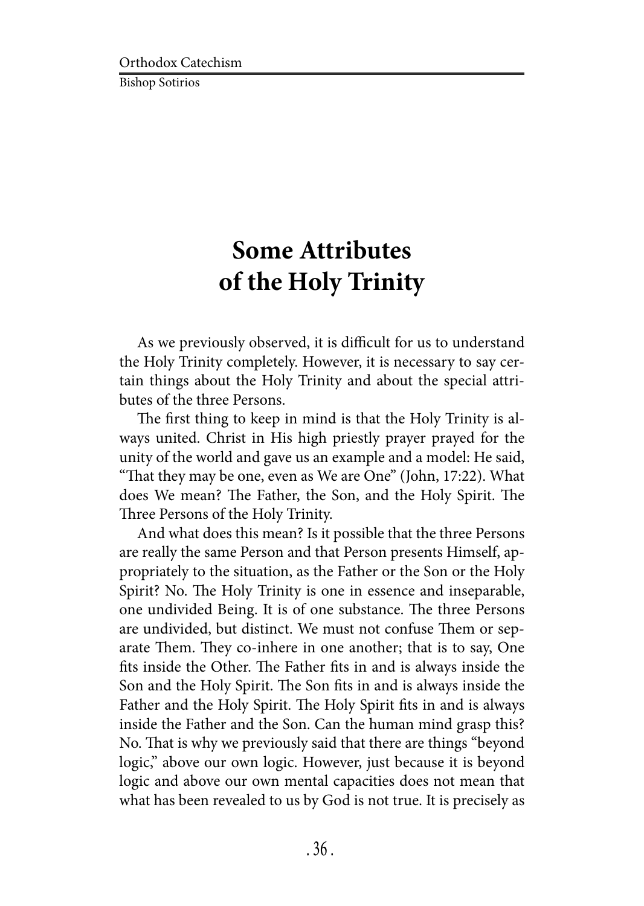# Some Attributes of the Holy Trinity

As we previously observed, it is difficult for us to understand the Holy Trinity completely. However, it is necessary to say certain things about the Holy Trinity and about the special attributes of the three Persons.

The first thing to keep in mind is that the Holy Trinity is always united. Christ in His high priestly prayer prayed for the unity of the world and gave us an example and a model: He said, "That they may be one, even as We are One" (John, 17:22). What does We mean? The Father, the Son, and the Holy Spirit. The Three Persons of the Holy Trinity.

And what does this mean? Is it possible that the three Persons are really the same Person and that Person presents Himself, appropriately to the situation, as the Father or the Son or the Holy Spirit? No. The Holy Trinity is one in essence and inseparable, one undivided Being. It is of one substance. The three Persons are undivided, but distinct. We must not confuse Them or separate Them. They co-inhere in one another; that is to say, One fits inside the Other. The Father fits in and is always inside the Son and the Holy Spirit. The Son fits in and is always inside the Father and the Holy Spirit. The Holy Spirit fits in and is always inside the Father and the Son. Can the human mind grasp this? No. That is why we previously said that there are things "beyond logic," above our own logic. However, just because it is beyond logic and above our own mental capacities does not mean that what has been revealed to us by God is not true. It is precisely as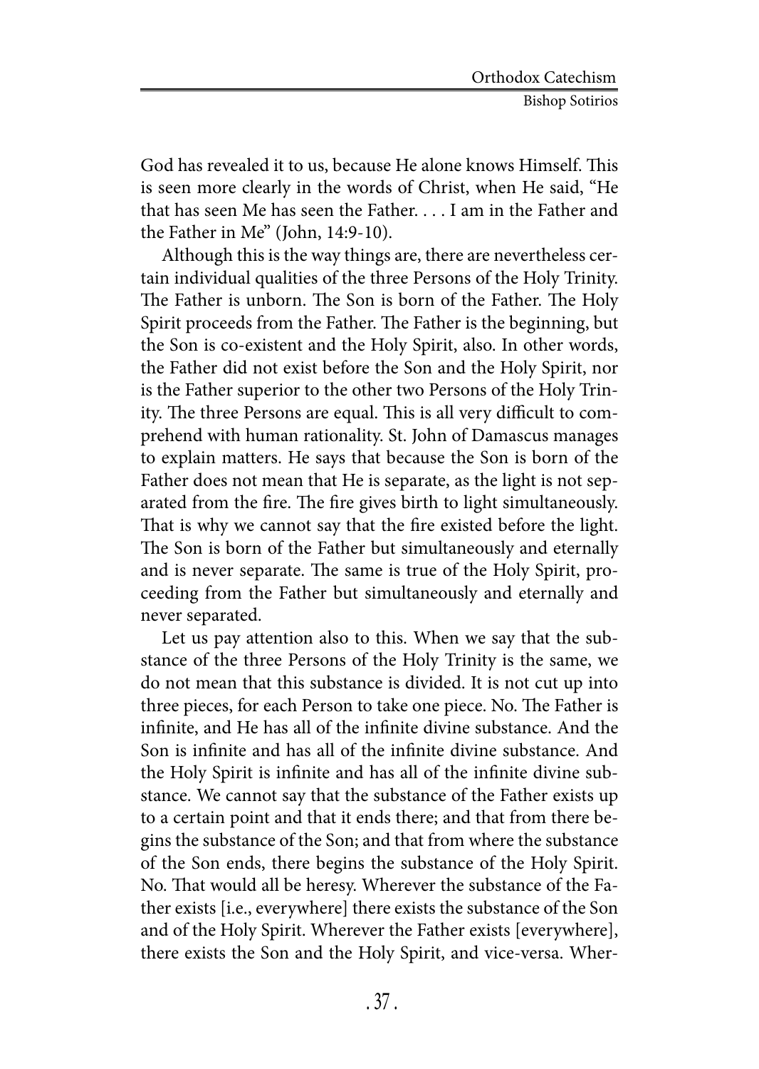God has revealed it to us, because He alone knows Himself. This is seen more clearly in the words of Christ, when He said, "He that has seen Me has seen the Father. . . . I am in the Father and the Father in Me" (John, 14:9-10).

Although this is the way things are, there are nevertheless certain individual qualities of the three Persons of the Holy Trinity. The Father is unborn. The Son is born of the Father. The Holy Spirit proceeds from the Father. The Father is the beginning, but the Son is co-existent and the Holy Spirit, also. In other words, the Father did not exist before the Son and the Holy Spirit, nor is the Father superior to the other two Persons of the Holy Trinity. The three Persons are equal. This is all very difficult to comprehend with human rationality. St. John of Damascus manages to explain matters. He says that because the Son is born of the Father does not mean that He is separate, as the light is not separated from the fire. The fire gives birth to light simultaneously. That is why we cannot say that the fire existed before the light. The Son is born of the Father but simultaneously and eternally and is never separate. The same is true of the Holy Spirit, proceeding from the Father but simultaneously and eternally and never separated.

Let us pay attention also to this. When we say that the substance of the three Persons of the Holy Trinity is the same, we do not mean that this substance is divided. It is not cut up into three pieces, for each Person to take one piece. No. The Father is infinite, and He has all of the infinite divine substance. And the Son is infinite and has all of the infinite divine substance. And the Holy Spirit is infinite and has all of the infinite divine substance. We cannot say that the substance of the Father exists up to a certain point and that it ends there; and that from there begins the substance of the Son; and that from where the substance of the Son ends, there begins the substance of the Holy Spirit. No. That would all be heresy. Wherever the substance of the Father exists [i.e., everywhere] there exists the substance of the Son and of the Holy Spirit. Wherever the Father exists [everywhere], there exists the Son and the Holy Spirit, and vice-versa. Wher-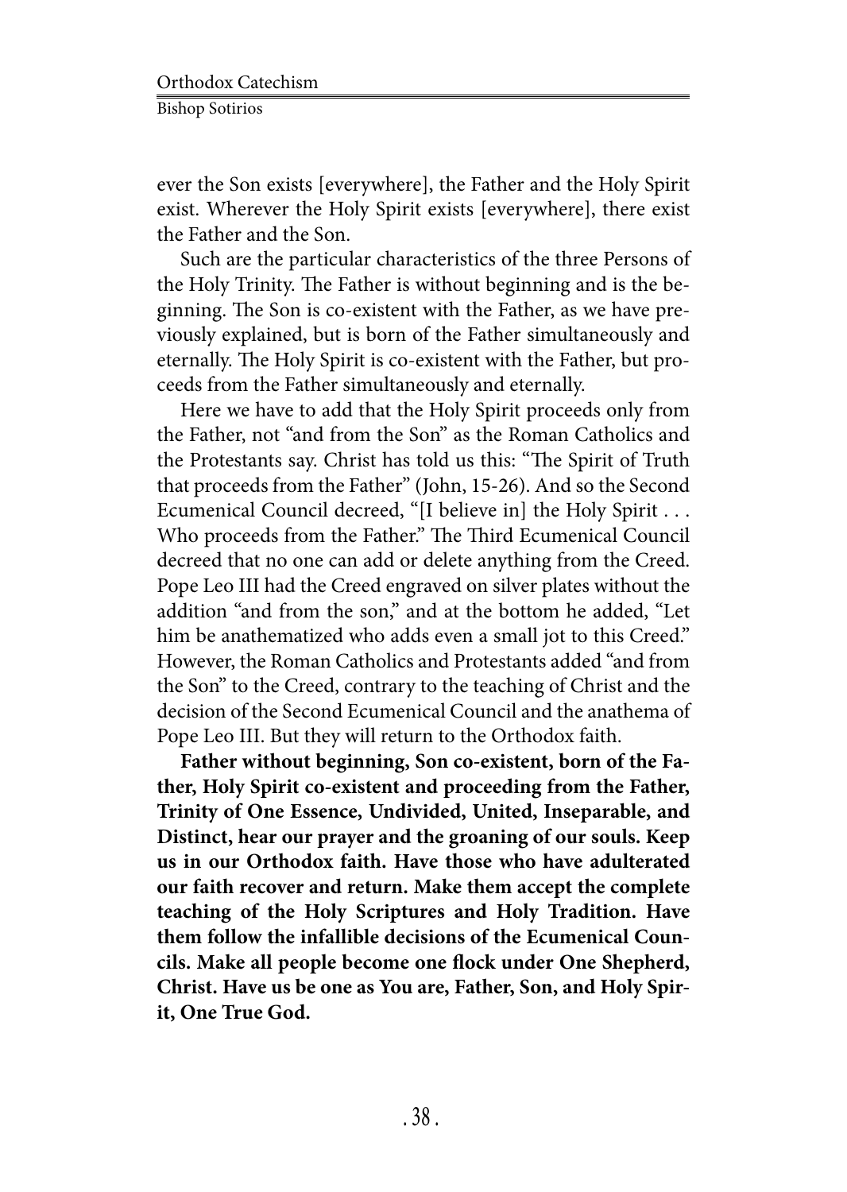ever the Son exists [everywhere], the Father and the Holy Spirit exist. Wherever the Holy Spirit exists [everywhere], there exist the Father and the Son.

Such are the particular characteristics of the three Persons of the Holy Trinity. The Father is without beginning and is the beginning. The Son is co-existent with the Father, as we have previously explained, but is born of the Father simultaneously and eternally. The Holy Spirit is co-existent with the Father, but proceeds from the Father simultaneously and eternally.

Here we have to add that the Holy Spirit proceeds only from the Father, not "and from the Son" as the Roman Catholics and the Protestants say. Christ has told us this: "The Spirit of Truth that proceeds from the Father" (John, 15-26). And so the Second Ecumenical Council decreed, "[I believe in] the Holy Spirit . . . Who proceeds from the Father." The Third Ecumenical Council decreed that no one can add or delete anything from the Creed. Pope Leo III had the Creed engraved on silver plates without the addition "and from the son," and at the bottom he added, "Let him be anathematized who adds even a small jot to this Creed." However, the Roman Catholics and Protestants added "and from the Son" to the Creed, contrary to the teaching of Christ and the decision of the Second Ecumenical Council and the anathema of Pope Leo III. But they will return to the Orthodox faith.

**Father without beginning, Son co-existent, born of the Father, Holy Spirit co-existent and proceeding from the Father, Trinity of One Essence, Undivided, United, Inseparable, and Distinct, hear our prayer and the groaning of our souls. Keep us in our Orthodox faith. Have those who have adulterated our faith recover and return. Make them accept the complete teaching of the Holy Scriptures and Holy Tradition. Have them follow the infallible decisions of the Ecumenical Councils. Make all people become one flock under One Shepherd, Christ. Have us be one as You are, Father, Son, and Holy Spirit, One True God.**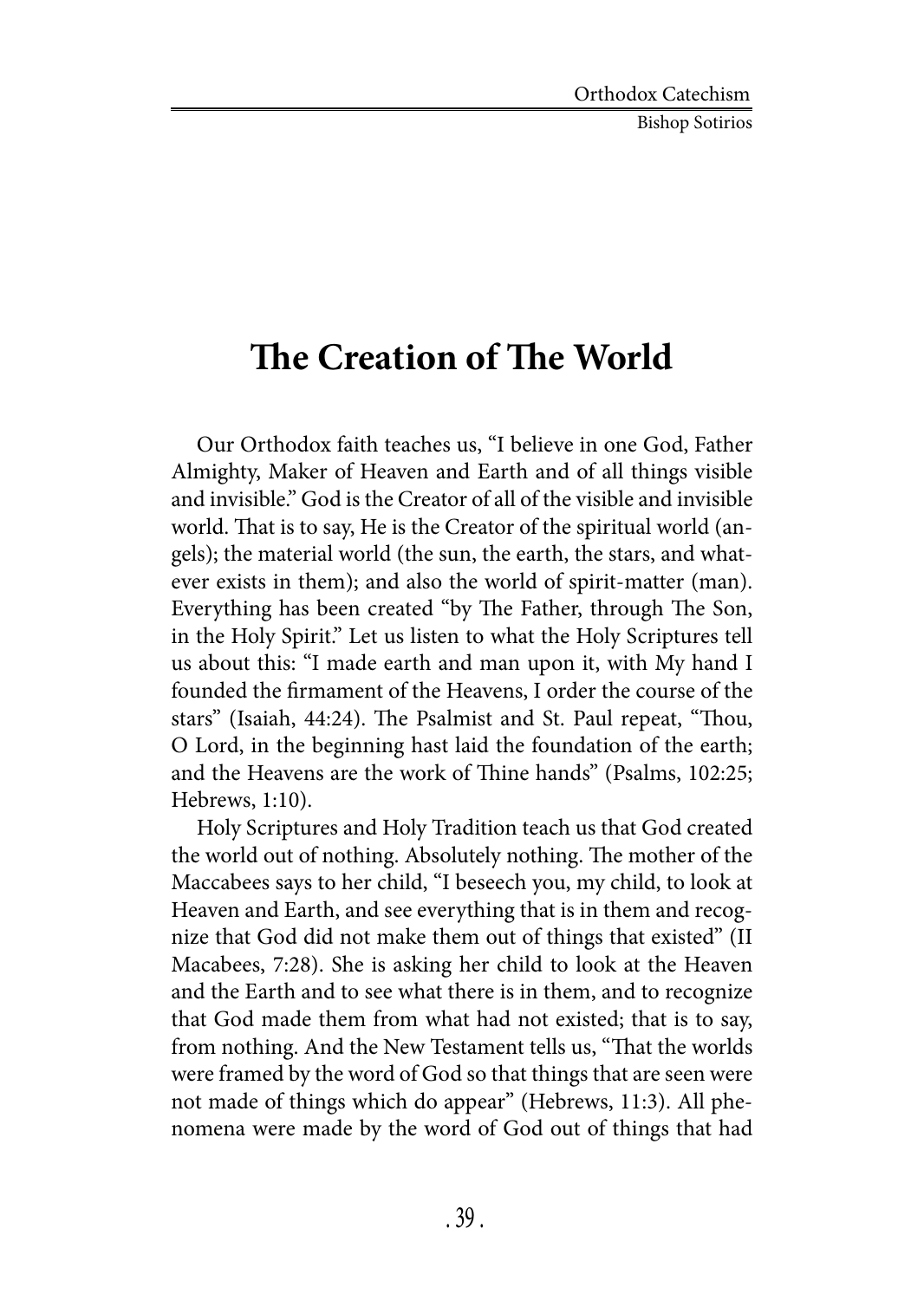# The Creation of The World

Our Orthodox faith teaches us, "I believe in one God, Father Almighty, Maker of Heaven and Earth and of all things visible and invisible." God is the Creator of all of the visible and invisible world. That is to say, He is the Creator of the spiritual world (angels); the material world (the sun, the earth, the stars, and whatever exists in them); and also the world of spirit-matter (man). Everything has been created "by The Father, through The Son, in the Holy Spirit." Let us listen to what the Holy Scriptures tell us about this: "I made earth and man upon it, with My hand I founded the firmament of the Heavens, I order the course of the stars" (Isaiah, 44:24). The Psalmist and St. Paul repeat, "Thou, O Lord, in the beginning hast laid the foundation of the earth; and the Heavens are the work of Thine hands" (Psalms, 102:25; Hebrews, 1:10).

Holy Scriptures and Holy Tradition teach us that God created the world out of nothing. Absolutely nothing. The mother of the Maccabees says to her child, "I beseech you, my child, to look at Heaven and Earth, and see everything that is in them and recognize that God did not make them out of things that existed" (II Macabees, 7:28). She is asking her child to look at the Heaven and the Earth and to see what there is in them, and to recognize that God made them from what had not existed; that is to say, from nothing. And the New Testament tells us, "That the worlds were framed by the word of God so that things that are seen were not made of things which do appear" (Hebrews, 11:3). All phenomena were made by the word of God out of things that had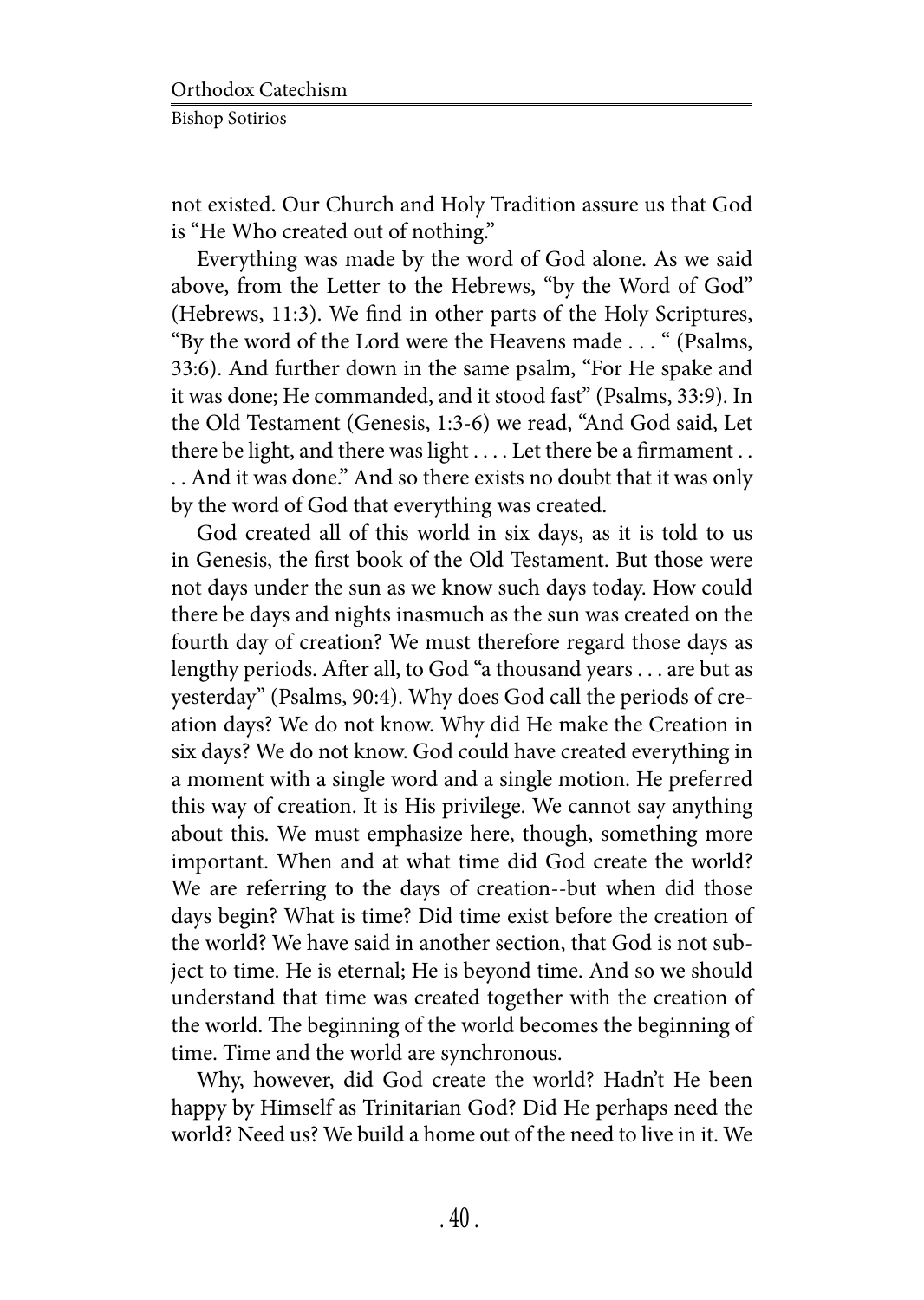not existed. Our Church and Holy Tradition assure us that God is "He Who created out of nothing."

Everything was made by the word of God alone. As we said above, from the Letter to the Hebrews, "by the Word of God" (Hebrews, 11:3). We find in other parts of the Holy Scriptures, "By the word of the Lord were the Heavens made . . . " (Psalms, 33:6). And further down in the same psalm, "For He spake and it was done; He commanded, and it stood fast" (Psalms, 33:9). In the Old Testament (Genesis, 1:3-6) we read, "And God said, Let there be light, and there was light . . . . Let there be a firmament . . . . And it was done." And so there exists no doubt that it was only by the word of God that everything was created.

God created all of this world in six days, as it is told to us in Genesis, the first book of the Old Testament. But those were not days under the sun as we know such days today. How could there be days and nights inasmuch as the sun was created on the fourth day of creation? We must therefore regard those days as lengthy periods. After all, to God "a thousand years . . . are but as yesterday" (Psalms, 90:4). Why does God call the periods of creation days? We do not know. Why did He make the Creation in six days? We do not know. God could have created everything in a moment with a single word and a single motion. He preferred this way of creation. It is His privilege. We cannot say anything about this. We must emphasize here, though, something more important. When and at what time did God create the world? We are referring to the days of creation--but when did those days begin? What is time? Did time exist before the creation of the world? We have said in another section, that God is not subject to time. He is eternal; He is beyond time. And so we should understand that time was created together with the creation of the world. The beginning of the world becomes the beginning of time. Time and the world are synchronous.

Why, however, did God create the world? Hadn't He been happy by Himself as Trinitarian God? Did He perhaps need the world? Need us? We build a home out of the need to live in it. We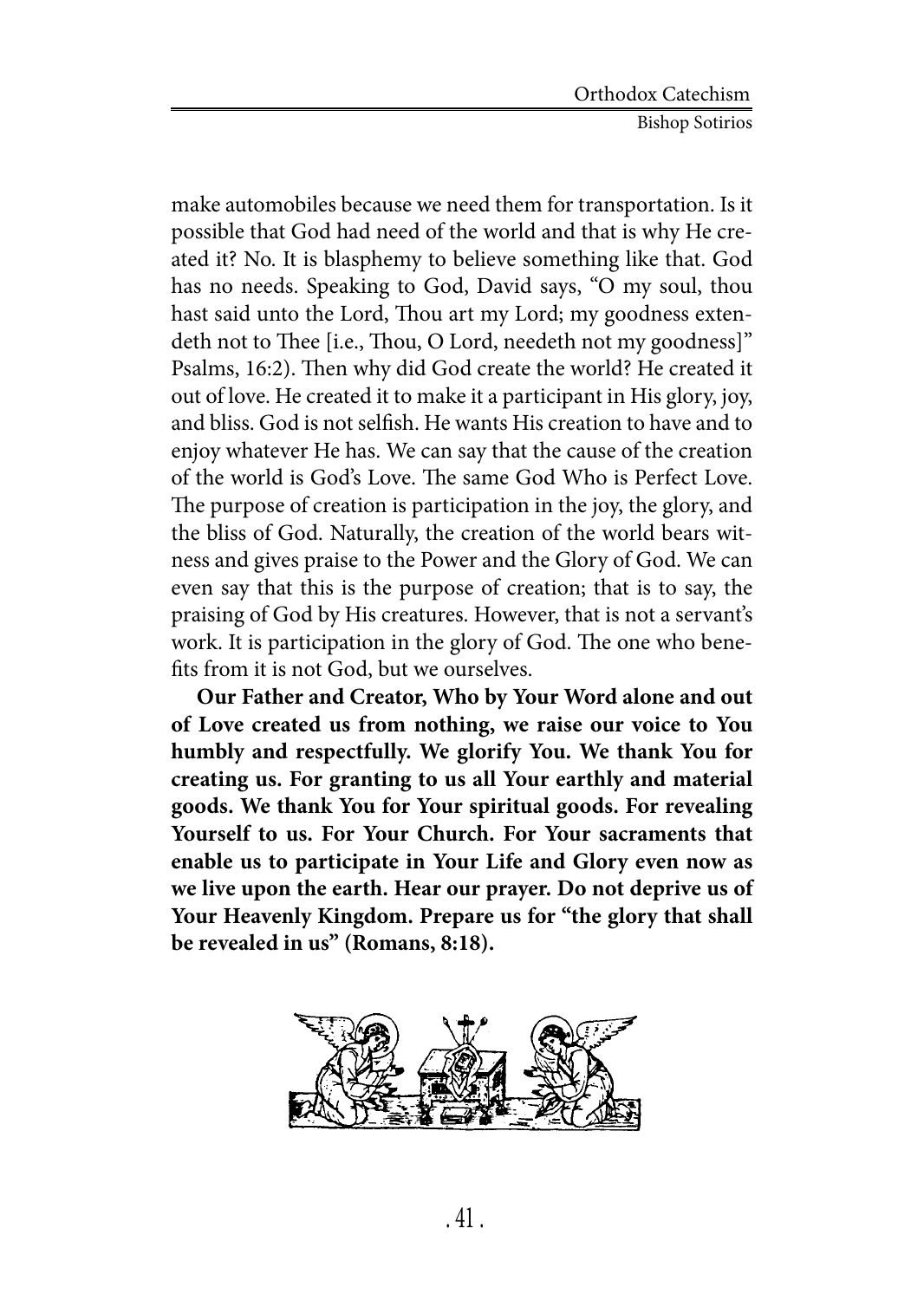make automobiles because we need them for transportation. Is it possible that God had need of the world and that is why He created it? No. It is blasphemy to believe something like that. God has no needs. Speaking to God, David says, "O my soul, thou hast said unto the Lord, Thou art my Lord; my goodness extendeth not to Thee [i.e., Thou, O Lord, needeth not my goodness]" Psalms, 16:2). Then why did God create the world? He created it out of love. He created it to make it a participant in His glory, joy, and bliss. God is not selfish. He wants His creation to have and to enjoy whatever He has. We can say that the cause of the creation of the world is God's Love. The same God Who is Perfect Love. The purpose of creation is participation in the joy, the glory, and the bliss of God. Naturally, the creation of the world bears witness and gives praise to the Power and the Glory of God. We can even say that this is the purpose of creation; that is to say, the praising of God by His creatures. However, that is not a servant's work. It is participation in the glory of God. The one who benefits from it is not God, but we ourselves.

**Our Father and Creator, Who by Your Word alone and out of Love created us from nothing, we raise our voice to You humbly and respectfully. We glorify You. We thank You for creating us. For granting to us all Your earthly and material goods. We thank You for Your spiritual goods. For revealing Yourself to us. For Your Church. For Your sacraments that enable us to participate in Your Life and Glory even now as we live upon the earth. Hear our prayer. Do not deprive us of Your Heavenly Kingdom. Prepare us for "the glory that shall be revealed in us" (Romans, 8:18).**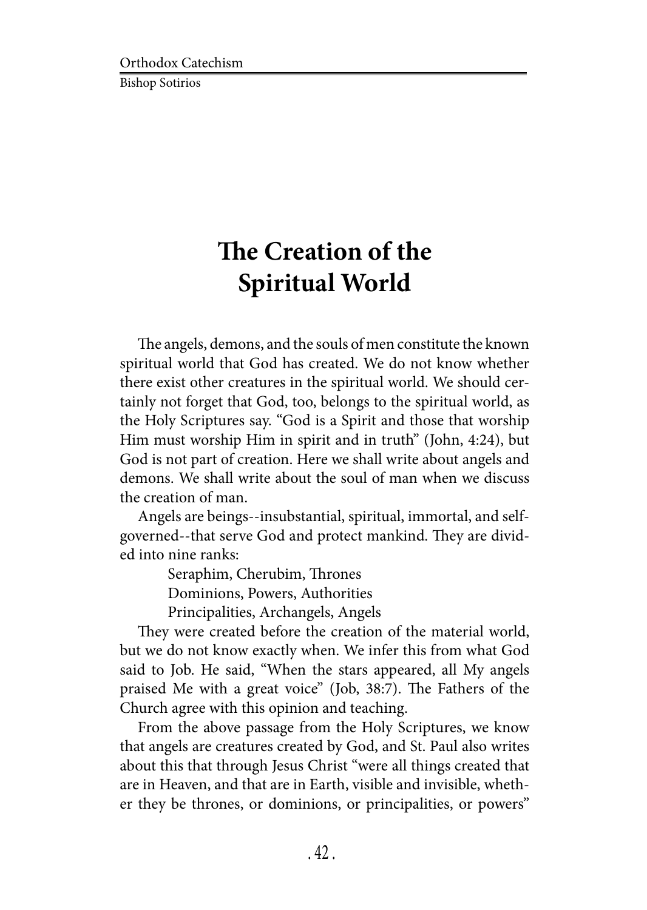# The Creation of the Spiritual World

The angels, demons, and the souls of men constitute the known spiritual world that God has created. We do not know whether there exist other creatures in the spiritual world. We should certainly not forget that God, too, belongs to the spiritual world, as the Holy Scriptures say. "God is a Spirit and those that worship Him must worship Him in spirit and in truth" (John, 4:24), but God is not part of creation. Here we shall write about angels and demons. We shall write about the soul of man when we discuss the creation of man.

Angels are beings--insubstantial, spiritual, immortal, and self-governed--that serve God and protect mankind. They are divided into nine ranks:

Seraphim, Cherubim, Thrones
Dominions, Powers, Authorities
Principalities, Archangels, Angels

They were created before the creation of the material world, but we do not know exactly when. We infer this from what God said to Job. He said, "When the stars appeared, all My angels praised Me with a great voice" (Job, 38:7). The Fathers of the Church agree with this opinion and teaching.

From the above passage from the Holy Scriptures, we know that angels are creatures created by God, and St. Paul also writes about this that through Jesus Christ "were all things created that are in Heaven, and that are in Earth, visible and invisible, whether they be thrones, or dominions, or principalities, or powers"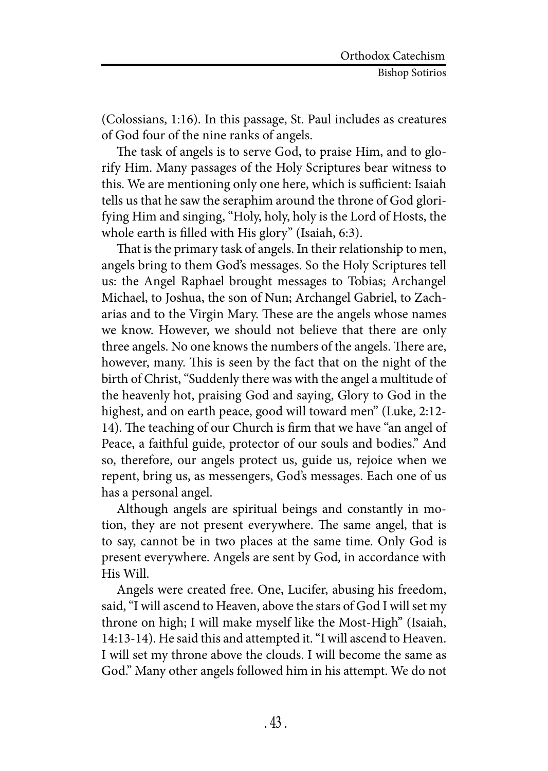(Colossians, 1:16). In this passage, St. Paul includes as creatures of God four of the nine ranks of angels.

The task of angels is to serve God, to praise Him, and to glorify Him. Many passages of the Holy Scriptures bear witness to this. We are mentioning only one here, which is sufficient: Isaiah tells us that he saw the seraphim around the throne of God glorifying Him and singing, "Holy, holy, holy is the Lord of Hosts, the whole earth is filled with His glory" (Isaiah, 6:3).

That is the primary task of angels. In their relationship to men, angels bring to them God's messages. So the Holy Scriptures tell us: the Angel Raphael brought messages to Tobias; Archangel Michael, to Joshua, the son of Nun; Archangel Gabriel, to Zacharias and to the Virgin Mary. These are the angels whose names we know. However, we should not believe that there are only three angels. No one knows the numbers of the angels. There are, however, many. This is seen by the fact that on the night of the birth of Christ, "Suddenly there was with the angel a multitude of the heavenly hot, praising God and saying, Glory to God in the highest, and on earth peace, good will toward men" (Luke, 2:12-14). The teaching of our Church is firm that we have "an angel of Peace, a faithful guide, protector of our souls and bodies." And so, therefore, our angels protect us, guide us, rejoice when we repent, bring us, as messengers, God's messages. Each one of us has a personal angel.

Although angels are spiritual beings and constantly in motion, they are not present everywhere. The same angel, that is to say, cannot be in two places at the same time. Only God is present everywhere. Angels are sent by God, in accordance with His Will.

Angels were created free. One, Lucifer, abusing his freedom, said, "I will ascend to Heaven, above the stars of God I will set my throne on high; I will make myself like the Most-High" (Isaiah, 14:13-14). He said this and attempted it. "I will ascend to Heaven. I will set my throne above the clouds. I will become the same as God." Many other angels followed him in his attempt. We do not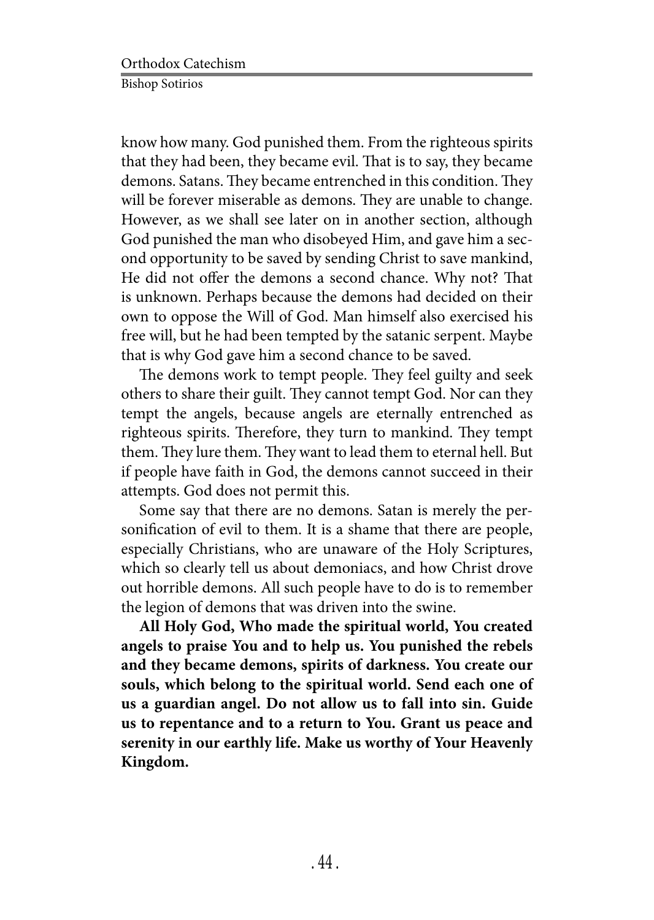know how many. God punished them. From the righteous spirits that they had been, they became evil. That is to say, they became demons. Satans. They became entrenched in this condition. They will be forever miserable as demons. They are unable to change. However, as we shall see later on in another section, although God punished the man who disobeyed Him, and gave him a second opportunity to be saved by sending Christ to save mankind, He did not offer the demons a second chance. Why not? That is unknown. Perhaps because the demons had decided on their own to oppose the Will of God. Man himself also exercised his free will, but he had been tempted by the satanic serpent. Maybe that is why God gave him a second chance to be saved.

The demons work to tempt people. They feel guilty and seek others to share their guilt. They cannot tempt God. Nor can they tempt the angels, because angels are eternally entrenched as righteous spirits. Therefore, they turn to mankind. They tempt them. They lure them. They want to lead them to eternal hell. But if people have faith in God, the demons cannot succeed in their attempts. God does not permit this.

Some say that there are no demons. Satan is merely the personification of evil to them. It is a shame that there are people, especially Christians, who are unaware of the Holy Scriptures, which so clearly tell us about demoniacs, and how Christ drove out horrible demons. All such people have to do is to remember the legion of demons that was driven into the swine.

**All Holy God, Who made the spiritual world, You created angels to praise You and to help us. You punished the rebels and they became demons, spirits of darkness. You create our souls, which belong to the spiritual world. Send each one of us a guardian angel. Do not allow us to fall into sin. Guide us to repentance and to a return to You. Grant us peace and serenity in our earthly life. Make us worthy of Your Heavenly Kingdom.**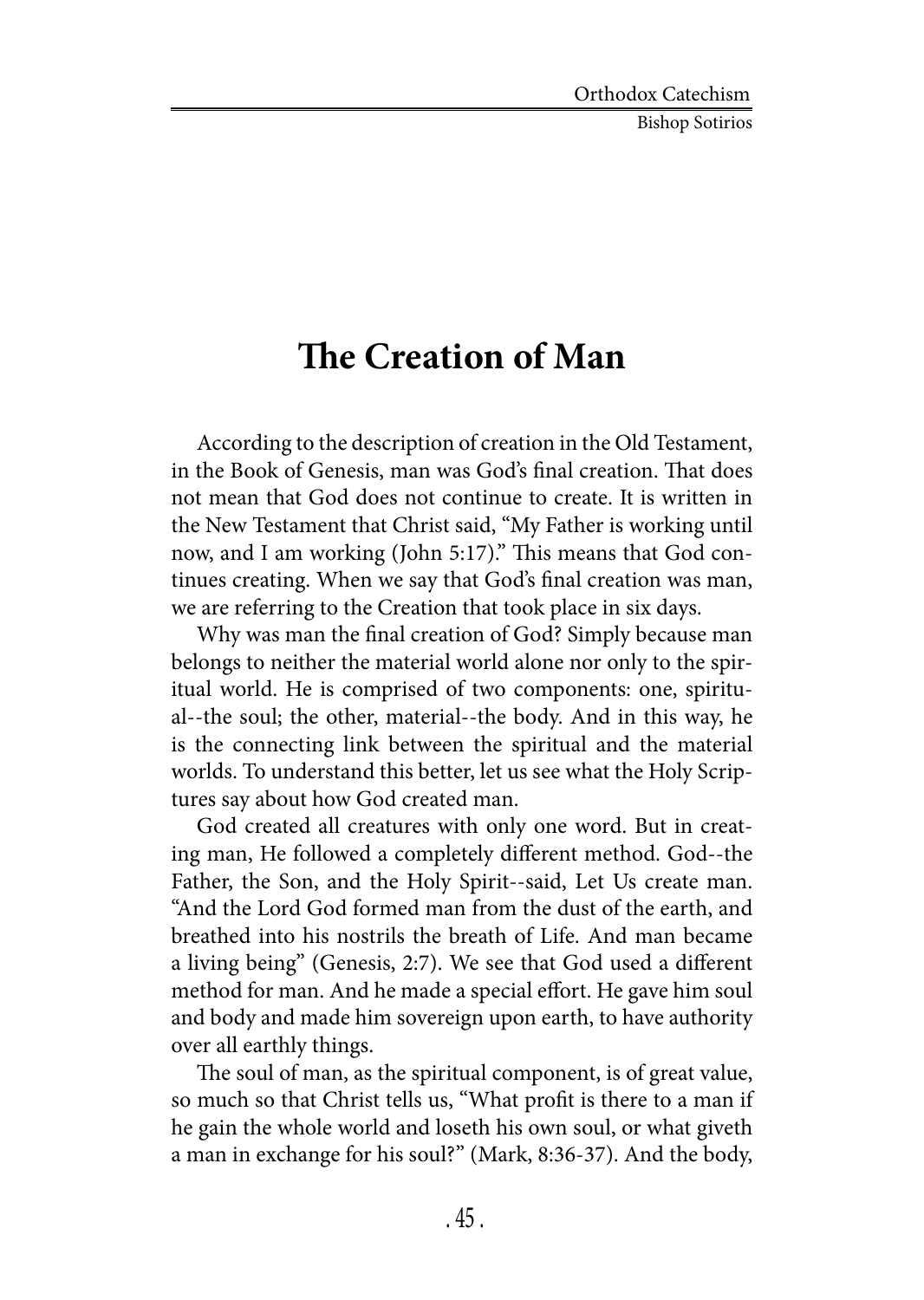# The Creation of Man

According to the description of creation in the Old Testament, in the Book of Genesis, man was God's final creation. That does not mean that God does not continue to create. It is written in the New Testament that Christ said, "My Father is working until now, and I am working (John 5:17)." This means that God continues creating. When we say that God's final creation was man, we are referring to the Creation that took place in six days.

Why was man the final creation of God? Simply because man belongs to neither the material world alone nor only to the spiritual world. He is comprised of two components: one, spiritual--the soul; the other, material--the body. And in this way, he is the connecting link between the spiritual and the material worlds. To understand this better, let us see what the Holy Scriptures say about how God created man.

God created all creatures with only one word. But in creating man, He followed a completely different method. God--the Father, the Son, and the Holy Spirit--said, Let Us create man. "And the Lord God formed man from the dust of the earth, and breathed into his nostrils the breath of Life. And man became a living being" (Genesis, 2:7). We see that God used a different method for man. And he made a special effort. He gave him soul and body and made him sovereign upon earth, to have authority over all earthly things.

The soul of man, as the spiritual component, is of great value, so much so that Christ tells us, "What profit is there to a man if he gain the whole world and loseth his own soul, or what giveth a man in exchange for his soul?" (Mark, 8:36-37). And the body,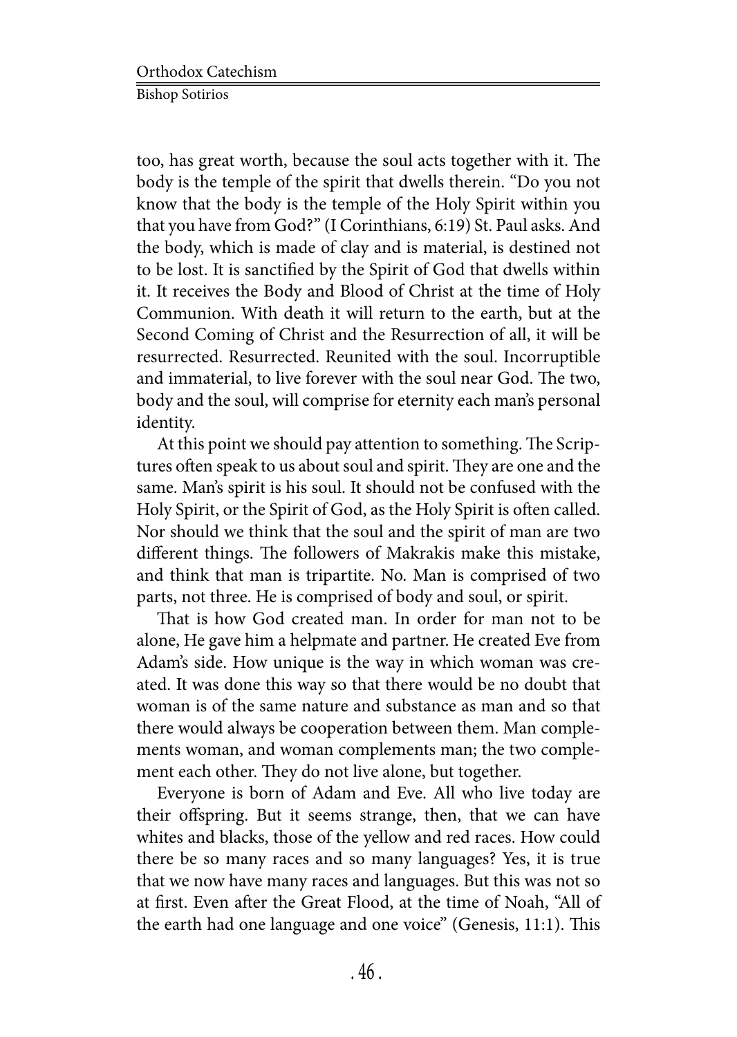too, has great worth, because the soul acts together with it. The body is the temple of the spirit that dwells therein. "Do you not know that the body is the temple of the Holy Spirit within you that you have from God?" (I Corinthians, 6:19) St. Paul asks. And the body, which is made of clay and is material, is destined not to be lost. It is sanctified by the Spirit of God that dwells within it. It receives the Body and Blood of Christ at the time of Holy Communion. With death it will return to the earth, but at the Second Coming of Christ and the Resurrection of all, it will be resurrected. Resurrected. Reunited with the soul. Incorruptible and immaterial, to live forever with the soul near God. The two, body and the soul, will comprise for eternity each man's personal identity.

At this point we should pay attention to something. The Scriptures often speak to us about soul and spirit. They are one and the same. Man's spirit is his soul. It should not be confused with the Holy Spirit, or the Spirit of God, as the Holy Spirit is often called. Nor should we think that the soul and the spirit of man are two different things. The followers of Makrakis make this mistake, and think that man is tripartite. No. Man is comprised of two parts, not three. He is comprised of body and soul, or spirit.

That is how God created man. In order for man not to be alone, He gave him a helpmate and partner. He created Eve from Adam's side. How unique is the way in which woman was created. It was done this way so that there would be no doubt that woman is of the same nature and substance as man and so that there would always be cooperation between them. Man complements woman, and woman complements man; the two complement each other. They do not live alone, but together.

Everyone is born of Adam and Eve. All who live today are their offspring. But it seems strange, then, that we can have whites and blacks, those of the yellow and red races. How could there be so many races and so many languages? Yes, it is true that we now have many races and languages. But this was not so at first. Even after the Great Flood, at the time of Noah, "All of the earth had one language and one voice" (Genesis, 11:1). This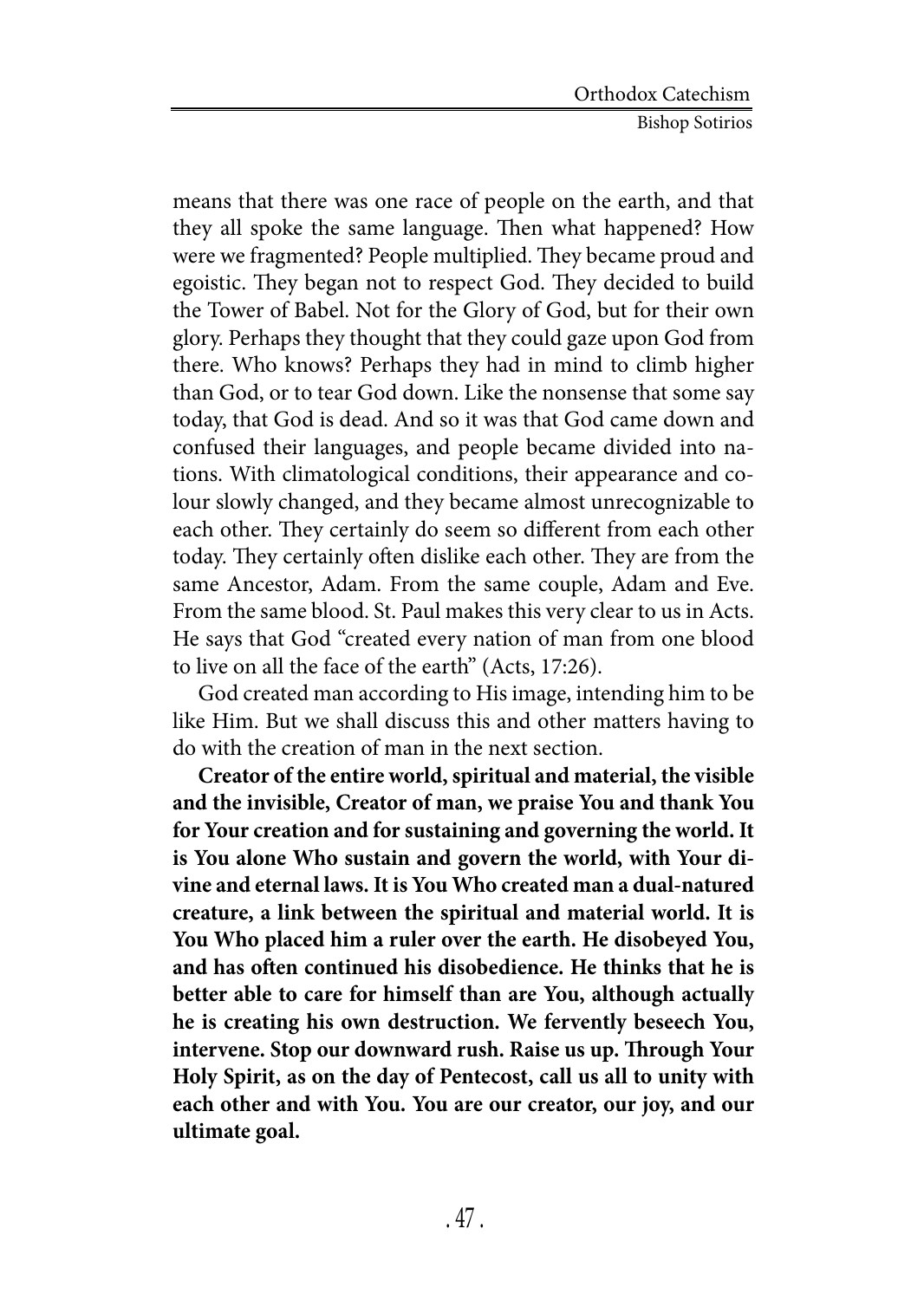means that there was one race of people on the earth, and that they all spoke the same language. Then what happened? How were we fragmented? People multiplied. They became proud and egoistic. They began not to respect God. They decided to build the Tower of Babel. Not for the Glory of God, but for their own glory. Perhaps they thought that they could gaze upon God from there. Who knows? Perhaps they had in mind to climb higher than God, or to tear God down. Like the nonsense that some say today, that God is dead. And so it was that God came down and confused their languages, and people became divided into nations. With climatological conditions, their appearance and colour slowly changed, and they became almost unrecognizable to each other. They certainly do seem so different from each other today. They certainly often dislike each other. They are from the same Ancestor, Adam. From the same couple, Adam and Eve. From the same blood. St. Paul makes this very clear to us in Acts. He says that God "created every nation of man from one blood to live on all the face of the earth" (Acts, 17:26).

God created man according to His image, intending him to be like Him. But we shall discuss this and other matters having to do with the creation of man in the next section.

**Creator of the entire world, spiritual and material, the visible and the invisible, Creator of man, we praise You and thank You for Your creation and for sustaining and governing the world. It is You alone Who sustain and govern the world, with Your divine and eternal laws. It is You Who created man a dual-natured creature, a link between the spiritual and material world. It is You Who placed him a ruler over the earth. He disobeyed You, and has often continued his disobedience. He thinks that he is better able to care for himself than are You, although actually he is creating his own destruction. We fervently beseech You, intervene. Stop our downward rush. Raise us up. Through Your Holy Spirit, as on the day of Pentecost, call us all to unity with each other and with You. You are our creator, our joy, and our ultimate goal.**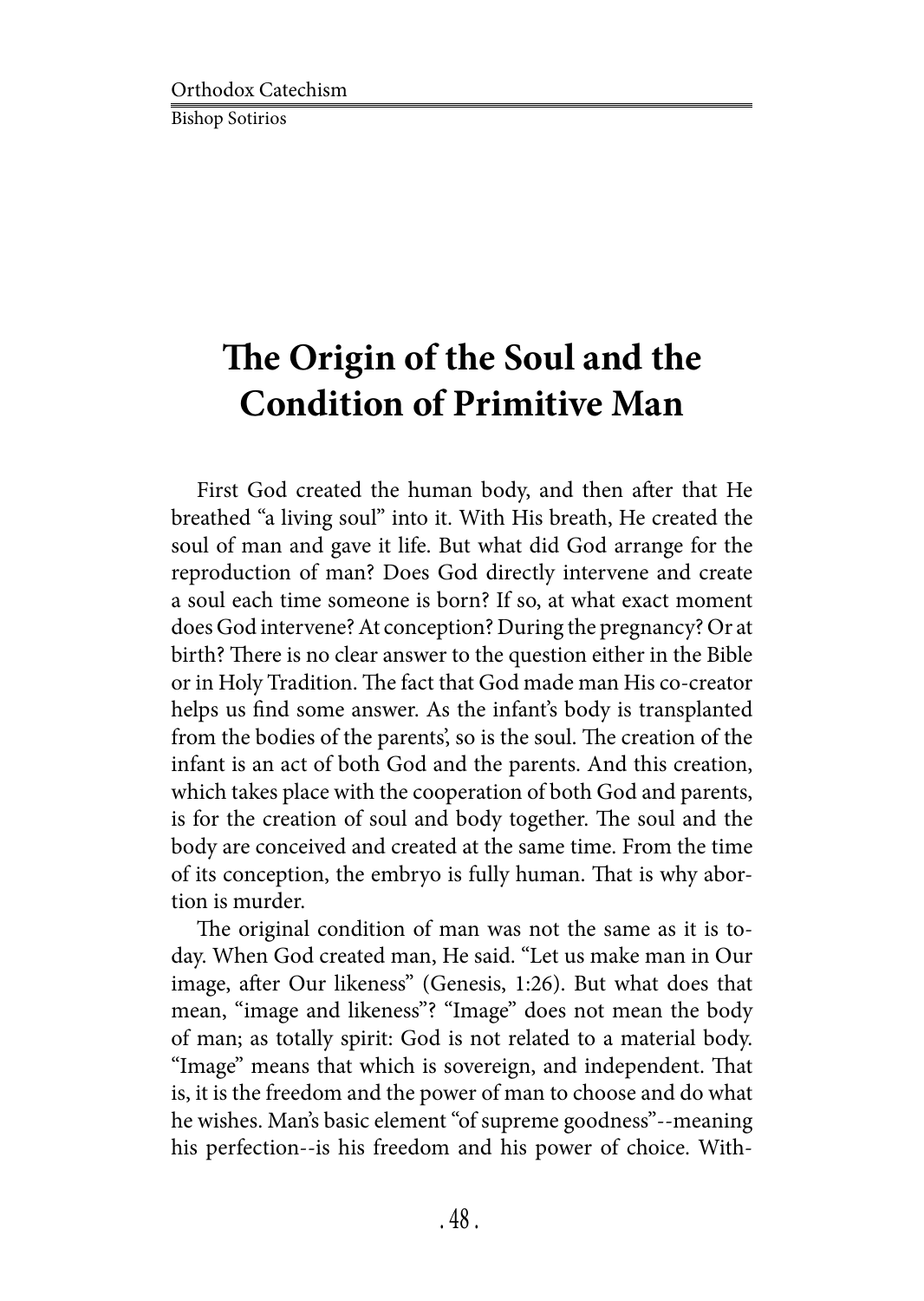# The Origin of the Soul and the Condition of Primitive Man

First God created the human body, and then after that He breathed "a living soul" into it. With His breath, He created the soul of man and gave it life. But what did God arrange for the reproduction of man? Does God directly intervene and create a soul each time someone is born? If so, at what exact moment does God intervene? At conception? During the pregnancy? Or at birth? There is no clear answer to the question either in the Bible or in Holy Tradition. The fact that God made man His co-creator helps us find some answer. As the infant's body is transplanted from the bodies of the parents', so is the soul. The creation of the infant is an act of both God and the parents. And this creation, which takes place with the cooperation of both God and parents, is for the creation of soul and body together. The soul and the body are conceived and created at the same time. From the time of its conception, the embryo is fully human. That is why abortion is murder.

The original condition of man was not the same as it is today. When God created man, He said. "Let us make man in Our image, after Our likeness" (Genesis, 1:26). But what does that mean, "image and likeness"? "Image" does not mean the body of man; as totally spirit: God is not related to a material body. "Image" means that which is sovereign, and independent. That is, it is the freedom and the power of man to choose and do what he wishes. Man's basic element "of supreme goodness"--meaning his perfection--is his freedom and his power of choice. With-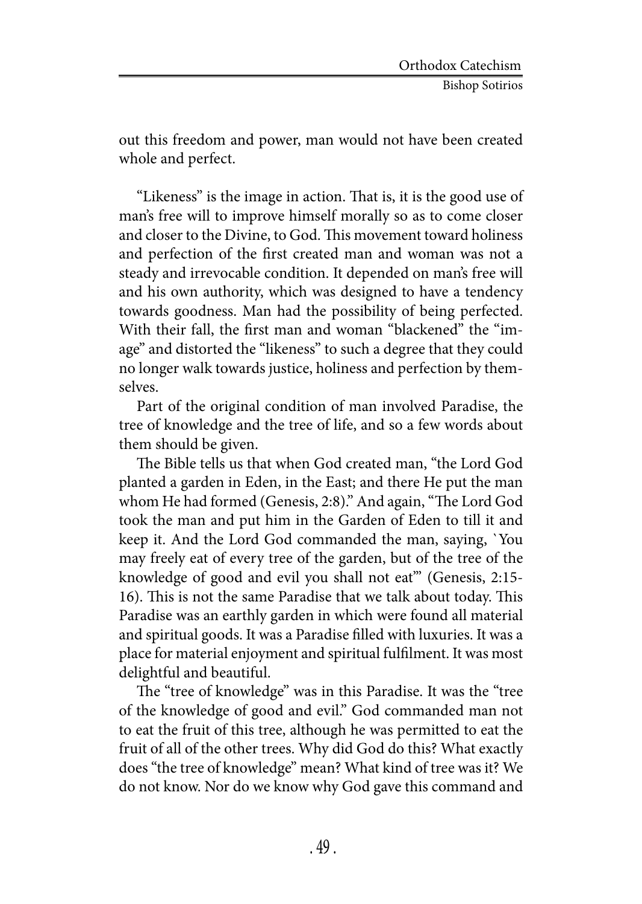out this freedom and power, man would not have been created whole and perfect.

"Likeness" is the image in action. That is, it is the good use of man's free will to improve himself morally so as to come closer and closer to the Divine, to God. This movement toward holiness and perfection of the first created man and woman was not a steady and irrevocable condition. It depended on man's free will and his own authority, which was designed to have a tendency towards goodness. Man had the possibility of being perfected. With their fall, the first man and woman "blackened" the "image" and distorted the "likeness" to such a degree that they could no longer walk towards justice, holiness and perfection by themselves.

Part of the original condition of man involved Paradise, the tree of knowledge and the tree of life, and so a few words about them should be given.

The Bible tells us that when God created man, "the Lord God planted a garden in Eden, in the East; and there He put the man whom He had formed (Genesis, 2:8)." And again, "The Lord God took the man and put him in the Garden of Eden to till it and keep it. And the Lord God commanded the man, saying, `You may freely eat of every tree of the garden, but of the tree of the knowledge of good and evil you shall not eat'" (Genesis, 2:15-16). This is not the same Paradise that we talk about today. This Paradise was an earthly garden in which were found all material and spiritual goods. It was a Paradise filled with luxuries. It was a place for material enjoyment and spiritual fulfilment. It was most delightful and beautiful.

The "tree of knowledge" was in this Paradise. It was the "tree of the knowledge of good and evil." God commanded man not to eat the fruit of this tree, although he was permitted to eat the fruit of all of the other trees. Why did God do this? What exactly does "the tree of knowledge" mean? What kind of tree was it? We do not know. Nor do we know why God gave this command and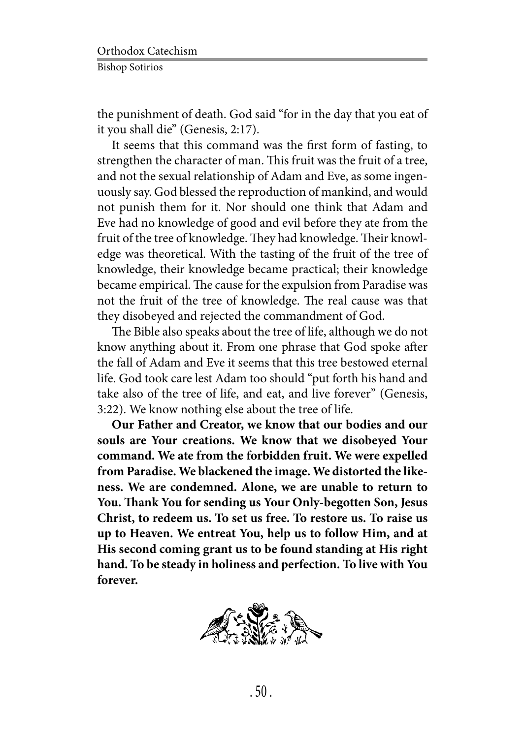the punishment of death. God said "for in the day that you eat of it you shall die" (Genesis, 2:17).

It seems that this command was the first form of fasting, to strengthen the character of man. This fruit was the fruit of a tree, and not the sexual relationship of Adam and Eve, as some ingenuously say. God blessed the reproduction of mankind, and would not punish them for it. Nor should one think that Adam and Eve had no knowledge of good and evil before they ate from the fruit of the tree of knowledge. They had knowledge. Their knowledge was theoretical. With the tasting of the fruit of the tree of knowledge, their knowledge became practical; their knowledge became empirical. The cause for the expulsion from Paradise was not the fruit of the tree of knowledge. The real cause was that they disobeyed and rejected the commandment of God.

The Bible also speaks about the tree of life, although we do not know anything about it. From one phrase that God spoke after the fall of Adam and Eve it seems that this tree bestowed eternal life. God took care lest Adam too should "put forth his hand and take also of the tree of life, and eat, and live forever" (Genesis, 3:22). We know nothing else about the tree of life.

**Our Father and Creator, we know that our bodies and our souls are Your creations. We know that we disobeyed Your command. We ate from the forbidden fruit. We were expelled from Paradise. We blackened the image. We distorted the likeness. We are condemned. Alone, we are unable to return to You. Thank You for sending us Your Only-begotten Son, Jesus Christ, to redeem us. To set us free. To restore us. To raise us up to Heaven. We entreat You, help us to follow Him, and at His second coming grant us to be found standing at His right hand. To be steady in holiness and perfection. To live with You forever.**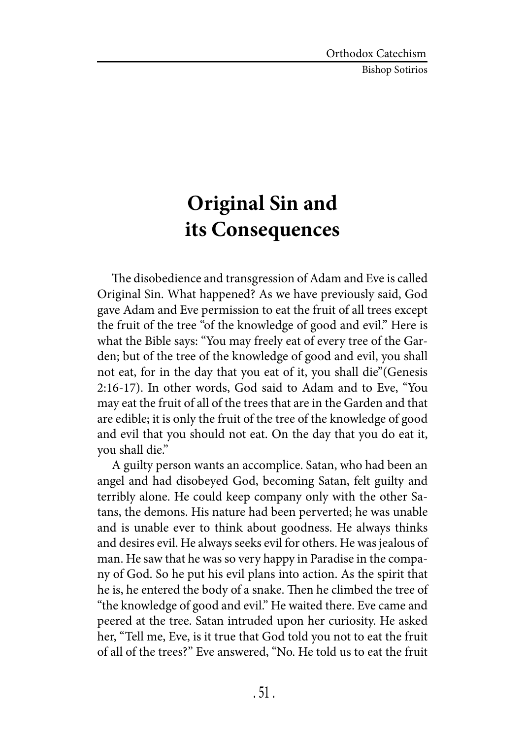# Original Sin and its Consequences

The disobedience and transgression of Adam and Eve is called Original Sin. What happened? As we have previously said, God gave Adam and Eve permission to eat the fruit of all trees except the fruit of the tree "of the knowledge of good and evil." Here is what the Bible says: "You may freely eat of every tree of the Garden; but of the tree of the knowledge of good and evil, you shall not eat, for in the day that you eat of it, you shall die"(Genesis 2:16-17). In other words, God said to Adam and to Eve, "You may eat the fruit of all of the trees that are in the Garden and that are edible; it is only the fruit of the tree of the knowledge of good and evil that you should not eat. On the day that you do eat it, you shall die."

A guilty person wants an accomplice. Satan, who had been an angel and had disobeyed God, becoming Satan, felt guilty and terribly alone. He could keep company only with the other Satans, the demons. His nature had been perverted; he was unable and is unable ever to think about goodness. He always thinks and desires evil. He always seeks evil for others. He was jealous of man. He saw that he was so very happy in Paradise in the company of God. So he put his evil plans into action. As the spirit that he is, he entered the body of a snake. Then he climbed the tree of "the knowledge of good and evil." He waited there. Eve came and peered at the tree. Satan intruded upon her curiosity. He asked her, "Tell me, Eve, is it true that God told you not to eat the fruit of all of the trees?" Eve answered, "No. He told us to eat the fruit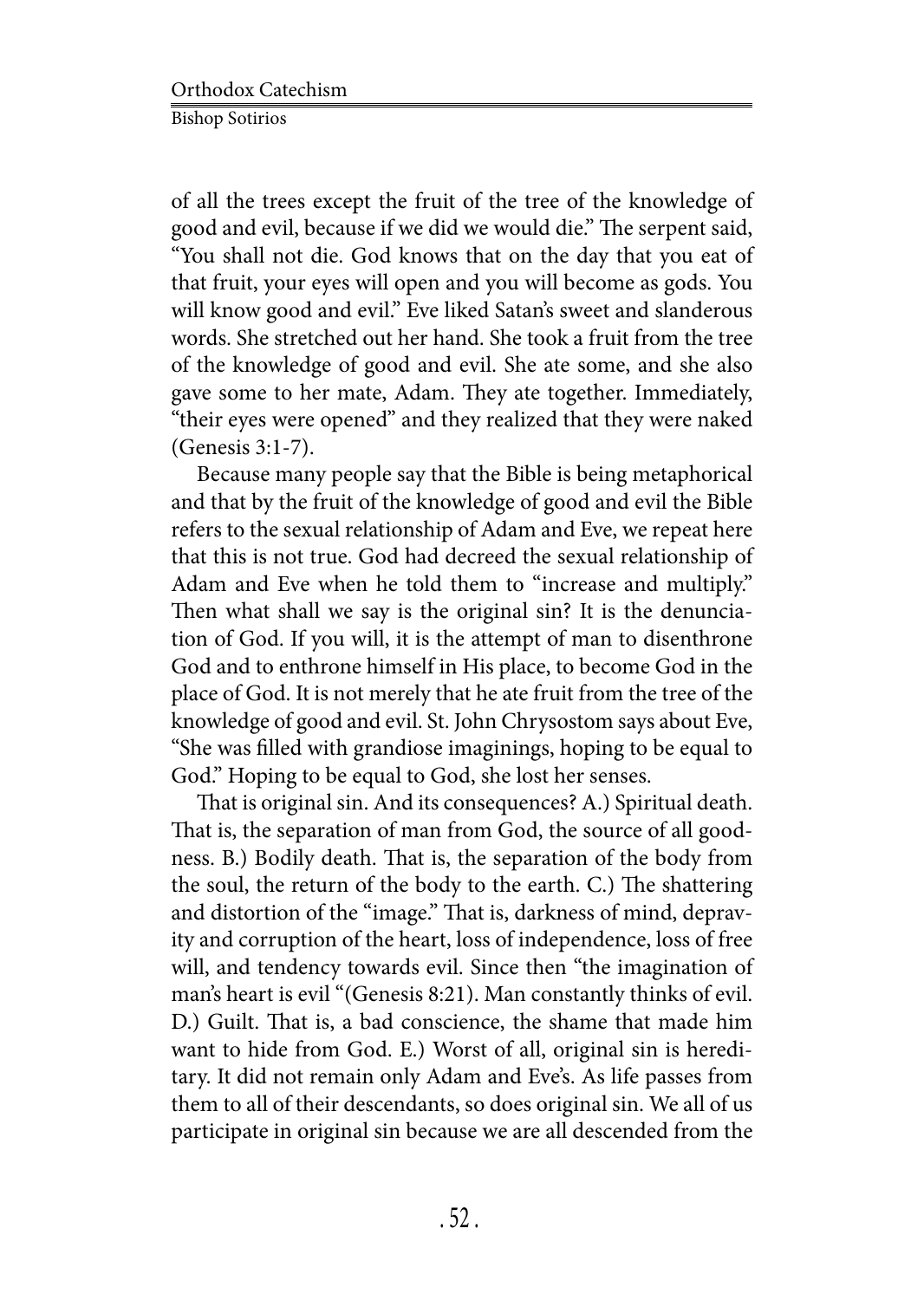of all the trees except the fruit of the tree of the knowledge of good and evil, because if we did we would die." The serpent said, "You shall not die. God knows that on the day that you eat of that fruit, your eyes will open and you will become as gods. You will know good and evil." Eve liked Satan's sweet and slanderous words. She stretched out her hand. She took a fruit from the tree of the knowledge of good and evil. She ate some, and she also gave some to her mate, Adam. They ate together. Immediately, "their eyes were opened" and they realized that they were naked (Genesis 3:1-7).

Because many people say that the Bible is being metaphorical and that by the fruit of the knowledge of good and evil the Bible refers to the sexual relationship of Adam and Eve, we repeat here that this is not true. God had decreed the sexual relationship of Adam and Eve when he told them to "increase and multiply." Then what shall we say is the original sin? It is the denunciation of God. If you will, it is the attempt of man to disenthrone God and to enthrone himself in His place, to become God in the place of God. It is not merely that he ate fruit from the tree of the knowledge of good and evil. St. John Chrysostom says about Eve, "She was filled with grandiose imaginings, hoping to be equal to God." Hoping to be equal to God, she lost her senses.

That is original sin. And its consequences? A.) Spiritual death. That is, the separation of man from God, the source of all goodness. B.) Bodily death. That is, the separation of the body from the soul, the return of the body to the earth. C.) The shattering and distortion of the "image." That is, darkness of mind, depravity and corruption of the heart, loss of independence, loss of free will, and tendency towards evil. Since then "the imagination of man's heart is evil "(Genesis 8:21). Man constantly thinks of evil. D.) Guilt. That is, a bad conscience, the shame that made him want to hide from God. E.) Worst of all, original sin is hereditary. It did not remain only Adam and Eve's. As life passes from them to all of their descendants, so does original sin. We all of us participate in original sin because we are all descended from the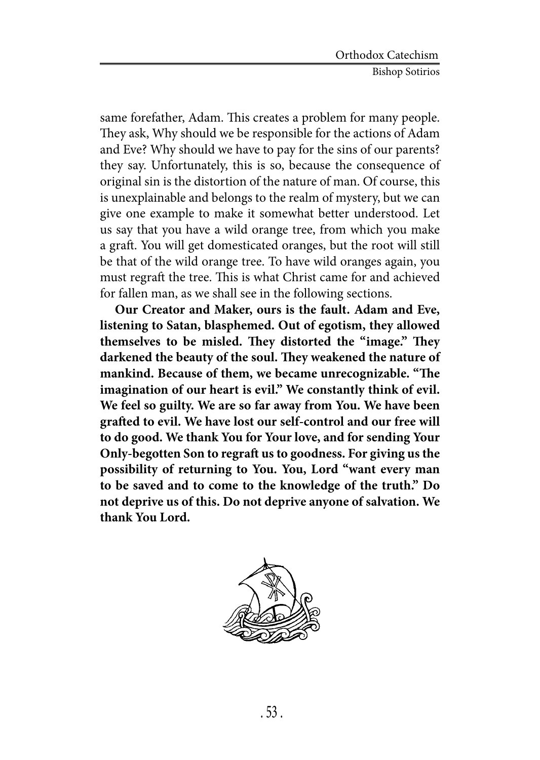same forefather, Adam. This creates a problem for many people. They ask, Why should we be responsible for the actions of Adam and Eve? Why should we have to pay for the sins of our parents? they say. Unfortunately, this is so, because the consequence of original sin is the distortion of the nature of man. Of course, this is unexplainable and belongs to the realm of mystery, but we can give one example to make it somewhat better understood. Let us say that you have a wild orange tree, from which you make a graft. You will get domesticated oranges, but the root will still be that of the wild orange tree. To have wild oranges again, you must regraft the tree. This is what Christ came for and achieved for fallen man, as we shall see in the following sections.

**Our Creator and Maker, ours is the fault. Adam and Eve, listening to Satan, blasphemed. Out of egotism, they allowed themselves to be misled. They distorted the "image." They darkened the beauty of the soul. They weakened the nature of mankind. Because of them, we became unrecognizable. "The imagination of our heart is evil." We constantly think of evil. We feel so guilty. We are so far away from You. We have been grafted to evil. We have lost our self-control and our free will to do good. We thank You for Your love, and for sending Your Only-begotten Son to regraft us to goodness. For giving us the possibility of returning to You. You, Lord "want every man to be saved and to come to the knowledge of the truth." Do not deprive us of this. Do not deprive anyone of salvation. We thank You Lord.**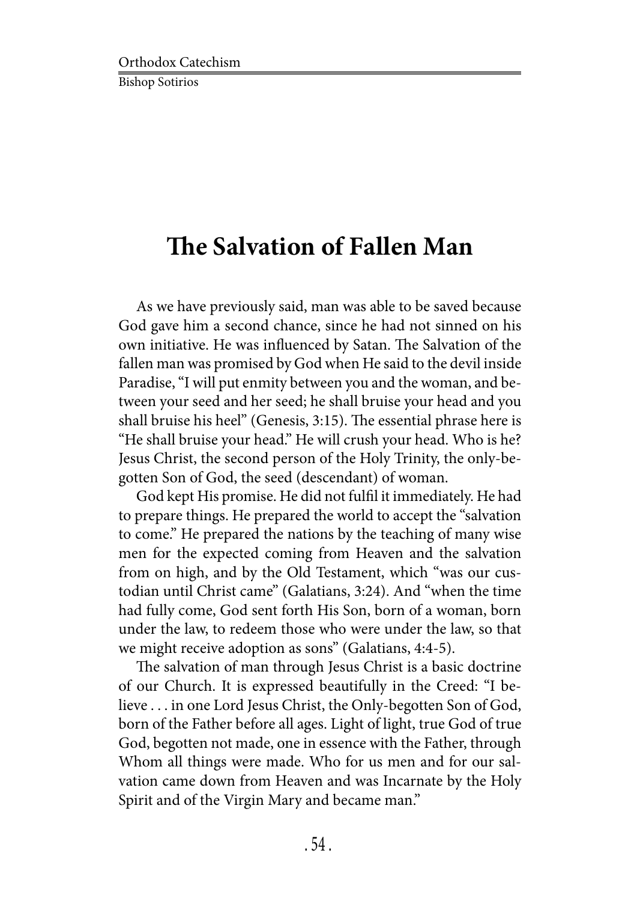# The Salvation of Fallen Man

As we have previously said, man was able to be saved because God gave him a second chance, since he had not sinned on his own initiative. He was influenced by Satan. The Salvation of the fallen man was promised by God when He said to the devil inside Paradise, "I will put enmity between you and the woman, and between your seed and her seed; he shall bruise your head and you shall bruise his heel" (Genesis, 3:15). The essential phrase here is "He shall bruise your head." He will crush your head. Who is he? Jesus Christ, the second person of the Holy Trinity, the only-begotten Son of God, the seed (descendant) of woman.

God kept His promise. He did not fulfil it immediately. He had to prepare things. He prepared the world to accept the "salvation to come." He prepared the nations by the teaching of many wise men for the expected coming from Heaven and the salvation from on high, and by the Old Testament, which "was our custodian until Christ came" (Galatians, 3:24). And "when the time had fully come, God sent forth His Son, born of a woman, born under the law, to redeem those who were under the law, so that we might receive adoption as sons" (Galatians, 4:4-5).

The salvation of man through Jesus Christ is a basic doctrine of our Church. It is expressed beautifully in the Creed: "I believe . . . in one Lord Jesus Christ, the Only-begotten Son of God, born of the Father before all ages. Light of light, true God of true God, begotten not made, one in essence with the Father, through Whom all things were made. Who for us men and for our salvation came down from Heaven and was Incarnate by the Holy Spirit and of the Virgin Mary and became man."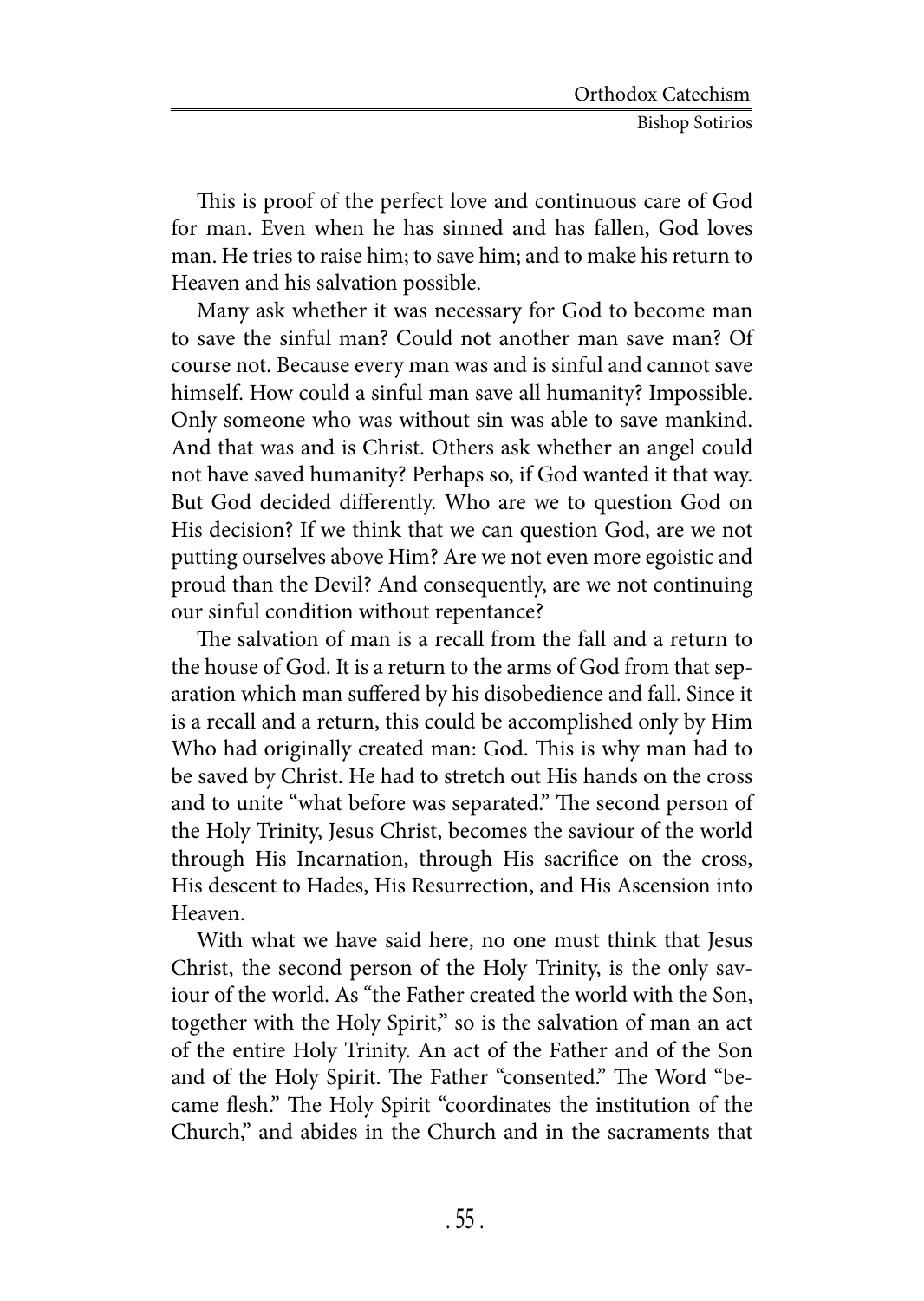This is proof of the perfect love and continuous care of God for man. Even when he has sinned and has fallen, God loves man. He tries to raise him; to save him; and to make his return to Heaven and his salvation possible.

Many ask whether it was necessary for God to become man to save the sinful man? Could not another man save man? Of course not. Because every man was and is sinful and cannot save himself. How could a sinful man save all humanity? Impossible. Only someone who was without sin was able to save mankind. And that was and is Christ. Others ask whether an angel could not have saved humanity? Perhaps so, if God wanted it that way. But God decided differently. Who are we to question God on His decision? If we think that we can question God, are we not putting ourselves above Him? Are we not even more egoistic and proud than the Devil? And consequently, are we not continuing our sinful condition without repentance?

The salvation of man is a recall from the fall and a return to the house of God. It is a return to the arms of God from that separation which man suffered by his disobedience and fall. Since it is a recall and a return, this could be accomplished only by Him Who had originally created man: God. This is why man had to be saved by Christ. He had to stretch out His hands on the cross and to unite "what before was separated." The second person of the Holy Trinity, Jesus Christ, becomes the saviour of the world through His Incarnation, through His sacrifice on the cross, His descent to Hades, His Resurrection, and His Ascension into Heaven.

With what we have said here, no one must think that Jesus Christ, the second person of the Holy Trinity, is the only saviour of the world. As "the Father created the world with the Son, together with the Holy Spirit," so is the salvation of man an act of the entire Holy Trinity. An act of the Father and of the Son and of the Holy Spirit. The Father "consented." The Word "became flesh." The Holy Spirit "coordinates the institution of the Church," and abides in the Church and in the sacraments that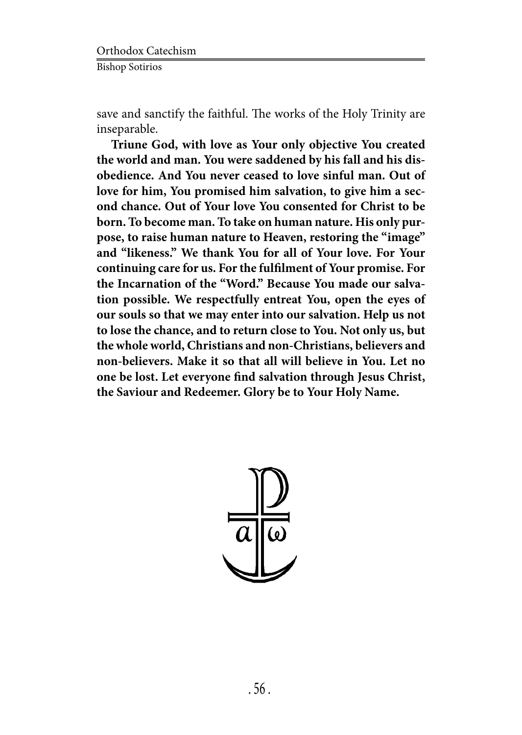save and sanctify the faithful. The works of the Holy Trinity are inseparable.

**Triune God, with love as Your only objective You created the world and man. You were saddened by his fall and his disobedience. And You never ceased to love sinful man. Out of love for him, You promised him salvation, to give him a second chance. Out of Your love You consented for Christ to be born. To become man. To take on human nature. His only purpose, to raise human nature to Heaven, restoring the "image" and "likeness." We thank You for all of Your love. For Your continuing care for us. For the fulfilment of Your promise. For the Incarnation of the "Word." Because You made our salvation possible. We respectfully entreat You, open the eyes of our souls so that we may enter into our salvation. Help us not to lose the chance, and to return close to You. Not only us, but the whole world, Christians and non-Christians, believers and non-believers. Make it so that all will believe in You. Let no one be lost. Let everyone find salvation through Jesus Christ, the Saviour and Redeemer. Glory be to Your Holy Name.**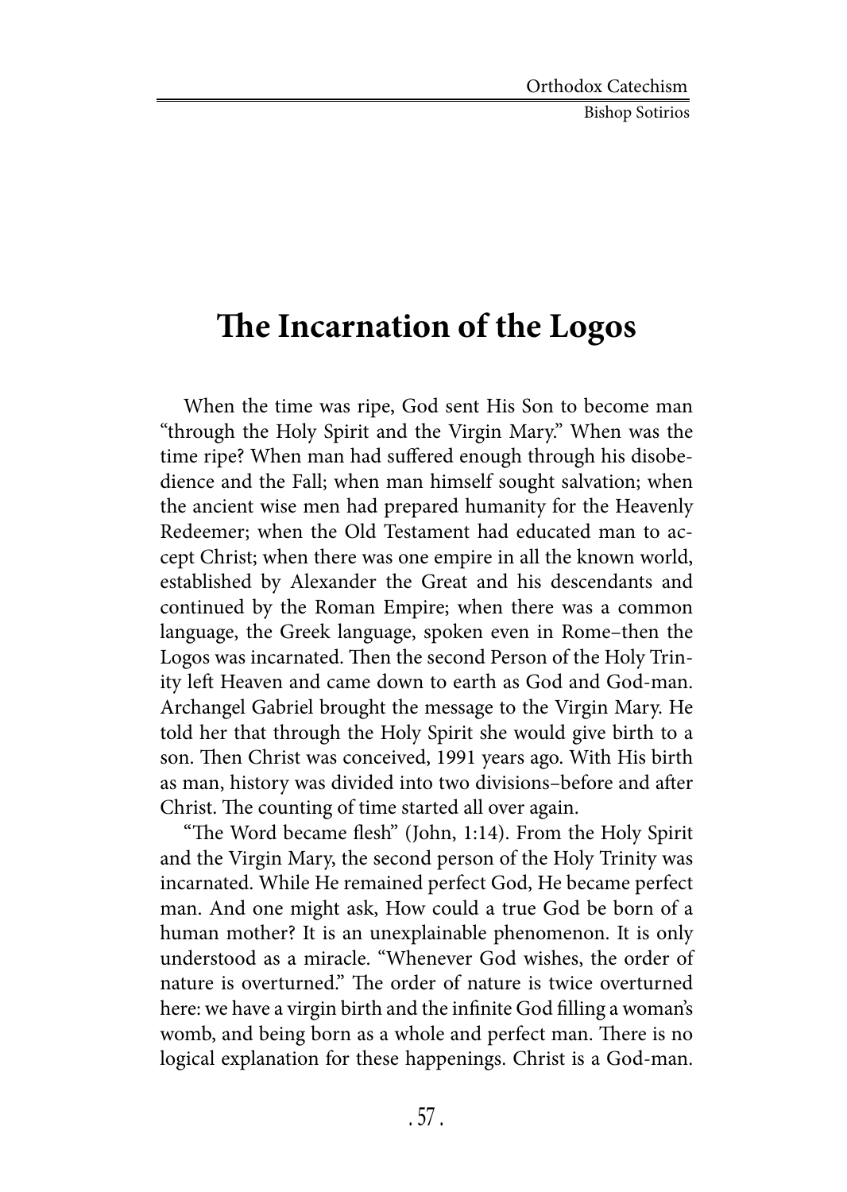# The Incarnation of the Logos

When the time was ripe, God sent His Son to become man "through the Holy Spirit and the Virgin Mary." When was the time ripe? When man had suffered enough through his disobedience and the Fall; when man himself sought salvation; when the ancient wise men had prepared humanity for the Heavenly Redeemer; when the Old Testament had educated man to accept Christ; when there was one empire in all the known world, established by Alexander the Great and his descendants and continued by the Roman Empire; when there was a common language, the Greek language, spoken even in Rome–then the Logos was incarnated. Then the second Person of the Holy Trinity left Heaven and came down to earth as God and God-man. Archangel Gabriel brought the message to the Virgin Mary. He told her that through the Holy Spirit she would give birth to a son. Then Christ was conceived, 1991 years ago. With His birth as man, history was divided into two divisions–before and after Christ. The counting of time started all over again.

"The Word became flesh" (John, 1:14). From the Holy Spirit and the Virgin Mary, the second person of the Holy Trinity was incarnated. While He remained perfect God, He became perfect man. And one might ask, How could a true God be born of a human mother? It is an unexplainable phenomenon. It is only understood as a miracle. "Whenever God wishes, the order of nature is overturned." The order of nature is twice overturned here: we have a virgin birth and the infinite God filling a woman's womb, and being born as a whole and perfect man. There is no logical explanation for these happenings. Christ is a God-man.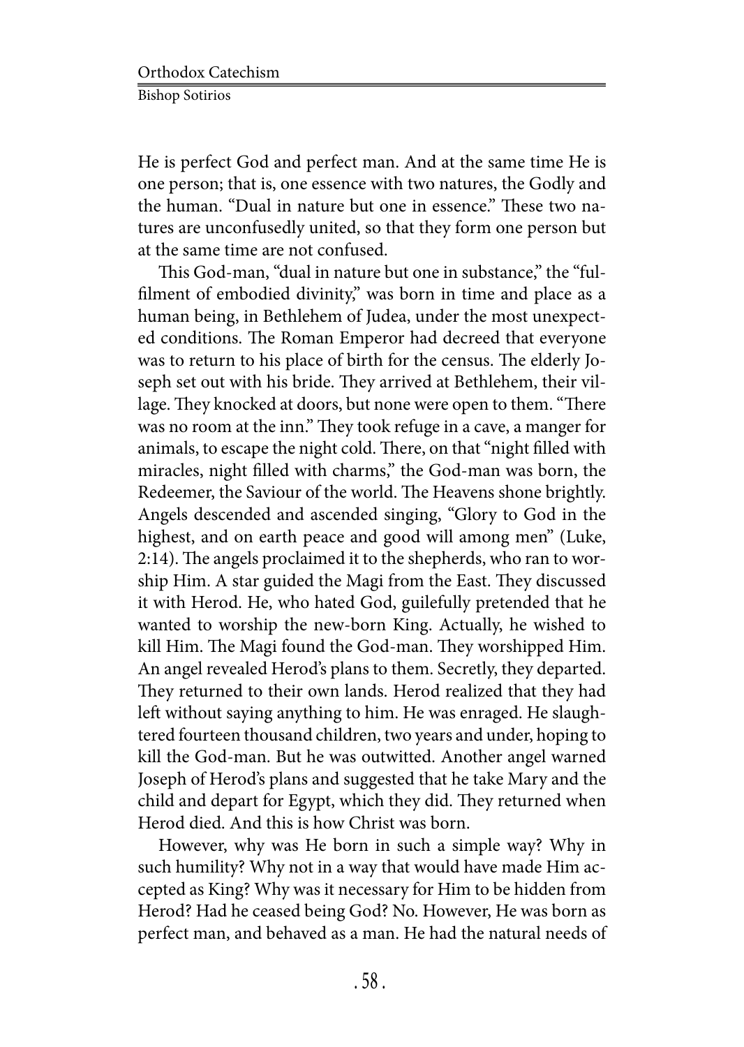He is perfect God and perfect man. And at the same time He is one person; that is, one essence with two natures, the Godly and the human. "Dual in nature but one in essence." These two natures are unconfusedly united, so that they form one person but at the same time are not confused.

This God-man, "dual in nature but one in substance," the "fulfilment of embodied divinity," was born in time and place as a human being, in Bethlehem of Judea, under the most unexpected conditions. The Roman Emperor had decreed that everyone was to return to his place of birth for the census. The elderly Joseph set out with his bride. They arrived at Bethlehem, their village. They knocked at doors, but none were open to them. "There was no room at the inn." They took refuge in a cave, a manger for animals, to escape the night cold. There, on that "night filled with miracles, night filled with charms," the God-man was born, the Redeemer, the Saviour of the world. The Heavens shone brightly. Angels descended and ascended singing, "Glory to God in the highest, and on earth peace and good will among men" (Luke, 2:14). The angels proclaimed it to the shepherds, who ran to worship Him. A star guided the Magi from the East. They discussed it with Herod. He, who hated God, guilefully pretended that he wanted to worship the new-born King. Actually, he wished to kill Him. The Magi found the God-man. They worshipped Him. An angel revealed Herod's plans to them. Secretly, they departed. They returned to their own lands. Herod realized that they had left without saying anything to him. He was enraged. He slaughtered fourteen thousand children, two years and under, hoping to kill the God-man. But he was outwitted. Another angel warned Joseph of Herod's plans and suggested that he take Mary and the child and depart for Egypt, which they did. They returned when Herod died. And this is how Christ was born.

However, why was He born in such a simple way? Why in such humility? Why not in a way that would have made Him accepted as King? Why was it necessary for Him to be hidden from Herod? Had he ceased being God? No. However, He was born as perfect man, and behaved as a man. He had the natural needs of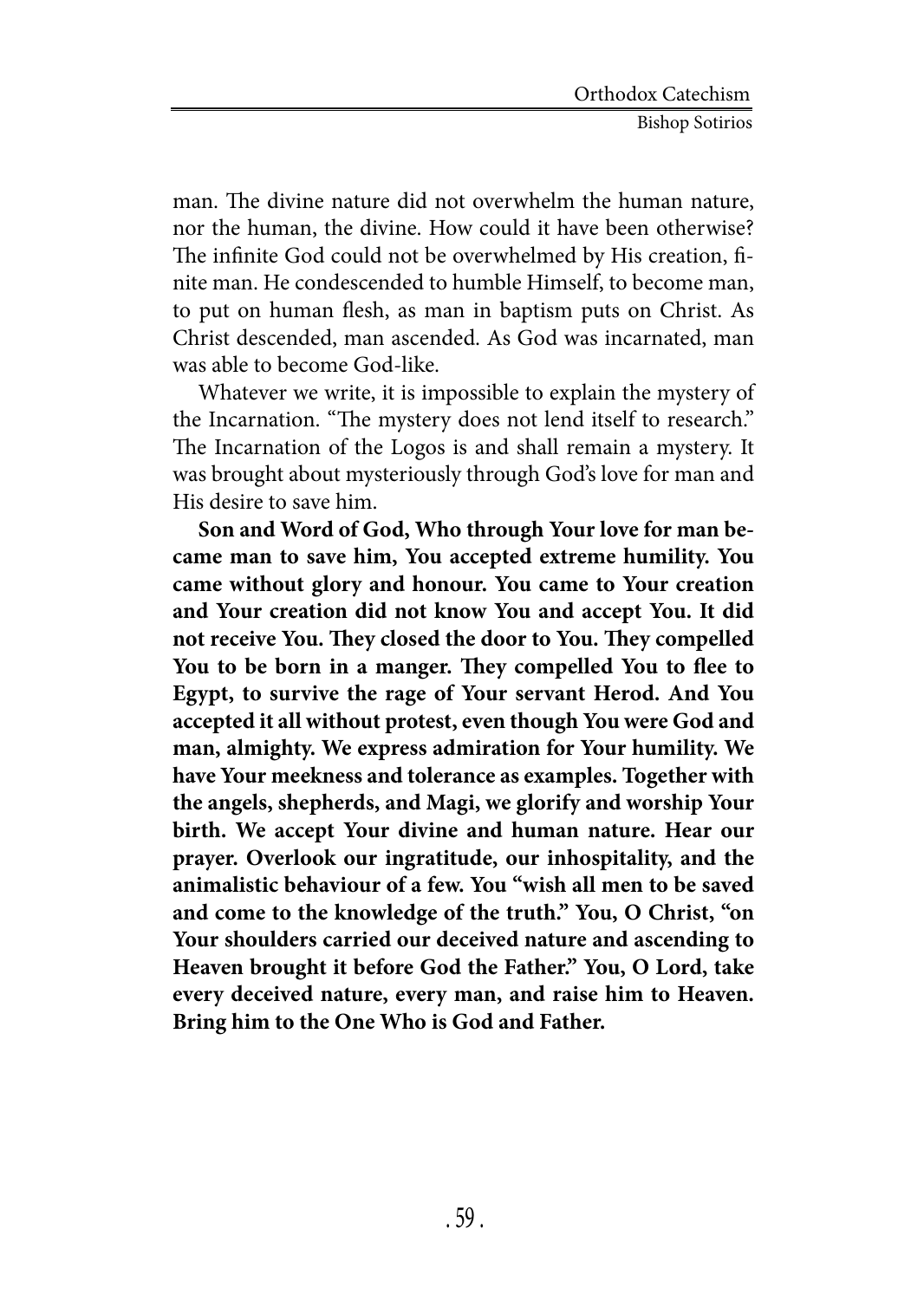man. The divine nature did not overwhelm the human nature, nor the human, the divine. How could it have been otherwise? The infinite God could not be overwhelmed by His creation, finite man. He condescended to humble Himself, to become man, to put on human flesh, as man in baptism puts on Christ. As Christ descended, man ascended. As God was incarnated, man was able to become God-like.

Whatever we write, it is impossible to explain the mystery of the Incarnation. "The mystery does not lend itself to research." The Incarnation of the Logos is and shall remain a mystery. It was brought about mysteriously through God's love for man and His desire to save him.

**Son and Word of God, Who through Your love for man became man to save him, You accepted extreme humility. You came without glory and honour. You came to Your creation and Your creation did not know You and accept You. It did not receive You. They closed the door to You. They compelled You to be born in a manger. They compelled You to flee to Egypt, to survive the rage of Your servant Herod. And You accepted it all without protest, even though You were God and man, almighty. We express admiration for Your humility. We have Your meekness and tolerance as examples. Together with the angels, shepherds, and Magi, we glorify and worship Your birth. We accept Your divine and human nature. Hear our prayer. Overlook our ingratitude, our inhospitality, and the animalistic behaviour of a few. You "wish all men to be saved and come to the knowledge of the truth." You, O Christ, "on Your shoulders carried our deceived nature and ascending to Heaven brought it before God the Father." You, O Lord, take every deceived nature, every man, and raise him to Heaven. Bring him to the One Who is God and Father.**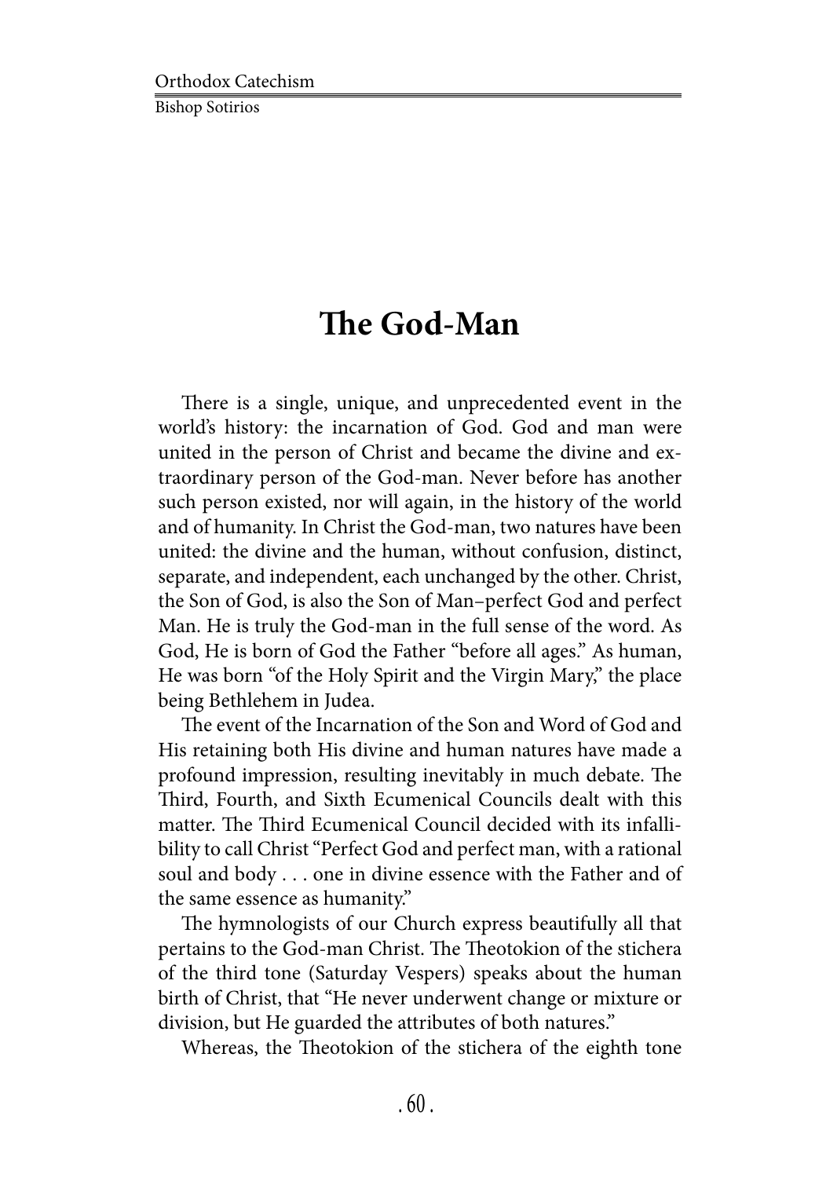# The God-Man

There is a single, unique, and unprecedented event in the world's history: the incarnation of God. God and man were united in the person of Christ and became the divine and extraordinary person of the God-man. Never before has another such person existed, nor will again, in the history of the world and of humanity. In Christ the God-man, two natures have been united: the divine and the human, without confusion, distinct, separate, and independent, each unchanged by the other. Christ, the Son of God, is also the Son of Man–perfect God and perfect Man. He is truly the God-man in the full sense of the word. As God, He is born of God the Father "before all ages." As human, He was born "of the Holy Spirit and the Virgin Mary," the place being Bethlehem in Judea.

The event of the Incarnation of the Son and Word of God and His retaining both His divine and human natures have made a profound impression, resulting inevitably in much debate. The Third, Fourth, and Sixth Ecumenical Councils dealt with this matter. The Third Ecumenical Council decided with its infallibility to call Christ "Perfect God and perfect man, with a rational soul and body . . . one in divine essence with the Father and of the same essence as humanity."

The hymnologists of our Church express beautifully all that pertains to the God-man Christ. The Theotokion of the stichera of the third tone (Saturday Vespers) speaks about the human birth of Christ, that "He never underwent change or mixture or division, but He guarded the attributes of both natures."

Whereas, the Theotokion of the stichera of the eighth tone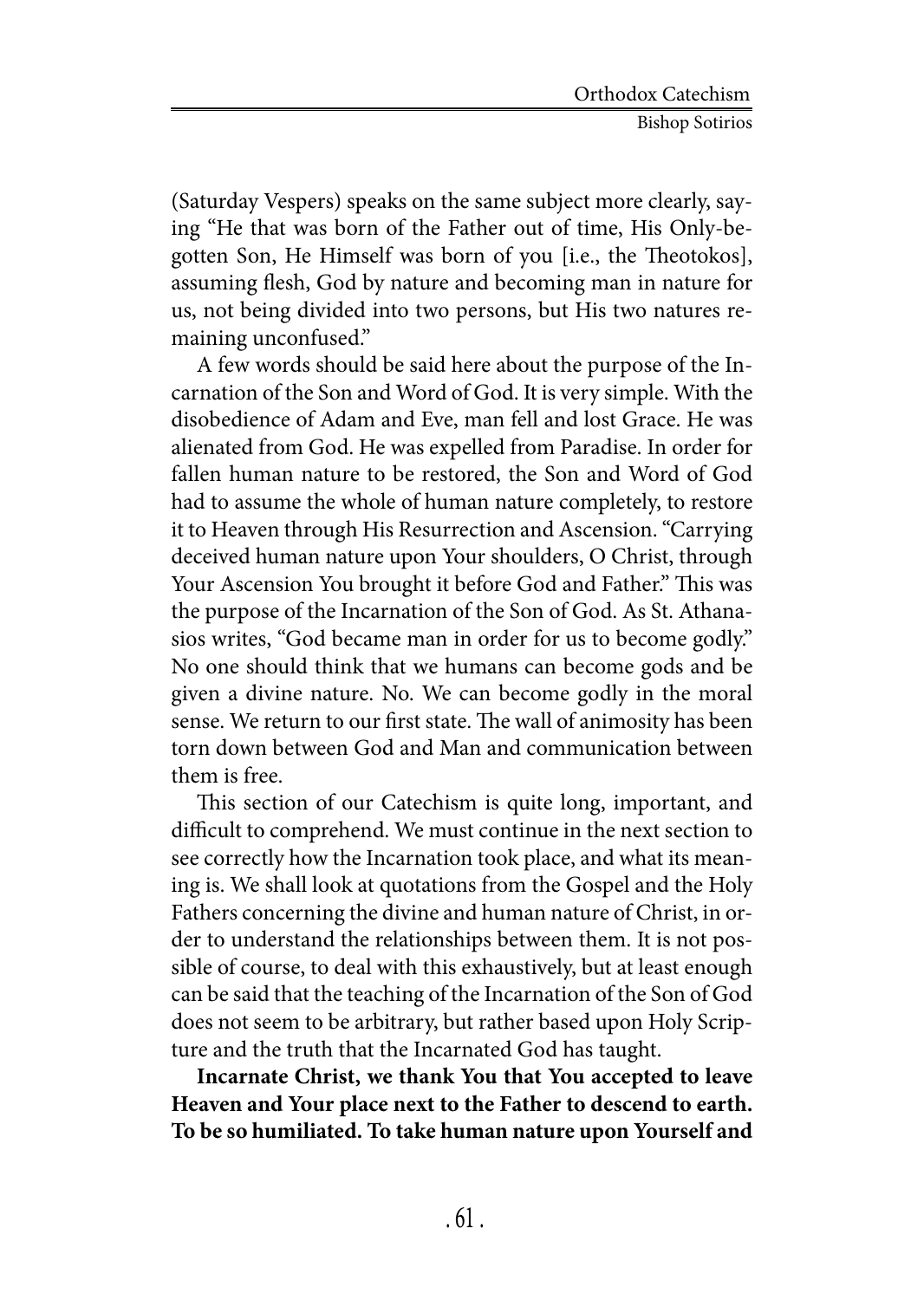(Saturday Vespers) speaks on the same subject more clearly, saying "He that was born of the Father out of time, His Only-begotten Son, He Himself was born of you [i.e., the Theotokos], assuming flesh, God by nature and becoming man in nature for us, not being divided into two persons, but His two natures remaining unconfused."

A few words should be said here about the purpose of the Incarnation of the Son and Word of God. It is very simple. With the disobedience of Adam and Eve, man fell and lost Grace. He was alienated from God. He was expelled from Paradise. In order for fallen human nature to be restored, the Son and Word of God had to assume the whole of human nature completely, to restore it to Heaven through His Resurrection and Ascension. "Carrying deceived human nature upon Your shoulders, O Christ, through Your Ascension You brought it before God and Father." This was the purpose of the Incarnation of the Son of God. As St. Athanasios writes, "God became man in order for us to become godly." No one should think that we humans can become gods and be given a divine nature. No. We can become godly in the moral sense. We return to our first state. The wall of animosity has been torn down between God and Man and communication between them is free.

This section of our Catechism is quite long, important, and difficult to comprehend. We must continue in the next section to see correctly how the Incarnation took place, and what its meaning is. We shall look at quotations from the Gospel and the Holy Fathers concerning the divine and human nature of Christ, in order to understand the relationships between them. It is not possible of course, to deal with this exhaustively, but at least enough can be said that the teaching of the Incarnation of the Son of God does not seem to be arbitrary, but rather based upon Holy Scripture and the truth that the Incarnated God has taught.

**Incarnate Christ, we thank You that You accepted to leave Heaven and Your place next to the Father to descend to earth. To be so humiliated. To take human nature upon Yourself and**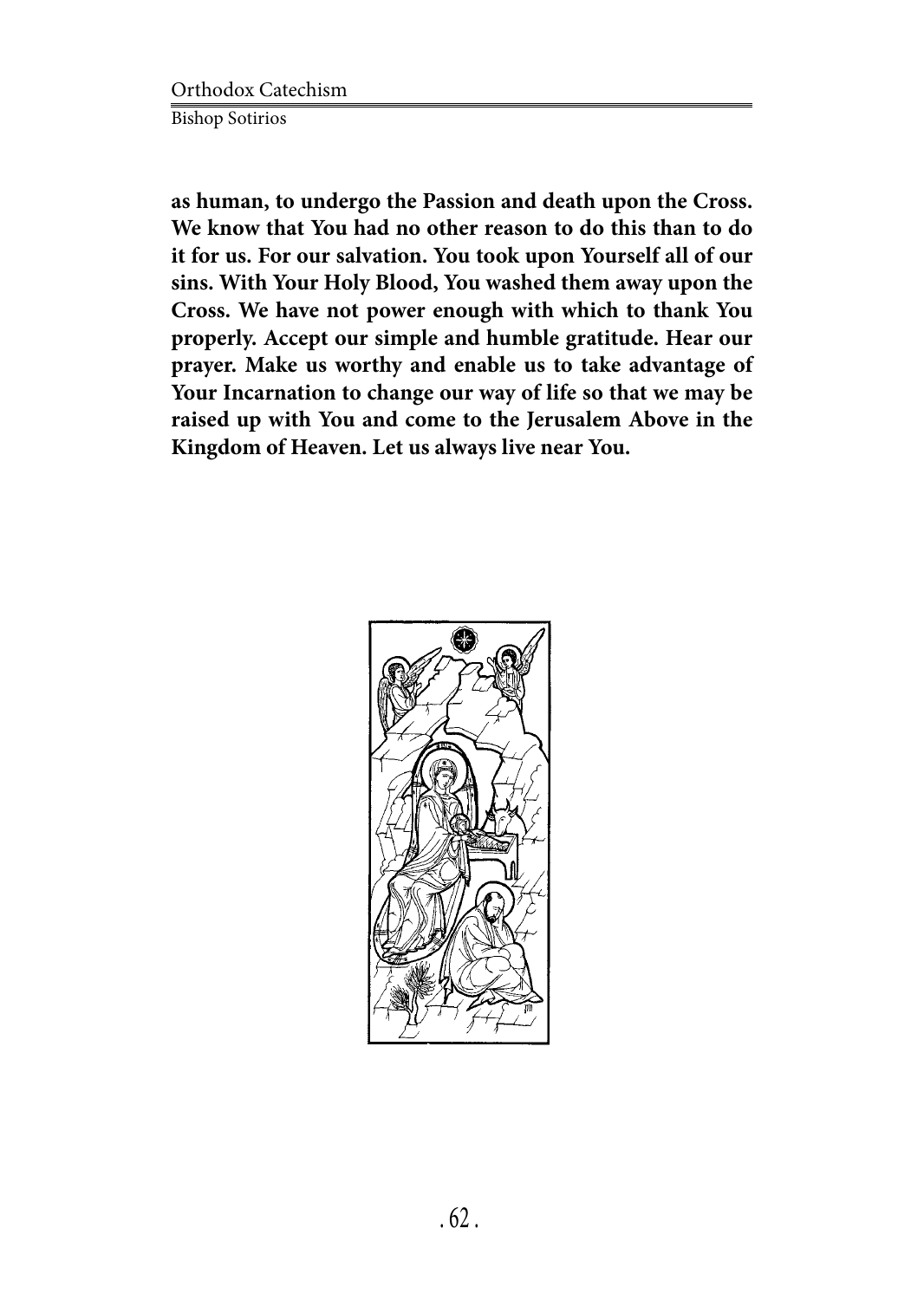**as human, to undergo the Passion and death upon the Cross. We know that You had no other reason to do this than to do it for us. For our salvation. You took upon Yourself all of our sins. With Your Holy Blood, You washed them away upon the Cross. We have not power enough with which to thank You properly. Accept our simple and humble gratitude. Hear our prayer. Make us worthy and enable us to take advantage of Your Incarnation to change our way of life so that we may be raised up with You and come to the Jerusalem Above in the Kingdom of Heaven. Let us always live near You.**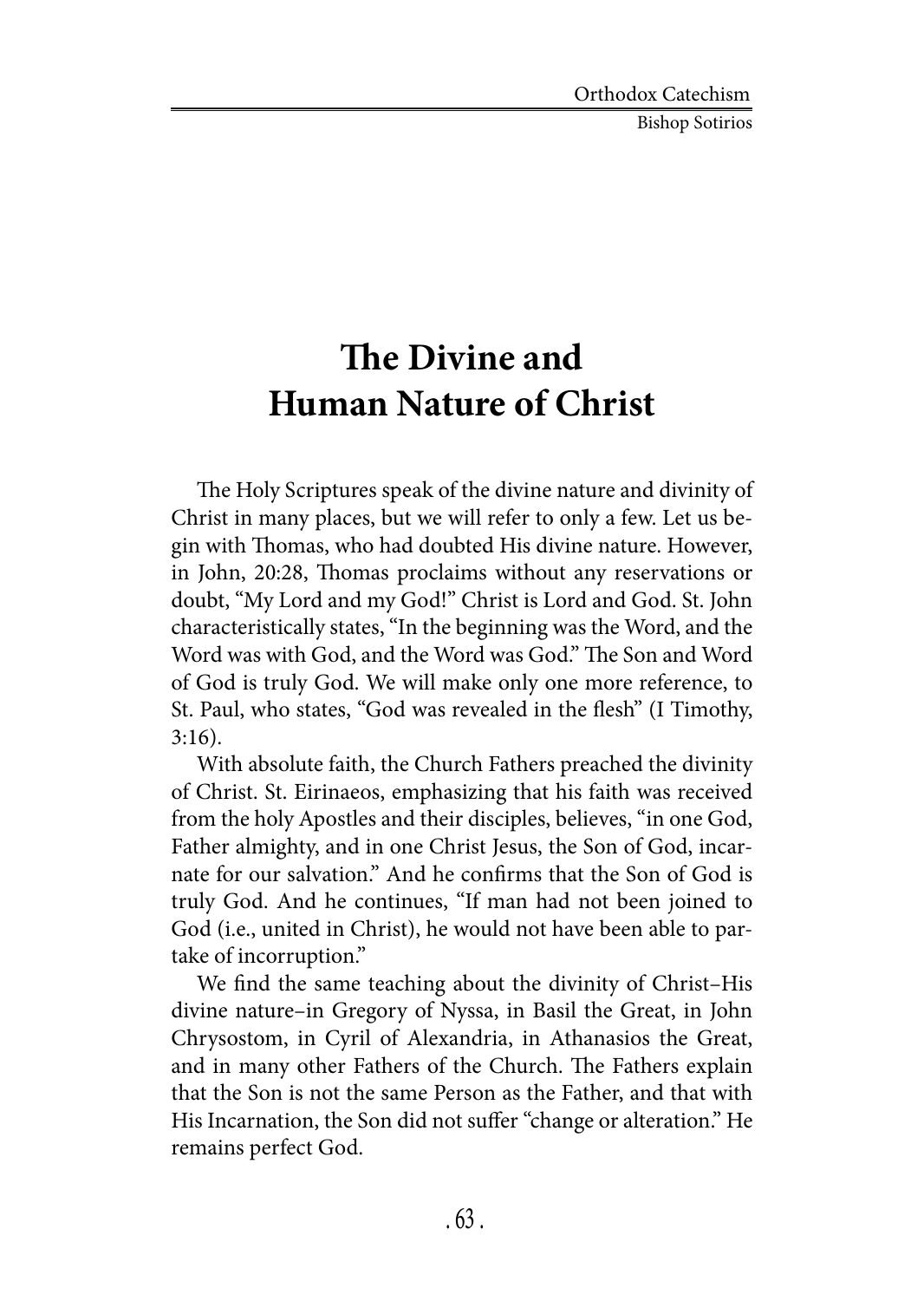# The Divine and Human Nature of Christ

The Holy Scriptures speak of the divine nature and divinity of Christ in many places, but we will refer to only a few. Let us begin with Thomas, who had doubted His divine nature. However, in John, 20:28, Thomas proclaims without any reservations or doubt, "My Lord and my God!" Christ is Lord and God. St. John characteristically states, "In the beginning was the Word, and the Word was with God, and the Word was God." The Son and Word of God is truly God. We will make only one more reference, to St. Paul, who states, "God was revealed in the flesh" (I Timothy, 3:16).

With absolute faith, the Church Fathers preached the divinity of Christ. St. Eirinaeos, emphasizing that his faith was received from the holy Apostles and their disciples, believes, "in one God, Father almighty, and in one Christ Jesus, the Son of God, incarnate for our salvation." And he confirms that the Son of God is truly God. And he continues, "If man had not been joined to God (i.e., united in Christ), he would not have been able to partake of incorruption."

We find the same teaching about the divinity of Christ–His divine nature–in Gregory of Nyssa, in Basil the Great, in John Chrysostom, in Cyril of Alexandria, in Athanasios the Great, and in many other Fathers of the Church. The Fathers explain that the Son is not the same Person as the Father, and that with His Incarnation, the Son did not suffer "change or alteration." He remains perfect God.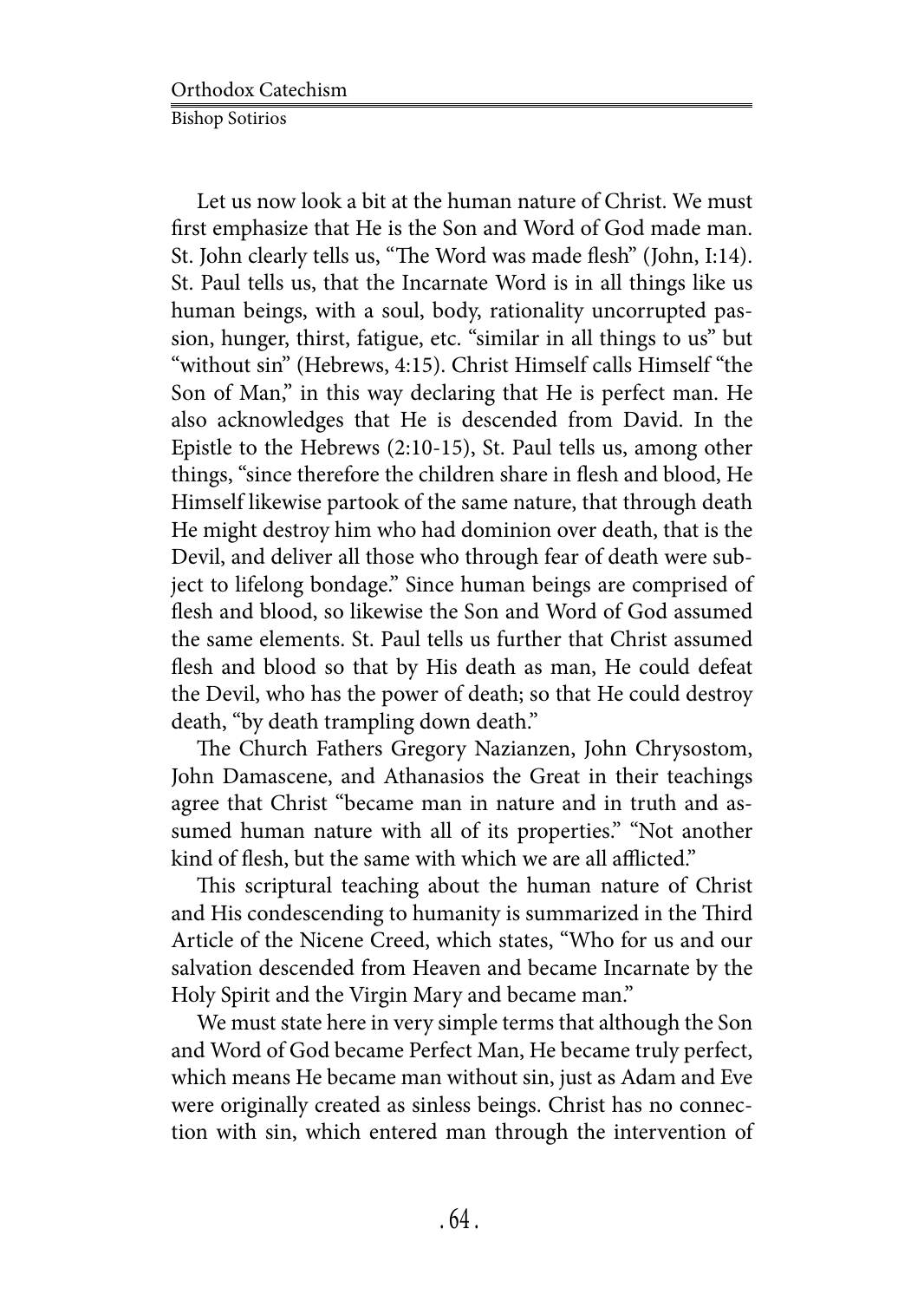Let us now look a bit at the human nature of Christ. We must first emphasize that He is the Son and Word of God made man. St. John clearly tells us, "The Word was made flesh" (John, I:14). St. Paul tells us, that the Incarnate Word is in all things like us human beings, with a soul, body, rationality uncorrupted passion, hunger, thirst, fatigue, etc. "similar in all things to us" but "without sin" (Hebrews, 4:15). Christ Himself calls Himself "the Son of Man," in this way declaring that He is perfect man. He also acknowledges that He is descended from David. In the Epistle to the Hebrews (2:10-15), St. Paul tells us, among other things, "since therefore the children share in flesh and blood, He Himself likewise partook of the same nature, that through death He might destroy him who had dominion over death, that is the Devil, and deliver all those who through fear of death were subject to lifelong bondage." Since human beings are comprised of flesh and blood, so likewise the Son and Word of God assumed the same elements. St. Paul tells us further that Christ assumed flesh and blood so that by His death as man, He could defeat the Devil, who has the power of death; so that He could destroy death, "by death trampling down death."

The Church Fathers Gregory Nazianzen, John Chrysostom, John Damascene, and Athanasios the Great in their teachings agree that Christ "became man in nature and in truth and assumed human nature with all of its properties." "Not another kind of flesh, but the same with which we are all afflicted."

This scriptural teaching about the human nature of Christ and His condescending to humanity is summarized in the Third Article of the Nicene Creed, which states, "Who for us and our salvation descended from Heaven and became Incarnate by the Holy Spirit and the Virgin Mary and became man."

We must state here in very simple terms that although the Son and Word of God became Perfect Man, He became truly perfect, which means He became man without sin, just as Adam and Eve were originally created as sinless beings. Christ has no connection with sin, which entered man through the intervention of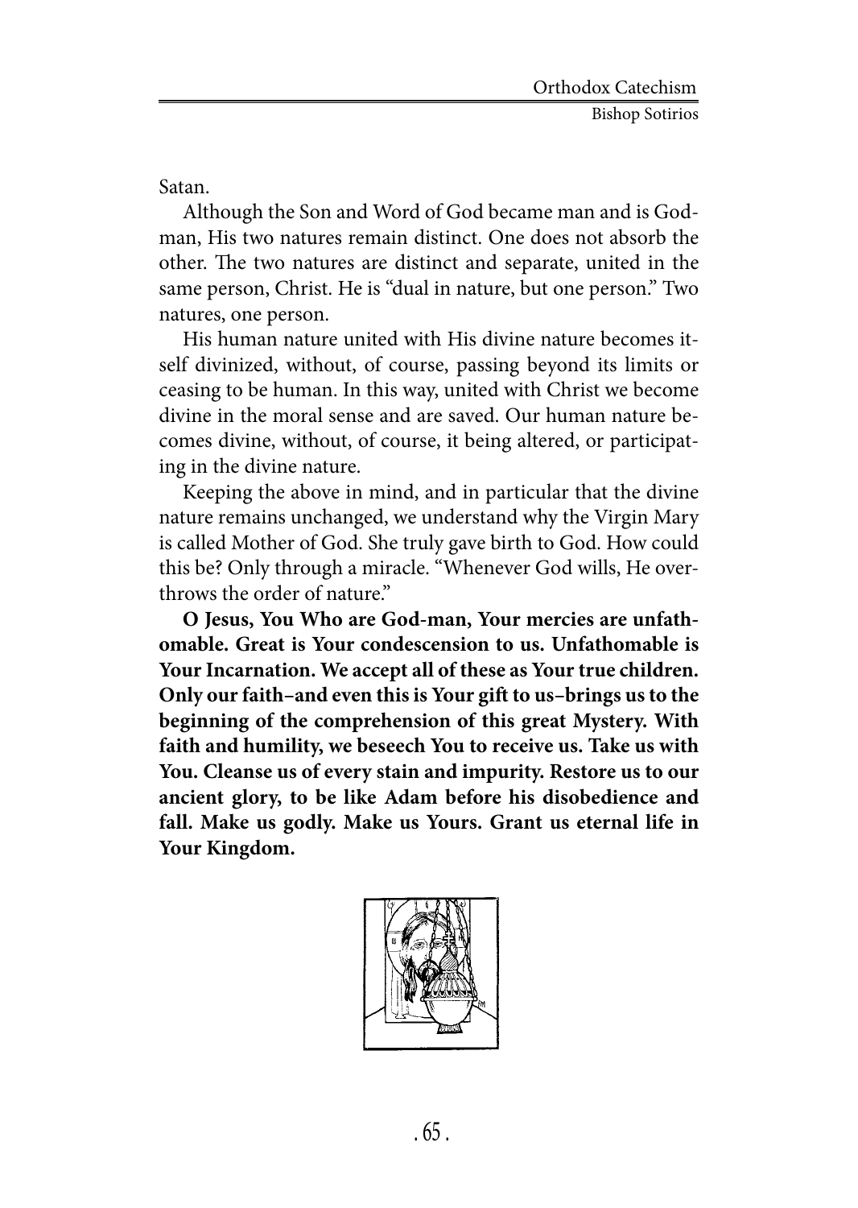Satan.

Although the Son and Word of God became man and is God-man, His two natures remain distinct. One does not absorb the other. The two natures are distinct and separate, united in the same person, Christ. He is "dual in nature, but one person." Two natures, one person.

His human nature united with His divine nature becomes itself divinized, without, of course, passing beyond its limits or ceasing to be human. In this way, united with Christ we become divine in the moral sense and are saved. Our human nature becomes divine, without, of course, it being altered, or participating in the divine nature.

Keeping the above in mind, and in particular that the divine nature remains unchanged, we understand why the Virgin Mary is called Mother of God. She truly gave birth to God. How could this be? Only through a miracle. "Whenever God wills, He overthrows the order of nature."

**O Jesus, You Who are God-man, Your mercies are unfathomable. Great is Your condescension to us. Unfathomable is Your Incarnation. We accept all of these as Your true children. Only our faith–and even this is Your gift to us–brings us to the beginning of the comprehension of this great Mystery. With faith and humility, we beseech You to receive us. Take us with You. Cleanse us of every stain and impurity. Restore us to our ancient glory, to be like Adam before his disobedience and fall. Make us godly. Make us Yours. Grant us eternal life in Your Kingdom.**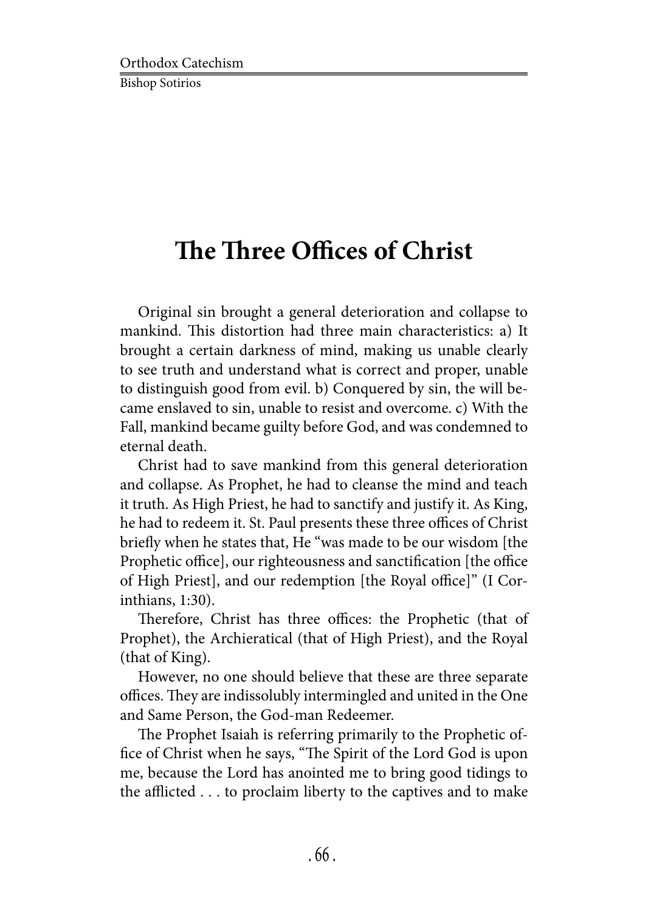# The Three Offices of Christ

Original sin brought a general deterioration and collapse to mankind. This distortion had three main characteristics: a) It brought a certain darkness of mind, making us unable clearly to see truth and understand what is correct and proper, unable to distinguish good from evil. b) Conquered by sin, the will became enslaved to sin, unable to resist and overcome. c) With the Fall, mankind became guilty before God, and was condemned to eternal death.

Christ had to save mankind from this general deterioration and collapse. As Prophet, he had to cleanse the mind and teach it truth. As High Priest, he had to sanctify and justify it. As King, he had to redeem it. St. Paul presents these three offices of Christ briefly when he states that, He "was made to be our wisdom [the Prophetic office], our righteousness and sanctification [the office of High Priest], and our redemption [the Royal office]" (I Corinthians, 1:30).

Therefore, Christ has three offices: the Prophetic (that of Prophet), the Archieratical (that of High Priest), and the Royal (that of King).

However, no one should believe that these are three separate offices. They are indissolubly intermingled and united in the One and Same Person, the God-man Redeemer.

The Prophet Isaiah is referring primarily to the Prophetic office of Christ when he says, "The Spirit of the Lord God is upon me, because the Lord has anointed me to bring good tidings to the afflicted . . . to proclaim liberty to the captives and to make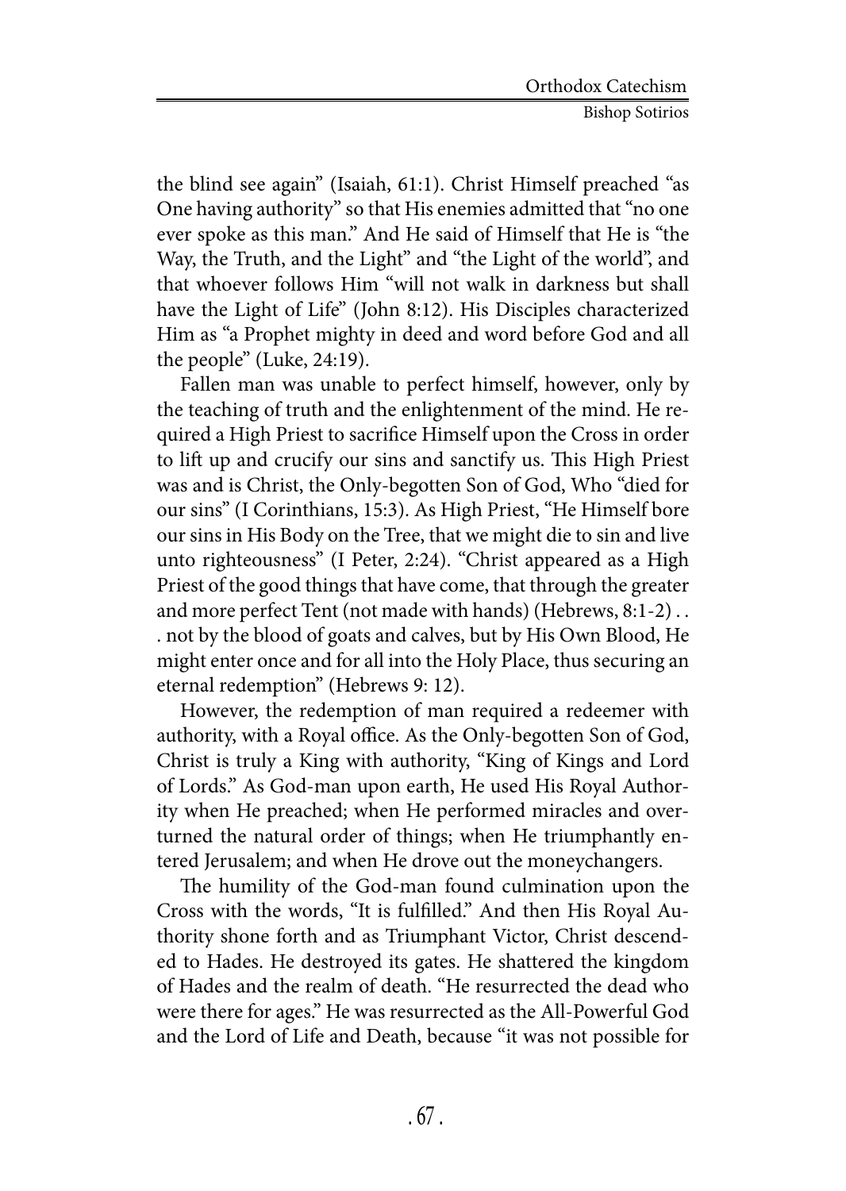the blind see again" (Isaiah, 61:1). Christ Himself preached "as One having authority" so that His enemies admitted that "no one ever spoke as this man." And He said of Himself that He is "the Way, the Truth, and the Light" and "the Light of the world", and that whoever follows Him "will not walk in darkness but shall have the Light of Life" (John 8:12). His Disciples characterized Him as "a Prophet mighty in deed and word before God and all the people" (Luke, 24:19).

Fallen man was unable to perfect himself, however, only by the teaching of truth and the enlightenment of the mind. He required a High Priest to sacrifice Himself upon the Cross in order to lift up and crucify our sins and sanctify us. This High Priest was and is Christ, the Only-begotten Son of God, Who "died for our sins" (I Corinthians, 15:3). As High Priest, "He Himself bore our sins in His Body on the Tree, that we might die to sin and live unto righteousness" (I Peter, 2:24). "Christ appeared as a High Priest of the good things that have come, that through the greater and more perfect Tent (not made with hands) (Hebrews, 8:1-2) . . . not by the blood of goats and calves, but by His Own Blood, He might enter once and for all into the Holy Place, thus securing an eternal redemption" (Hebrews 9: 12).

However, the redemption of man required a redeemer with authority, with a Royal office. As the Only-begotten Son of God, Christ is truly a King with authority, "King of Kings and Lord of Lords." As God-man upon earth, He used His Royal Authority when He preached; when He performed miracles and overturned the natural order of things; when He triumphantly entered Jerusalem; and when He drove out the moneychangers.

The humility of the God-man found culmination upon the Cross with the words, "It is fulfilled." And then His Royal Authority shone forth and as Triumphant Victor, Christ descended to Hades. He destroyed its gates. He shattered the kingdom of Hades and the realm of death. "He resurrected the dead who were there for ages." He was resurrected as the All-Powerful God and the Lord of Life and Death, because "it was not possible for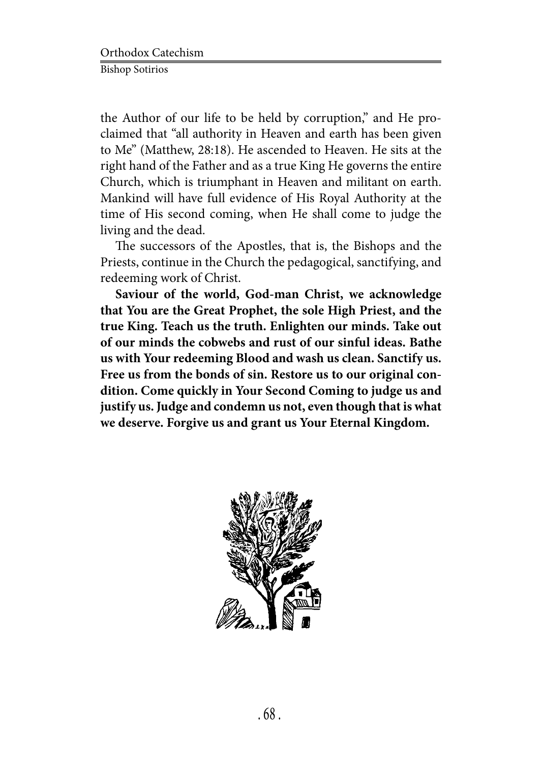the Author of our life to be held by corruption," and He proclaimed that "all authority in Heaven and earth has been given to Me" (Matthew, 28:18). He ascended to Heaven. He sits at the right hand of the Father and as a true King He governs the entire Church, which is triumphant in Heaven and militant on earth. Mankind will have full evidence of His Royal Authority at the time of His second coming, when He shall come to judge the living and the dead.

The successors of the Apostles, that is, the Bishops and the Priests, continue in the Church the pedagogical, sanctifying, and redeeming work of Christ.

**Saviour of the world, God-man Christ, we acknowledge that You are the Great Prophet, the sole High Priest, and the true King. Teach us the truth. Enlighten our minds. Take out of our minds the cobwebs and rust of our sinful ideas. Bathe us with Your redeeming Blood and wash us clean. Sanctify us. Free us from the bonds of sin. Restore us to our original condition. Come quickly in Your Second Coming to judge us and justify us. Judge and condemn us not, even though that is what we deserve. Forgive us and grant us Your Eternal Kingdom.**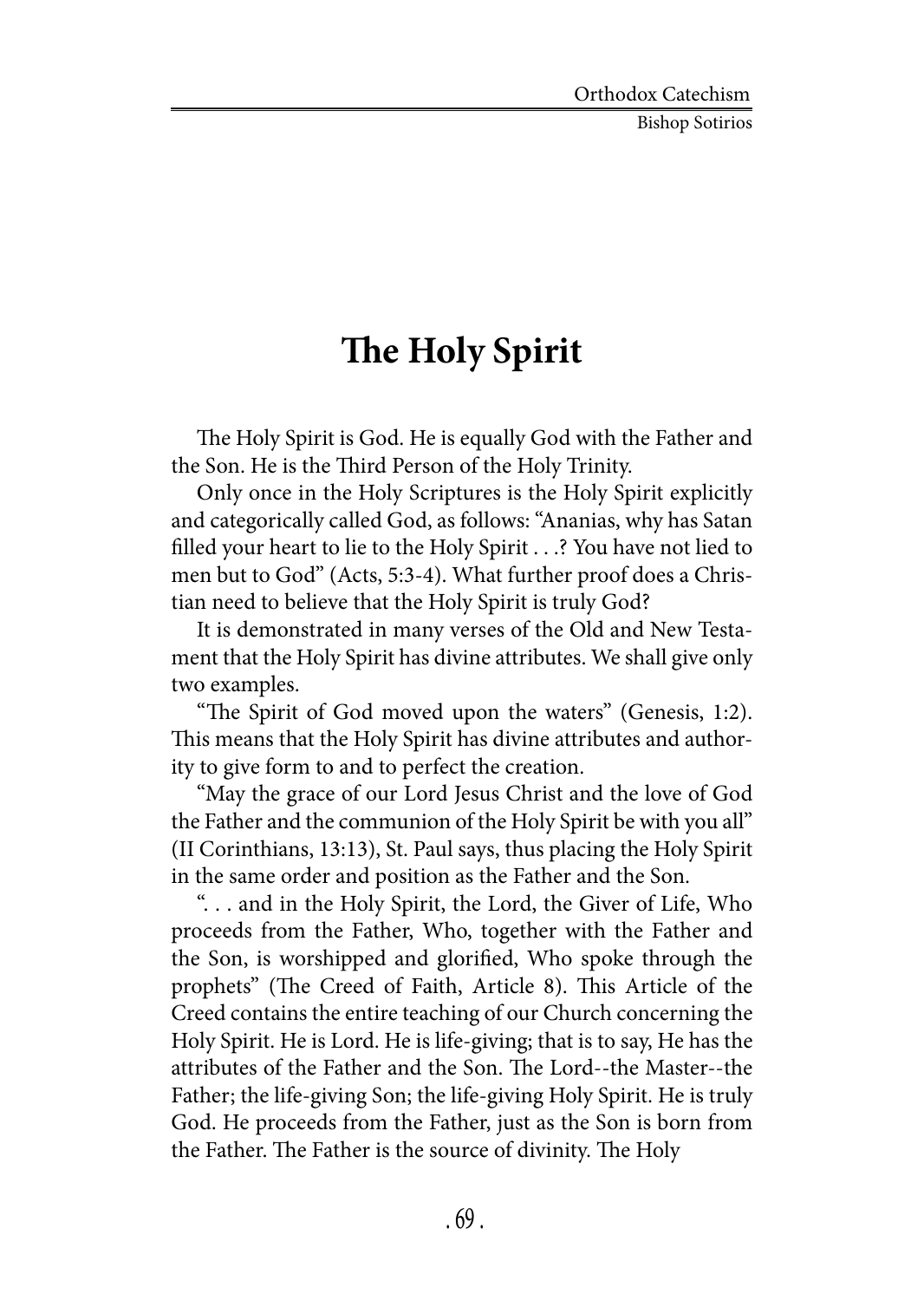# The Holy Spirit

The Holy Spirit is God. He is equally God with the Father and the Son. He is the Third Person of the Holy Trinity.

Only once in the Holy Scriptures is the Holy Spirit explicitly and categorically called God, as follows: "Ananias, why has Satan filled your heart to lie to the Holy Spirit . . .? You have not lied to men but to God" (Acts, 5:3-4). What further proof does a Christian need to believe that the Holy Spirit is truly God?

It is demonstrated in many verses of the Old and New Testament that the Holy Spirit has divine attributes. We shall give only two examples.

"The Spirit of God moved upon the waters" (Genesis, 1:2). This means that the Holy Spirit has divine attributes and authority to give form to and to perfect the creation.

"May the grace of our Lord Jesus Christ and the love of God the Father and the communion of the Holy Spirit be with you all" (II Corinthians, 13:13), St. Paul says, thus placing the Holy Spirit in the same order and position as the Father and the Son.

". . . and in the Holy Spirit, the Lord, the Giver of Life, Who proceeds from the Father, Who, together with the Father and the Son, is worshipped and glorified, Who spoke through the prophets" (The Creed of Faith, Article 8). This Article of the Creed contains the entire teaching of our Church concerning the Holy Spirit. He is Lord. He is life-giving; that is to say, He has the attributes of the Father and the Son. The Lord--the Master--the Father; the life-giving Son; the life-giving Holy Spirit. He is truly God. He proceeds from the Father, just as the Son is born from the Father. The Father is the source of divinity. The Holy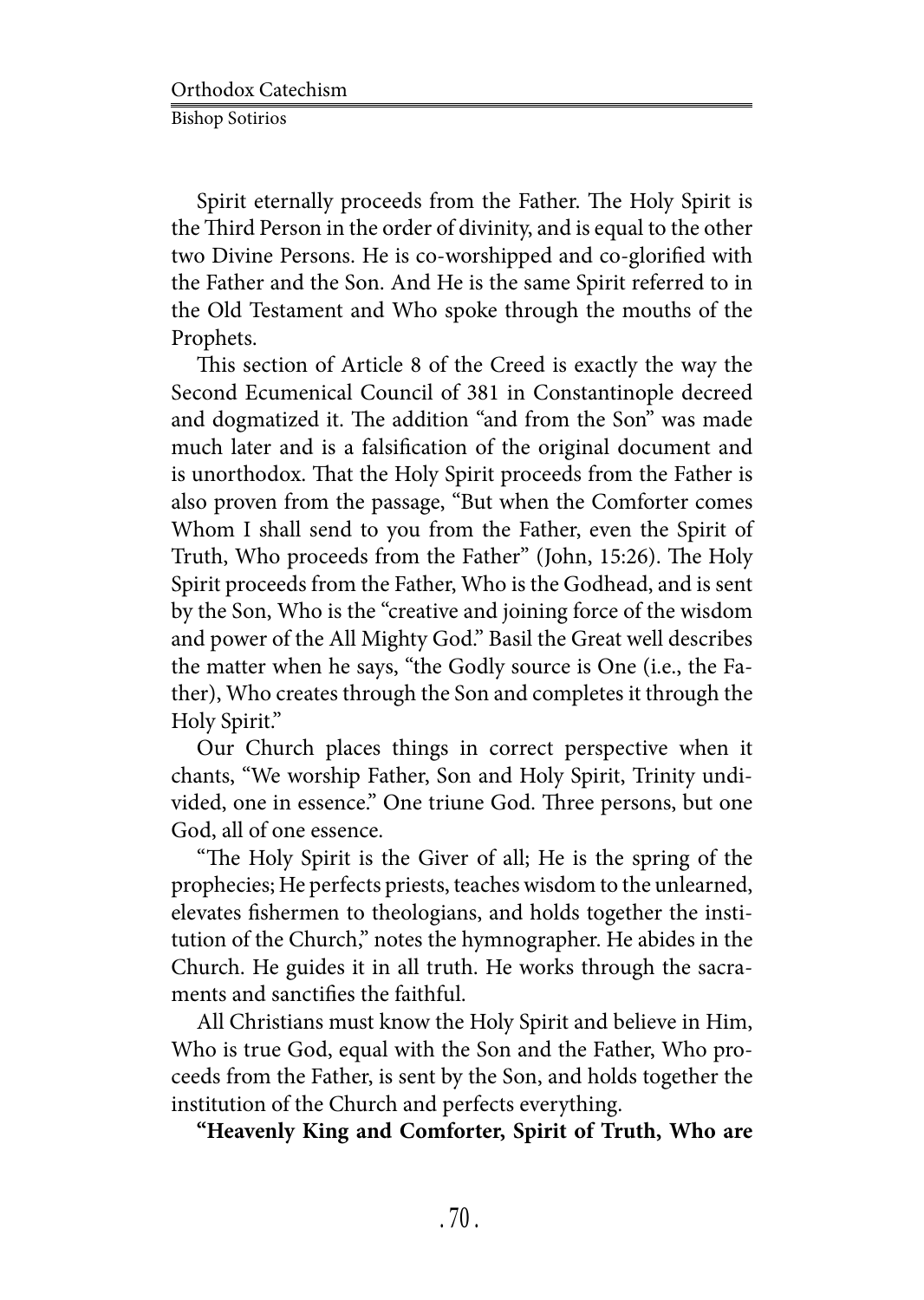Spirit eternally proceeds from the Father. The Holy Spirit is the Third Person in the order of divinity, and is equal to the other two Divine Persons. He is co-worshipped and co-glorified with the Father and the Son. And He is the same Spirit referred to in the Old Testament and Who spoke through the mouths of the Prophets.

This section of Article 8 of the Creed is exactly the way the Second Ecumenical Council of 381 in Constantinople decreed and dogmatized it. The addition "and from the Son" was made much later and is a falsification of the original document and is unorthodox. That the Holy Spirit proceeds from the Father is also proven from the passage, "But when the Comforter comes Whom I shall send to you from the Father, even the Spirit of Truth, Who proceeds from the Father" (John, 15:26). The Holy Spirit proceeds from the Father, Who is the Godhead, and is sent by the Son, Who is the "creative and joining force of the wisdom and power of the All Mighty God." Basil the Great well describes the matter when he says, "the Godly source is One (i.e., the Father), Who creates through the Son and completes it through the Holy Spirit."

Our Church places things in correct perspective when it chants, "We worship Father, Son and Holy Spirit, Trinity undivided, one in essence." One triune God. Three persons, but one God, all of one essence.

"The Holy Spirit is the Giver of all; He is the spring of the prophecies; He perfects priests, teaches wisdom to the unlearned, elevates fishermen to theologians, and holds together the institution of the Church," notes the hymnographer. He abides in the Church. He guides it in all truth. He works through the sacraments and sanctifies the faithful.

All Christians must know the Holy Spirit and believe in Him, Who is true God, equal with the Son and the Father, Who proceeds from the Father, is sent by the Son, and holds together the institution of the Church and perfects everything.

**"Heavenly King and Comforter, Spirit of Truth, Who are**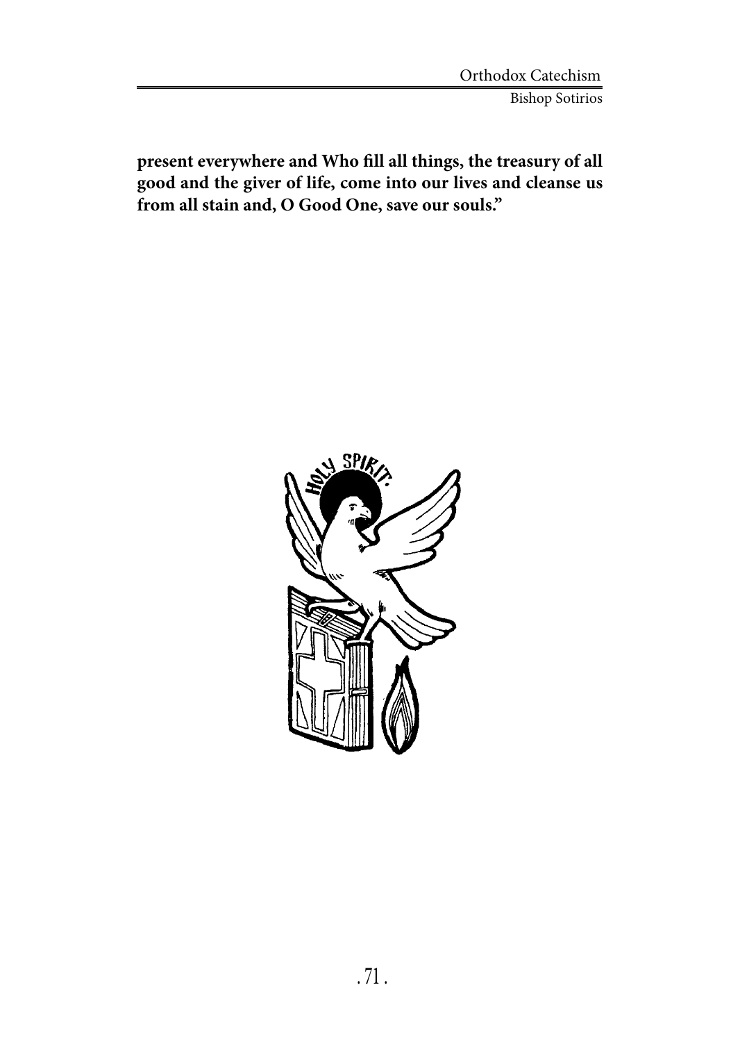**present everywhere and Who fill all things, the treasury of all good and the giver of life, come into our lives and cleanse us from all stain and, O Good One, save our souls."**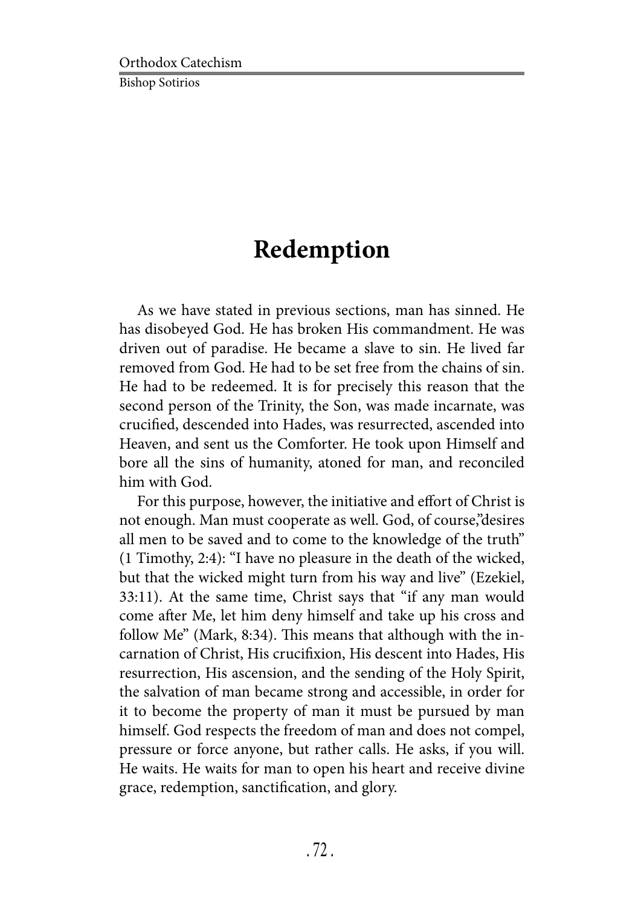# Redemption

As we have stated in previous sections, man has sinned. He has disobeyed God. He has broken His commandment. He was driven out of paradise. He became a slave to sin. He lived far removed from God. He had to be set free from the chains of sin. He had to be redeemed. It is for precisely this reason that the second person of the Trinity, the Son, was made incarnate, was crucified, descended into Hades, was resurrected, ascended into Heaven, and sent us the Comforter. He took upon Himself and bore all the sins of humanity, atoned for man, and reconciled him with God.

For this purpose, however, the initiative and effort of Christ is not enough. Man must cooperate as well. God, of course,"desires all men to be saved and to come to the knowledge of the truth" (1 Timothy, 2:4): "I have no pleasure in the death of the wicked, but that the wicked might turn from his way and live" (Ezekiel, 33:11). At the same time, Christ says that "if any man would come after Me, let him deny himself and take up his cross and follow Me" (Mark, 8:34). This means that although with the incarnation of Christ, His crucifixion, His descent into Hades, His resurrection, His ascension, and the sending of the Holy Spirit, the salvation of man became strong and accessible, in order for it to become the property of man it must be pursued by man himself. God respects the freedom of man and does not compel, pressure or force anyone, but rather calls. He asks, if you will. He waits. He waits for man to open his heart and receive divine grace, redemption, sanctification, and glory.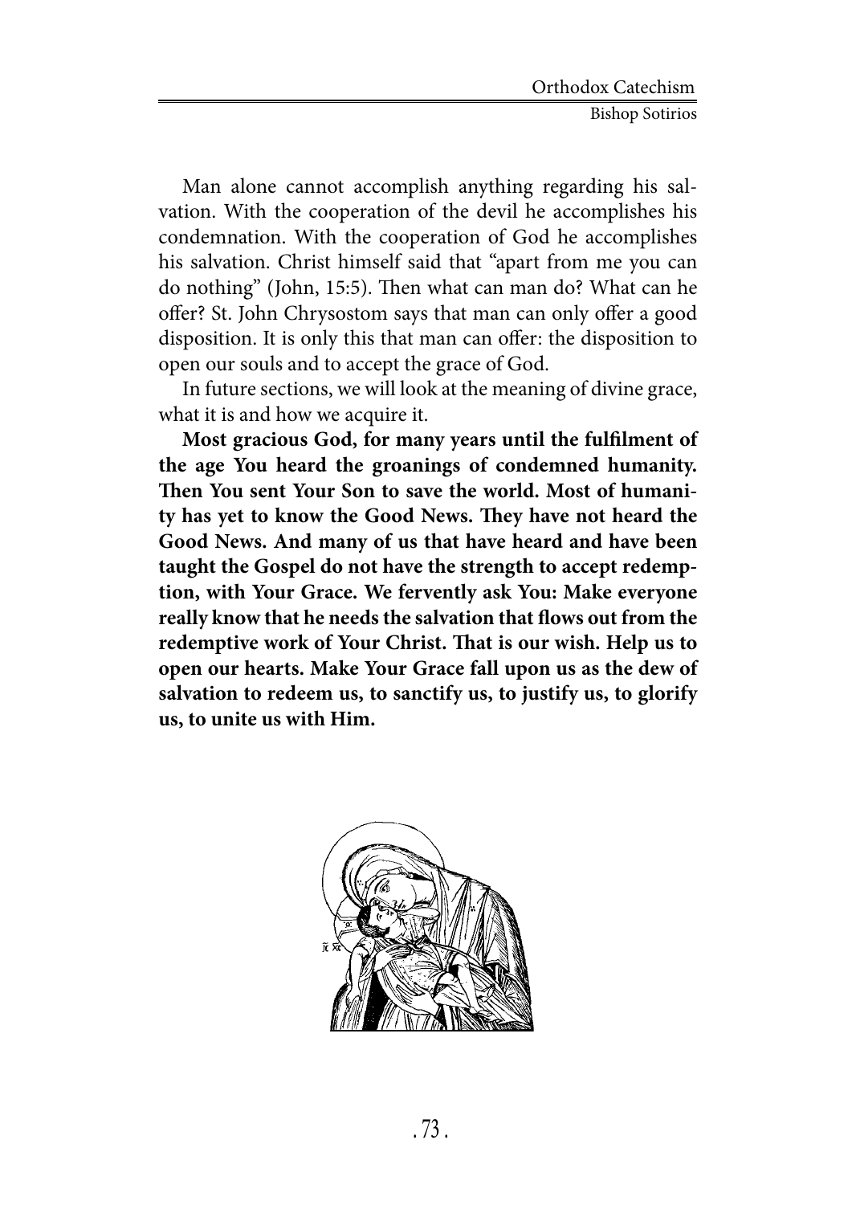Man alone cannot accomplish anything regarding his salvation. With the cooperation of the devil he accomplishes his condemnation. With the cooperation of God he accomplishes his salvation. Christ himself said that "apart from me you can do nothing" (John, 15:5). Then what can man do? What can he offer? St. John Chrysostom says that man can only offer a good disposition. It is only this that man can offer: the disposition to open our souls and to accept the grace of God.

In future sections, we will look at the meaning of divine grace, what it is and how we acquire it.

**Most gracious God, for many years until the fulfilment of the age You heard the groanings of condemned humanity. Then You sent Your Son to save the world. Most of humanity has yet to know the Good News. They have not heard the Good News. And many of us that have heard and have been taught the Gospel do not have the strength to accept redemption, with Your Grace. We fervently ask You: Make everyone really know that he needs the salvation that flows out from the redemptive work of Your Christ. That is our wish. Help us to open our hearts. Make Your Grace fall upon us as the dew of salvation to redeem us, to sanctify us, to justify us, to glorify us, to unite us with Him.**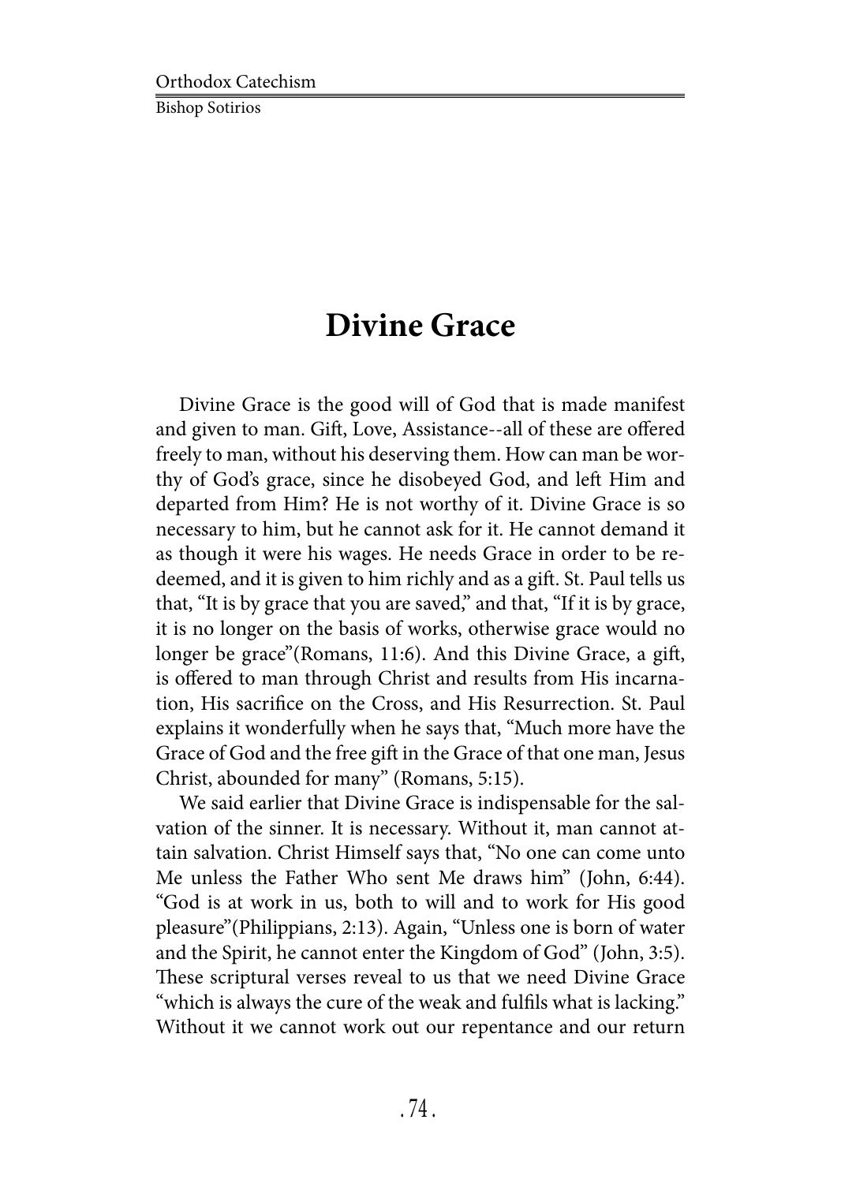# Divine Grace

Divine Grace is the good will of God that is made manifest and given to man. Gift, Love, Assistance--all of these are offered freely to man, without his deserving them. How can man be worthy of God's grace, since he disobeyed God, and left Him and departed from Him? He is not worthy of it. Divine Grace is so necessary to him, but he cannot ask for it. He cannot demand it as though it were his wages. He needs Grace in order to be redeemed, and it is given to him richly and as a gift. St. Paul tells us that, "It is by grace that you are saved," and that, "If it is by grace, it is no longer on the basis of works, otherwise grace would no longer be grace"(Romans, 11:6). And this Divine Grace, a gift, is offered to man through Christ and results from His incarnation, His sacrifice on the Cross, and His Resurrection. St. Paul explains it wonderfully when he says that, "Much more have the Grace of God and the free gift in the Grace of that one man, Jesus Christ, abounded for many" (Romans, 5:15).

We said earlier that Divine Grace is indispensable for the salvation of the sinner. It is necessary. Without it, man cannot attain salvation. Christ Himself says that, "No one can come unto Me unless the Father Who sent Me draws him" (John, 6:44). "God is at work in us, both to will and to work for His good pleasure"(Philippians, 2:13). Again, "Unless one is born of water and the Spirit, he cannot enter the Kingdom of God" (John, 3:5). These scriptural verses reveal to us that we need Divine Grace "which is always the cure of the weak and fulfils what is lacking." Without it we cannot work out our repentance and our return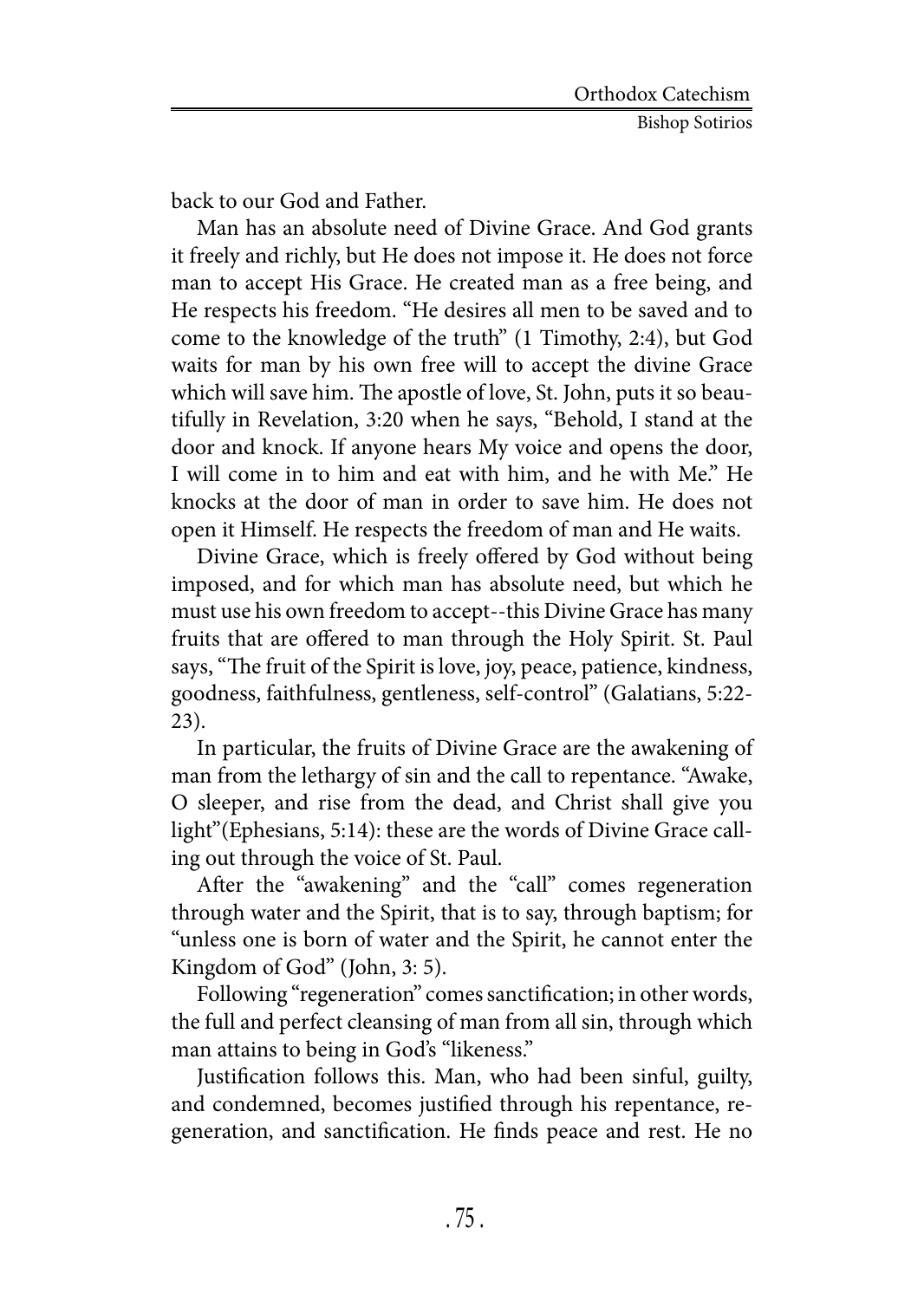back to our God and Father.

Man has an absolute need of Divine Grace. And God grants it freely and richly, but He does not impose it. He does not force man to accept His Grace. He created man as a free being, and He respects his freedom. "He desires all men to be saved and to come to the knowledge of the truth" (1 Timothy, 2:4), but God waits for man by his own free will to accept the divine Grace which will save him. The apostle of love, St. John, puts it so beautifully in Revelation, 3:20 when he says, "Behold, I stand at the door and knock. If anyone hears My voice and opens the door, I will come in to him and eat with him, and he with Me." He knocks at the door of man in order to save him. He does not open it Himself. He respects the freedom of man and He waits.

Divine Grace, which is freely offered by God without being imposed, and for which man has absolute need, but which he must use his own freedom to accept--this Divine Grace has many fruits that are offered to man through the Holy Spirit. St. Paul says, "The fruit of the Spirit is love, joy, peace, patience, kindness, goodness, faithfulness, gentleness, self-control" (Galatians, 5:22-23).

In particular, the fruits of Divine Grace are the awakening of man from the lethargy of sin and the call to repentance. "Awake, O sleeper, and rise from the dead, and Christ shall give you light"(Ephesians, 5:14): these are the words of Divine Grace calling out through the voice of St. Paul.

After the "awakening" and the "call" comes regeneration through water and the Spirit, that is to say, through baptism; for "unless one is born of water and the Spirit, he cannot enter the Kingdom of God" (John, 3: 5).

Following "regeneration" comes sanctification; in other words, the full and perfect cleansing of man from all sin, through which man attains to being in God's "likeness."

Justification follows this. Man, who had been sinful, guilty, and condemned, becomes justified through his repentance, regeneration, and sanctification. He finds peace and rest. He no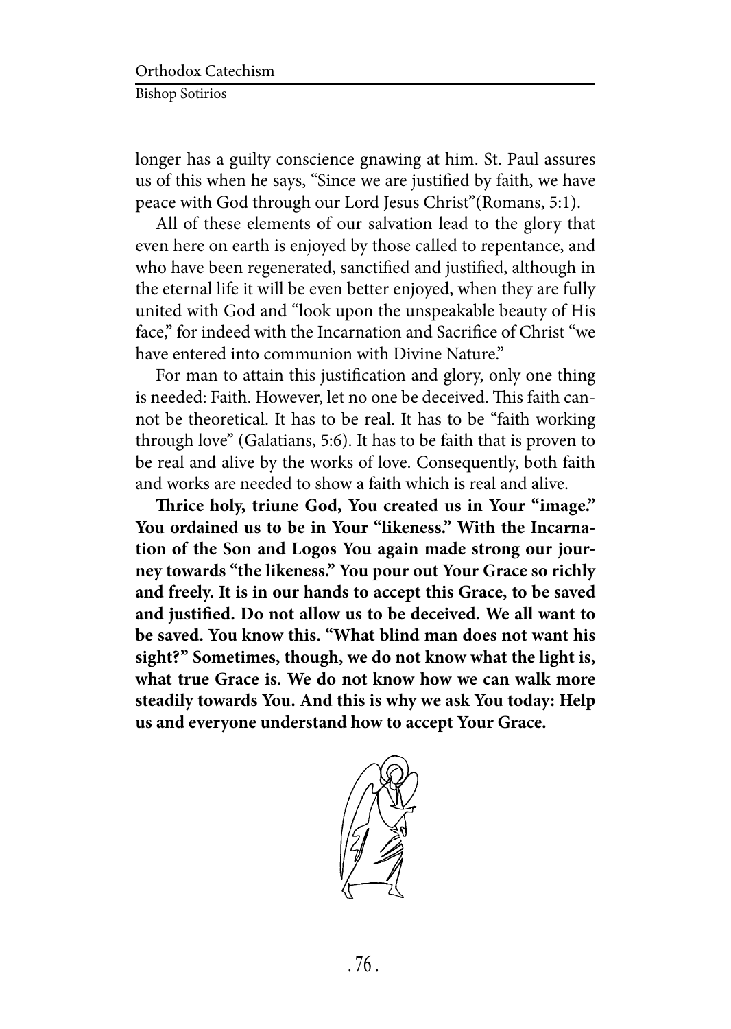longer has a guilty conscience gnawing at him. St. Paul assures us of this when he says, "Since we are justified by faith, we have peace with God through our Lord Jesus Christ"(Romans, 5:1).

All of these elements of our salvation lead to the glory that even here on earth is enjoyed by those called to repentance, and who have been regenerated, sanctified and justified, although in the eternal life it will be even better enjoyed, when they are fully united with God and "look upon the unspeakable beauty of His face," for indeed with the Incarnation and Sacrifice of Christ "we have entered into communion with Divine Nature."

For man to attain this justification and glory, only one thing is needed: Faith. However, let no one be deceived. This faith cannot be theoretical. It has to be real. It has to be "faith working through love" (Galatians, 5:6). It has to be faith that is proven to be real and alive by the works of love. Consequently, both faith and works are needed to show a faith which is real and alive.

**Thrice holy, triune God, You created us in Your "image." You ordained us to be in Your "likeness." With the Incarnation of the Son and Logos You again made strong our journey towards "the likeness." You pour out Your Grace so richly and freely. It is in our hands to accept this Grace, to be saved and justified. Do not allow us to be deceived. We all want to be saved. You know this. "What blind man does not want his sight?" Sometimes, though, we do not know what the light is, what true Grace is. We do not know how we can walk more steadily towards You. And this is why we ask You today: Help us and everyone understand how to accept Your Grace.**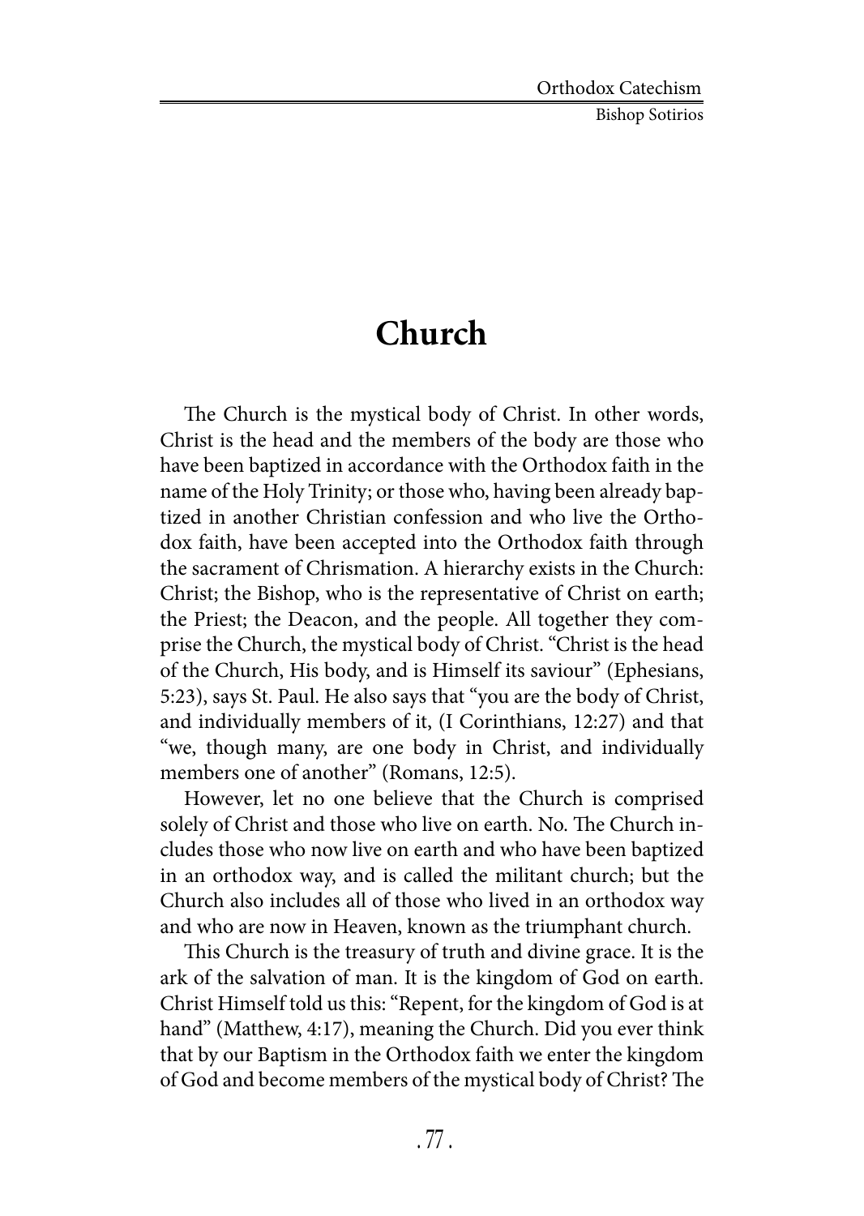# Church

The Church is the mystical body of Christ. In other words, Christ is the head and the members of the body are those who have been baptized in accordance with the Orthodox faith in the name of the Holy Trinity; or those who, having been already baptized in another Christian confession and who live the Orthodox faith, have been accepted into the Orthodox faith through the sacrament of Chrismation. A hierarchy exists in the Church: Christ; the Bishop, who is the representative of Christ on earth; the Priest; the Deacon, and the people. All together they comprise the Church, the mystical body of Christ. "Christ is the head of the Church, His body, and is Himself its saviour" (Ephesians, 5:23), says St. Paul. He also says that "you are the body of Christ, and individually members of it, (I Corinthians, 12:27) and that "we, though many, are one body in Christ, and individually members one of another" (Romans, 12:5).

However, let no one believe that the Church is comprised solely of Christ and those who live on earth. No. The Church includes those who now live on earth and who have been baptized in an orthodox way, and is called the militant church; but the Church also includes all of those who lived in an orthodox way and who are now in Heaven, known as the triumphant church.

This Church is the treasury of truth and divine grace. It is the ark of the salvation of man. It is the kingdom of God on earth. Christ Himself told us this: "Repent, for the kingdom of God is at hand" (Matthew, 4:17), meaning the Church. Did you ever think that by our Baptism in the Orthodox faith we enter the kingdom of God and become members of the mystical body of Christ? The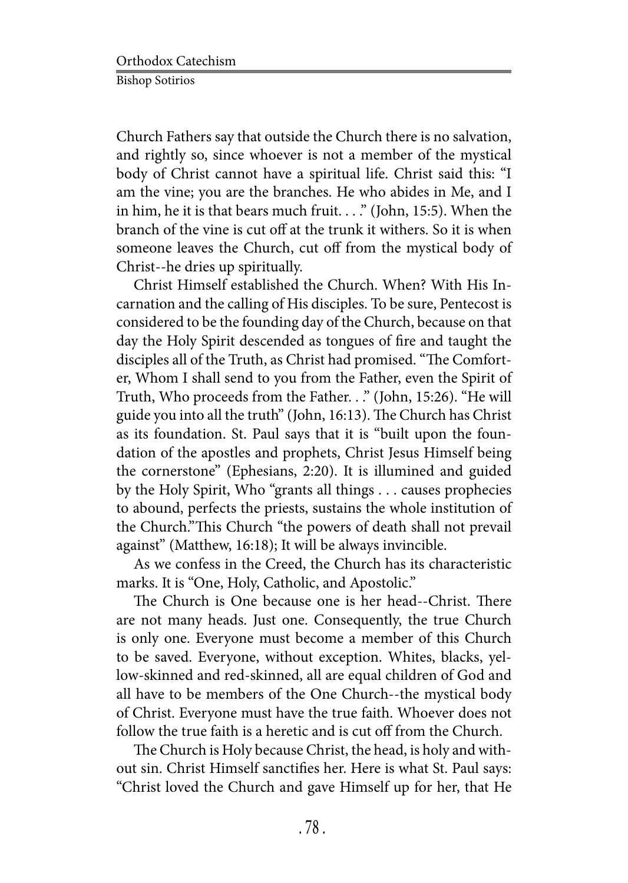Church Fathers say that outside the Church there is no salvation, and rightly so, since whoever is not a member of the mystical body of Christ cannot have a spiritual life. Christ said this: "I am the vine; you are the branches. He who abides in Me, and I in him, he it is that bears much fruit. . . ." (John, 15:5). When the branch of the vine is cut off at the trunk it withers. So it is when someone leaves the Church, cut off from the mystical body of Christ--he dries up spiritually.

Christ Himself established the Church. When? With His Incarnation and the calling of His disciples. To be sure, Pentecost is considered to be the founding day of the Church, because on that day the Holy Spirit descended as tongues of fire and taught the disciples all of the Truth, as Christ had promised. "The Comforter, Whom I shall send to you from the Father, even the Spirit of Truth, Who proceeds from the Father. . ." (John, 15:26). "He will guide you into all the truth" (John, 16:13). The Church has Christ as its foundation. St. Paul says that it is "built upon the foundation of the apostles and prophets, Christ Jesus Himself being the cornerstone" (Ephesians, 2:20). It is illumined and guided by the Holy Spirit, Who "grants all things . . . causes prophecies to abound, perfects the priests, sustains the whole institution of the Church."This Church "the powers of death shall not prevail against" (Matthew, 16:18); It will be always invincible.

As we confess in the Creed, the Church has its characteristic marks. It is "One, Holy, Catholic, and Apostolic."

The Church is One because one is her head--Christ. There are not many heads. Just one. Consequently, the true Church is only one. Everyone must become a member of this Church to be saved. Everyone, without exception. Whites, blacks, yellow-skinned and red-skinned, all are equal children of God and all have to be members of the One Church--the mystical body of Christ. Everyone must have the true faith. Whoever does not follow the true faith is a heretic and is cut off from the Church.

The Church is Holy because Christ, the head, is holy and without sin. Christ Himself sanctifies her. Here is what St. Paul says: "Christ loved the Church and gave Himself up for her, that He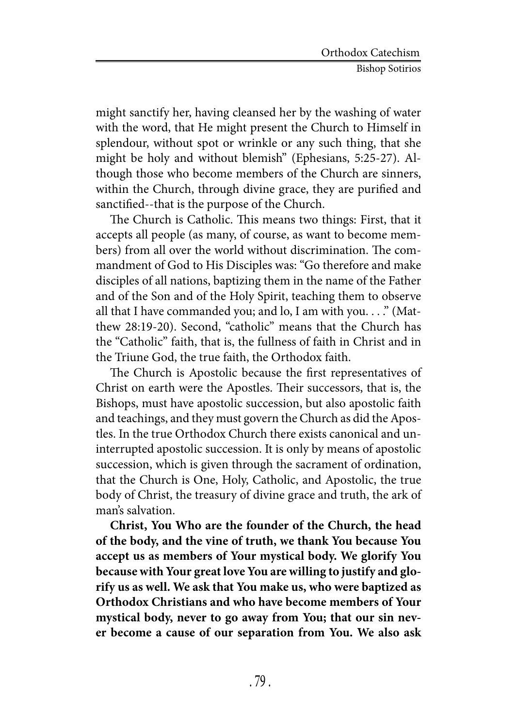might sanctify her, having cleansed her by the washing of water with the word, that He might present the Church to Himself in splendour, without spot or wrinkle or any such thing, that she might be holy and without blemish" (Ephesians, 5:25-27). Although those who become members of the Church are sinners, within the Church, through divine grace, they are purified and sanctified--that is the purpose of the Church.

The Church is Catholic. This means two things: First, that it accepts all people (as many, of course, as want to become members) from all over the world without discrimination. The commandment of God to His Disciples was: "Go therefore and make disciples of all nations, baptizing them in the name of the Father and of the Son and of the Holy Spirit, teaching them to observe all that I have commanded you; and lo, I am with you. . . ." (Matthew 28:19-20). Second, "catholic" means that the Church has the "Catholic" faith, that is, the fullness of faith in Christ and in the Triune God, the true faith, the Orthodox faith.

The Church is Apostolic because the first representatives of Christ on earth were the Apostles. Their successors, that is, the Bishops, must have apostolic succession, but also apostolic faith and teachings, and they must govern the Church as did the Apostles. In the true Orthodox Church there exists canonical and uninterrupted apostolic succession. It is only by means of apostolic succession, which is given through the sacrament of ordination, that the Church is One, Holy, Catholic, and Apostolic, the true body of Christ, the treasury of divine grace and truth, the ark of man's salvation.

**Christ, You Who are the founder of the Church, the head of the body, and the vine of truth, we thank You because You accept us as members of Your mystical body. We glorify You because with Your great love You are willing to justify and glorify us as well. We ask that You make us, who were baptized as Orthodox Christians and who have become members of Your mystical body, never to go away from You; that our sin never become a cause of our separation from You. We also ask**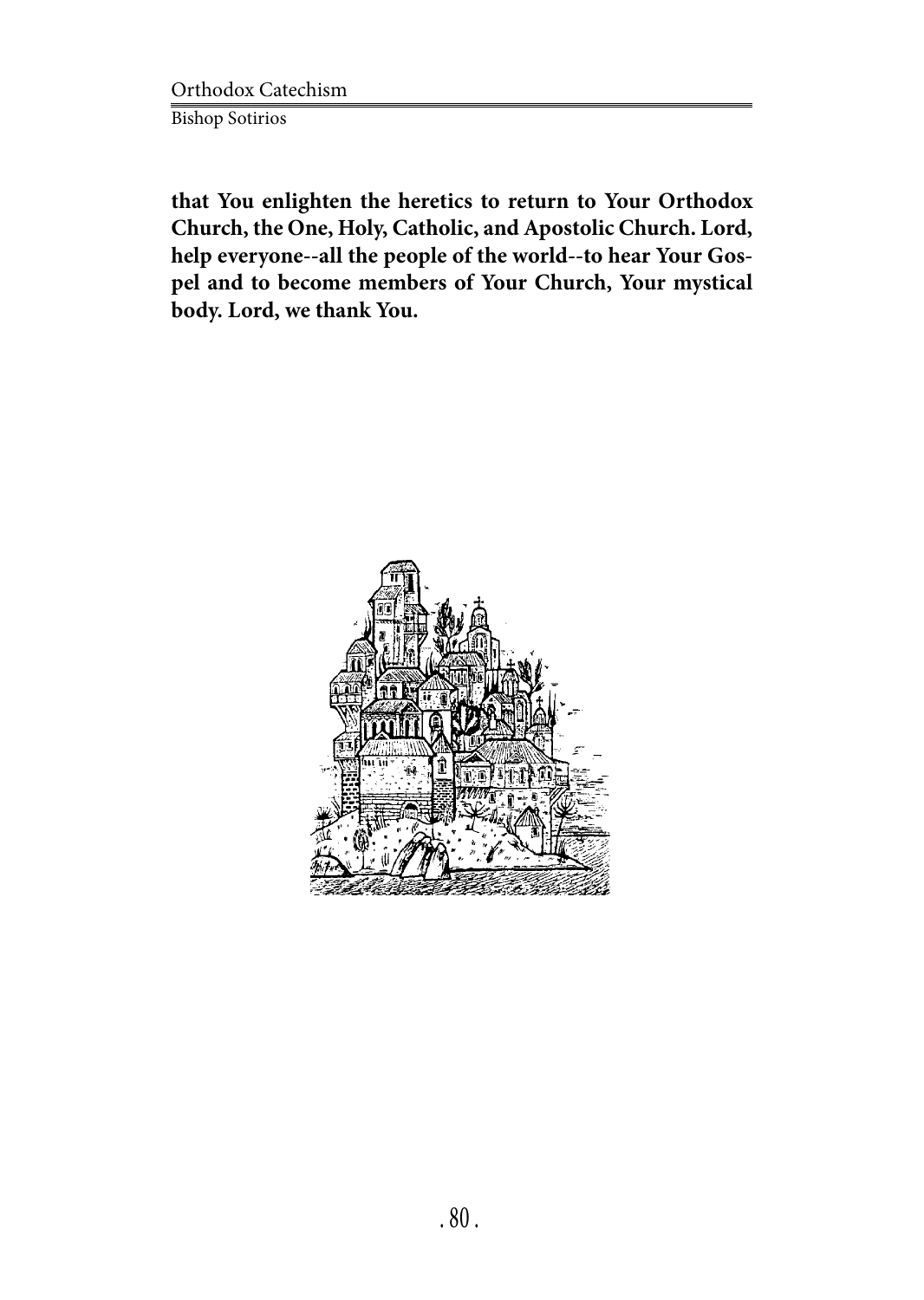**that You enlighten the heretics to return to Your Orthodox Church, the One, Holy, Catholic, and Apostolic Church. Lord, help everyone--all the people of the world--to hear Your Gospel and to become members of Your Church, Your mystical body. Lord, we thank You.**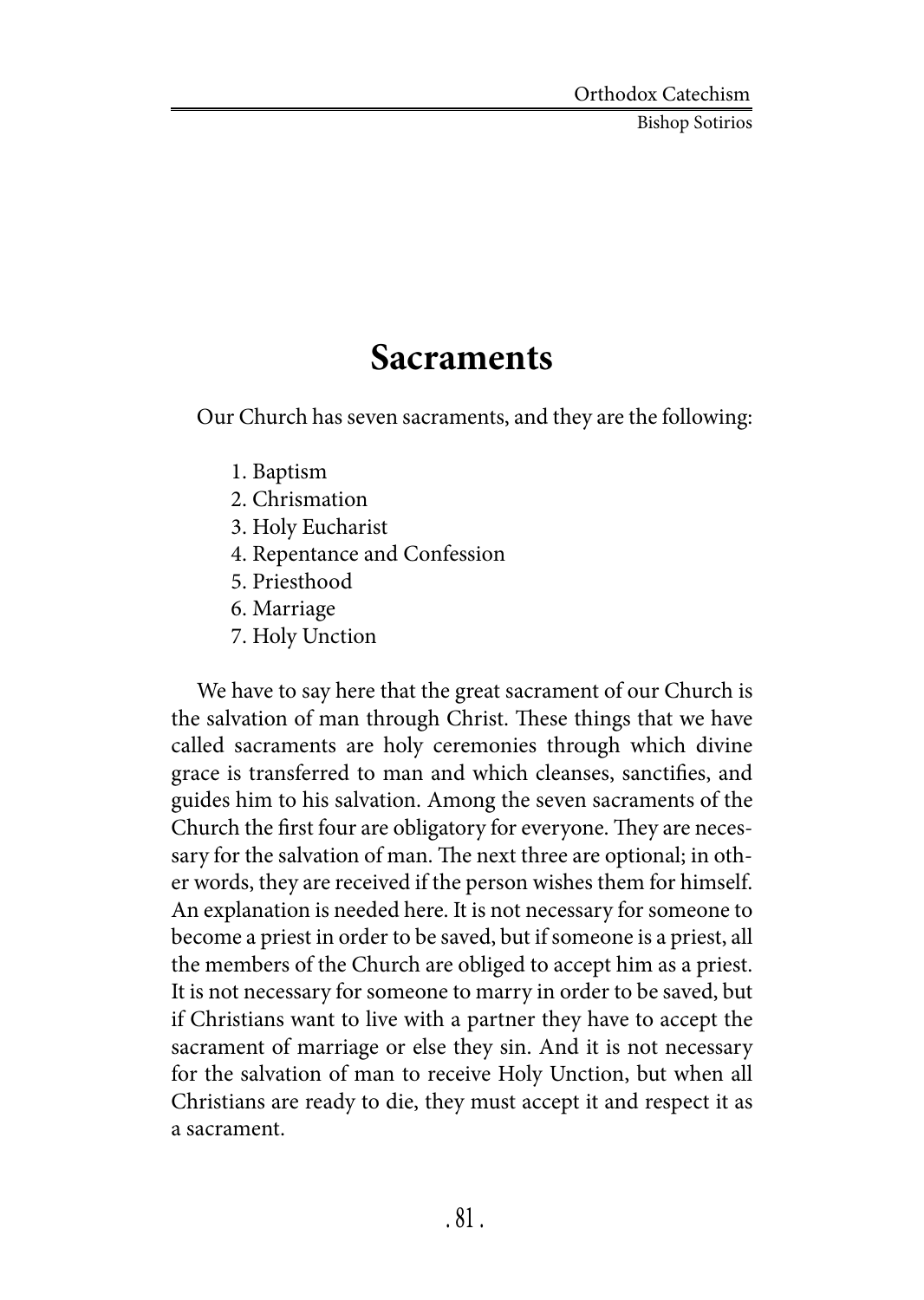# Sacraments

Our Church has seven sacraments, and they are the following:

1. Baptism
2. Chrismation
3. Holy Eucharist
4. Repentance and Confession
5. Priesthood
6. Marriage
7. Holy Unction

We have to say here that the great sacrament of our Church is the salvation of man through Christ. These things that we have called sacraments are holy ceremonies through which divine grace is transferred to man and which cleanses, sanctifies, and guides him to his salvation. Among the seven sacraments of the Church the first four are obligatory for everyone. They are necessary for the salvation of man. The next three are optional; in other words, they are received if the person wishes them for himself. An explanation is needed here. It is not necessary for someone to become a priest in order to be saved, but if someone is a priest, all the members of the Church are obliged to accept him as a priest. It is not necessary for someone to marry in order to be saved, but if Christians want to live with a partner they have to accept the sacrament of marriage or else they sin. And it is not necessary for the salvation of man to receive Holy Unction, but when all Christians are ready to die, they must accept it and respect it as a sacrament.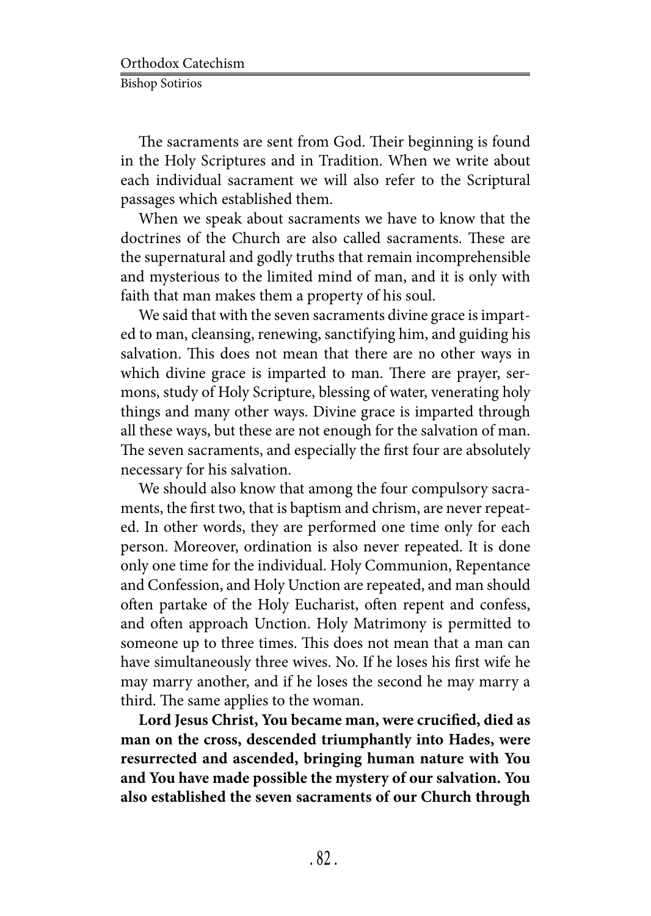The sacraments are sent from God. Their beginning is found in the Holy Scriptures and in Tradition. When we write about each individual sacrament we will also refer to the Scriptural passages which established them.

When we speak about sacraments we have to know that the doctrines of the Church are also called sacraments. These are the supernatural and godly truths that remain incomprehensible and mysterious to the limited mind of man, and it is only with faith that man makes them a property of his soul.

We said that with the seven sacraments divine grace is imparted to man, cleansing, renewing, sanctifying him, and guiding his salvation. This does not mean that there are no other ways in which divine grace is imparted to man. There are prayer, sermons, study of Holy Scripture, blessing of water, venerating holy things and many other ways. Divine grace is imparted through all these ways, but these are not enough for the salvation of man. The seven sacraments, and especially the first four are absolutely necessary for his salvation.

We should also know that among the four compulsory sacraments, the first two, that is baptism and chrism, are never repeated. In other words, they are performed one time only for each person. Moreover, ordination is also never repeated. It is done only one time for the individual. Holy Communion, Repentance and Confession, and Holy Unction are repeated, and man should often partake of the Holy Eucharist, often repent and confess, and often approach Unction. Holy Matrimony is permitted to someone up to three times. This does not mean that a man can have simultaneously three wives. No. If he loses his first wife he may marry another, and if he loses the second he may marry a third. The same applies to the woman.

**Lord Jesus Christ, You became man, were crucified, died as man on the cross, descended triumphantly into Hades, were resurrected and ascended, bringing human nature with You and You have made possible the mystery of our salvation. You also established the seven sacraments of our Church through**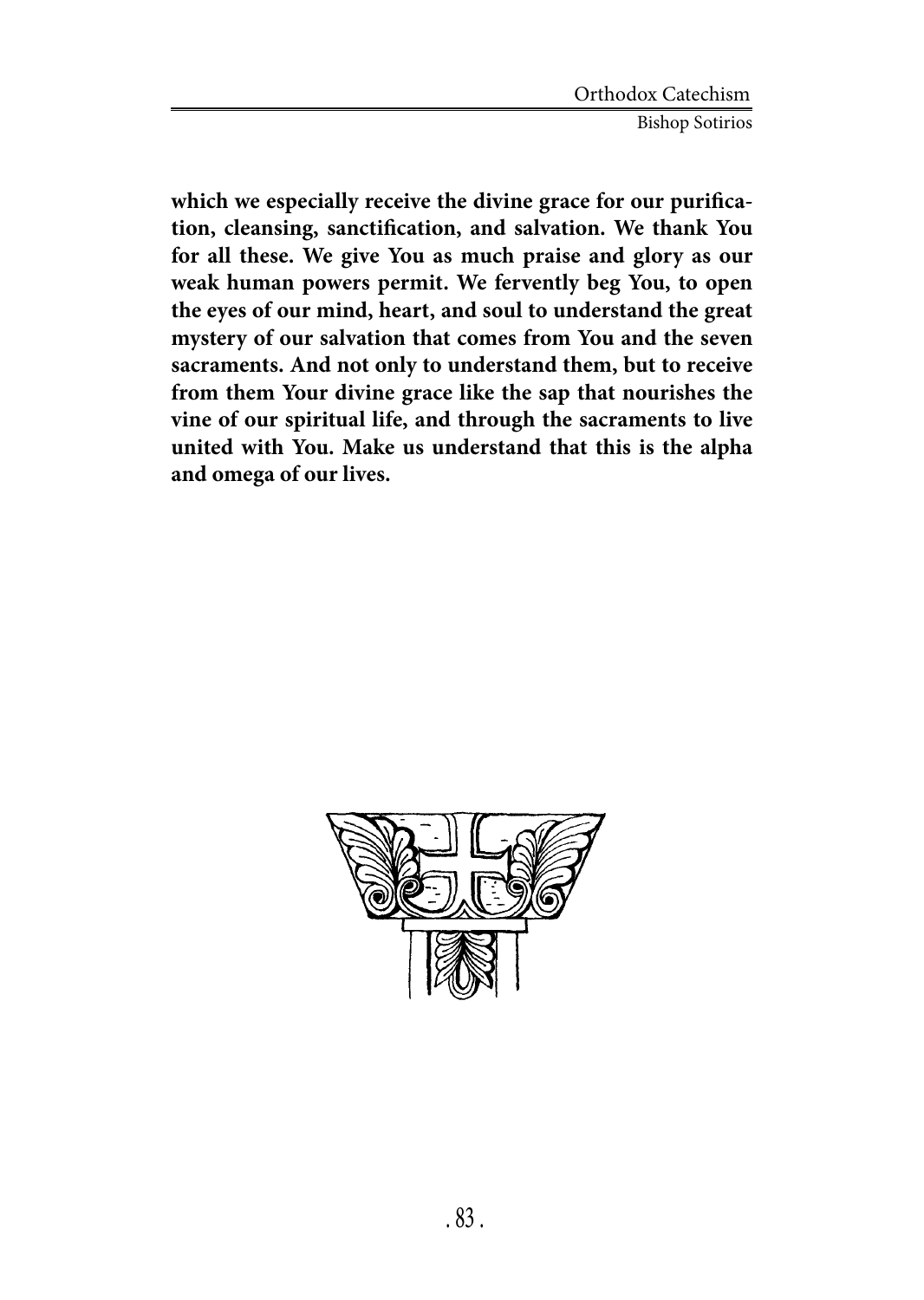**which we especially receive the divine grace for our purification, cleansing, sanctification, and salvation. We thank You for all these. We give You as much praise and glory as our weak human powers permit. We fervently beg You, to open the eyes of our mind, heart, and soul to understand the great mystery of our salvation that comes from You and the seven sacraments. And not only to understand them, but to receive from them Your divine grace like the sap that nourishes the vine of our spiritual life, and through the sacraments to live united with You. Make us understand that this is the alpha and omega of our lives.**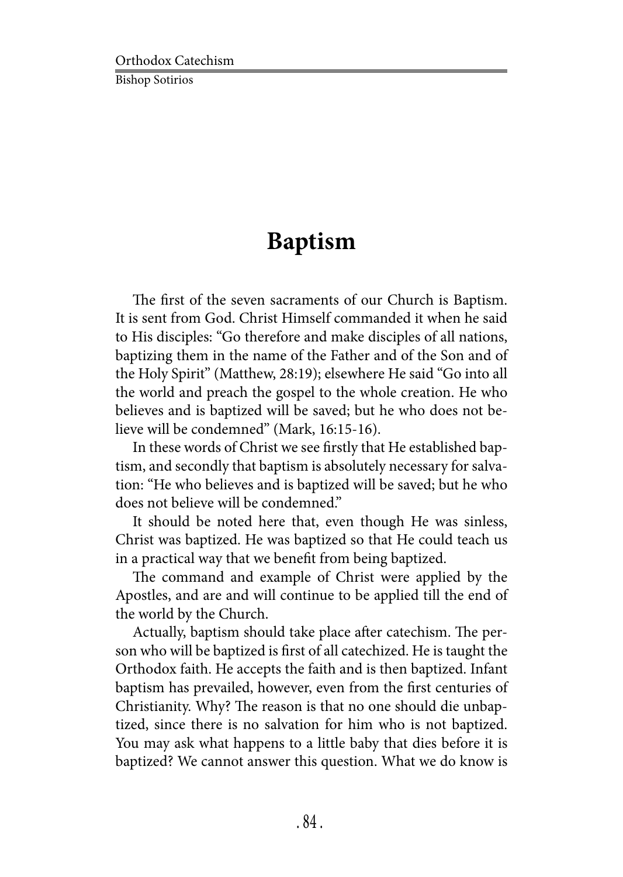# Baptism

The first of the seven sacraments of our Church is Baptism. It is sent from God. Christ Himself commanded it when he said to His disciples: "Go therefore and make disciples of all nations, baptizing them in the name of the Father and of the Son and of the Holy Spirit" (Matthew, 28:19); elsewhere He said "Go into all the world and preach the gospel to the whole creation. He who believes and is baptized will be saved; but he who does not believe will be condemned" (Mark, 16:15-16).

In these words of Christ we see firstly that He established baptism, and secondly that baptism is absolutely necessary for salvation: "He who believes and is baptized will be saved; but he who does not believe will be condemned."

It should be noted here that, even though He was sinless, Christ was baptized. He was baptized so that He could teach us in a practical way that we benefit from being baptized.

The command and example of Christ were applied by the Apostles, and are and will continue to be applied till the end of the world by the Church.

Actually, baptism should take place after catechism. The person who will be baptized is first of all catechized. He is taught the Orthodox faith. He accepts the faith and is then baptized. Infant baptism has prevailed, however, even from the first centuries of Christianity. Why? The reason is that no one should die unbaptized, since there is no salvation for him who is not baptized. You may ask what happens to a little baby that dies before it is baptized? We cannot answer this question. What we do know is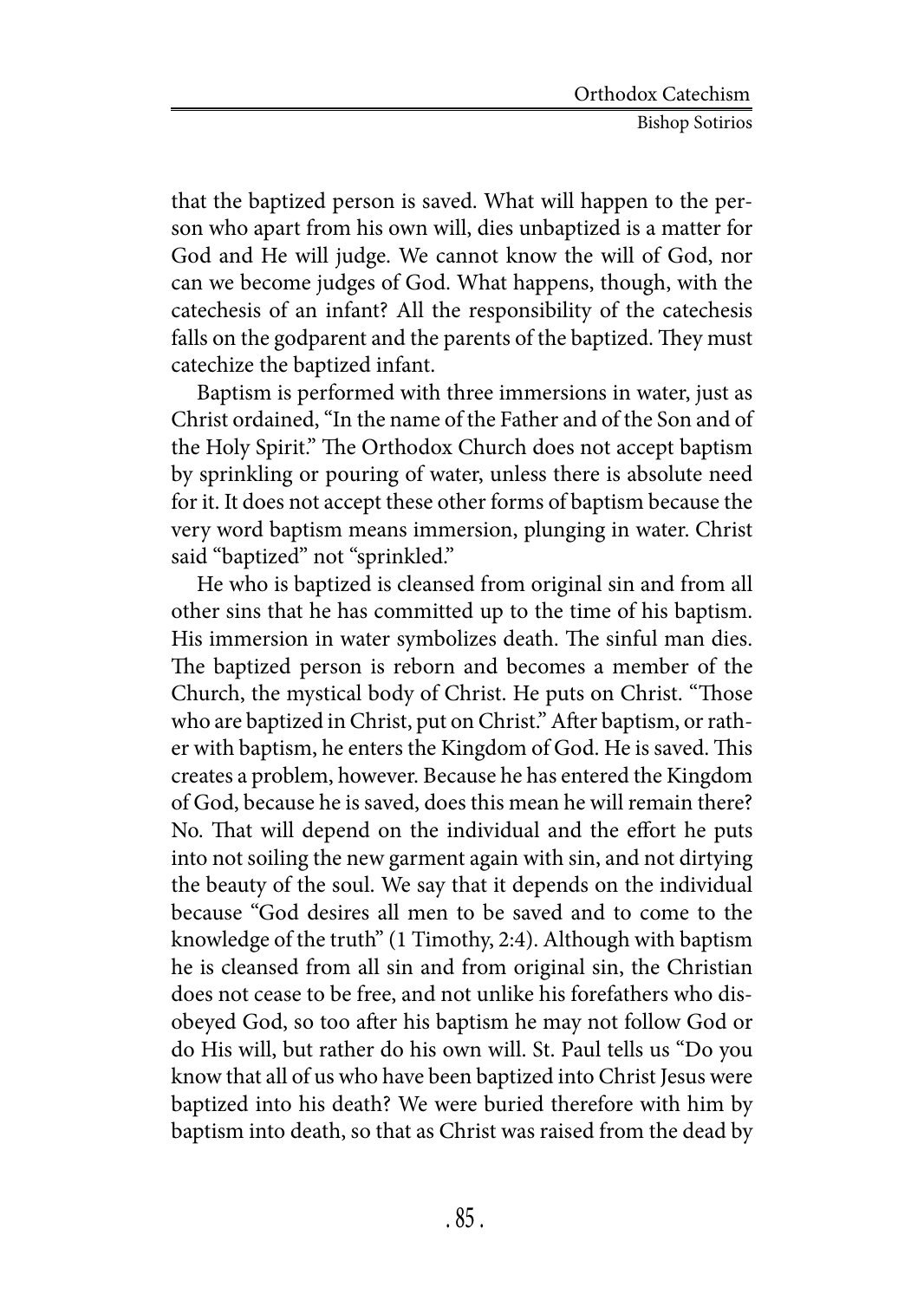that the baptized person is saved. What will happen to the person who apart from his own will, dies unbaptized is a matter for God and He will judge. We cannot know the will of God, nor can we become judges of God. What happens, though, with the catechesis of an infant? All the responsibility of the catechesis falls on the godparent and the parents of the baptized. They must catechize the baptized infant.

Baptism is performed with three immersions in water, just as Christ ordained, "In the name of the Father and of the Son and of the Holy Spirit." The Orthodox Church does not accept baptism by sprinkling or pouring of water, unless there is absolute need for it. It does not accept these other forms of baptism because the very word baptism means immersion, plunging in water. Christ said "baptized" not "sprinkled."

He who is baptized is cleansed from original sin and from all other sins that he has committed up to the time of his baptism. His immersion in water symbolizes death. The sinful man dies. The baptized person is reborn and becomes a member of the Church, the mystical body of Christ. He puts on Christ. "Those who are baptized in Christ, put on Christ." After baptism, or rather with baptism, he enters the Kingdom of God. He is saved. This creates a problem, however. Because he has entered the Kingdom of God, because he is saved, does this mean he will remain there? No. That will depend on the individual and the effort he puts into not soiling the new garment again with sin, and not dirtying the beauty of the soul. We say that it depends on the individual because "God desires all men to be saved and to come to the knowledge of the truth" (1 Timothy, 2:4). Although with baptism he is cleansed from all sin and from original sin, the Christian does not cease to be free, and not unlike his forefathers who disobeyed God, so too after his baptism he may not follow God or do His will, but rather do his own will. St. Paul tells us "Do you know that all of us who have been baptized into Christ Jesus were baptized into his death? We were buried therefore with him by baptism into death, so that as Christ was raised from the dead by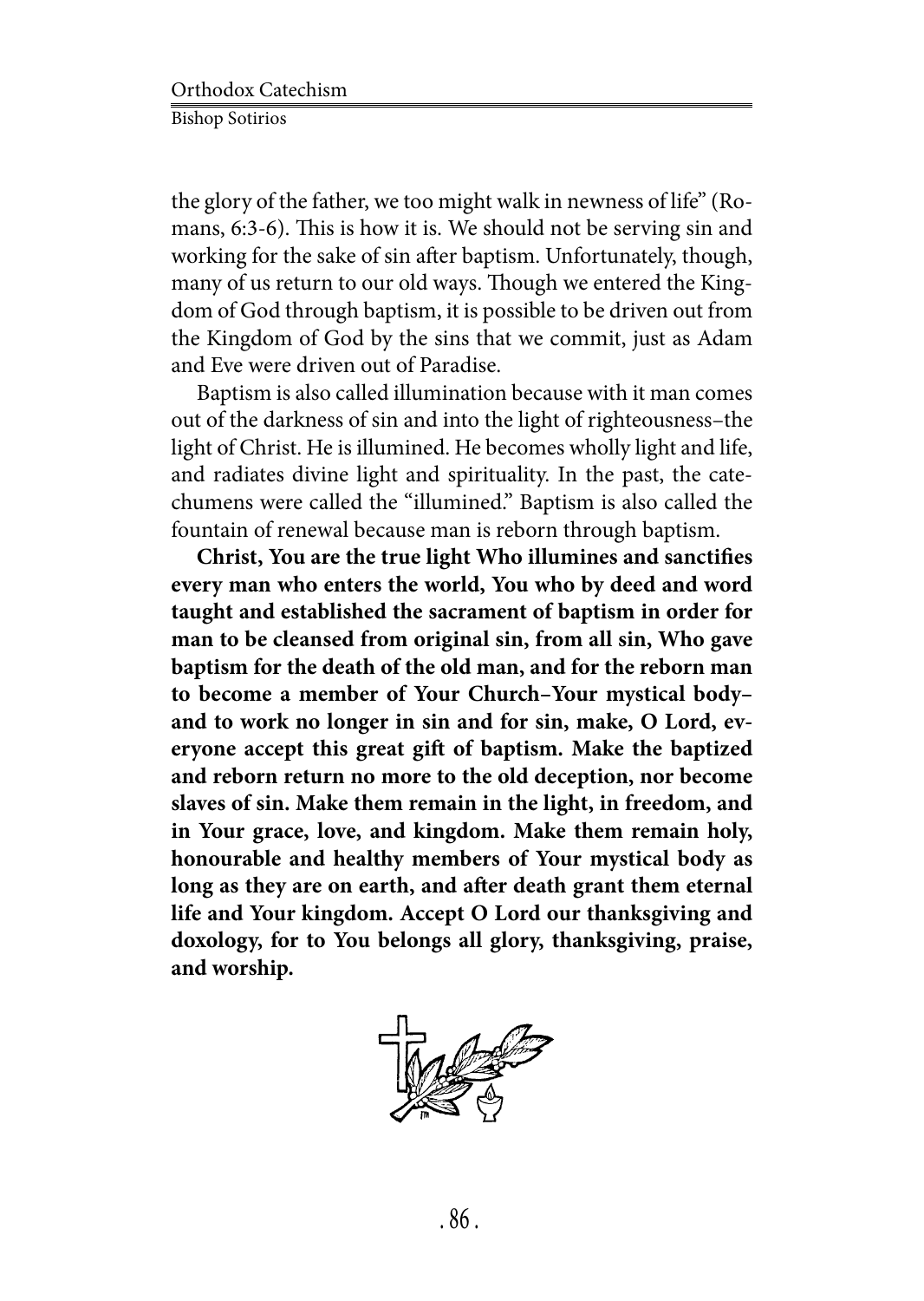the glory of the father, we too might walk in newness of life" (Romans, 6:3-6). This is how it is. We should not be serving sin and working for the sake of sin after baptism. Unfortunately, though, many of us return to our old ways. Though we entered the Kingdom of God through baptism, it is possible to be driven out from the Kingdom of God by the sins that we commit, just as Adam and Eve were driven out of Paradise.

Baptism is also called illumination because with it man comes out of the darkness of sin and into the light of righteousness–the light of Christ. He is illumined. He becomes wholly light and life, and radiates divine light and spirituality. In the past, the catechumens were called the "illumined." Baptism is also called the fountain of renewal because man is reborn through baptism.

**Christ, You are the true light Who illumines and sanctifies every man who enters the world, You who by deed and word taught and established the sacrament of baptism in order for man to be cleansed from original sin, from all sin, Who gave baptism for the death of the old man, and for the reborn man to become a member of Your Church–Your mystical body–and to work no longer in sin and for sin, make, O Lord, everyone accept this great gift of baptism. Make the baptized and reborn return no more to the old deception, nor become slaves of sin. Make them remain in the light, in freedom, and in Your grace, love, and kingdom. Make them remain holy, honourable and healthy members of Your mystical body as long as they are on earth, and after death grant them eternal life and Your kingdom. Accept O Lord our thanksgiving and doxology, for to You belongs all glory, thanksgiving, praise, and worship.**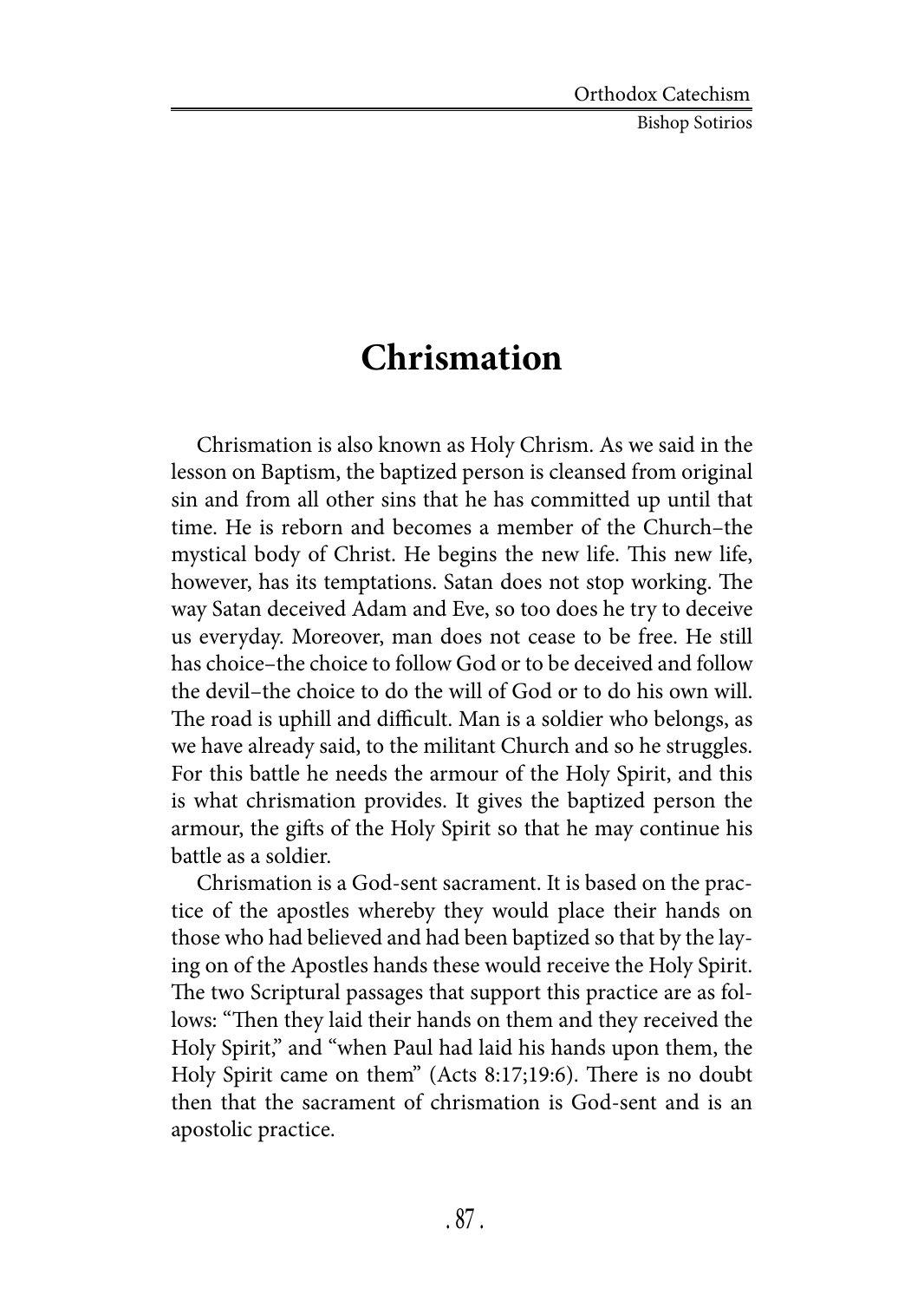# Chrismation

Chrismation is also known as Holy Chrism. As we said in the lesson on Baptism, the baptized person is cleansed from original sin and from all other sins that he has committed up until that time. He is reborn and becomes a member of the Church–the mystical body of Christ. He begins the new life. This new life, however, has its temptations. Satan does not stop working. The way Satan deceived Adam and Eve, so too does he try to deceive us everyday. Moreover, man does not cease to be free. He still has choice–the choice to follow God or to be deceived and follow the devil–the choice to do the will of God or to do his own will. The road is uphill and difficult. Man is a soldier who belongs, as we have already said, to the militant Church and so he struggles. For this battle he needs the armour of the Holy Spirit, and this is what chrismation provides. It gives the baptized person the armour, the gifts of the Holy Spirit so that he may continue his battle as a soldier.

Chrismation is a God-sent sacrament. It is based on the practice of the apostles whereby they would place their hands on those who had believed and had been baptized so that by the laying on of the Apostles hands these would receive the Holy Spirit. The two Scriptural passages that support this practice are as follows: "Then they laid their hands on them and they received the Holy Spirit," and "when Paul had laid his hands upon them, the Holy Spirit came on them" (Acts 8:17;19:6). There is no doubt then that the sacrament of chrismation is God-sent and is an apostolic practice.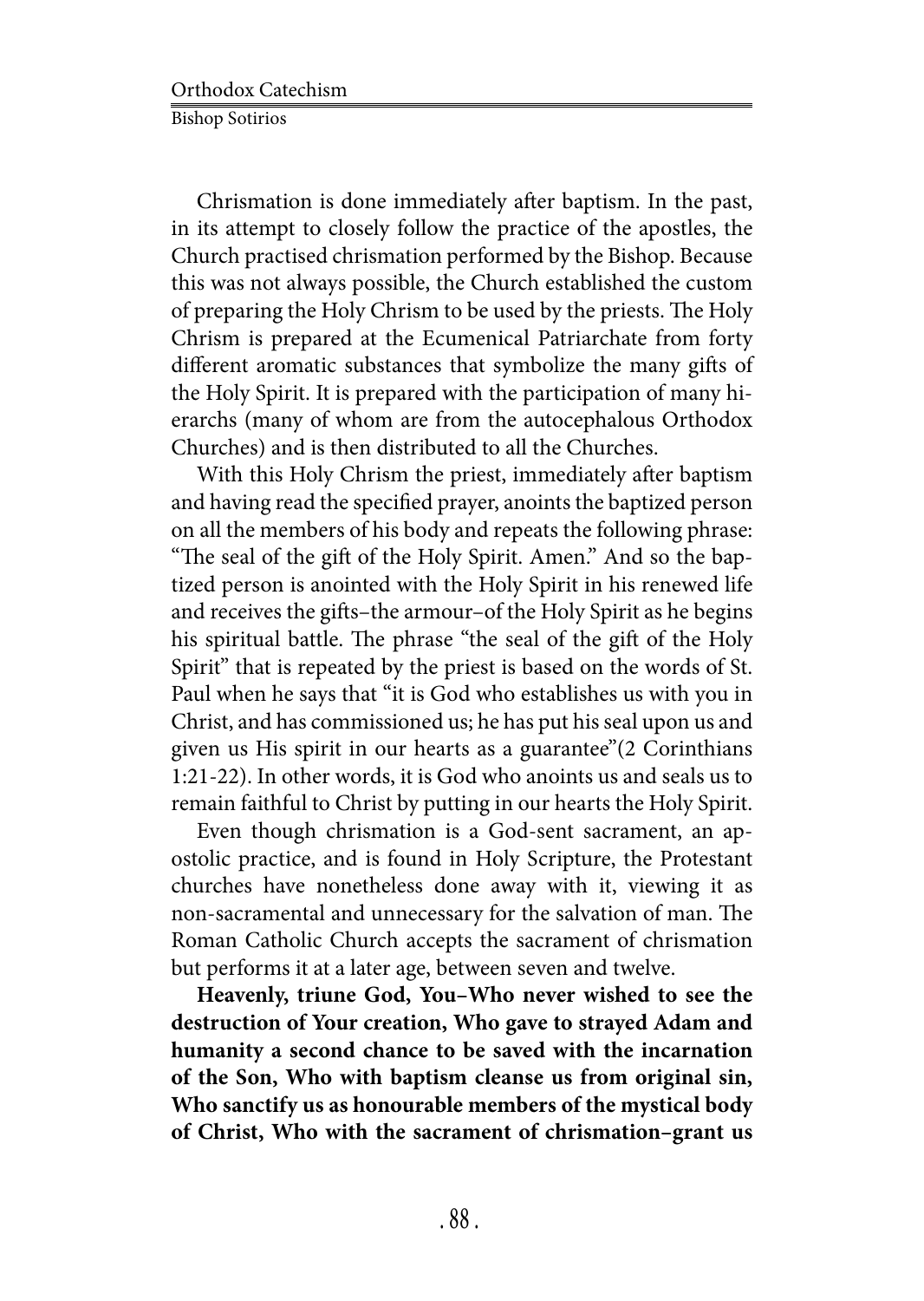Chrismation is done immediately after baptism. In the past, in its attempt to closely follow the practice of the apostles, the Church practised chrismation performed by the Bishop. Because this was not always possible, the Church established the custom of preparing the Holy Chrism to be used by the priests. The Holy Chrism is prepared at the Ecumenical Patriarchate from forty different aromatic substances that symbolize the many gifts of the Holy Spirit. It is prepared with the participation of many hierarchs (many of whom are from the autocephalous Orthodox Churches) and is then distributed to all the Churches.

With this Holy Chrism the priest, immediately after baptism and having read the specified prayer, anoints the baptized person on all the members of his body and repeats the following phrase: "The seal of the gift of the Holy Spirit. Amen." And so the baptized person is anointed with the Holy Spirit in his renewed life and receives the gifts–the armour–of the Holy Spirit as he begins his spiritual battle. The phrase "the seal of the gift of the Holy Spirit" that is repeated by the priest is based on the words of St. Paul when he says that "it is God who establishes us with you in Christ, and has commissioned us; he has put his seal upon us and given us His spirit in our hearts as a guarantee"(2 Corinthians 1:21-22). In other words, it is God who anoints us and seals us to remain faithful to Christ by putting in our hearts the Holy Spirit.

Even though chrismation is a God-sent sacrament, an apostolic practice, and is found in Holy Scripture, the Protestant churches have nonetheless done away with it, viewing it as non-sacramental and unnecessary for the salvation of man. The Roman Catholic Church accepts the sacrament of chrismation but performs it at a later age, between seven and twelve.

**Heavenly, triune God, You–Who never wished to see the destruction of Your creation, Who gave to strayed Adam and humanity a second chance to be saved with the incarnation of the Son, Who with baptism cleanse us from original sin, Who sanctify us as honourable members of the mystical body of Christ, Who with the sacrament of chrismation–grant us**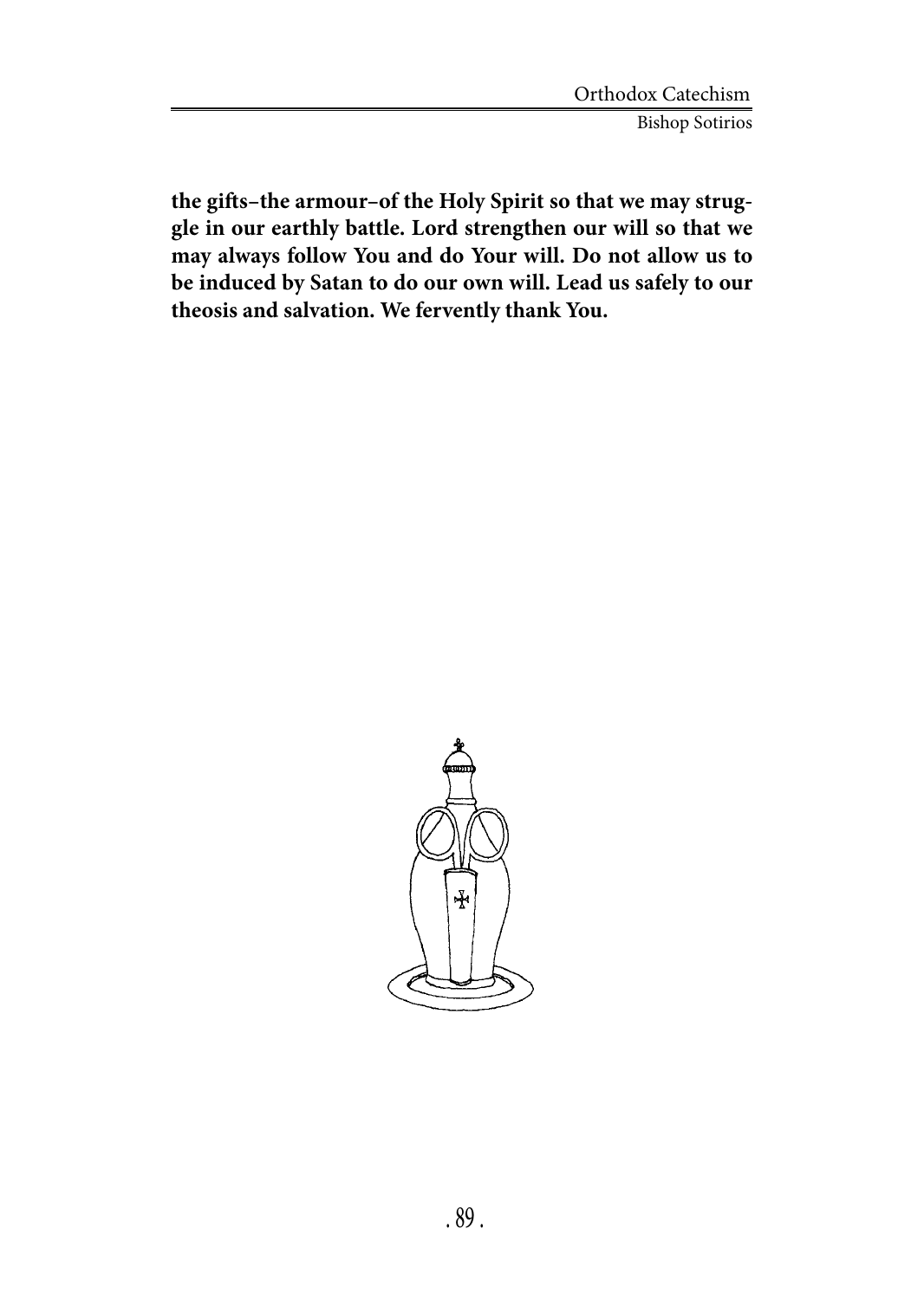**the gifts–the armour–of the Holy Spirit so that we may struggle in our earthly battle. Lord strengthen our will so that we may always follow You and do Your will. Do not allow us to be induced by Satan to do our own will. Lead us safely to our theosis and salvation. We fervently thank You.**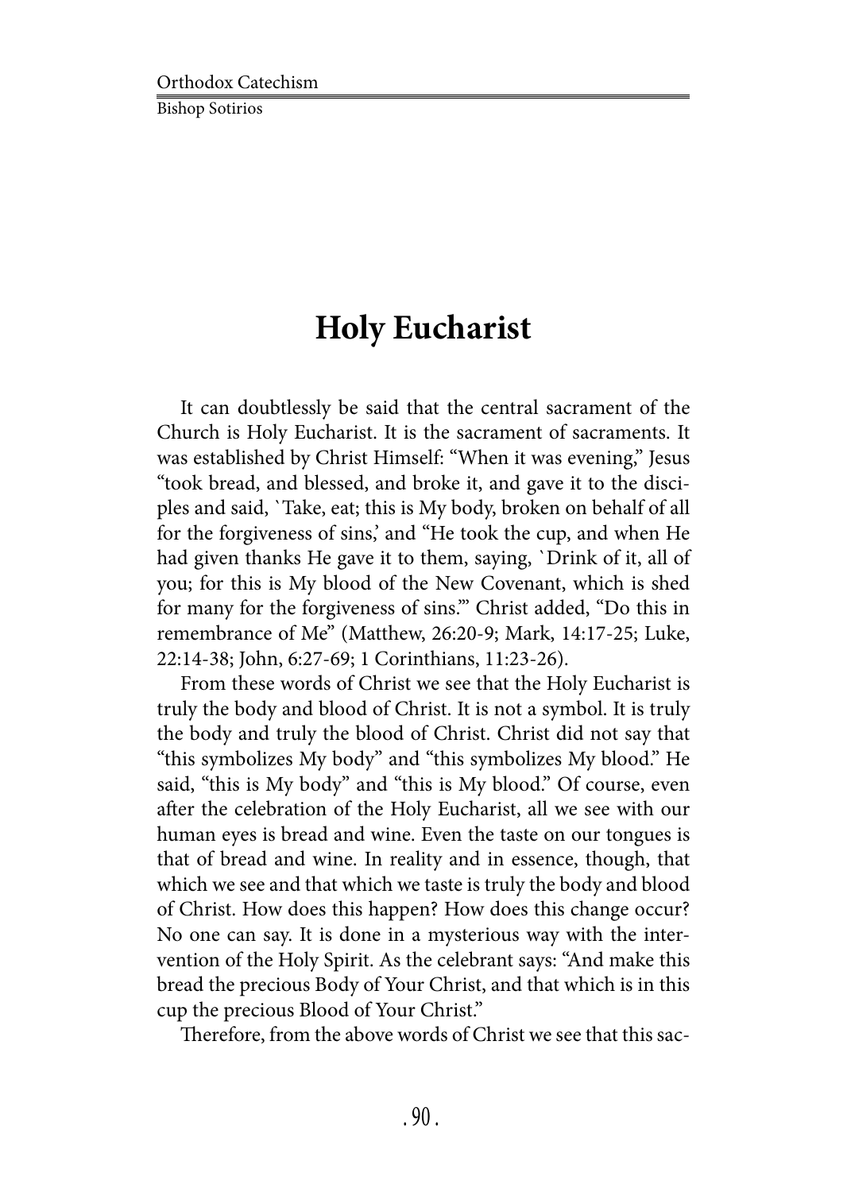# Holy Eucharist

It can doubtlessly be said that the central sacrament of the Church is Holy Eucharist. It is the sacrament of sacraments. It was established by Christ Himself: "When it was evening," Jesus "took bread, and blessed, and broke it, and gave it to the disciples and said, `Take, eat; this is My body, broken on behalf of all for the forgiveness of sins,' and "He took the cup, and when He had given thanks He gave it to them, saying, `Drink of it, all of you; for this is My blood of the New Covenant, which is shed for many for the forgiveness of sins.'" Christ added, "Do this in remembrance of Me" (Matthew, 26:20-9; Mark, 14:17-25; Luke, 22:14-38; John, 6:27-69; 1 Corinthians, 11:23-26).

From these words of Christ we see that the Holy Eucharist is truly the body and blood of Christ. It is not a symbol. It is truly the body and truly the blood of Christ. Christ did not say that "this symbolizes My body" and "this symbolizes My blood." He said, "this is My body" and "this is My blood." Of course, even after the celebration of the Holy Eucharist, all we see with our human eyes is bread and wine. Even the taste on our tongues is that of bread and wine. In reality and in essence, though, that which we see and that which we taste is truly the body and blood of Christ. How does this happen? How does this change occur? No one can say. It is done in a mysterious way with the intervention of the Holy Spirit. As the celebrant says: "And make this bread the precious Body of Your Christ, and that which is in this cup the precious Blood of Your Christ."

Therefore, from the above words of Christ we see that this sac-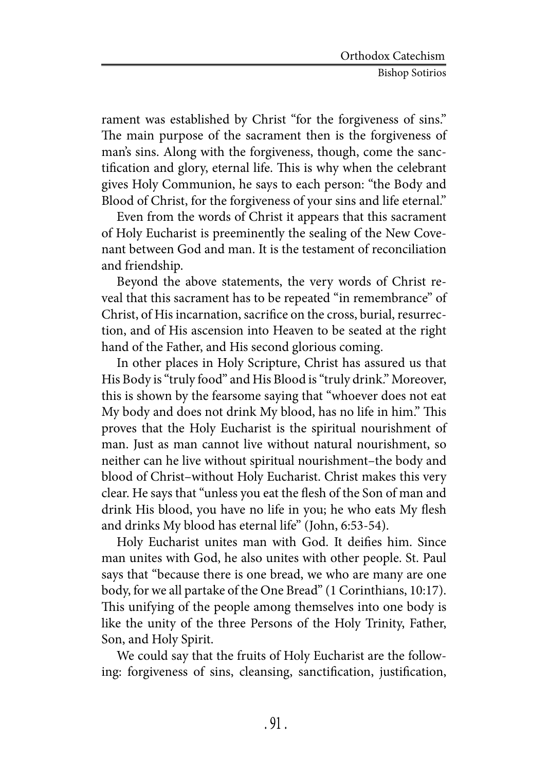rament was established by Christ "for the forgiveness of sins." The main purpose of the sacrament then is the forgiveness of man's sins. Along with the forgiveness, though, come the sanctification and glory, eternal life. This is why when the celebrant gives Holy Communion, he says to each person: "the Body and Blood of Christ, for the forgiveness of your sins and life eternal."

Even from the words of Christ it appears that this sacrament of Holy Eucharist is preeminently the sealing of the New Covenant between God and man. It is the testament of reconciliation and friendship.

Beyond the above statements, the very words of Christ reveal that this sacrament has to be repeated "in remembrance" of Christ, of His incarnation, sacrifice on the cross, burial, resurrection, and of His ascension into Heaven to be seated at the right hand of the Father, and His second glorious coming.

In other places in Holy Scripture, Christ has assured us that His Body is "truly food" and His Blood is "truly drink." Moreover, this is shown by the fearsome saying that "whoever does not eat My body and does not drink My blood, has no life in him." This proves that the Holy Eucharist is the spiritual nourishment of man. Just as man cannot live without natural nourishment, so neither can he live without spiritual nourishment–the body and blood of Christ–without Holy Eucharist. Christ makes this very clear. He says that "unless you eat the flesh of the Son of man and drink His blood, you have no life in you; he who eats My flesh and drinks My blood has eternal life" (John, 6:53-54).

Holy Eucharist unites man with God. It deifies him. Since man unites with God, he also unites with other people. St. Paul says that "because there is one bread, we who are many are one body, for we all partake of the One Bread" (1 Corinthians, 10:17). This unifying of the people among themselves into one body is like the unity of the three Persons of the Holy Trinity, Father, Son, and Holy Spirit.

We could say that the fruits of Holy Eucharist are the following: forgiveness of sins, cleansing, sanctification, justification,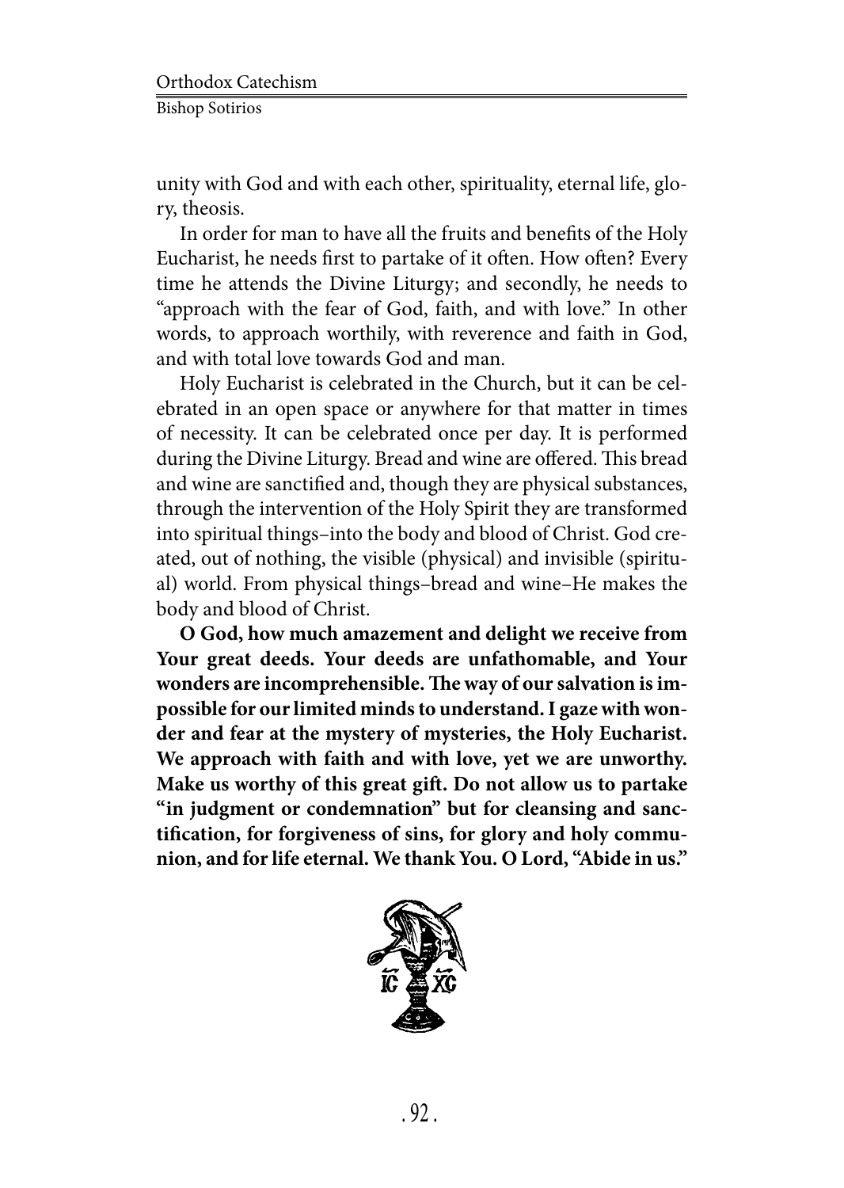unity with God and with each other, spirituality, eternal life, glory, theosis.

In order for man to have all the fruits and benefits of the Holy Eucharist, he needs first to partake of it often. How often? Every time he attends the Divine Liturgy; and secondly, he needs to "approach with the fear of God, faith, and with love." In other words, to approach worthily, with reverence and faith in God, and with total love towards God and man.

Holy Eucharist is celebrated in the Church, but it can be celebrated in an open space or anywhere for that matter in times of necessity. It can be celebrated once per day. It is performed during the Divine Liturgy. Bread and wine are offered. This bread and wine are sanctified and, though they are physical substances, through the intervention of the Holy Spirit they are transformed into spiritual things–into the body and blood of Christ. God created, out of nothing, the visible (physical) and invisible (spiritual) world. From physical things–bread and wine–He makes the body and blood of Christ.

**O God, how much amazement and delight we receive from Your great deeds. Your deeds are unfathomable, and Your wonders are incomprehensible. The way of our salvation is impossible for our limited minds to understand. I gaze with wonder and fear at the mystery of mysteries, the Holy Eucharist. We approach with faith and with love, yet we are unworthy. Make us worthy of this great gift. Do not allow us to partake "in judgment or condemnation" but for cleansing and sanctification, for forgiveness of sins, for glory and holy communion, and for life eternal. We thank You. O Lord, "Abide in us."**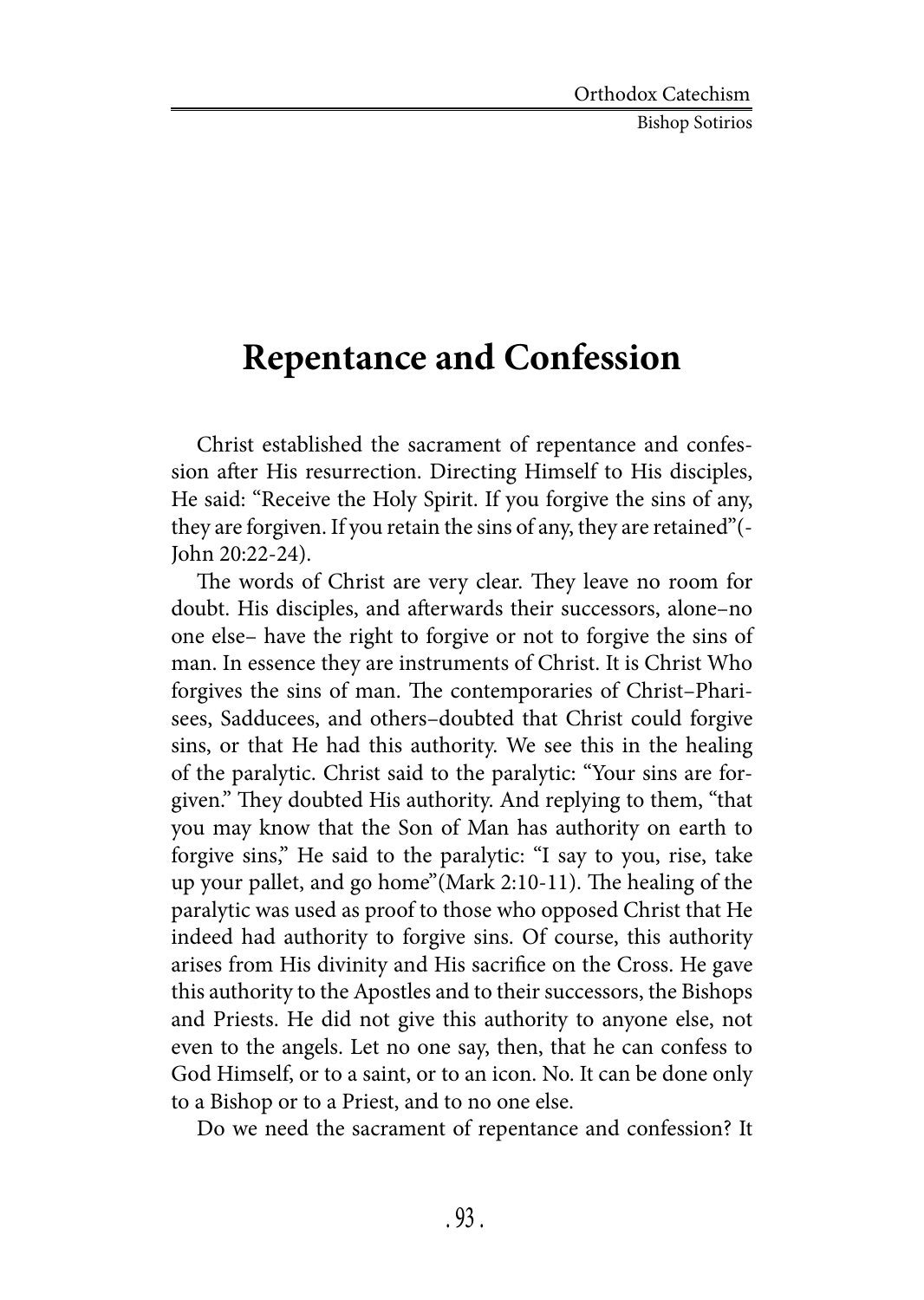# Repentance and Confession

Christ established the sacrament of repentance and confession after His resurrection. Directing Himself to His disciples, He said: "Receive the Holy Spirit. If you forgive the sins of any, they are forgiven. If you retain the sins of any, they are retained"(-John 20:22-24).

The words of Christ are very clear. They leave no room for doubt. His disciples, and afterwards their successors, alone–no one else– have the right to forgive or not to forgive the sins of man. In essence they are instruments of Christ. It is Christ Who forgives the sins of man. The contemporaries of Christ–Pharisees, Sadducees, and others–doubted that Christ could forgive sins, or that He had this authority. We see this in the healing of the paralytic. Christ said to the paralytic: "Your sins are forgiven." They doubted His authority. And replying to them, "that you may know that the Son of Man has authority on earth to forgive sins," He said to the paralytic: "I say to you, rise, take up your pallet, and go home"(Mark 2:10-11). The healing of the paralytic was used as proof to those who opposed Christ that He indeed had authority to forgive sins. Of course, this authority arises from His divinity and His sacrifice on the Cross. He gave this authority to the Apostles and to their successors, the Bishops and Priests. He did not give this authority to anyone else, not even to the angels. Let no one say, then, that he can confess to God Himself, or to a saint, or to an icon. No. It can be done only to a Bishop or to a Priest, and to no one else.

Do we need the sacrament of repentance and confession? It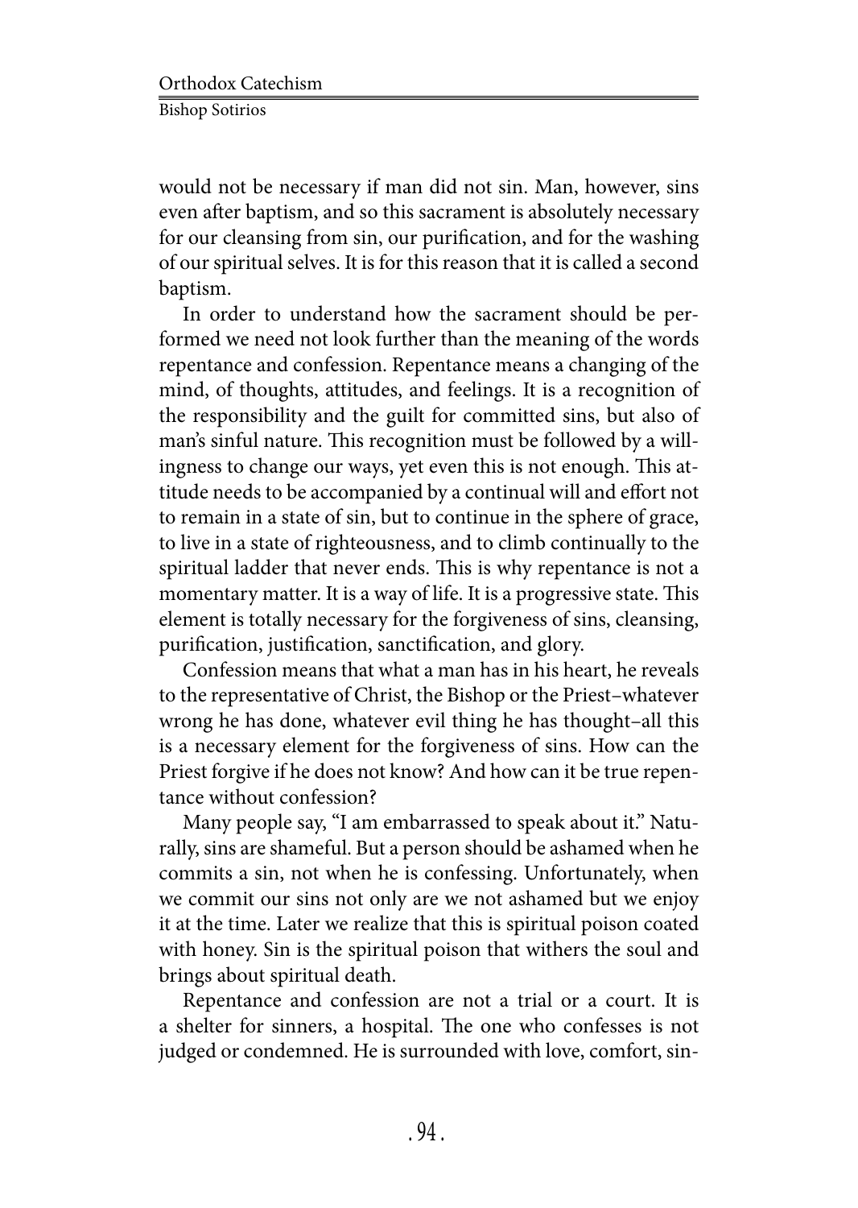would not be necessary if man did not sin. Man, however, sins even after baptism, and so this sacrament is absolutely necessary for our cleansing from sin, our purification, and for the washing of our spiritual selves. It is for this reason that it is called a second baptism.

In order to understand how the sacrament should be performed we need not look further than the meaning of the words repentance and confession. Repentance means a changing of the mind, of thoughts, attitudes, and feelings. It is a recognition of the responsibility and the guilt for committed sins, but also of man's sinful nature. This recognition must be followed by a willingness to change our ways, yet even this is not enough. This attitude needs to be accompanied by a continual will and effort not to remain in a state of sin, but to continue in the sphere of grace, to live in a state of righteousness, and to climb continually to the spiritual ladder that never ends. This is why repentance is not a momentary matter. It is a way of life. It is a progressive state. This element is totally necessary for the forgiveness of sins, cleansing, purification, justification, sanctification, and glory.

Confession means that what a man has in his heart, he reveals to the representative of Christ, the Bishop or the Priest–whatever wrong he has done, whatever evil thing he has thought–all this is a necessary element for the forgiveness of sins. How can the Priest forgive if he does not know? And how can it be true repentance without confession?

Many people say, "I am embarrassed to speak about it." Naturally, sins are shameful. But a person should be ashamed when he commits a sin, not when he is confessing. Unfortunately, when we commit our sins not only are we not ashamed but we enjoy it at the time. Later we realize that this is spiritual poison coated with honey. Sin is the spiritual poison that withers the soul and brings about spiritual death.

Repentance and confession are not a trial or a court. It is a shelter for sinners, a hospital. The one who confesses is not judged or condemned. He is surrounded with love, comfort, sin-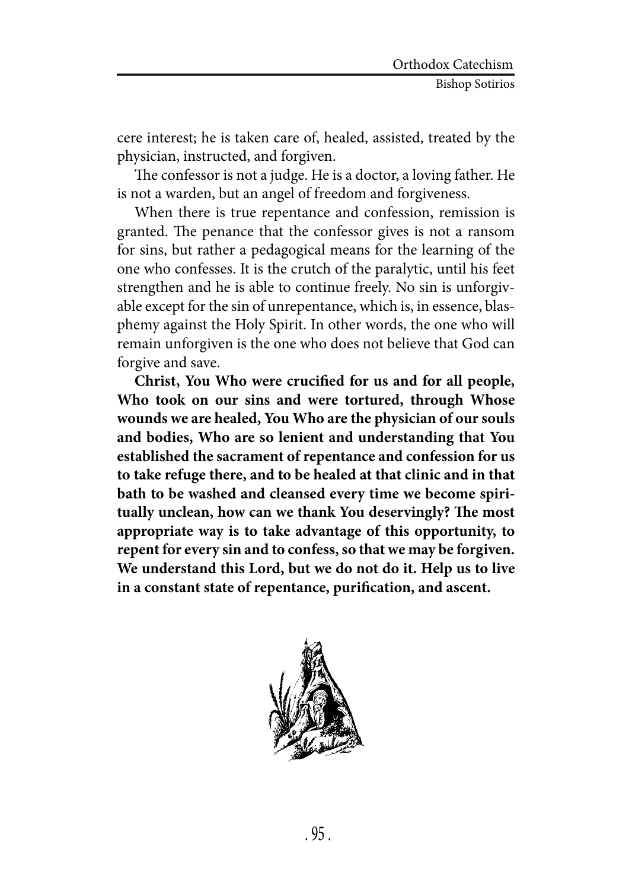cere interest; he is taken care of, healed, assisted, treated by the physician, instructed, and forgiven.

The confessor is not a judge. He is a doctor, a loving father. He is not a warden, but an angel of freedom and forgiveness.

When there is true repentance and confession, remission is granted. The penance that the confessor gives is not a ransom for sins, but rather a pedagogical means for the learning of the one who confesses. It is the crutch of the paralytic, until his feet strengthen and he is able to continue freely. No sin is unforgivable except for the sin of unrepentance, which is, in essence, blasphemy against the Holy Spirit. In other words, the one who will remain unforgiven is the one who does not believe that God can forgive and save.

**Christ, You Who were crucified for us and for all people, Who took on our sins and were tortured, through Whose wounds we are healed, You Who are the physician of our souls and bodies, Who are so lenient and understanding that You established the sacrament of repentance and confession for us to take refuge there, and to be healed at that clinic and in that bath to be washed and cleansed every time we become spiritually unclean, how can we thank You deservingly? The most appropriate way is to take advantage of this opportunity, to repent for every sin and to confess, so that we may be forgiven. We understand this Lord, but we do not do it. Help us to live in a constant state of repentance, purification, and ascent.**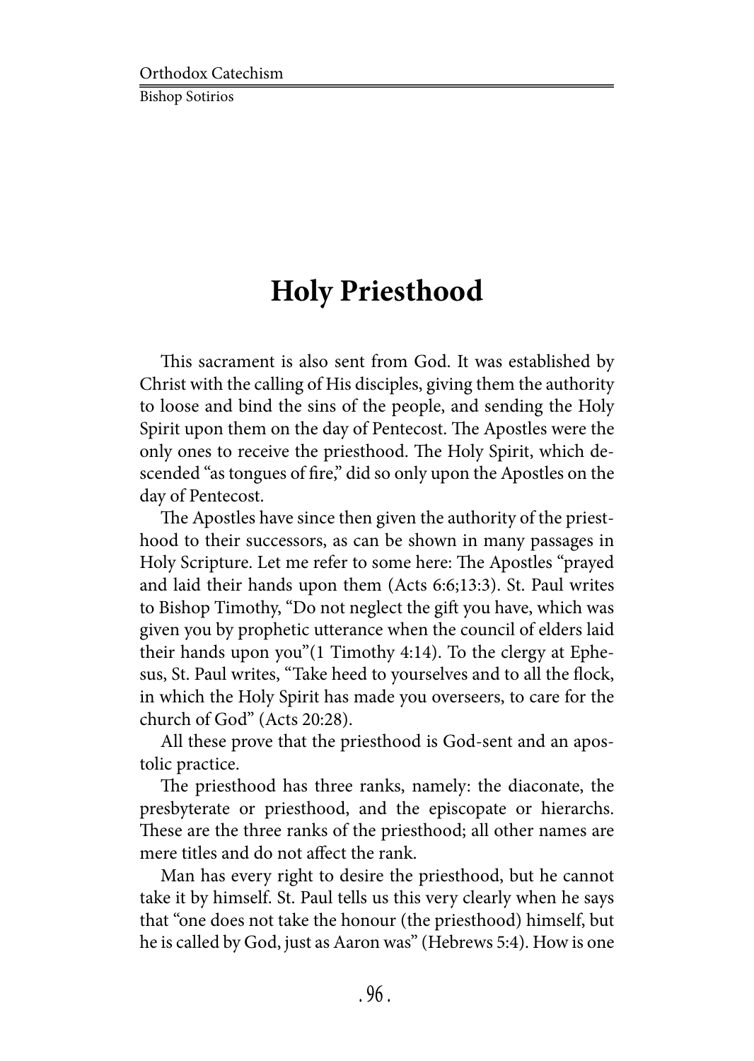# Holy Priesthood

This sacrament is also sent from God. It was established by Christ with the calling of His disciples, giving them the authority to loose and bind the sins of the people, and sending the Holy Spirit upon them on the day of Pentecost. The Apostles were the only ones to receive the priesthood. The Holy Spirit, which descended "as tongues of fire," did so only upon the Apostles on the day of Pentecost.

The Apostles have since then given the authority of the priesthood to their successors, as can be shown in many passages in Holy Scripture. Let me refer to some here: The Apostles "prayed and laid their hands upon them (Acts 6:6;13:3). St. Paul writes to Bishop Timothy, "Do not neglect the gift you have, which was given you by prophetic utterance when the council of elders laid their hands upon you"(1 Timothy 4:14). To the clergy at Ephesus, St. Paul writes, "Take heed to yourselves and to all the flock, in which the Holy Spirit has made you overseers, to care for the church of God" (Acts 20:28).

All these prove that the priesthood is God-sent and an apostolic practice.

The priesthood has three ranks, namely: the diaconate, the presbyterate or priesthood, and the episcopate or hierarchs. These are the three ranks of the priesthood; all other names are mere titles and do not affect the rank.

Man has every right to desire the priesthood, but he cannot take it by himself. St. Paul tells us this very clearly when he says that "one does not take the honour (the priesthood) himself, but he is called by God, just as Aaron was" (Hebrews 5:4). How is one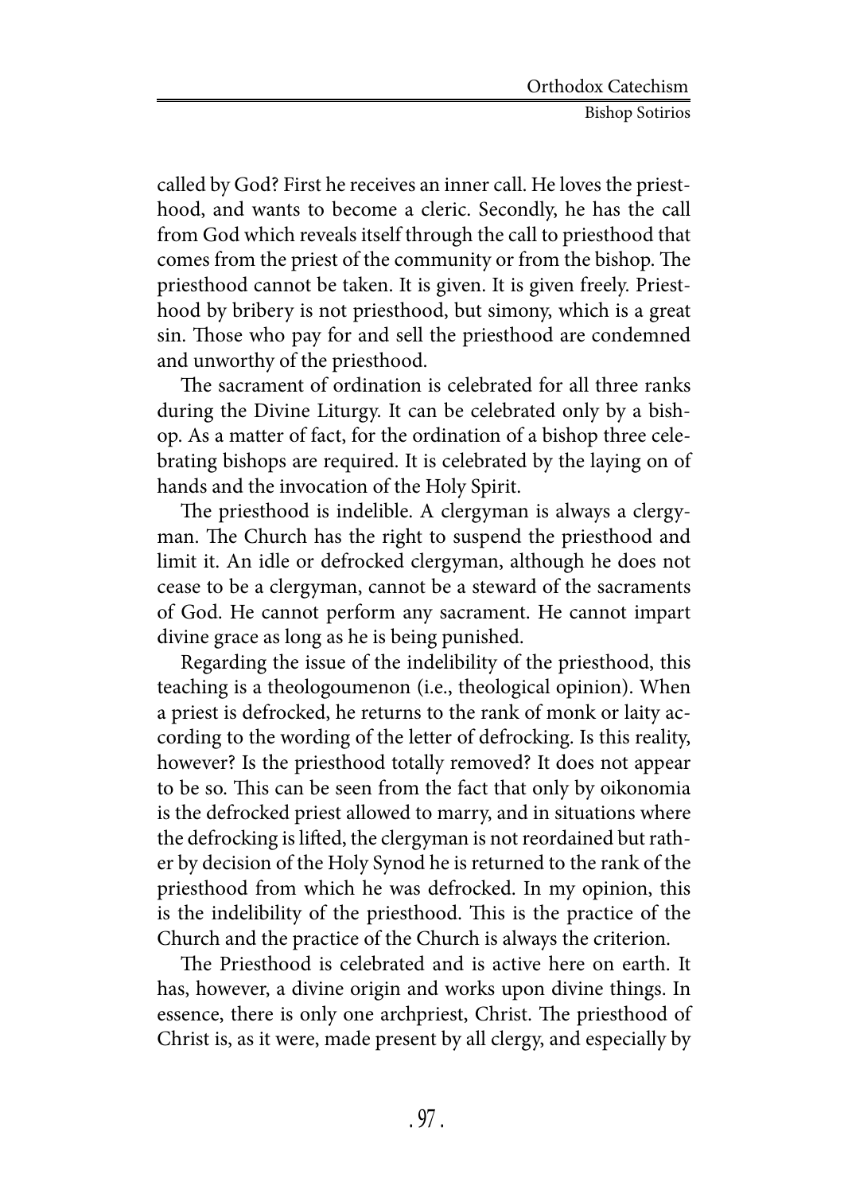called by God? First he receives an inner call. He loves the priesthood, and wants to become a cleric. Secondly, he has the call from God which reveals itself through the call to priesthood that comes from the priest of the community or from the bishop. The priesthood cannot be taken. It is given. It is given freely. Priesthood by bribery is not priesthood, but simony, which is a great sin. Those who pay for and sell the priesthood are condemned and unworthy of the priesthood.

The sacrament of ordination is celebrated for all three ranks during the Divine Liturgy. It can be celebrated only by a bishop. As a matter of fact, for the ordination of a bishop three celebrating bishops are required. It is celebrated by the laying on of hands and the invocation of the Holy Spirit.

The priesthood is indelible. A clergyman is always a clergyman. The Church has the right to suspend the priesthood and limit it. An idle or defrocked clergyman, although he does not cease to be a clergyman, cannot be a steward of the sacraments of God. He cannot perform any sacrament. He cannot impart divine grace as long as he is being punished.

Regarding the issue of the indelibility of the priesthood, this teaching is a theologoumenon (i.e., theological opinion). When a priest is defrocked, he returns to the rank of monk or laity according to the wording of the letter of defrocking. Is this reality, however? Is the priesthood totally removed? It does not appear to be so. This can be seen from the fact that only by oikonomia is the defrocked priest allowed to marry, and in situations where the defrocking is lifted, the clergyman is not reordained but rather by decision of the Holy Synod he is returned to the rank of the priesthood from which he was defrocked. In my opinion, this is the indelibility of the priesthood. This is the practice of the Church and the practice of the Church is always the criterion.

The Priesthood is celebrated and is active here on earth. It has, however, a divine origin and works upon divine things. In essence, there is only one archpriest, Christ. The priesthood of Christ is, as it were, made present by all clergy, and especially by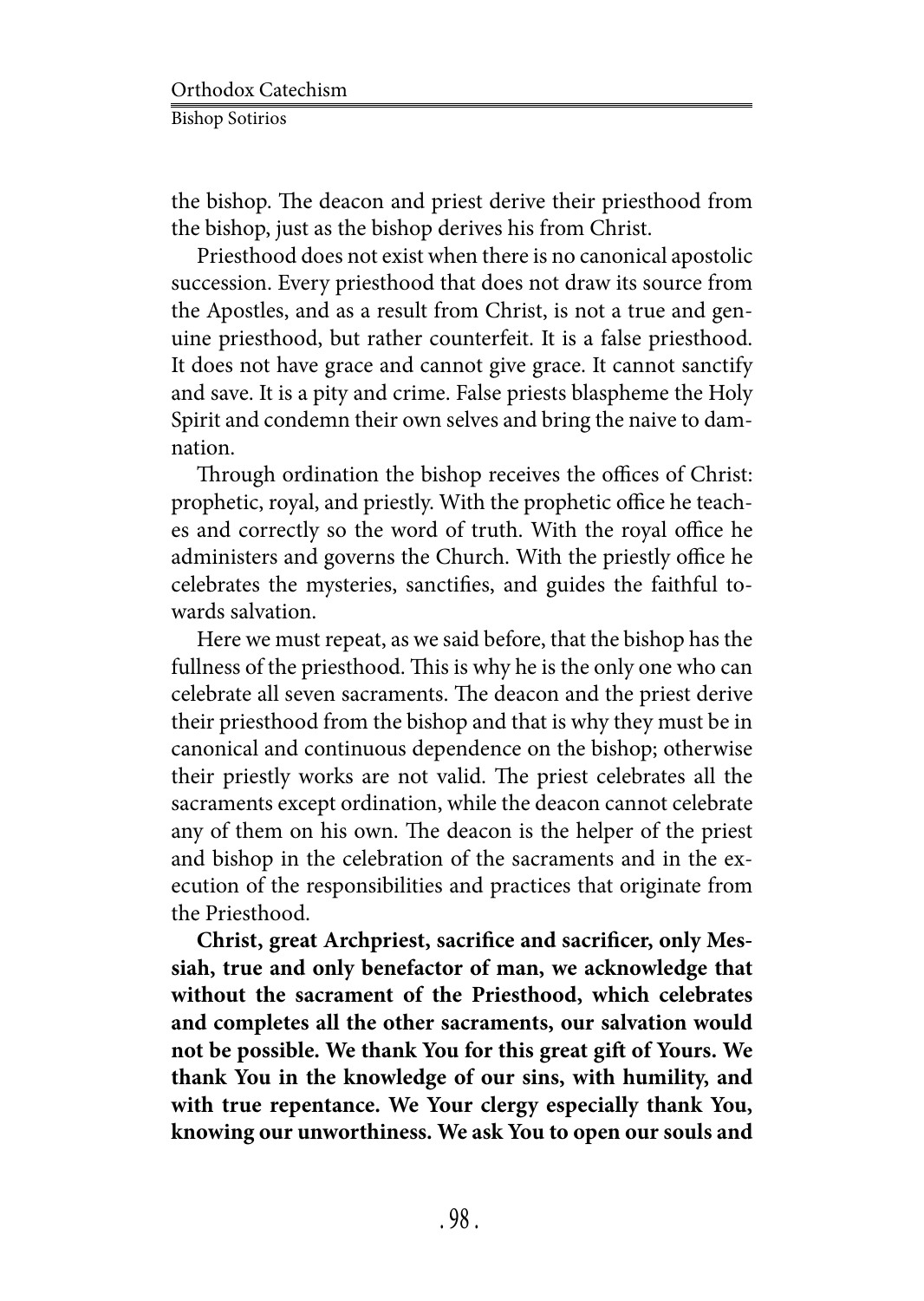the bishop. The deacon and priest derive their priesthood from the bishop, just as the bishop derives his from Christ.

Priesthood does not exist when there is no canonical apostolic succession. Every priesthood that does not draw its source from the Apostles, and as a result from Christ, is not a true and genuine priesthood, but rather counterfeit. It is a false priesthood. It does not have grace and cannot give grace. It cannot sanctify and save. It is a pity and crime. False priests blaspheme the Holy Spirit and condemn their own selves and bring the naive to damnation.

Through ordination the bishop receives the offices of Christ: prophetic, royal, and priestly. With the prophetic office he teaches and correctly so the word of truth. With the royal office he administers and governs the Church. With the priestly office he celebrates the mysteries, sanctifies, and guides the faithful towards salvation.

Here we must repeat, as we said before, that the bishop has the fullness of the priesthood. This is why he is the only one who can celebrate all seven sacraments. The deacon and the priest derive their priesthood from the bishop and that is why they must be in canonical and continuous dependence on the bishop; otherwise their priestly works are not valid. The priest celebrates all the sacraments except ordination, while the deacon cannot celebrate any of them on his own. The deacon is the helper of the priest and bishop in the celebration of the sacraments and in the execution of the responsibilities and practices that originate from the Priesthood.

**Christ, great Archpriest, sacrifice and sacrificer, only Messiah, true and only benefactor of man, we acknowledge that without the sacrament of the Priesthood, which celebrates and completes all the other sacraments, our salvation would not be possible. We thank You for this great gift of Yours. We thank You in the knowledge of our sins, with humility, and with true repentance. We Your clergy especially thank You, knowing our unworthiness. We ask You to open our souls and**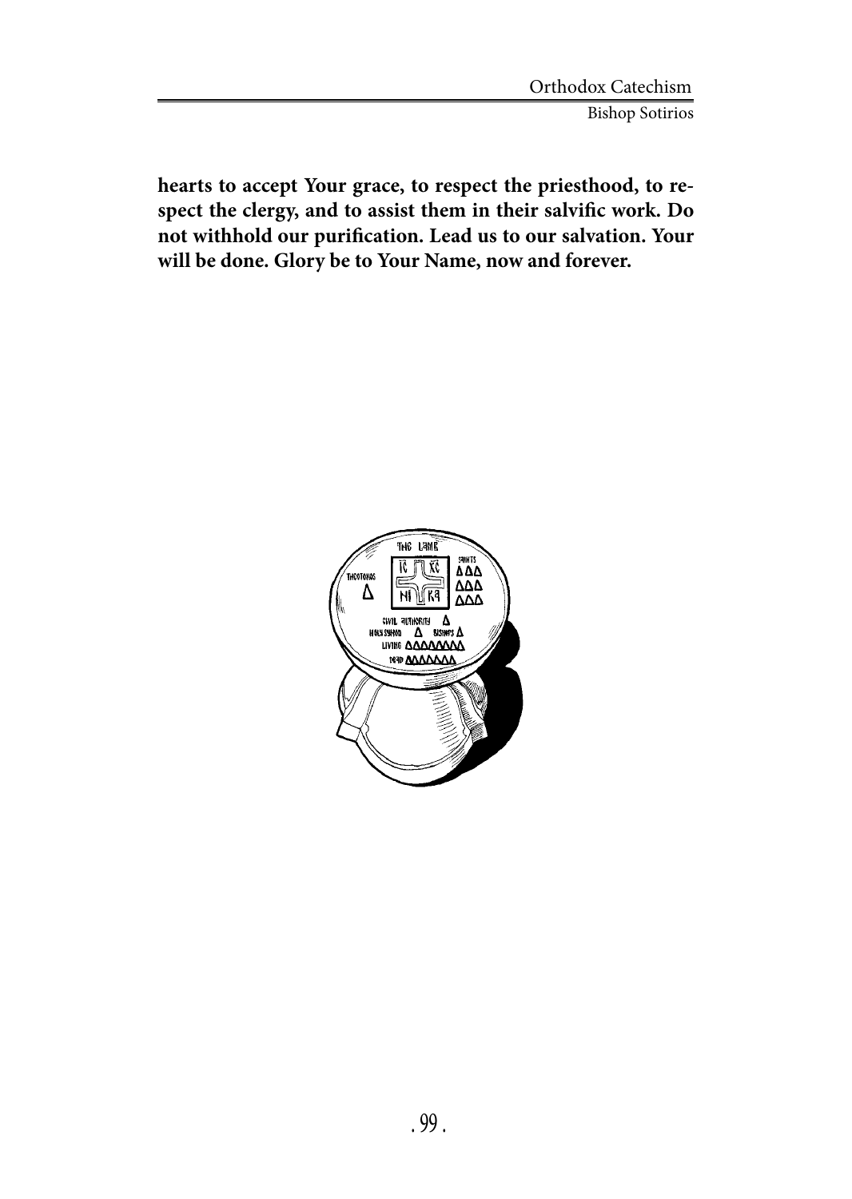**hearts to accept Your grace, to respect the priesthood, to respect the clergy, and to assist them in their salvific work. Do not withhold our purification. Lead us to our salvation. Your will be done. Glory be to Your Name, now and forever.**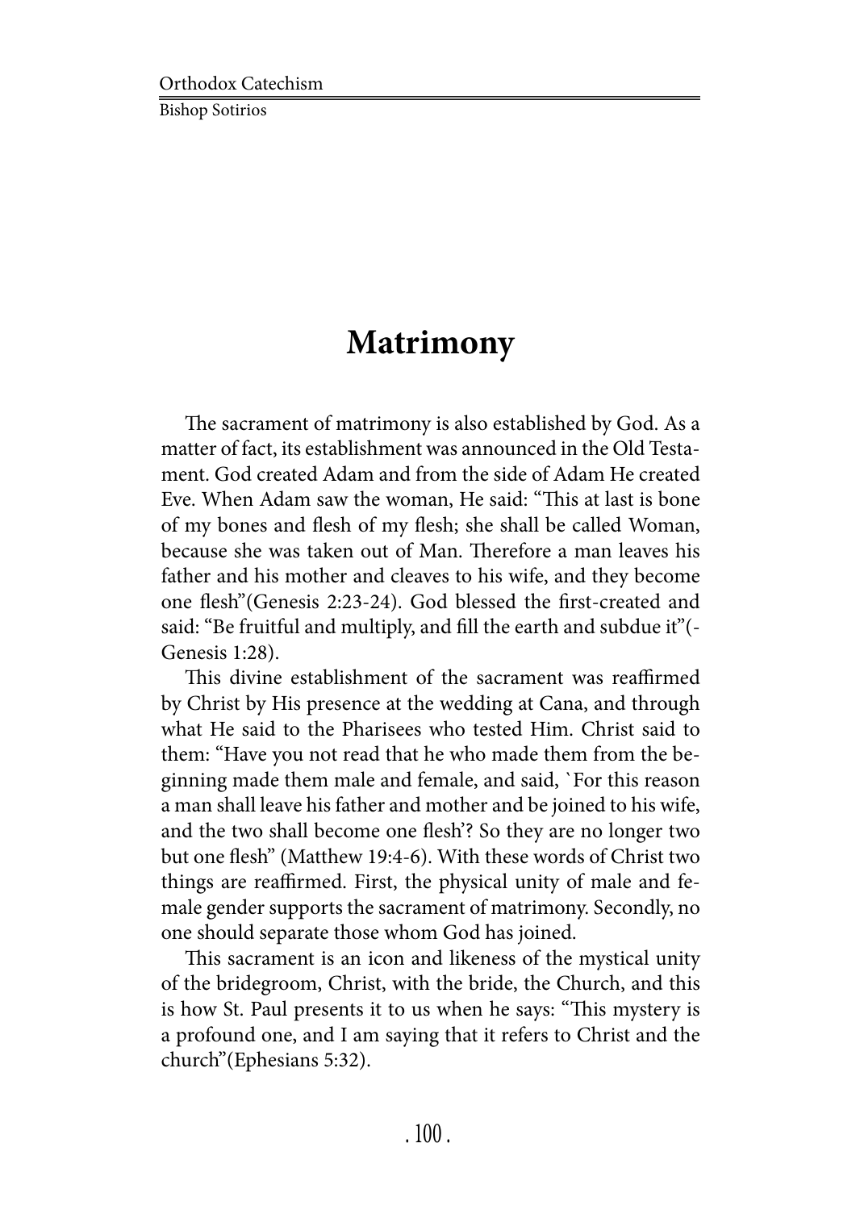# Matrimony

The sacrament of matrimony is also established by God. As a matter of fact, its establishment was announced in the Old Testament. God created Adam and from the side of Adam He created Eve. When Adam saw the woman, He said: "This at last is bone of my bones and flesh of my flesh; she shall be called Woman, because she was taken out of Man. Therefore a man leaves his father and his mother and cleaves to his wife, and they become one flesh"(Genesis 2:23-24). God blessed the first-created and said: "Be fruitful and multiply, and fill the earth and subdue it"(-Genesis 1:28).

This divine establishment of the sacrament was reaffirmed by Christ by His presence at the wedding at Cana, and through what He said to the Pharisees who tested Him. Christ said to them: "Have you not read that he who made them from the beginning made them male and female, and said, `For this reason a man shall leave his father and mother and be joined to his wife, and the two shall become one flesh'? So they are no longer two but one flesh" (Matthew 19:4-6). With these words of Christ two things are reaffirmed. First, the physical unity of male and female gender supports the sacrament of matrimony. Secondly, no one should separate those whom God has joined.

This sacrament is an icon and likeness of the mystical unity of the bridegroom, Christ, with the bride, the Church, and this is how St. Paul presents it to us when he says: "This mystery is a profound one, and I am saying that it refers to Christ and the church"(Ephesians 5:32).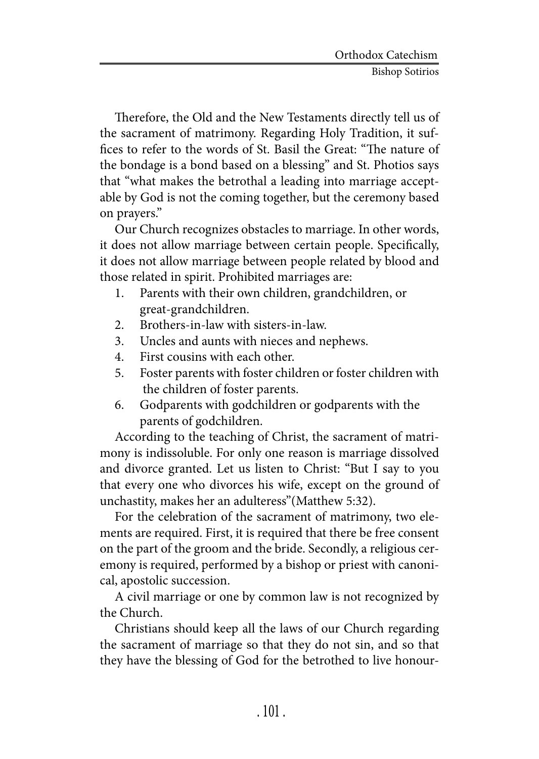Therefore, the Old and the New Testaments directly tell us of the sacrament of matrimony. Regarding Holy Tradition, it suffices to refer to the words of St. Basil the Great: "The nature of the bondage is a bond based on a blessing" and St. Photios says that "what makes the betrothal a leading into marriage acceptable by God is not the coming together, but the ceremony based on prayers."

Our Church recognizes obstacles to marriage. In other words, it does not allow marriage between certain people. Specifically, it does not allow marriage between people related by blood and those related in spirit. Prohibited marriages are:

1. Parents with their own children, grandchildren, or great-grandchildren.
2. Brothers-in-law with sisters-in-law.
3. Uncles and aunts with nieces and nephews.
4. First cousins with each other.
5. Foster parents with foster children or foster children with the children of foster parents.
6. Godparents with godchildren or godparents with the parents of godchildren.

According to the teaching of Christ, the sacrament of matrimony is indissoluble. For only one reason is marriage dissolved and divorce granted. Let us listen to Christ: "But I say to you that every one who divorces his wife, except on the ground of unchastity, makes her an adulteress"(Matthew 5:32).

For the celebration of the sacrament of matrimony, two elements are required. First, it is required that there be free consent on the part of the groom and the bride. Secondly, a religious ceremony is required, performed by a bishop or priest with canonical, apostolic succession.

A civil marriage or one by common law is not recognized by the Church.

Christians should keep all the laws of our Church regarding the sacrament of marriage so that they do not sin, and so that they have the blessing of God for the betrothed to live honour-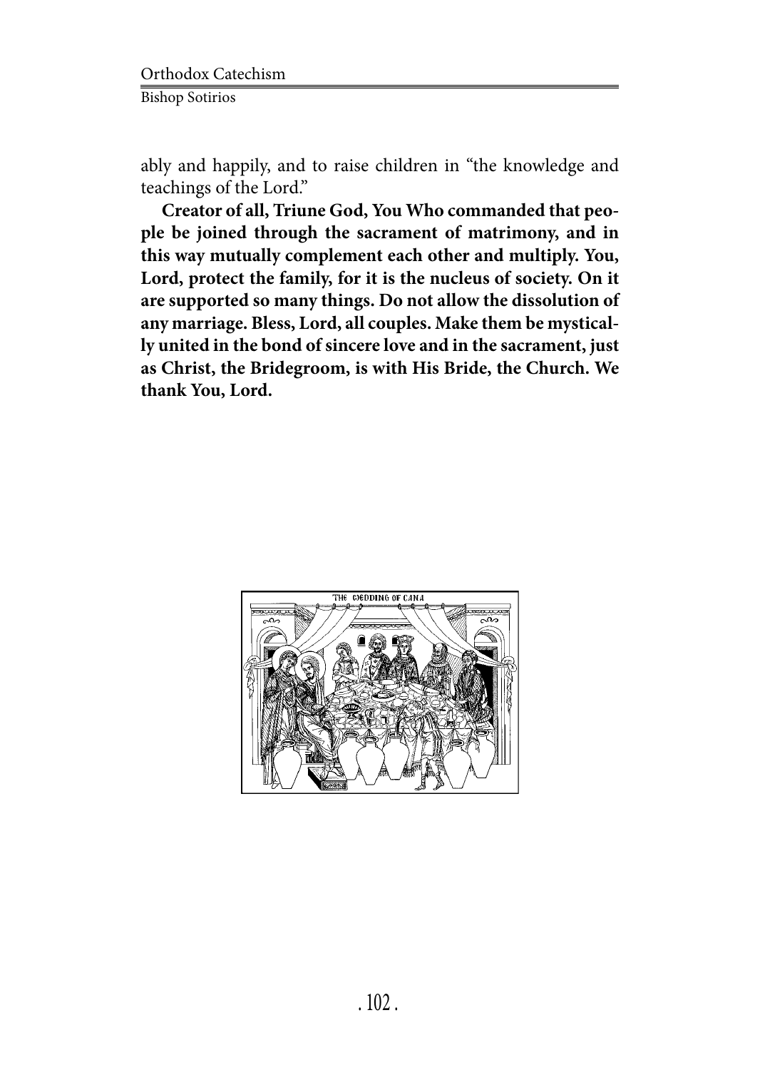ably and happily, and to raise children in "the knowledge and teachings of the Lord."

**Creator of all, Triune God, You Who commanded that people be joined through the sacrament of matrimony, and in this way mutually complement each other and multiply. You, Lord, protect the family, for it is the nucleus of society. On it are supported so many things. Do not allow the dissolution of any marriage. Bless, Lord, all couples. Make them be mystically united in the bond of sincere love and in the sacrament, just as Christ, the Bridegroom, is with His Bride, the Church. We thank You, Lord.**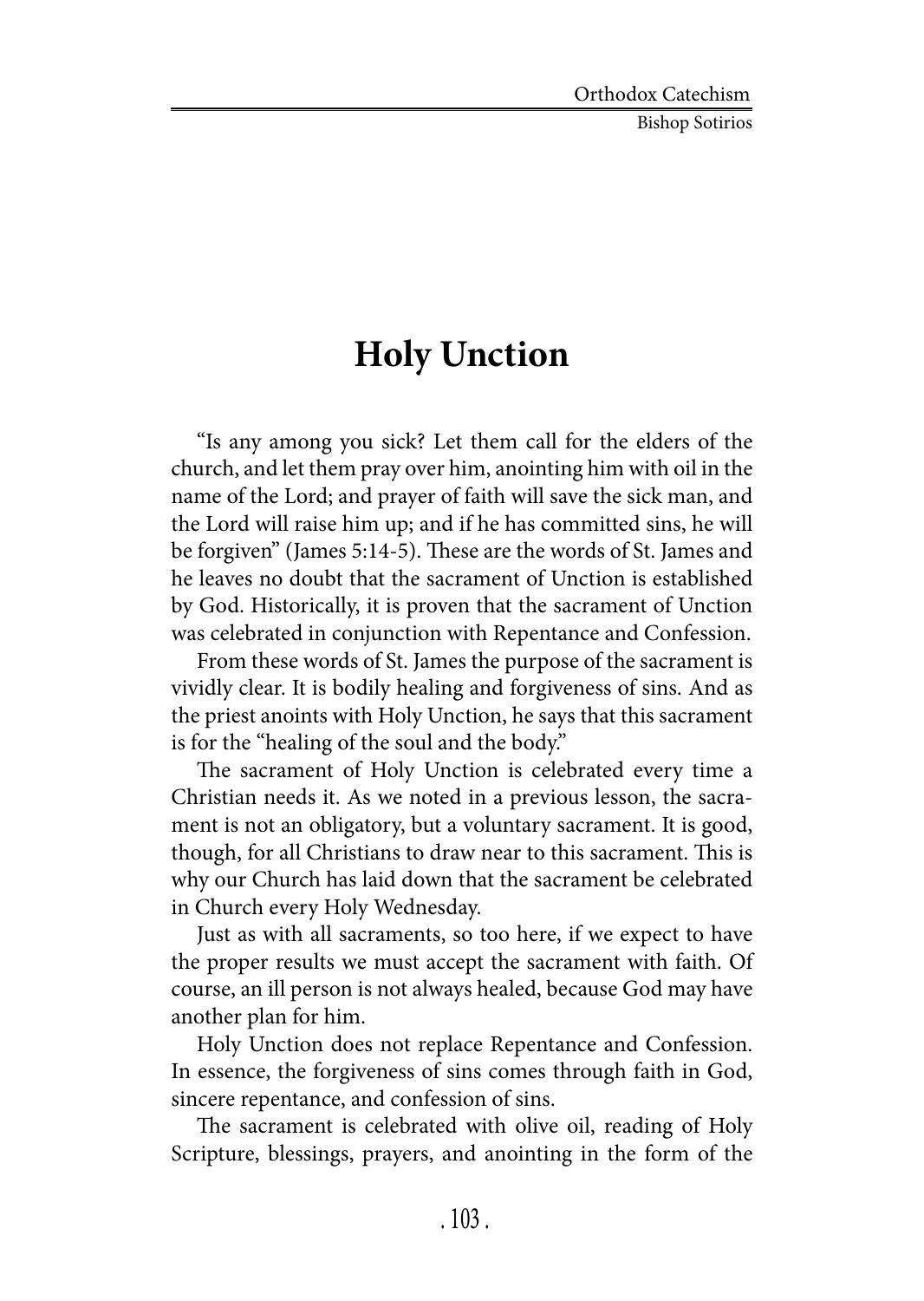# Holy Unction

"Is any among you sick? Let them call for the elders of the church, and let them pray over him, anointing him with oil in the name of the Lord; and prayer of faith will save the sick man, and the Lord will raise him up; and if he has committed sins, he will be forgiven" (James 5:14-5). These are the words of St. James and he leaves no doubt that the sacrament of Unction is established by God. Historically, it is proven that the sacrament of Unction was celebrated in conjunction with Repentance and Confession.

From these words of St. James the purpose of the sacrament is vividly clear. It is bodily healing and forgiveness of sins. And as the priest anoints with Holy Unction, he says that this sacrament is for the "healing of the soul and the body."

The sacrament of Holy Unction is celebrated every time a Christian needs it. As we noted in a previous lesson, the sacrament is not an obligatory, but a voluntary sacrament. It is good, though, for all Christians to draw near to this sacrament. This is why our Church has laid down that the sacrament be celebrated in Church every Holy Wednesday.

Just as with all sacraments, so too here, if we expect to have the proper results we must accept the sacrament with faith. Of course, an ill person is not always healed, because God may have another plan for him.

Holy Unction does not replace Repentance and Confession. In essence, the forgiveness of sins comes through faith in God, sincere repentance, and confession of sins.

The sacrament is celebrated with olive oil, reading of Holy Scripture, blessings, prayers, and anointing in the form of the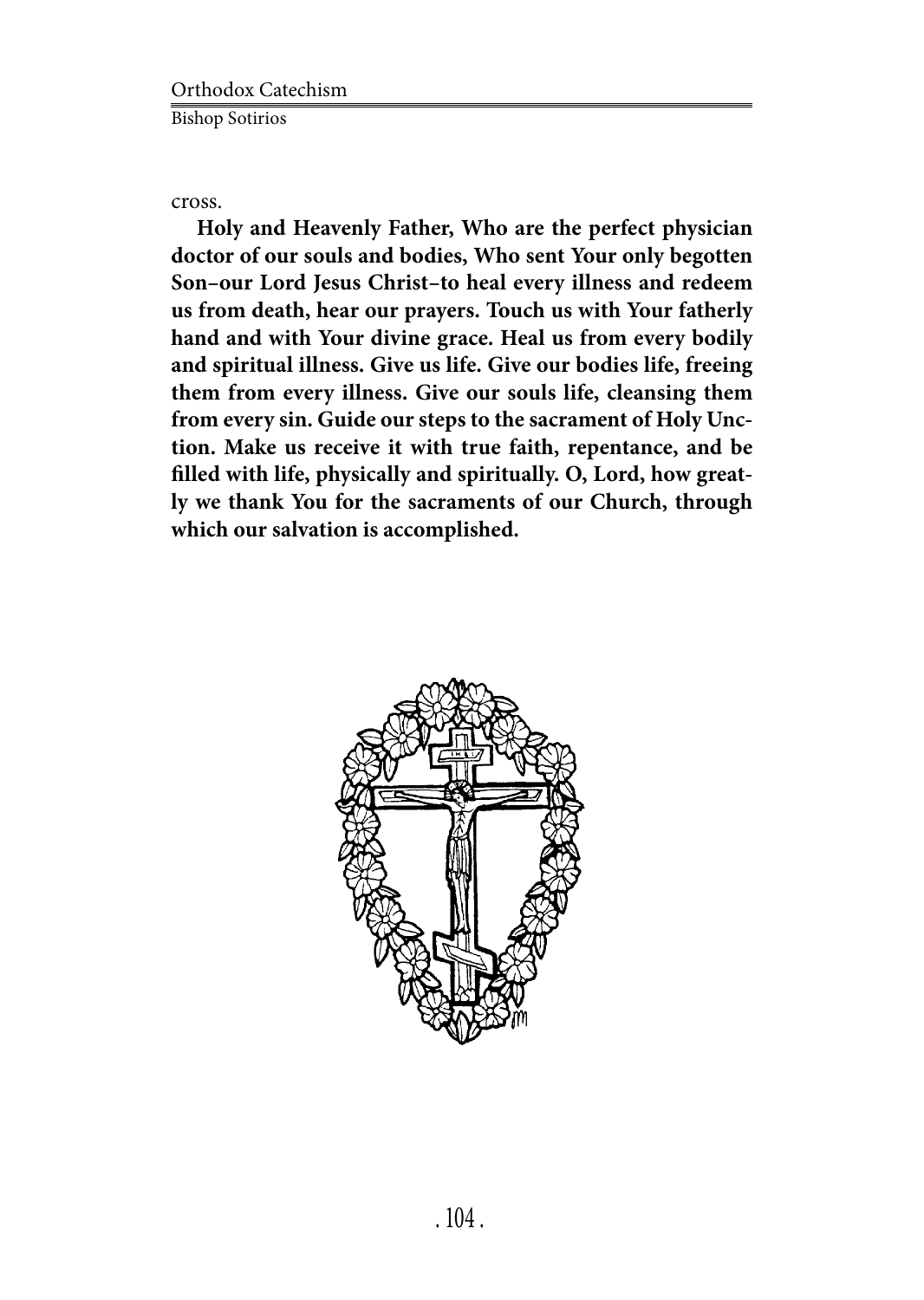cross.

**Holy and Heavenly Father, Who are the perfect physician doctor of our souls and bodies, Who sent Your only begotten Son–our Lord Jesus Christ–to heal every illness and redeem us from death, hear our prayers. Touch us with Your fatherly hand and with Your divine grace. Heal us from every bodily and spiritual illness. Give us life. Give our bodies life, freeing them from every illness. Give our souls life, cleansing them from every sin. Guide our steps to the sacrament of Holy Unction. Make us receive it with true faith, repentance, and be filled with life, physically and spiritually. O, Lord, how greatly we thank You for the sacraments of our Church, through which our salvation is accomplished.**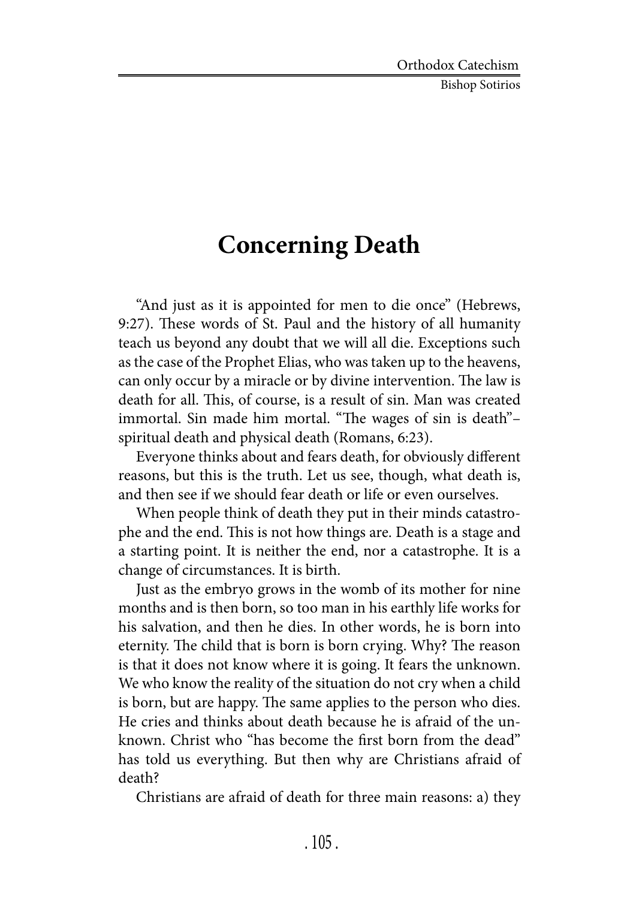# Concerning Death

"And just as it is appointed for men to die once" (Hebrews, 9:27). These words of St. Paul and the history of all humanity teach us beyond any doubt that we will all die. Exceptions such as the case of the Prophet Elias, who was taken up to the heavens, can only occur by a miracle or by divine intervention. The law is death for all. This, of course, is a result of sin. Man was created immortal. Sin made him mortal. "The wages of sin is death"– spiritual death and physical death (Romans, 6:23).

Everyone thinks about and fears death, for obviously different reasons, but this is the truth. Let us see, though, what death is, and then see if we should fear death or life or even ourselves.

When people think of death they put in their minds catastrophe and the end. This is not how things are. Death is a stage and a starting point. It is neither the end, nor a catastrophe. It is a change of circumstances. It is birth.

Just as the embryo grows in the womb of its mother for nine months and is then born, so too man in his earthly life works for his salvation, and then he dies. In other words, he is born into eternity. The child that is born is born crying. Why? The reason is that it does not know where it is going. It fears the unknown. We who know the reality of the situation do not cry when a child is born, but are happy. The same applies to the person who dies. He cries and thinks about death because he is afraid of the unknown. Christ who "has become the first born from the dead" has told us everything. But then why are Christians afraid of death?

Christians are afraid of death for three main reasons: a) they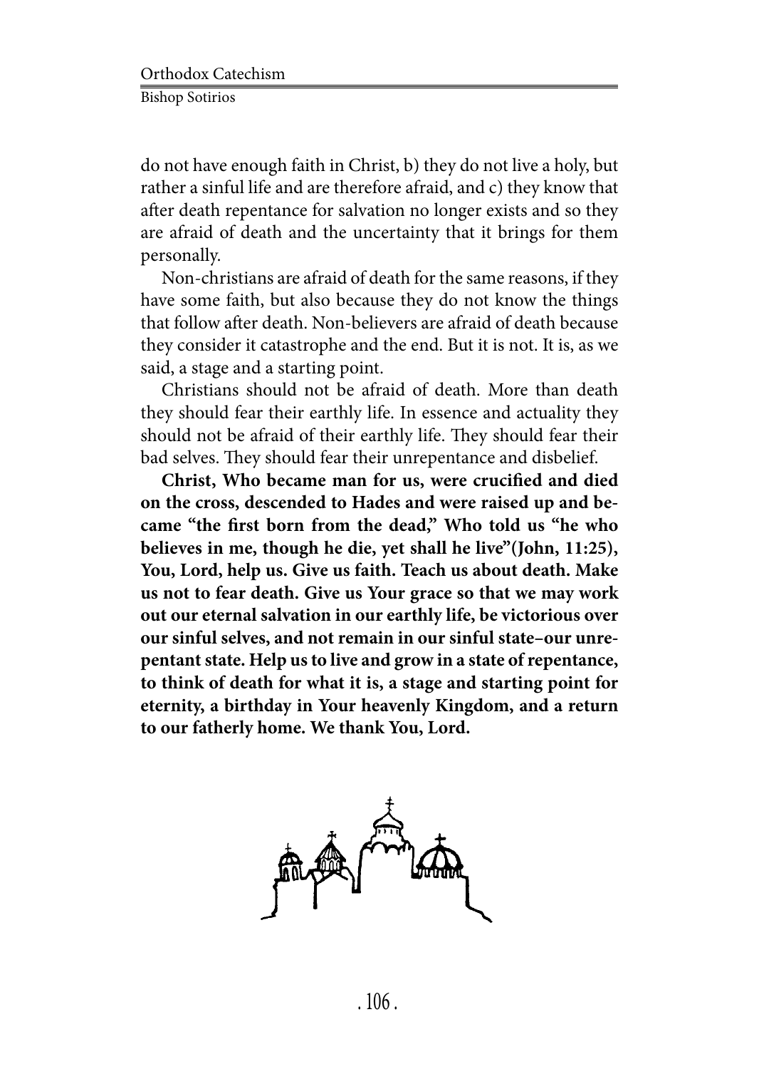do not have enough faith in Christ, b) they do not live a holy, but rather a sinful life and are therefore afraid, and c) they know that after death repentance for salvation no longer exists and so they are afraid of death and the uncertainty that it brings for them personally.

Non-christians are afraid of death for the same reasons, if they have some faith, but also because they do not know the things that follow after death. Non-believers are afraid of death because they consider it catastrophe and the end. But it is not. It is, as we said, a stage and a starting point.

Christians should not be afraid of death. More than death they should fear their earthly life. In essence and actuality they should not be afraid of their earthly life. They should fear their bad selves. They should fear their unrepentance and disbelief.

**Christ, Who became man for us, were crucified and died on the cross, descended to Hades and were raised up and became "the first born from the dead," Who told us "he who believes in me, though he die, yet shall he live"(John, 11:25), You, Lord, help us. Give us faith. Teach us about death. Make us not to fear death. Give us Your grace so that we may work out our eternal salvation in our earthly life, be victorious over our sinful selves, and not remain in our sinful state–our unrepentant state. Help us to live and grow in a state of repentance, to think of death for what it is, a stage and starting point for eternity, a birthday in Your heavenly Kingdom, and a return to our fatherly home. We thank You, Lord.**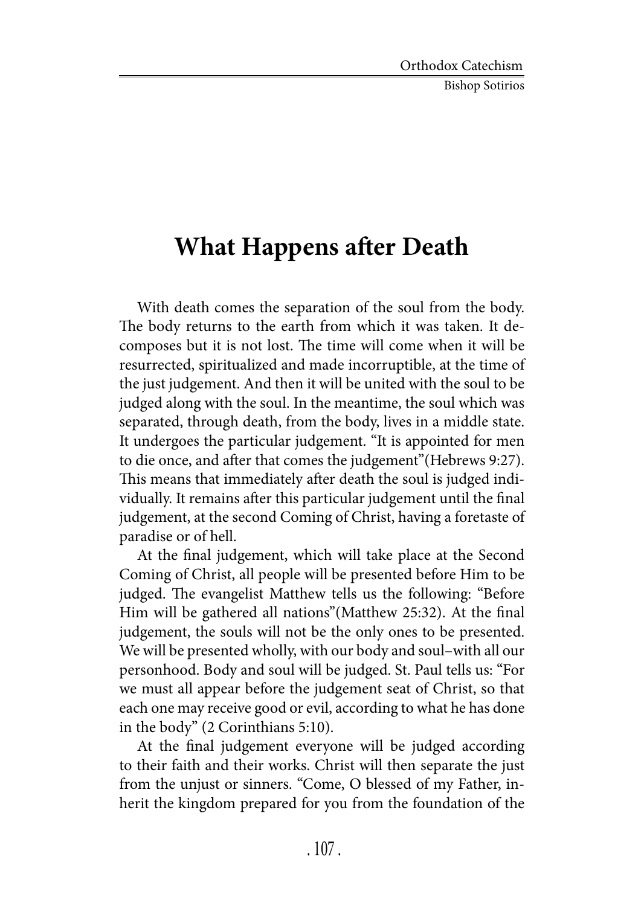# What Happens after Death

With death comes the separation of the soul from the body. The body returns to the earth from which it was taken. It decomposes but it is not lost. The time will come when it will be resurrected, spiritualized and made incorruptible, at the time of the just judgement. And then it will be united with the soul to be judged along with the soul. In the meantime, the soul which was separated, through death, from the body, lives in a middle state. It undergoes the particular judgement. "It is appointed for men to die once, and after that comes the judgement"(Hebrews 9:27). This means that immediately after death the soul is judged individually. It remains after this particular judgement until the final judgement, at the second Coming of Christ, having a foretaste of paradise or of hell.

At the final judgement, which will take place at the Second Coming of Christ, all people will be presented before Him to be judged. The evangelist Matthew tells us the following: "Before Him will be gathered all nations"(Matthew 25:32). At the final judgement, the souls will not be the only ones to be presented. We will be presented wholly, with our body and soul–with all our personhood. Body and soul will be judged. St. Paul tells us: "For we must all appear before the judgement seat of Christ, so that each one may receive good or evil, according to what he has done in the body" (2 Corinthians 5:10).

At the final judgement everyone will be judged according to their faith and their works. Christ will then separate the just from the unjust or sinners. "Come, O blessed of my Father, inherit the kingdom prepared for you from the foundation of the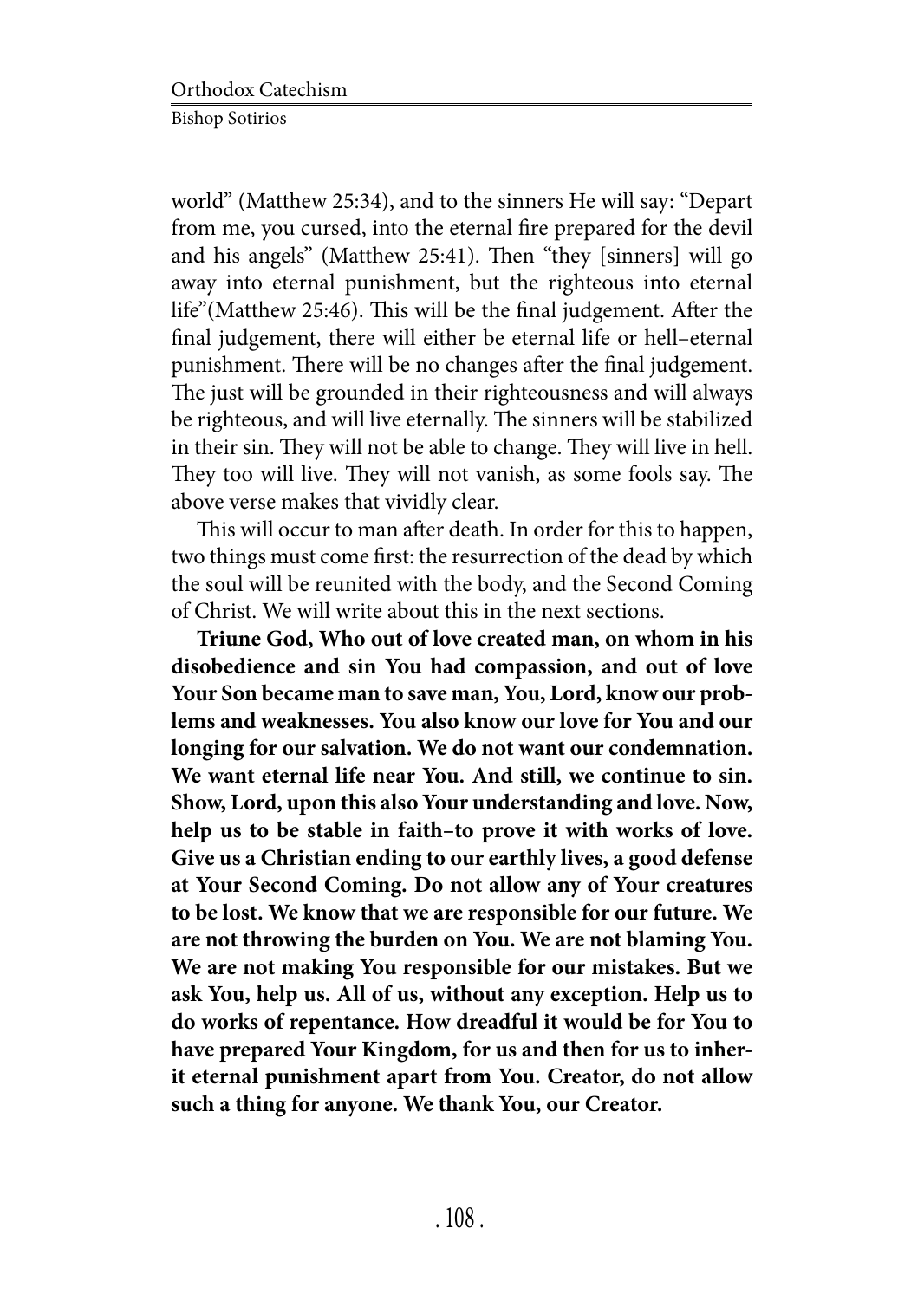world" (Matthew 25:34), and to the sinners He will say: "Depart from me, you cursed, into the eternal fire prepared for the devil and his angels" (Matthew 25:41). Then "they [sinners] will go away into eternal punishment, but the righteous into eternal life"(Matthew 25:46). This will be the final judgement. After the final judgement, there will either be eternal life or hell–eternal punishment. There will be no changes after the final judgement. The just will be grounded in their righteousness and will always be righteous, and will live eternally. The sinners will be stabilized in their sin. They will not be able to change. They will live in hell. They too will live. They will not vanish, as some fools say. The above verse makes that vividly clear.

This will occur to man after death. In order for this to happen, two things must come first: the resurrection of the dead by which the soul will be reunited with the body, and the Second Coming of Christ. We will write about this in the next sections.

**Triune God, Who out of love created man, on whom in his disobedience and sin You had compassion, and out of love Your Son became man to save man, You, Lord, know our problems and weaknesses. You also know our love for You and our longing for our salvation. We do not want our condemnation. We want eternal life near You. And still, we continue to sin. Show, Lord, upon this also Your understanding and love. Now, help us to be stable in faith–to prove it with works of love. Give us a Christian ending to our earthly lives, a good defense at Your Second Coming. Do not allow any of Your creatures to be lost. We know that we are responsible for our future. We are not throwing the burden on You. We are not blaming You. We are not making You responsible for our mistakes. But we ask You, help us. All of us, without any exception. Help us to do works of repentance. How dreadful it would be for You to have prepared Your Kingdom, for us and then for us to inherit eternal punishment apart from You. Creator, do not allow such a thing for anyone. We thank You, our Creator.**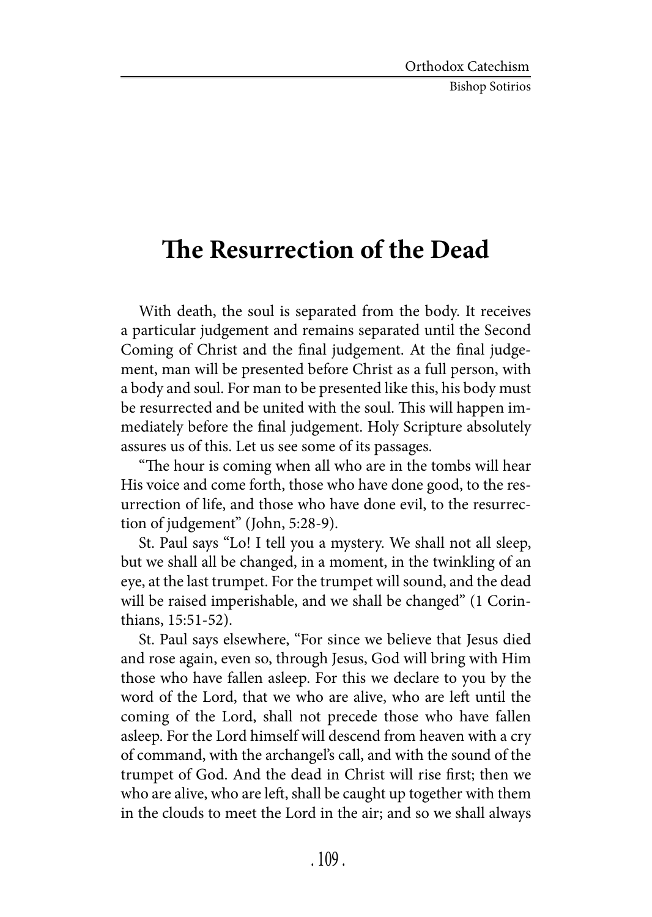# The Resurrection of the Dead

With death, the soul is separated from the body. It receives a particular judgement and remains separated until the Second Coming of Christ and the final judgement. At the final judgement, man will be presented before Christ as a full person, with a body and soul. For man to be presented like this, his body must be resurrected and be united with the soul. This will happen immediately before the final judgement. Holy Scripture absolutely assures us of this. Let us see some of its passages.

"The hour is coming when all who are in the tombs will hear His voice and come forth, those who have done good, to the resurrection of life, and those who have done evil, to the resurrection of judgement" (John, 5:28-9).

St. Paul says "Lo! I tell you a mystery. We shall not all sleep, but we shall all be changed, in a moment, in the twinkling of an eye, at the last trumpet. For the trumpet will sound, and the dead will be raised imperishable, and we shall be changed" (1 Corinthians, 15:51-52).

St. Paul says elsewhere, "For since we believe that Jesus died and rose again, even so, through Jesus, God will bring with Him those who have fallen asleep. For this we declare to you by the word of the Lord, that we who are alive, who are left until the coming of the Lord, shall not precede those who have fallen asleep. For the Lord himself will descend from heaven with a cry of command, with the archangel's call, and with the sound of the trumpet of God. And the dead in Christ will rise first; then we who are alive, who are left, shall be caught up together with them in the clouds to meet the Lord in the air; and so we shall always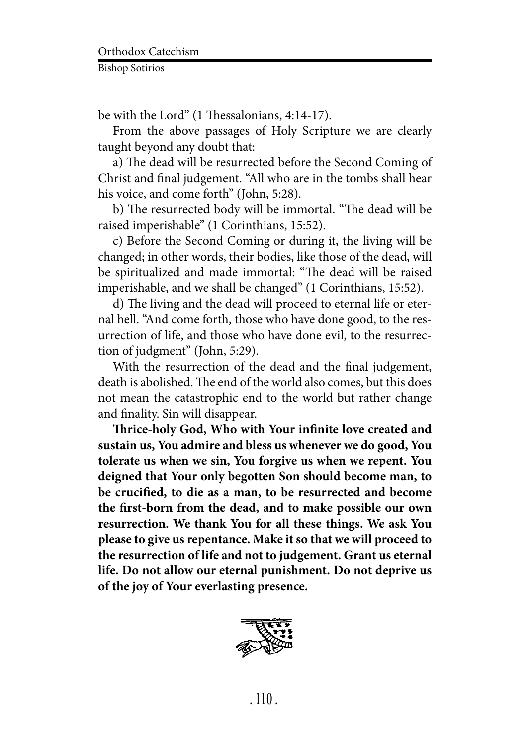be with the Lord" (1 Thessalonians, 4:14-17).

From the above passages of Holy Scripture we are clearly taught beyond any doubt that:

a) The dead will be resurrected before the Second Coming of Christ and final judgement. "All who are in the tombs shall hear his voice, and come forth" (John, 5:28).

b) The resurrected body will be immortal. "The dead will be raised imperishable" (1 Corinthians, 15:52).

c) Before the Second Coming or during it, the living will be changed; in other words, their bodies, like those of the dead, will be spiritualized and made immortal: "The dead will be raised imperishable, and we shall be changed" (1 Corinthians, 15:52).

d) The living and the dead will proceed to eternal life or eternal hell. "And come forth, those who have done good, to the resurrection of life, and those who have done evil, to the resurrection of judgment" (John, 5:29).

With the resurrection of the dead and the final judgement, death is abolished. The end of the world also comes, but this does not mean the catastrophic end to the world but rather change and finality. Sin will disappear.

**Thrice-holy God, Who with Your infinite love created and sustain us, You admire and bless us whenever we do good, You tolerate us when we sin, You forgive us when we repent. You deigned that Your only begotten Son should become man, to be crucified, to die as a man, to be resurrected and become the first-born from the dead, and to make possible our own resurrection. We thank You for all these things. We ask You please to give us repentance. Make it so that we will proceed to the resurrection of life and not to judgement. Grant us eternal life. Do not allow our eternal punishment. Do not deprive us of the joy of Your everlasting presence.**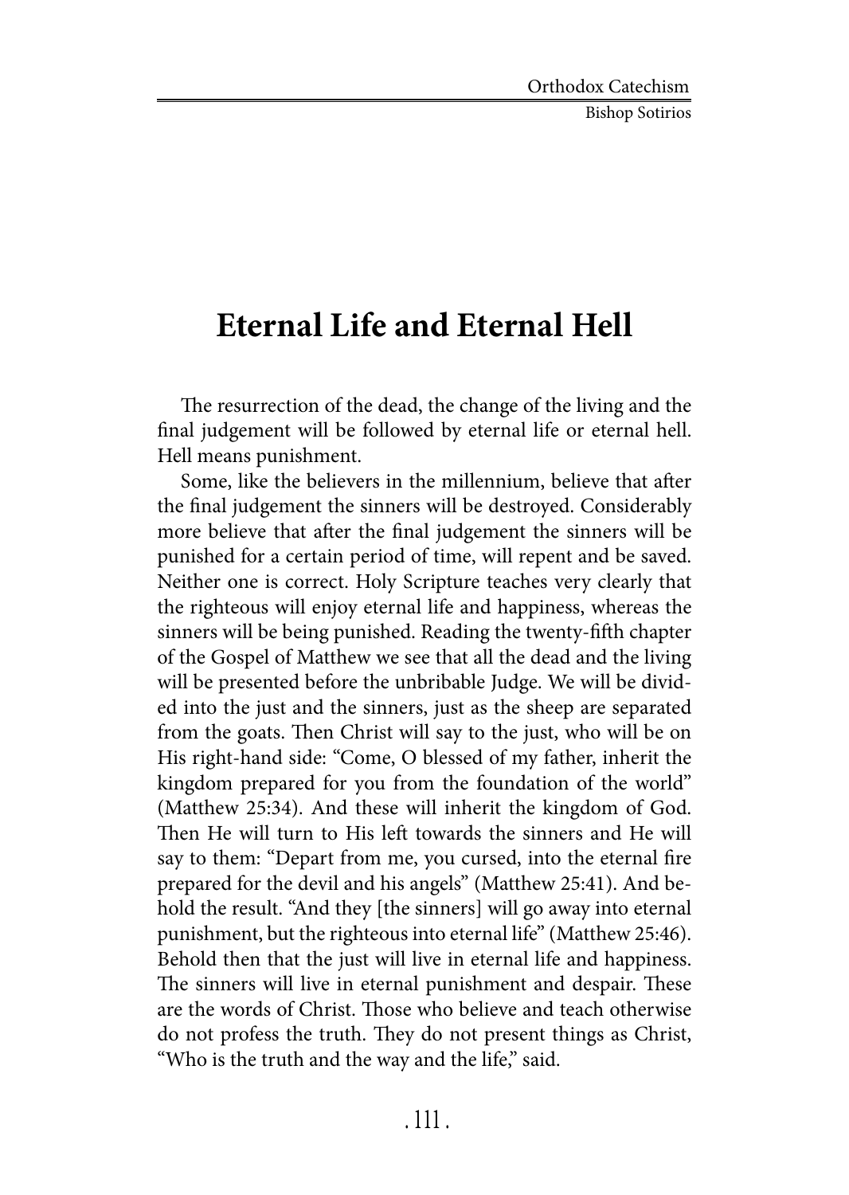# Eternal Life and Eternal Hell

The resurrection of the dead, the change of the living and the final judgement will be followed by eternal life or eternal hell. Hell means punishment.

Some, like the believers in the millennium, believe that after the final judgement the sinners will be destroyed. Considerably more believe that after the final judgement the sinners will be punished for a certain period of time, will repent and be saved. Neither one is correct. Holy Scripture teaches very clearly that the righteous will enjoy eternal life and happiness, whereas the sinners will be being punished. Reading the twenty-fifth chapter of the Gospel of Matthew we see that all the dead and the living will be presented before the unbribable Judge. We will be divided into the just and the sinners, just as the sheep are separated from the goats. Then Christ will say to the just, who will be on His right-hand side: "Come, O blessed of my father, inherit the kingdom prepared for you from the foundation of the world" (Matthew 25:34). And these will inherit the kingdom of God. Then He will turn to His left towards the sinners and He will say to them: "Depart from me, you cursed, into the eternal fire prepared for the devil and his angels" (Matthew 25:41). And behold the result. "And they [the sinners] will go away into eternal punishment, but the righteous into eternal life" (Matthew 25:46). Behold then that the just will live in eternal life and happiness. The sinners will live in eternal punishment and despair. These are the words of Christ. Those who believe and teach otherwise do not profess the truth. They do not present things as Christ, "Who is the truth and the way and the life," said.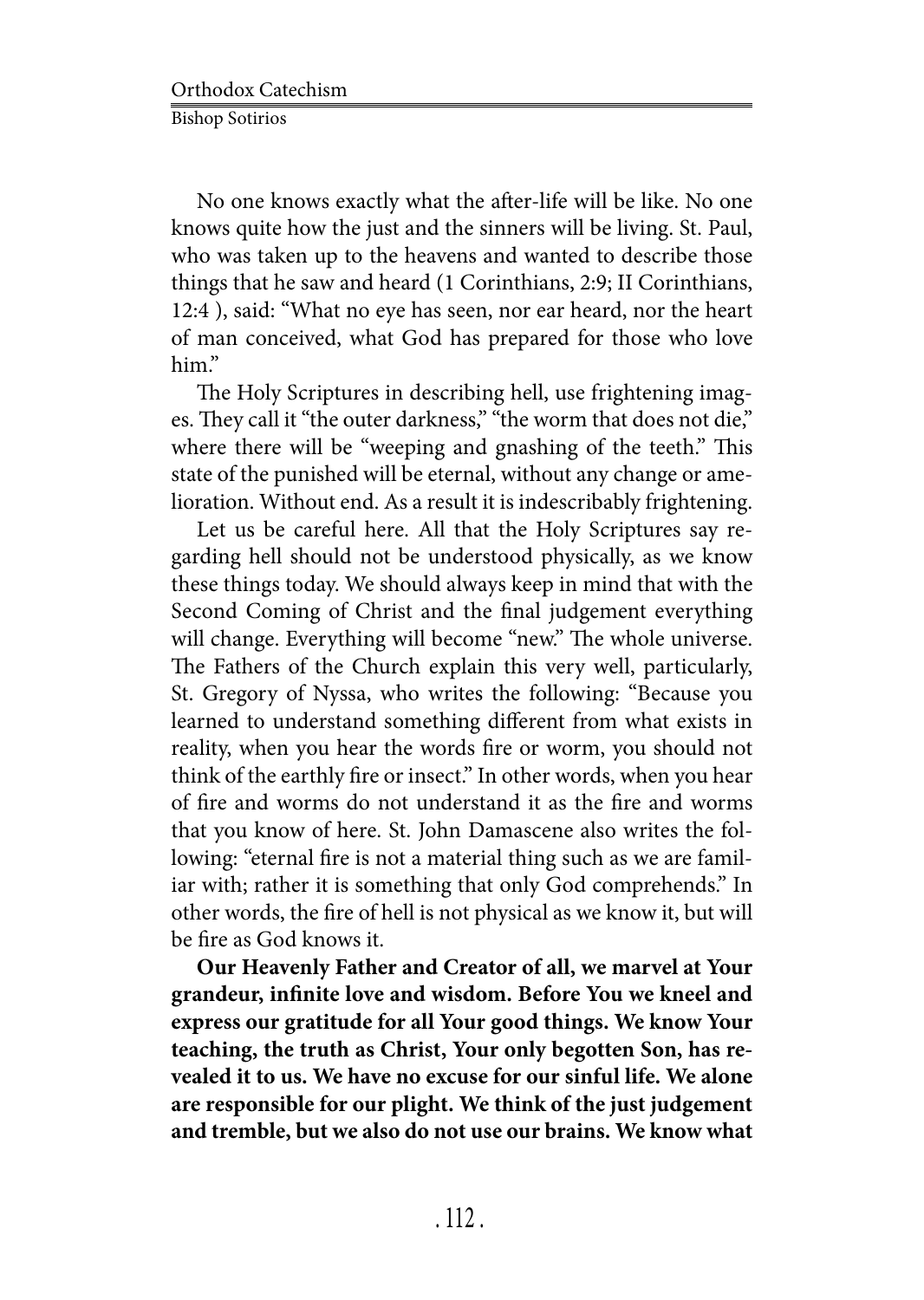No one knows exactly what the after-life will be like. No one knows quite how the just and the sinners will be living. St. Paul, who was taken up to the heavens and wanted to describe those things that he saw and heard (1 Corinthians, 2:9; II Corinthians, 12:4 ), said: "What no eye has seen, nor ear heard, nor the heart of man conceived, what God has prepared for those who love him."

The Holy Scriptures in describing hell, use frightening images. They call it "the outer darkness," "the worm that does not die," where there will be "weeping and gnashing of the teeth." This state of the punished will be eternal, without any change or amelioration. Without end. As a result it is indescribably frightening.

Let us be careful here. All that the Holy Scriptures say regarding hell should not be understood physically, as we know these things today. We should always keep in mind that with the Second Coming of Christ and the final judgement everything will change. Everything will become "new." The whole universe. The Fathers of the Church explain this very well, particularly, St. Gregory of Nyssa, who writes the following: "Because you learned to understand something different from what exists in reality, when you hear the words fire or worm, you should not think of the earthly fire or insect." In other words, when you hear of fire and worms do not understand it as the fire and worms that you know of here. St. John Damascene also writes the following: "eternal fire is not a material thing such as we are familiar with; rather it is something that only God comprehends." In other words, the fire of hell is not physical as we know it, but will be fire as God knows it.

**Our Heavenly Father and Creator of all, we marvel at Your grandeur, infinite love and wisdom. Before You we kneel and express our gratitude for all Your good things. We know Your teaching, the truth as Christ, Your only begotten Son, has revealed it to us. We have no excuse for our sinful life. We alone are responsible for our plight. We think of the just judgement and tremble, but we also do not use our brains. We know what**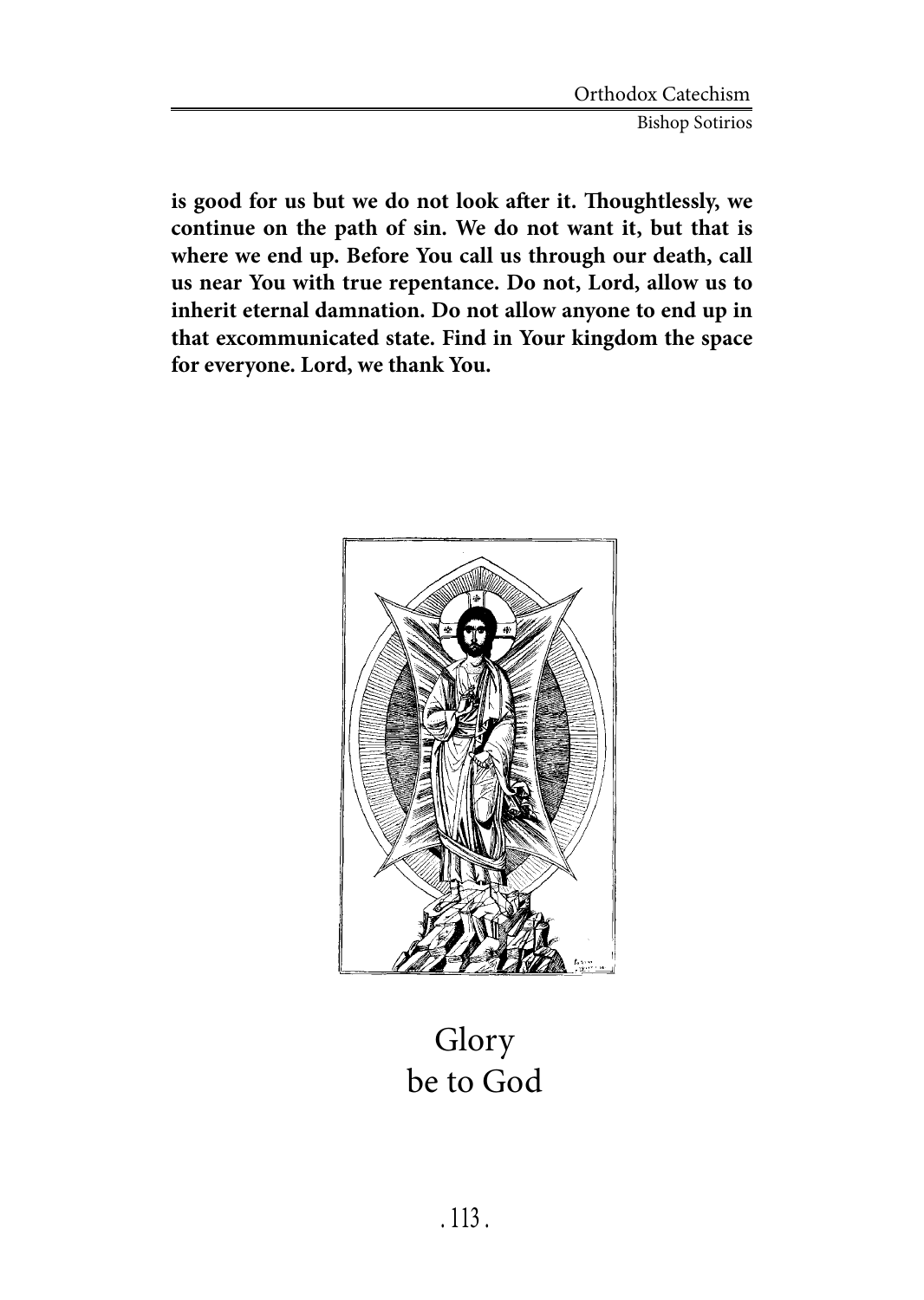**is good for us but we do not look after it. Thoughtlessly, we continue on the path of sin. We do not want it, but that is where we end up. Before You call us through our death, call us near You with true repentance. Do not, Lord, allow us to inherit eternal damnation. Do not allow anyone to end up in that excommunicated state. Find in Your kingdom the space for everyone. Lord, we thank You.**

Glory
be to God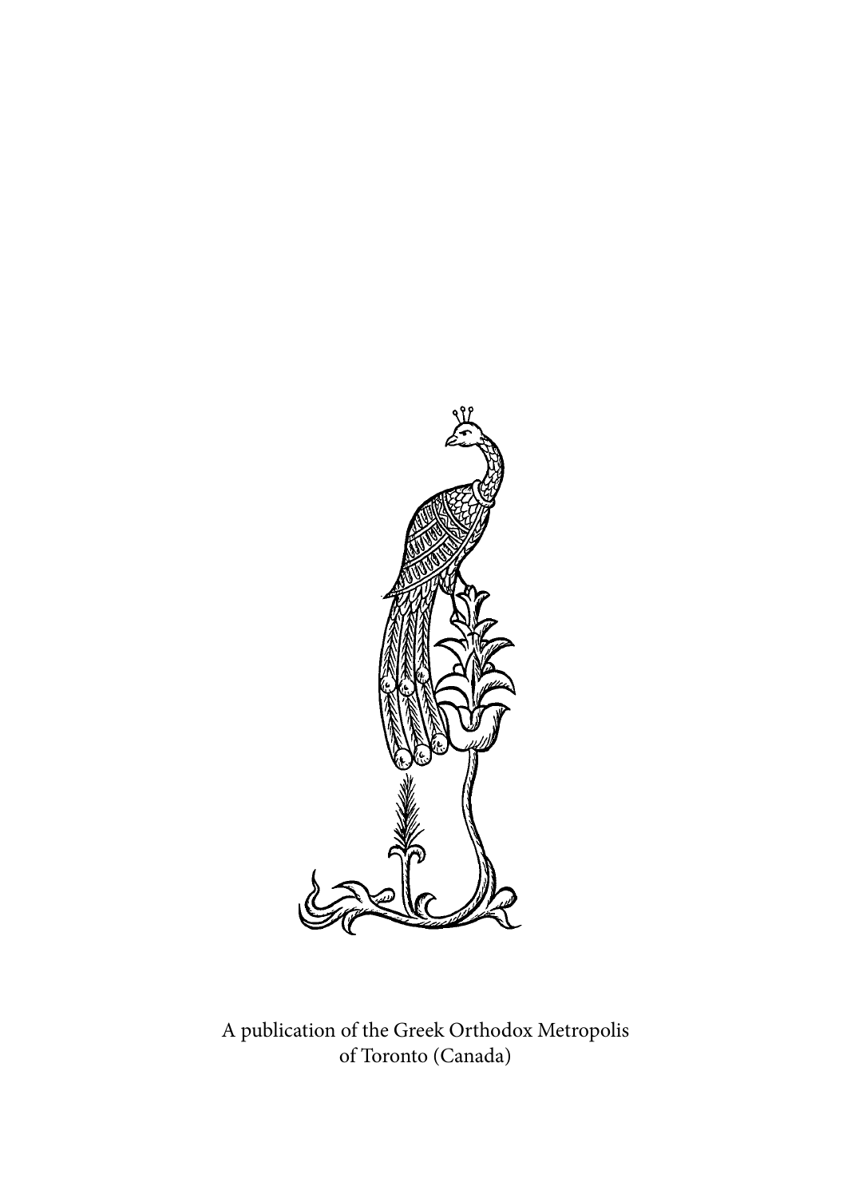A publication of the Greek Orthodox Metropolis
of Toronto (Canada)